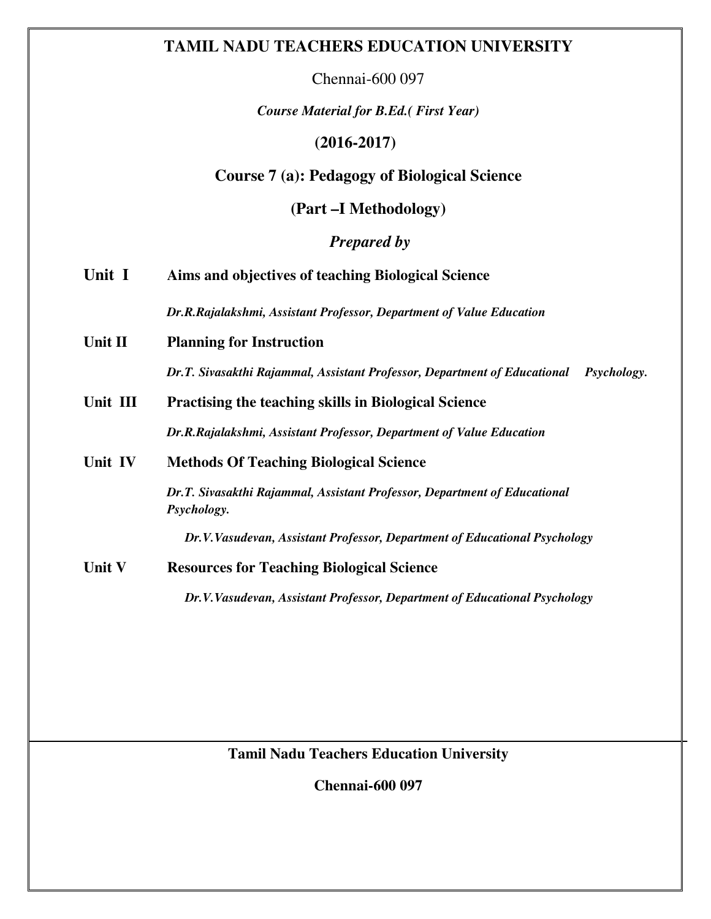# TAMIL NADU TEACHERS EDUCATION UNIVERSITY

Chennai-600 097

***Course Material for B.Ed.( First Year)***

**(2016-2017)**

## Course 7 (a): Pedagogy of Biological Science

## (Part –I Methodology)

***Prepared by***

**Unit I** **Aims and objectives of teaching Biological Science**

***Dr.R.Rajalakshmi, Assistant Professor, Department of Value Education***

**Unit II** **Planning for Instruction**

***Dr.T. Sivasakthi Rajammal, Assistant Professor, Department of Educational Psychology.***

**Unit III** **Practising the teaching skills in Biological Science**

***Dr.R.Rajalakshmi, Assistant Professor, Department of Value Education***

**Unit IV** **Methods Of Teaching Biological Science**

***Dr.T. Sivasakthi Rajammal, Assistant Professor, Department of Educational Psychology.***

***Dr.V.Vasudevan, Assistant Professor, Department of Educational Psychology***

**Unit V** **Resources for Teaching Biological Science**

***Dr.V.Vasudevan, Assistant Professor, Department of Educational Psychology***

**Tamil Nadu Teachers Education University**

**Chennai-600 097**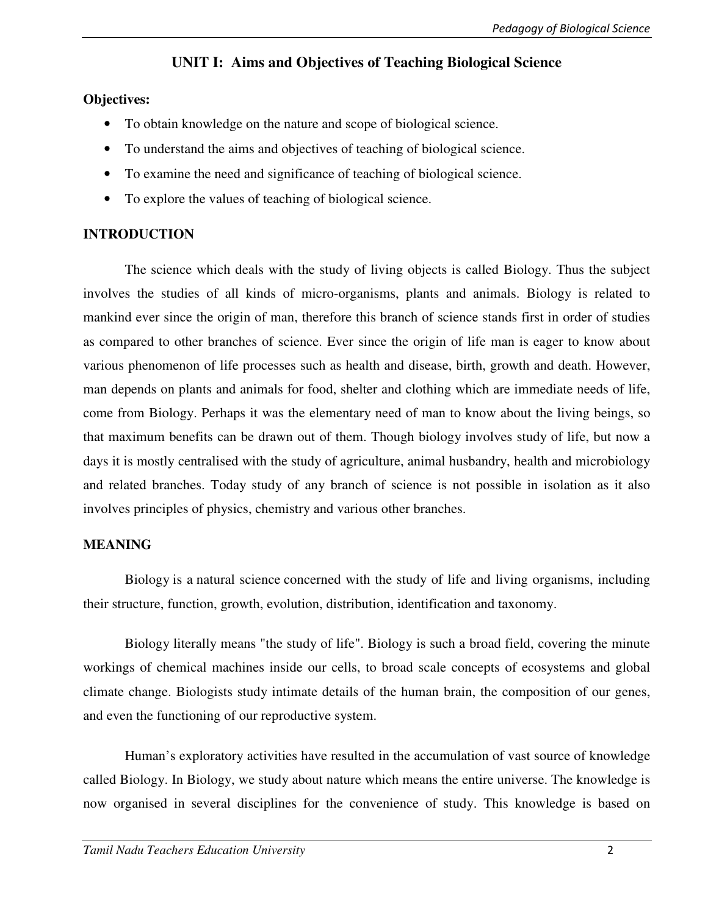## UNIT I: Aims and Objectives of Teaching Biological Science

**Objectives:**

- To obtain knowledge on the nature and scope of biological science.
- To understand the aims and objectives of teaching of biological science.
- To examine the need and significance of teaching of biological science.
- To explore the values of teaching of biological science.

### INTRODUCTION

The science which deals with the study of living objects is called Biology. Thus the subject involves the studies of all kinds of micro-organisms, plants and animals. Biology is related to mankind ever since the origin of man, therefore this branch of science stands first in order of studies as compared to other branches of science. Ever since the origin of life man is eager to know about various phenomenon of life processes such as health and disease, birth, growth and death. However, man depends on plants and animals for food, shelter and clothing which are immediate needs of life, come from Biology. Perhaps it was the elementary need of man to know about the living beings, so that maximum benefits can be drawn out of them. Though biology involves study of life, but now a days it is mostly centralised with the study of agriculture, animal husbandry, health and microbiology and related branches. Today study of any branch of science is not possible in isolation as it also involves principles of physics, chemistry and various other branches.

### MEANING

Biology is a natural science concerned with the study of life and living organisms, including their structure, function, growth, evolution, distribution, identification and taxonomy.

Biology literally means "the study of life". Biology is such a broad field, covering the minute workings of chemical machines inside our cells, to broad scale concepts of ecosystems and global climate change. Biologists study intimate details of the human brain, the composition of our genes, and even the functioning of our reproductive system.

Human's exploratory activities have resulted in the accumulation of vast source of knowledge called Biology. In Biology, we study about nature which means the entire universe. The knowledge is now organised in several disciplines for the convenience of study. This knowledge is based on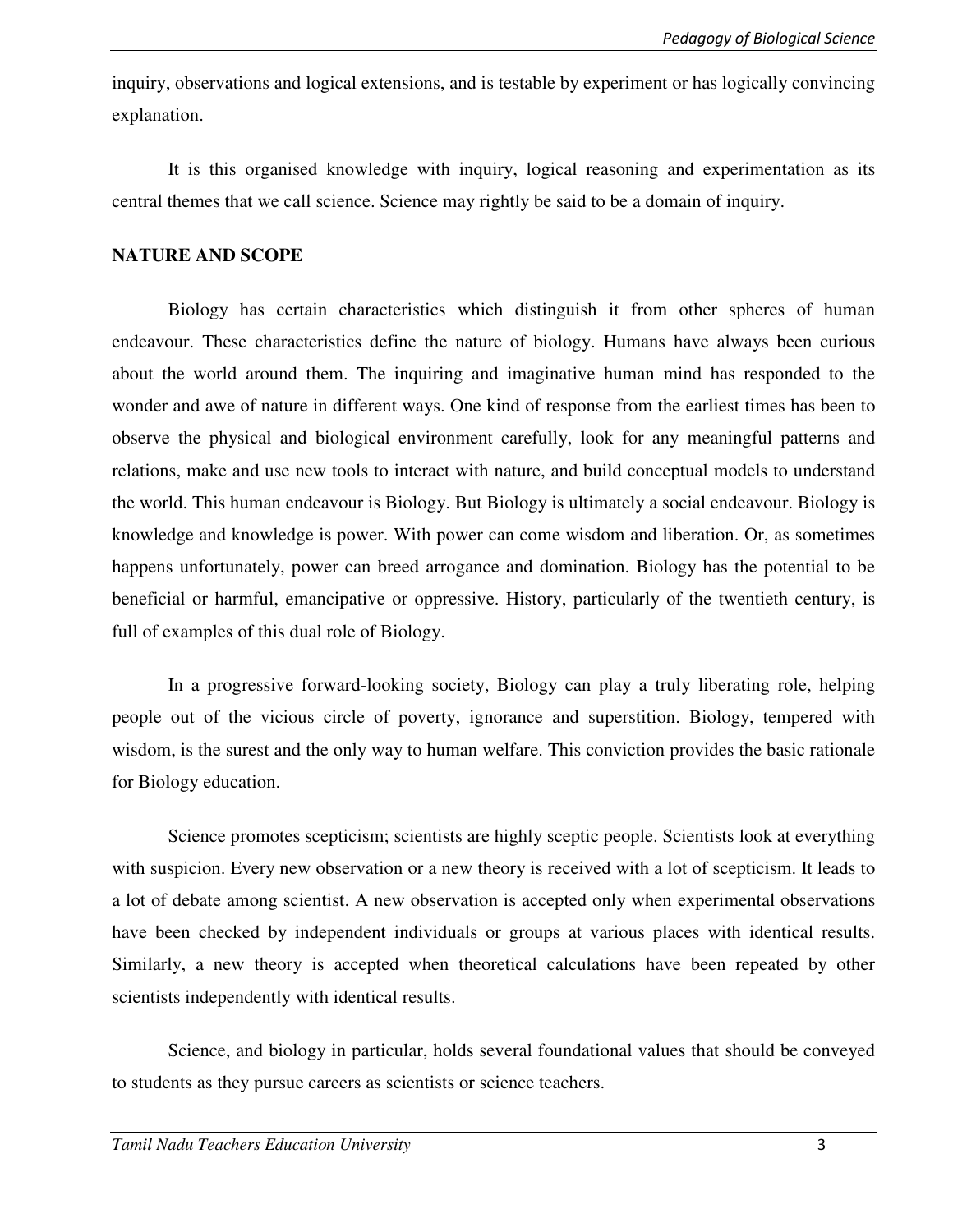inquiry, observations and logical extensions, and is testable by experiment or has logically convincing explanation.

It is this organised knowledge with inquiry, logical reasoning and experimentation as its central themes that we call science. Science may rightly be said to be a domain of inquiry.

**NATURE AND SCOPE**

Biology has certain characteristics which distinguish it from other spheres of human endeavour. These characteristics define the nature of biology. Humans have always been curious about the world around them. The inquiring and imaginative human mind has responded to the wonder and awe of nature in different ways. One kind of response from the earliest times has been to observe the physical and biological environment carefully, look for any meaningful patterns and relations, make and use new tools to interact with nature, and build conceptual models to understand the world. This human endeavour is Biology. But Biology is ultimately a social endeavour. Biology is knowledge and knowledge is power. With power can come wisdom and liberation. Or, as sometimes happens unfortunately, power can breed arrogance and domination. Biology has the potential to be beneficial or harmful, emancipative or oppressive. History, particularly of the twentieth century, is full of examples of this dual role of Biology.

In a progressive forward-looking society, Biology can play a truly liberating role, helping people out of the vicious circle of poverty, ignorance and superstition. Biology, tempered with wisdom, is the surest and the only way to human welfare. This conviction provides the basic rationale for Biology education.

Science promotes scepticism; scientists are highly sceptic people. Scientists look at everything with suspicion. Every new observation or a new theory is received with a lot of scepticism. It leads to a lot of debate among scientist. A new observation is accepted only when experimental observations have been checked by independent individuals or groups at various places with identical results. Similarly, a new theory is accepted when theoretical calculations have been repeated by other scientists independently with identical results.

Science, and biology in particular, holds several foundational values that should be conveyed to students as they pursue careers as scientists or science teachers.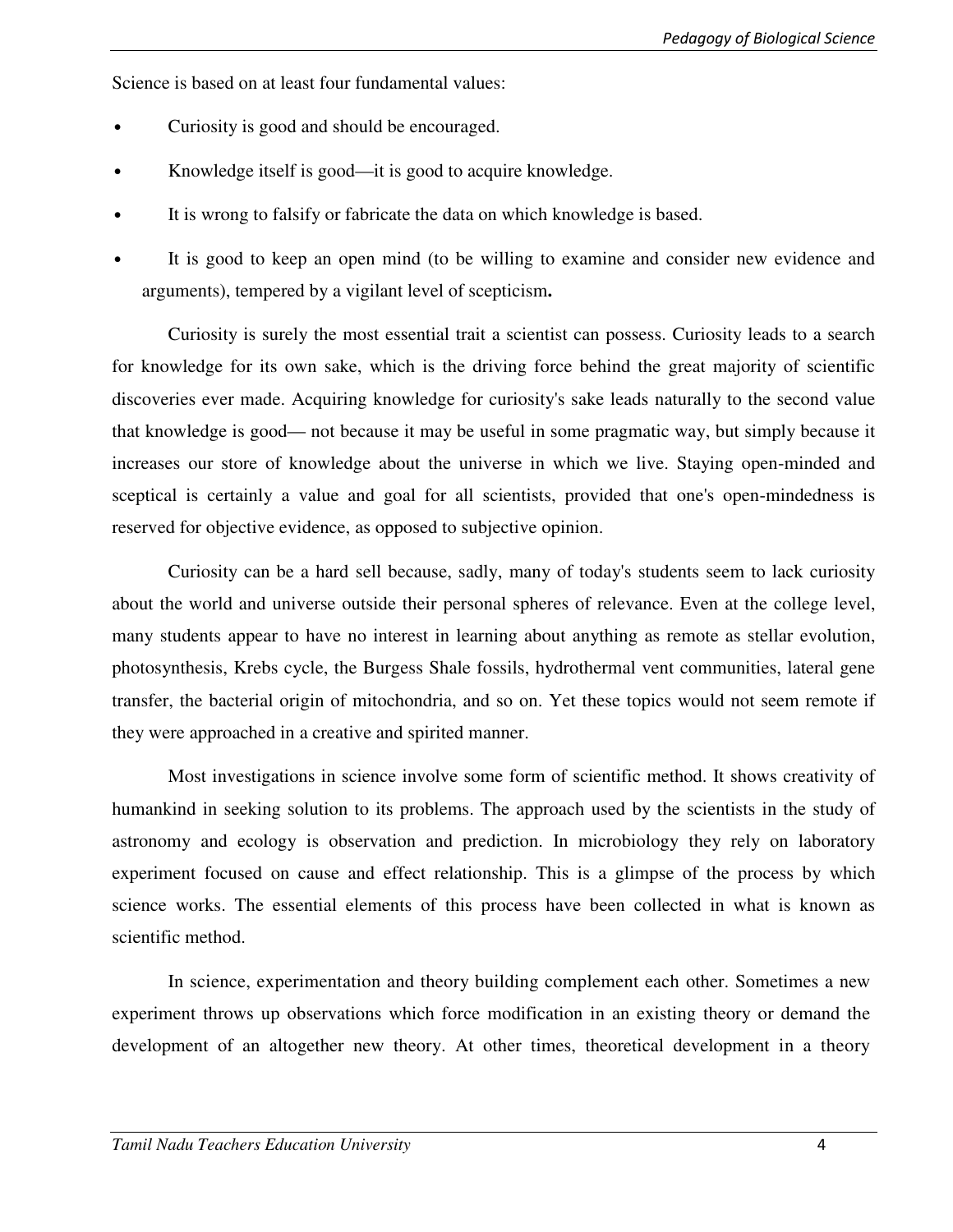Science is based on at least four fundamental values:

- Curiosity is good and should be encouraged.
- Knowledge itself is good—it is good to acquire knowledge.
- It is wrong to falsify or fabricate the data on which knowledge is based.
- It is good to keep an open mind (to be willing to examine and consider new evidence and arguments), tempered by a vigilant level of scepticism**.**

Curiosity is surely the most essential trait a scientist can possess. Curiosity leads to a search for knowledge for its own sake, which is the driving force behind the great majority of scientific discoveries ever made. Acquiring knowledge for curiosity's sake leads naturally to the second value that knowledge is good— not because it may be useful in some pragmatic way, but simply because it increases our store of knowledge about the universe in which we live. Staying open-minded and sceptical is certainly a value and goal for all scientists, provided that one's open-mindedness is reserved for objective evidence, as opposed to subjective opinion.

Curiosity can be a hard sell because, sadly, many of today's students seem to lack curiosity about the world and universe outside their personal spheres of relevance. Even at the college level, many students appear to have no interest in learning about anything as remote as stellar evolution, photosynthesis, Krebs cycle, the Burgess Shale fossils, hydrothermal vent communities, lateral gene transfer, the bacterial origin of mitochondria, and so on. Yet these topics would not seem remote if they were approached in a creative and spirited manner.

Most investigations in science involve some form of scientific method. It shows creativity of humankind in seeking solution to its problems. The approach used by the scientists in the study of astronomy and ecology is observation and prediction. In microbiology they rely on laboratory experiment focused on cause and effect relationship. This is a glimpse of the process by which science works. The essential elements of this process have been collected in what is known as scientific method.

In science, experimentation and theory building complement each other. Sometimes a new experiment throws up observations which force modification in an existing theory or demand the development of an altogether new theory. At other times, theoretical development in a theory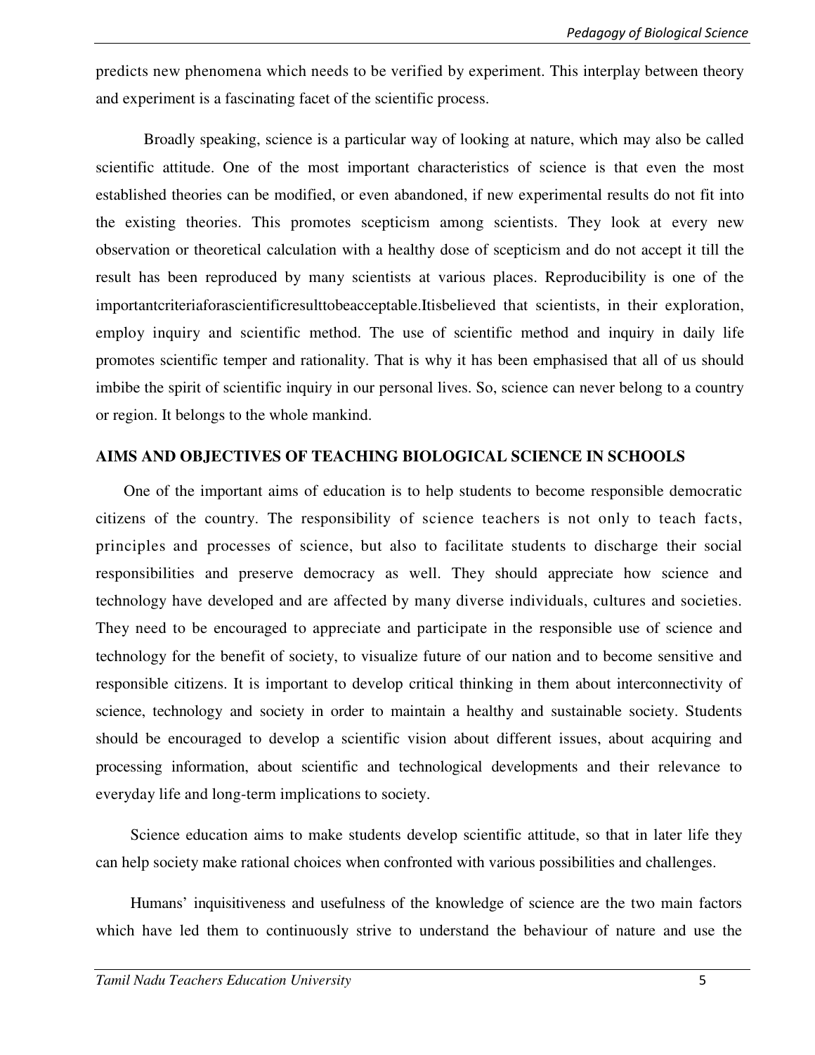predicts new phenomena which needs to be verified by experiment. This interplay between theory and experiment is a fascinating facet of the scientific process.

Broadly speaking, science is a particular way of looking at nature, which may also be called scientific attitude. One of the most important characteristics of science is that even the most established theories can be modified, or even abandoned, if new experimental results do not fit into the existing theories. This promotes scepticism among scientists. They look at every new observation or theoretical calculation with a healthy dose of scepticism and do not accept it till the result has been reproduced by many scientists at various places. Reproducibility is one of the importantcriteriaforascientificresulttobeacceptable.Itisbelieved that scientists, in their exploration, employ inquiry and scientific method. The use of scientific method and inquiry in daily life promotes scientific temper and rationality. That is why it has been emphasised that all of us should imbibe the spirit of scientific inquiry in our personal lives. So, science can never belong to a country or region. It belongs to the whole mankind.

## AIMS AND OBJECTIVES OF TEACHING BIOLOGICAL SCIENCE IN SCHOOLS

One of the important aims of education is to help students to become responsible democratic citizens of the country. The responsibility of science teachers is not only to teach facts, principles and processes of science, but also to facilitate students to discharge their social responsibilities and preserve democracy as well. They should appreciate how science and technology have developed and are affected by many diverse individuals, cultures and societies. They need to be encouraged to appreciate and participate in the responsible use of science and technology for the benefit of society, to visualize future of our nation and to become sensitive and responsible citizens. It is important to develop critical thinking in them about interconnectivity of science, technology and society in order to maintain a healthy and sustainable society. Students should be encouraged to develop a scientific vision about different issues, about acquiring and processing information, about scientific and technological developments and their relevance to everyday life and long-term implications to society.

Science education aims to make students develop scientific attitude, so that in later life they can help society make rational choices when confronted with various possibilities and challenges.

Humans' inquisitiveness and usefulness of the knowledge of science are the two main factors which have led them to continuously strive to understand the behaviour of nature and use the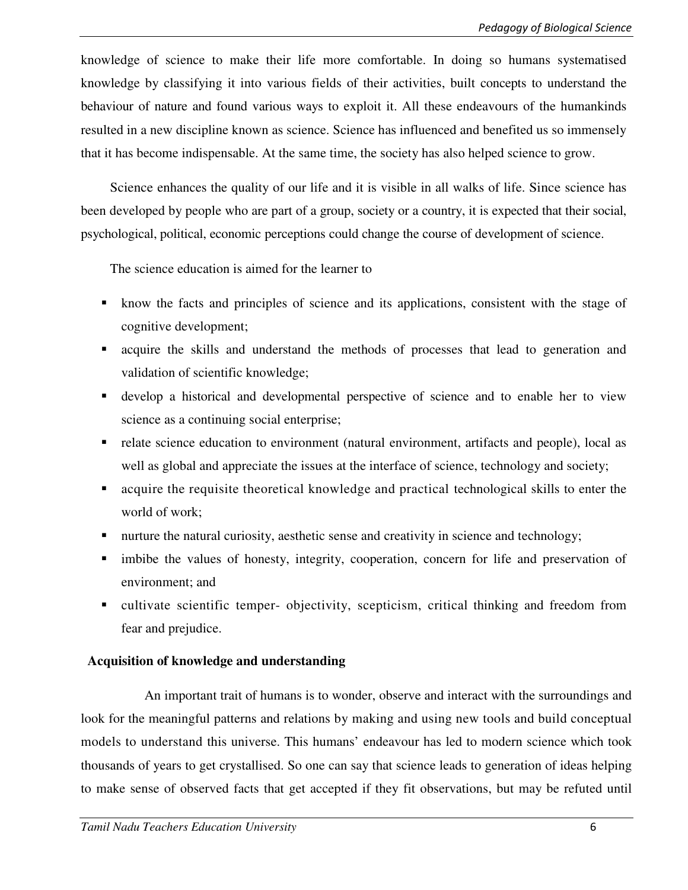knowledge of science to make their life more comfortable. In doing so humans systematised knowledge by classifying it into various fields of their activities, built concepts to understand the behaviour of nature and found various ways to exploit it. All these endeavours of the humankinds resulted in a new discipline known as science. Science has influenced and benefited us so immensely that it has become indispensable. At the same time, the society has also helped science to grow.

Science enhances the quality of our life and it is visible in all walks of life. Since science has been developed by people who are part of a group, society or a country, it is expected that their social, psychological, political, economic perceptions could change the course of development of science.

The science education is aimed for the learner to

- know the facts and principles of science and its applications, consistent with the stage of cognitive development;
- acquire the skills and understand the methods of processes that lead to generation and validation of scientific knowledge;
- develop a historical and developmental perspective of science and to enable her to view science as a continuing social enterprise;
- relate science education to environment (natural environment, artifacts and people), local as well as global and appreciate the issues at the interface of science, technology and society;
- acquire the requisite theoretical knowledge and practical technological skills to enter the world of work;
- nurture the natural curiosity, aesthetic sense and creativity in science and technology;
- imbibe the values of honesty, integrity, cooperation, concern for life and preservation of environment; and
- cultivate scientific temper- objectivity, scepticism, critical thinking and freedom from fear and prejudice.

**Acquisition of knowledge and understanding**

An important trait of humans is to wonder, observe and interact with the surroundings and look for the meaningful patterns and relations by making and using new tools and build conceptual models to understand this universe. This humans' endeavour has led to modern science which took thousands of years to get crystallised. So one can say that science leads to generation of ideas helping to make sense of observed facts that get accepted if they fit observations, but may be refuted until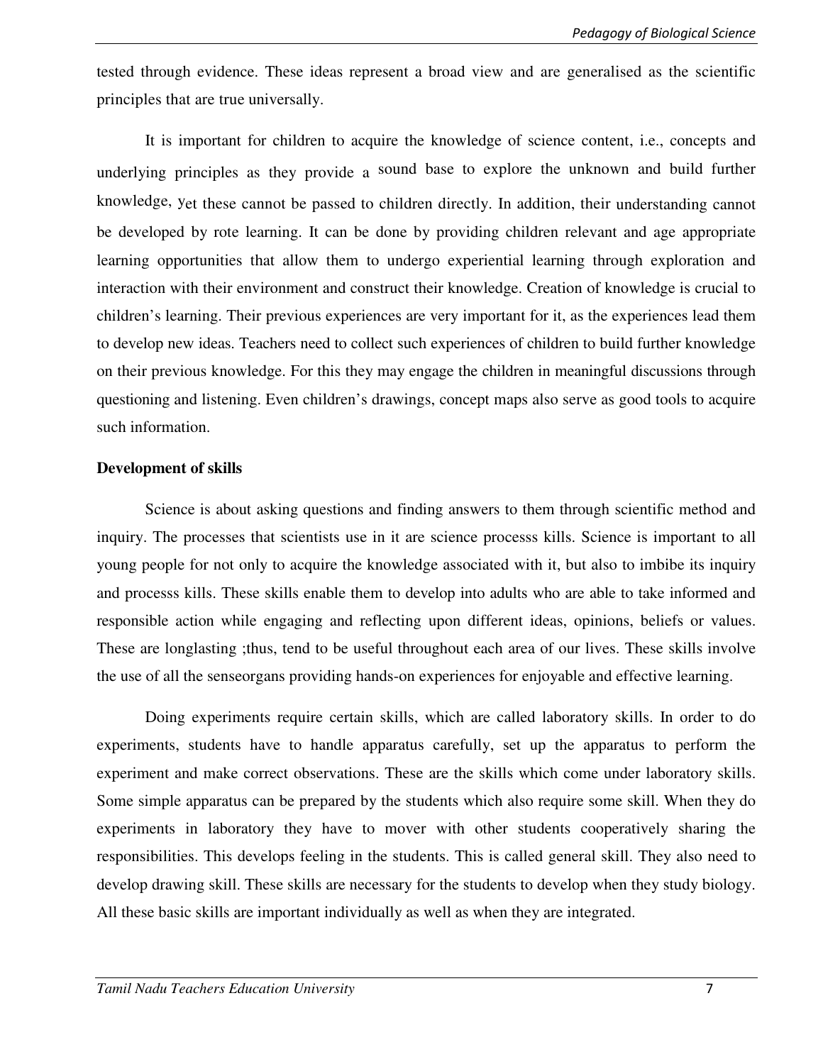tested through evidence. These ideas represent a broad view and are generalised as the scientific principles that are true universally.

It is important for children to acquire the knowledge of science content, i.e., concepts and underlying principles as they provide a sound base to explore the unknown and build further knowledge, yet these cannot be passed to children directly. In addition, their understanding cannot be developed by rote learning. It can be done by providing children relevant and age appropriate learning opportunities that allow them to undergo experiential learning through exploration and interaction with their environment and construct their knowledge. Creation of knowledge is crucial to children's learning. Their previous experiences are very important for it, as the experiences lead them to develop new ideas. Teachers need to collect such experiences of children to build further knowledge on their previous knowledge. For this they may engage the children in meaningful discussions through questioning and listening. Even children's drawings, concept maps also serve as good tools to acquire such information.

**Development of skills**

Science is about asking questions and finding answers to them through scientific method and inquiry. The processes that scientists use in it are science processs kills. Science is important to all young people for not only to acquire the knowledge associated with it, but also to imbibe its inquiry and processs kills. These skills enable them to develop into adults who are able to take informed and responsible action while engaging and reflecting upon different ideas, opinions, beliefs or values. These are longlasting ;thus, tend to be useful throughout each area of our lives. These skills involve the use of all the senseorgans providing hands-on experiences for enjoyable and effective learning.

Doing experiments require certain skills, which are called laboratory skills. In order to do experiments, students have to handle apparatus carefully, set up the apparatus to perform the experiment and make correct observations. These are the skills which come under laboratory skills. Some simple apparatus can be prepared by the students which also require some skill. When they do experiments in laboratory they have to mover with other students cooperatively sharing the responsibilities. This develops feeling in the students. This is called general skill. They also need to develop drawing skill. These skills are necessary for the students to develop when they study biology. All these basic skills are important individually as well as when they are integrated.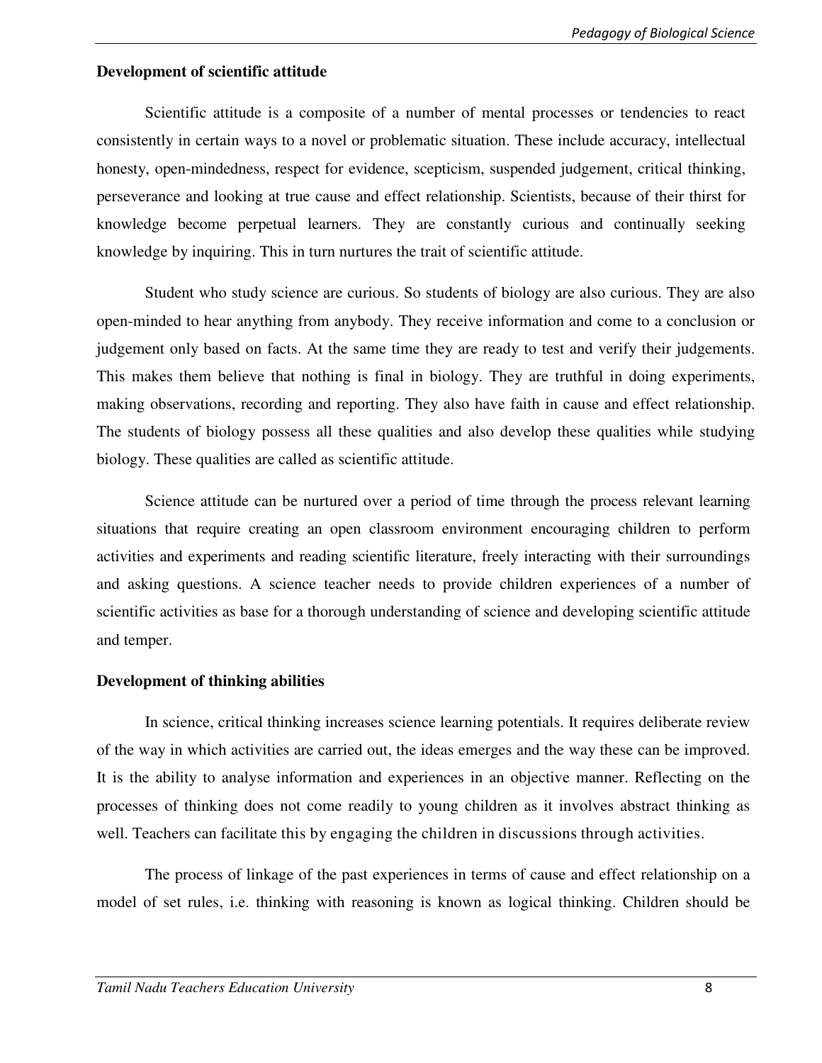**Development of scientific attitude**

Scientific attitude is a composite of a number of mental processes or tendencies to react consistently in certain ways to a novel or problematic situation. These include accuracy, intellectual honesty, open-mindedness, respect for evidence, scepticism, suspended judgement, critical thinking, perseverance and looking at true cause and effect relationship. Scientists, because of their thirst for knowledge become perpetual learners. They are constantly curious and continually seeking knowledge by inquiring. This in turn nurtures the trait of scientific attitude.

Student who study science are curious. So students of biology are also curious. They are also open-minded to hear anything from anybody. They receive information and come to a conclusion or judgement only based on facts. At the same time they are ready to test and verify their judgements. This makes them believe that nothing is final in biology. They are truthful in doing experiments, making observations, recording and reporting. They also have faith in cause and effect relationship. The students of biology possess all these qualities and also develop these qualities while studying biology. These qualities are called as scientific attitude.

Science attitude can be nurtured over a period of time through the process relevant learning situations that require creating an open classroom environment encouraging children to perform activities and experiments and reading scientific literature, freely interacting with their surroundings and asking questions. A science teacher needs to provide children experiences of a number of scientific activities as base for a thorough understanding of science and developing scientific attitude and temper.

**Development of thinking abilities**

In science, critical thinking increases science learning potentials. It requires deliberate review of the way in which activities are carried out, the ideas emerges and the way these can be improved. It is the ability to analyse information and experiences in an objective manner. Reflecting on the processes of thinking does not come readily to young children as it involves abstract thinking as well. Teachers can facilitate this by engaging the children in discussions through activities.

The process of linkage of the past experiences in terms of cause and effect relationship on a model of set rules, i.e. thinking with reasoning is known as logical thinking. Children should be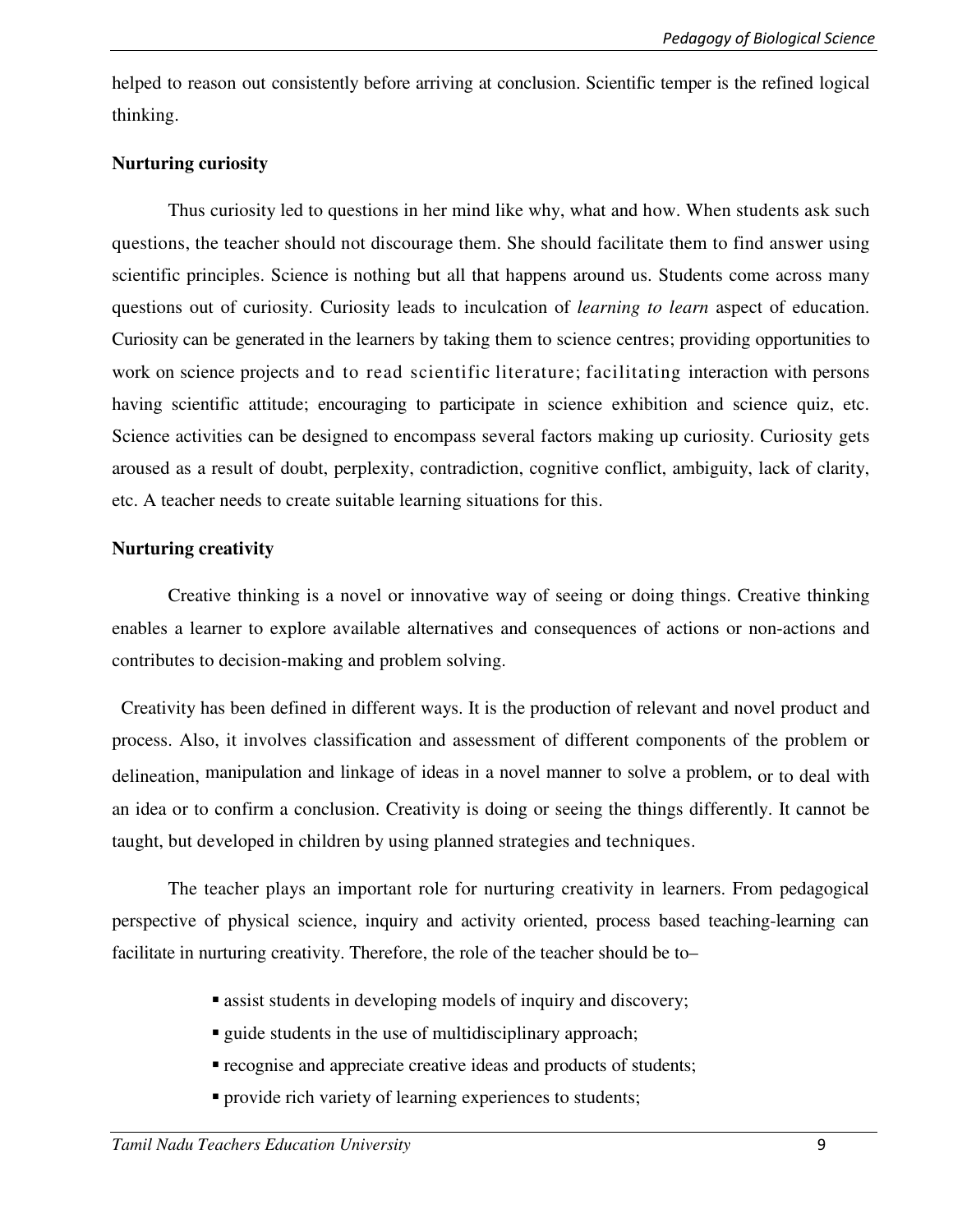helped to reason out consistently before arriving at conclusion. Scientific temper is the refined logical thinking.

**Nurturing curiosity**

Thus curiosity led to questions in her mind like why, what and how. When students ask such questions, the teacher should not discourage them. She should facilitate them to find answer using scientific principles. Science is nothing but all that happens around us. Students come across many questions out of curiosity. Curiosity leads to inculcation of *learning to learn* aspect of education. Curiosity can be generated in the learners by taking them to science centres; providing opportunities to work on science projects and to read scientific literature; facilitating interaction with persons having scientific attitude; encouraging to participate in science exhibition and science quiz, etc. Science activities can be designed to encompass several factors making up curiosity. Curiosity gets aroused as a result of doubt, perplexity, contradiction, cognitive conflict, ambiguity, lack of clarity, etc. A teacher needs to create suitable learning situations for this.

**Nurturing creativity**

Creative thinking is a novel or innovative way of seeing or doing things. Creative thinking enables a learner to explore available alternatives and consequences of actions or non-actions and contributes to decision-making and problem solving.

Creativity has been defined in different ways. It is the production of relevant and novel product and process. Also, it involves classification and assessment of different components of the problem or delineation, manipulation and linkage of ideas in a novel manner to solve a problem, or to deal with an idea or to confirm a conclusion. Creativity is doing or seeing the things differently. It cannot be taught, but developed in children by using planned strategies and techniques.

The teacher plays an important role for nurturing creativity in learners. From pedagogical perspective of physical science, inquiry and activity oriented, process based teaching-learning can facilitate in nurturing creativity. Therefore, the role of the teacher should be to–

- assist students in developing models of inquiry and discovery;
- guide students in the use of multidisciplinary approach;
- recognise and appreciate creative ideas and products of students;
- provide rich variety of learning experiences to students;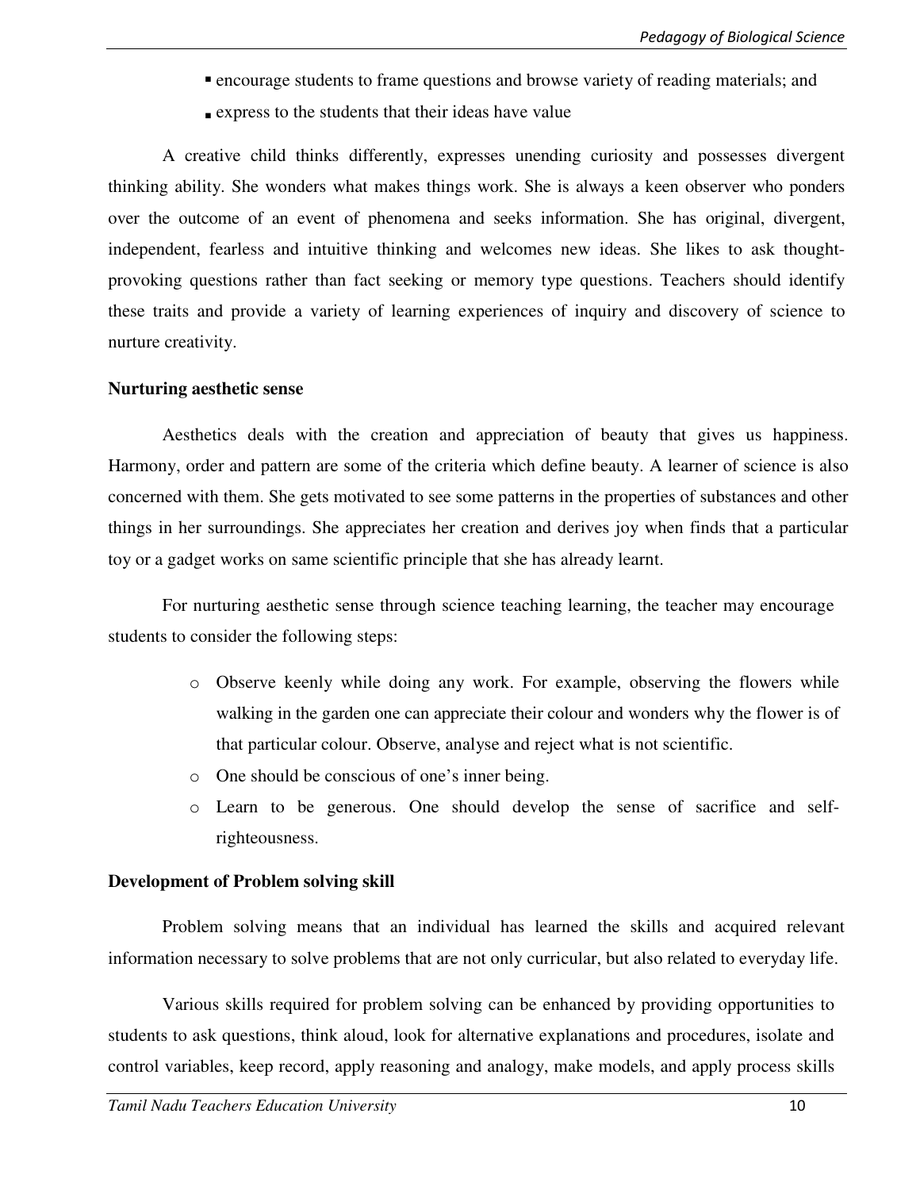- encourage students to frame questions and browse variety of reading materials; and
- express to the students that their ideas have value

A creative child thinks differently, expresses unending curiosity and possesses divergent thinking ability. She wonders what makes things work. She is always a keen observer who ponders over the outcome of an event of phenomena and seeks information. She has original, divergent, independent, fearless and intuitive thinking and welcomes new ideas. She likes to ask thought-provoking questions rather than fact seeking or memory type questions. Teachers should identify these traits and provide a variety of learning experiences of inquiry and discovery of science to nurture creativity.

**Nurturing aesthetic sense**

Aesthetics deals with the creation and appreciation of beauty that gives us happiness. Harmony, order and pattern are some of the criteria which define beauty. A learner of science is also concerned with them. She gets motivated to see some patterns in the properties of substances and other things in her surroundings. She appreciates her creation and derives joy when finds that a particular toy or a gadget works on same scientific principle that she has already learnt.

For nurturing aesthetic sense through science teaching learning, the teacher may encourage students to consider the following steps:

- Observe keenly while doing any work. For example, observing the flowers while walking in the garden one can appreciate their colour and wonders why the flower is of that particular colour. Observe, analyse and reject what is not scientific.
- One should be conscious of one's inner being.
- Learn to be generous. One should develop the sense of sacrifice and self-righteousness.

**Development of Problem solving skill**

Problem solving means that an individual has learned the skills and acquired relevant information necessary to solve problems that are not only curricular, but also related to everyday life.

Various skills required for problem solving can be enhanced by providing opportunities to students to ask questions, think aloud, look for alternative explanations and procedures, isolate and control variables, keep record, apply reasoning and analogy, make models, and apply process skills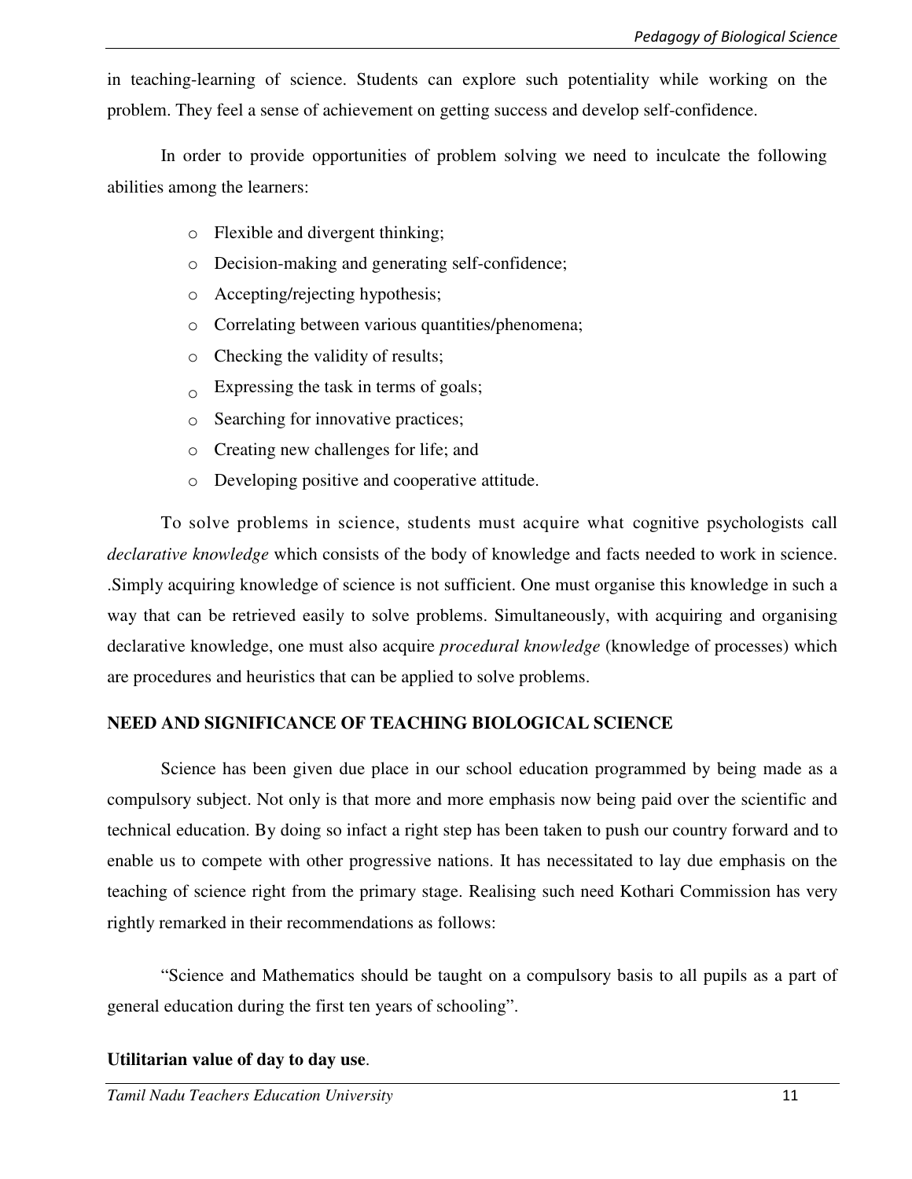in teaching-learning of science. Students can explore such potentiality while working on the problem. They feel a sense of achievement on getting success and develop self-confidence.

In order to provide opportunities of problem solving we need to inculcate the following abilities among the learners:

- Flexible and divergent thinking;
- Decision-making and generating self-confidence;
- Accepting/rejecting hypothesis;
- Correlating between various quantities/phenomena;
- Checking the validity of results;
- Expressing the task in terms of goals;
- Searching for innovative practices;
- Creating new challenges for life; and
- Developing positive and cooperative attitude.

To solve problems in science, students must acquire what cognitive psychologists call *declarative knowledge* which consists of the body of knowledge and facts needed to work in science. .Simply acquiring knowledge of science is not sufficient. One must organise this knowledge in such a way that can be retrieved easily to solve problems. Simultaneously, with acquiring and organising declarative knowledge, one must also acquire *procedural knowledge* (knowledge of processes) which are procedures and heuristics that can be applied to solve problems.

## NEED AND SIGNIFICANCE OF TEACHING BIOLOGICAL SCIENCE

Science has been given due place in our school education programmed by being made as a compulsory subject. Not only is that more and more emphasis now being paid over the scientific and technical education. By doing so infact a right step has been taken to push our country forward and to enable us to compete with other progressive nations. It has necessitated to lay due emphasis on the teaching of science right from the primary stage. Realising such need Kothari Commission has very rightly remarked in their recommendations as follows:

"Science and Mathematics should be taught on a compulsory basis to all pupils as a part of general education during the first ten years of schooling".

**Utilitarian value of day to day use**.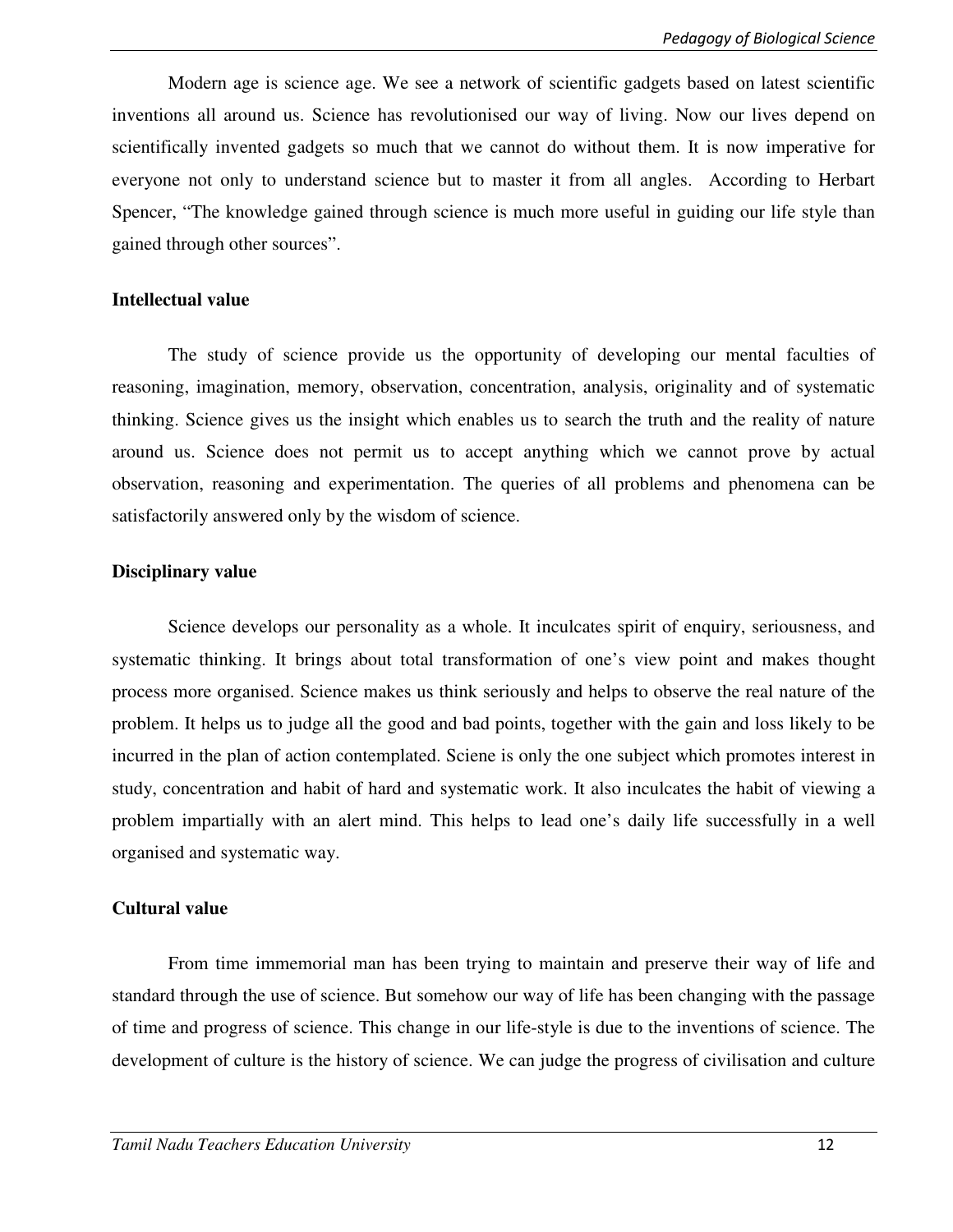Modern age is science age. We see a network of scientific gadgets based on latest scientific inventions all around us. Science has revolutionised our way of living. Now our lives depend on scientifically invented gadgets so much that we cannot do without them. It is now imperative for everyone not only to understand science but to master it from all angles. According to Herbart Spencer, "The knowledge gained through science is much more useful in guiding our life style than gained through other sources".

**Intellectual value**

The study of science provide us the opportunity of developing our mental faculties of reasoning, imagination, memory, observation, concentration, analysis, originality and of systematic thinking. Science gives us the insight which enables us to search the truth and the reality of nature around us. Science does not permit us to accept anything which we cannot prove by actual observation, reasoning and experimentation. The queries of all problems and phenomena can be satisfactorily answered only by the wisdom of science.

**Disciplinary value**

Science develops our personality as a whole. It inculcates spirit of enquiry, seriousness, and systematic thinking. It brings about total transformation of one's view point and makes thought process more organised. Science makes us think seriously and helps to observe the real nature of the problem. It helps us to judge all the good and bad points, together with the gain and loss likely to be incurred in the plan of action contemplated. Sciene is only the one subject which promotes interest in study, concentration and habit of hard and systematic work. It also inculcates the habit of viewing a problem impartially with an alert mind. This helps to lead one's daily life successfully in a well organised and systematic way.

**Cultural value**

From time immemorial man has been trying to maintain and preserve their way of life and standard through the use of science. But somehow our way of life has been changing with the passage of time and progress of science. This change in our life-style is due to the inventions of science. The development of culture is the history of science. We can judge the progress of civilisation and culture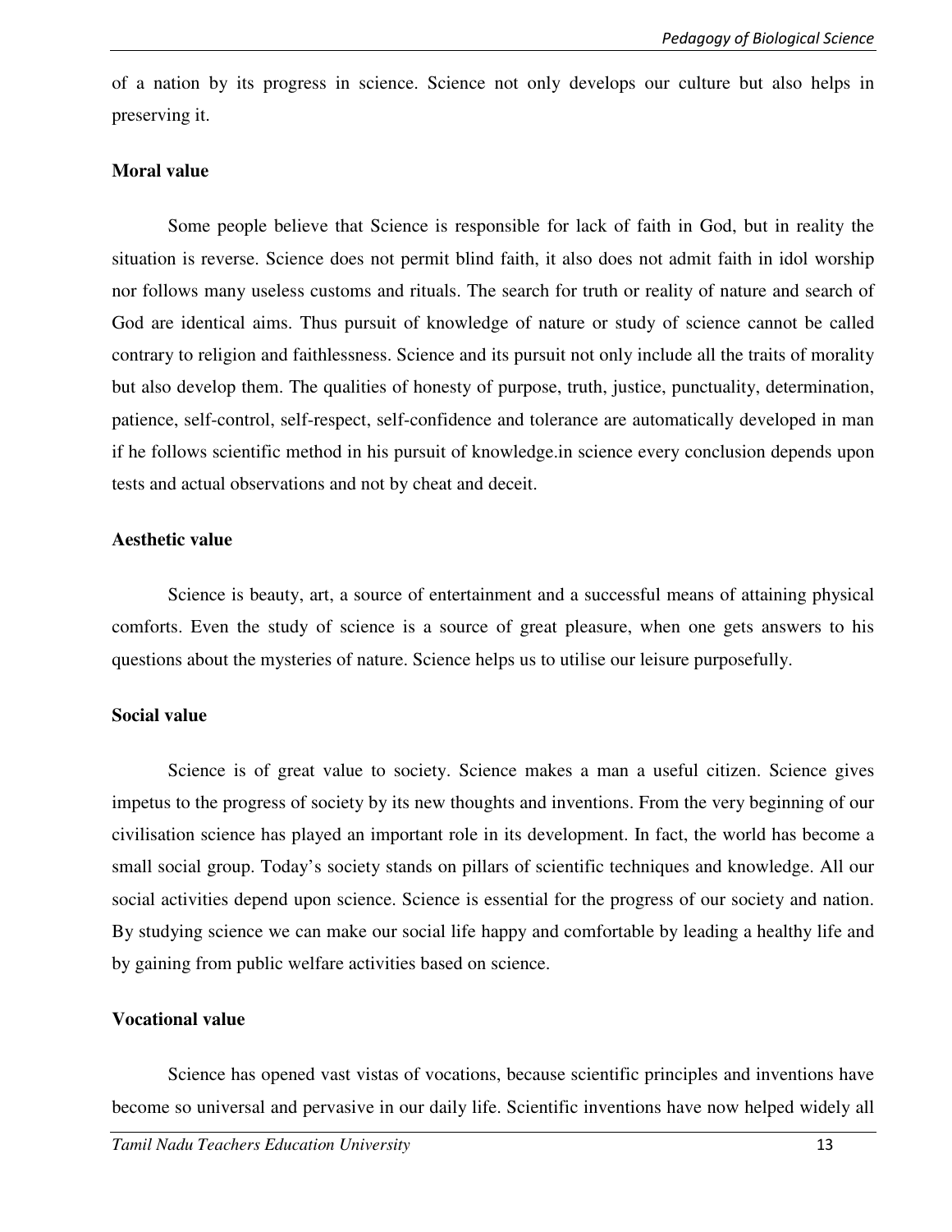of a nation by its progress in science. Science not only develops our culture but also helps in preserving it.

**Moral value**

Some people believe that Science is responsible for lack of faith in God, but in reality the situation is reverse. Science does not permit blind faith, it also does not admit faith in idol worship nor follows many useless customs and rituals. The search for truth or reality of nature and search of God are identical aims. Thus pursuit of knowledge of nature or study of science cannot be called contrary to religion and faithlessness. Science and its pursuit not only include all the traits of morality but also develop them. The qualities of honesty of purpose, truth, justice, punctuality, determination, patience, self-control, self-respect, self-confidence and tolerance are automatically developed in man if he follows scientific method in his pursuit of knowledge.in science every conclusion depends upon tests and actual observations and not by cheat and deceit.

**Aesthetic value**

Science is beauty, art, a source of entertainment and a successful means of attaining physical comforts. Even the study of science is a source of great pleasure, when one gets answers to his questions about the mysteries of nature. Science helps us to utilise our leisure purposefully.

**Social value**

Science is of great value to society. Science makes a man a useful citizen. Science gives impetus to the progress of society by its new thoughts and inventions. From the very beginning of our civilisation science has played an important role in its development. In fact, the world has become a small social group. Today's society stands on pillars of scientific techniques and knowledge. All our social activities depend upon science. Science is essential for the progress of our society and nation. By studying science we can make our social life happy and comfortable by leading a healthy life and by gaining from public welfare activities based on science.

**Vocational value**

Science has opened vast vistas of vocations, because scientific principles and inventions have become so universal and pervasive in our daily life. Scientific inventions have now helped widely all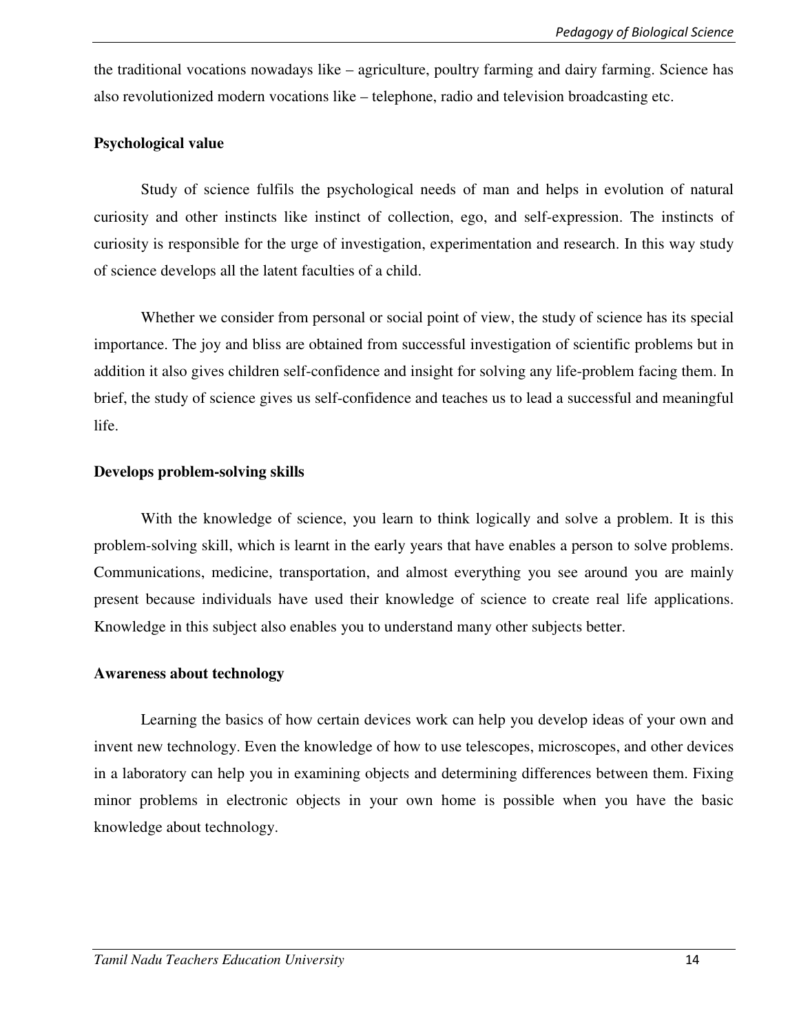the traditional vocations nowadays like – agriculture, poultry farming and dairy farming. Science has also revolutionized modern vocations like – telephone, radio and television broadcasting etc.

**Psychological value**

Study of science fulfils the psychological needs of man and helps in evolution of natural curiosity and other instincts like instinct of collection, ego, and self-expression. The instincts of curiosity is responsible for the urge of investigation, experimentation and research. In this way study of science develops all the latent faculties of a child.

Whether we consider from personal or social point of view, the study of science has its special importance. The joy and bliss are obtained from successful investigation of scientific problems but in addition it also gives children self-confidence and insight for solving any life-problem facing them. In brief, the study of science gives us self-confidence and teaches us to lead a successful and meaningful life.

**Develops problem-solving skills**

With the knowledge of science, you learn to think logically and solve a problem. It is this problem-solving skill, which is learnt in the early years that have enables a person to solve problems. Communications, medicine, transportation, and almost everything you see around you are mainly present because individuals have used their knowledge of science to create real life applications. Knowledge in this subject also enables you to understand many other subjects better.

**Awareness about technology**

Learning the basics of how certain devices work can help you develop ideas of your own and invent new technology. Even the knowledge of how to use telescopes, microscopes, and other devices in a laboratory can help you in examining objects and determining differences between them. Fixing minor problems in electronic objects in your own home is possible when you have the basic knowledge about technology.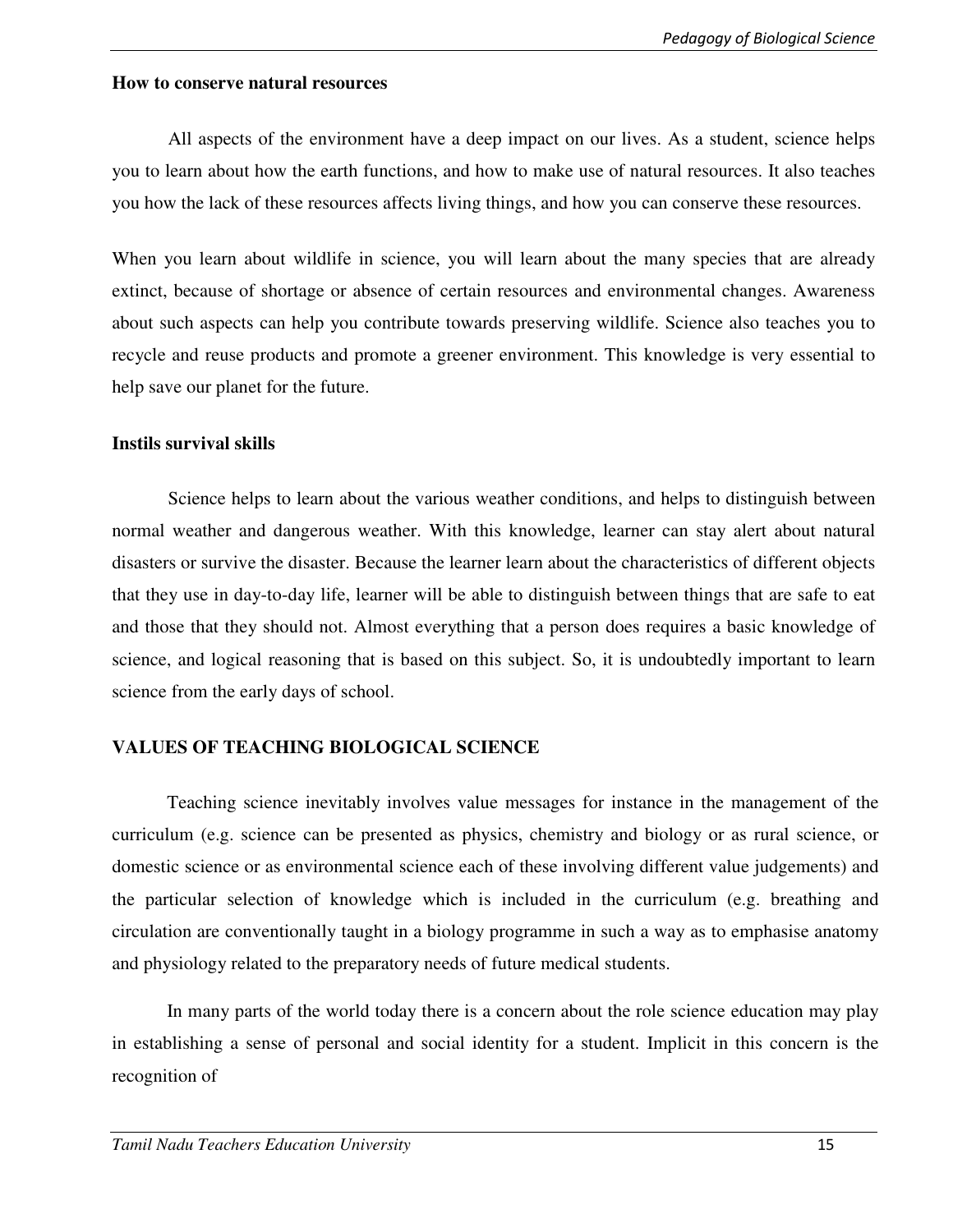**How to conserve natural resources**

All aspects of the environment have a deep impact on our lives. As a student, science helps you to learn about how the earth functions, and how to make use of natural resources. It also teaches you how the lack of these resources affects living things, and how you can conserve these resources.

When you learn about wildlife in science, you will learn about the many species that are already extinct, because of shortage or absence of certain resources and environmental changes. Awareness about such aspects can help you contribute towards preserving wildlife. Science also teaches you to recycle and reuse products and promote a greener environment. This knowledge is very essential to help save our planet for the future.

**Instils survival skills**

Science helps to learn about the various weather conditions, and helps to distinguish between normal weather and dangerous weather. With this knowledge, learner can stay alert about natural disasters or survive the disaster. Because the learner learn about the characteristics of different objects that they use in day-to-day life, learner will be able to distinguish between things that are safe to eat and those that they should not. Almost everything that a person does requires a basic knowledge of science, and logical reasoning that is based on this subject. So, it is undoubtedly important to learn science from the early days of school.

## VALUES OF TEACHING BIOLOGICAL SCIENCE

Teaching science inevitably involves value messages for instance in the management of the curriculum (e.g. science can be presented as physics, chemistry and biology or as rural science, or domestic science or as environmental science each of these involving different value judgements) and the particular selection of knowledge which is included in the curriculum (e.g. breathing and circulation are conventionally taught in a biology programme in such a way as to emphasise anatomy and physiology related to the preparatory needs of future medical students.

In many parts of the world today there is a concern about the role science education may play in establishing a sense of personal and social identity for a student. Implicit in this concern is the recognition of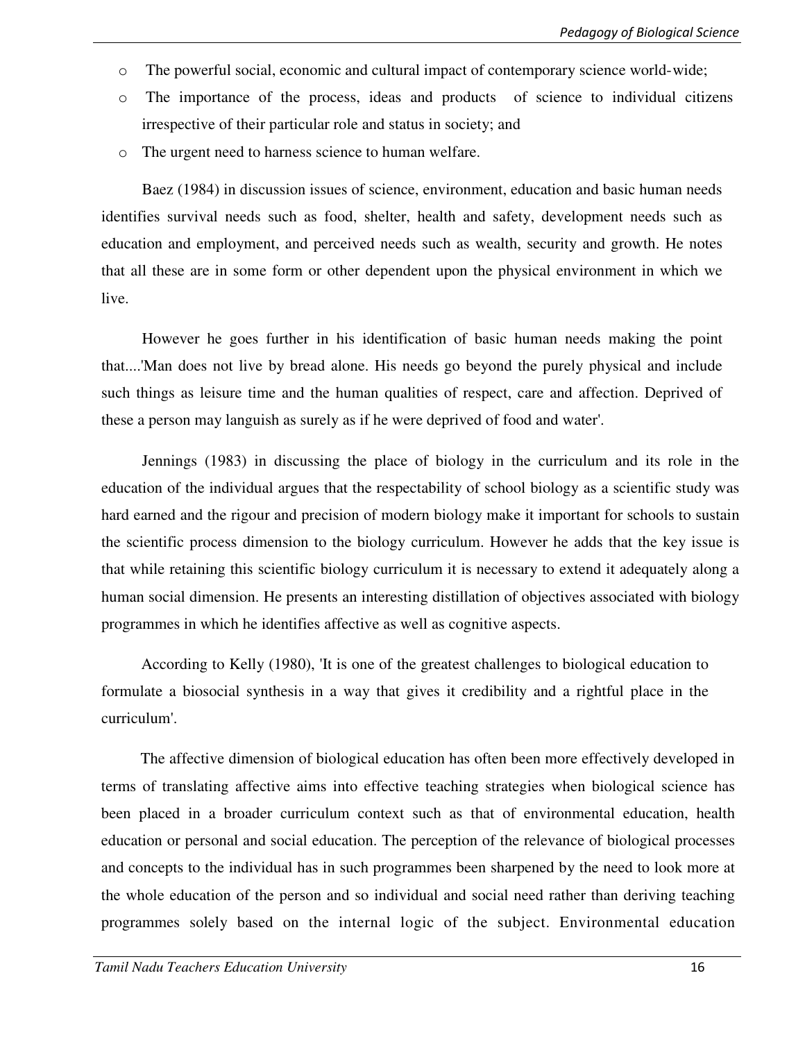- The powerful social, economic and cultural impact of contemporary science world-wide;
- The importance of the process, ideas and products of science to individual citizens irrespective of their particular role and status in society; and
- The urgent need to harness science to human welfare.

Baez (1984) in discussion issues of science, environment, education and basic human needs identifies survival needs such as food, shelter, health and safety, development needs such as education and employment, and perceived needs such as wealth, security and growth. He notes that all these are in some form or other dependent upon the physical environment in which we live.

However he goes further in his identification of basic human needs making the point that....'Man does not live by bread alone. His needs go beyond the purely physical and include such things as leisure time and the human qualities of respect, care and affection. Deprived of these a person may languish as surely as if he were deprived of food and water'.

Jennings (1983) in discussing the place of biology in the curriculum and its role in the education of the individual argues that the respectability of school biology as a scientific study was hard earned and the rigour and precision of modern biology make it important for schools to sustain the scientific process dimension to the biology curriculum. However he adds that the key issue is that while retaining this scientific biology curriculum it is necessary to extend it adequately along a human social dimension. He presents an interesting distillation of objectives associated with biology programmes in which he identifies affective as well as cognitive aspects.

According to Kelly (1980), 'It is one of the greatest challenges to biological education to formulate a biosocial synthesis in a way that gives it credibility and a rightful place in the curriculum'.

The affective dimension of biological education has often been more effectively developed in terms of translating affective aims into effective teaching strategies when biological science has been placed in a broader curriculum context such as that of environmental education, health education or personal and social education. The perception of the relevance of biological processes and concepts to the individual has in such programmes been sharpened by the need to look more at the whole education of the person and so individual and social need rather than deriving teaching programmes solely based on the internal logic of the subject. Environmental education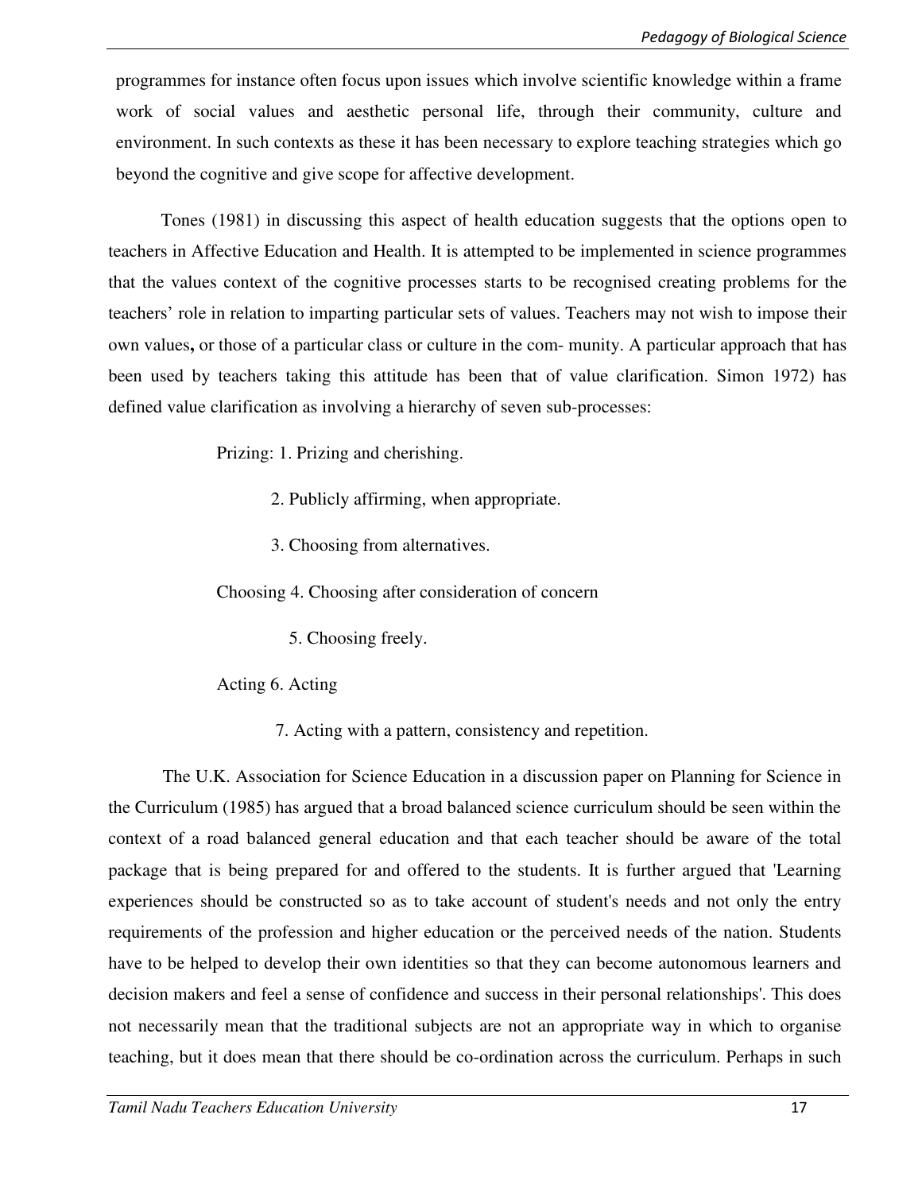programmes for instance often focus upon issues which involve scientific knowledge within a frame work of social values and aesthetic personal life, through their community, culture and environment. In such contexts as these it has been necessary to explore teaching strategies which go beyond the cognitive and give scope for affective development.

Tones (1981) in discussing this aspect of health education suggests that the options open to teachers in Affective Education and Health. It is attempted to be implemented in science programmes that the values context of the cognitive processes starts to be recognised creating problems for the teachers' role in relation to imparting particular sets of values. Teachers may not wish to impose their own values**,** or those of a particular class or culture in the com- munity. A particular approach that has been used by teachers taking this attitude has been that of value clarification. Simon 1972) has defined value clarification as involving a hierarchy of seven sub-processes:

Prizing: 1. Prizing and cherishing.

2. Publicly affirming, when appropriate.

3. Choosing from alternatives.

Choosing 4. Choosing after consideration of concern

5. Choosing freely.

Acting 6. Acting

7. Acting with a pattern, consistency and repetition.

The U.K. Association for Science Education in a discussion paper on Planning for Science in the Curriculum (1985) has argued that a broad balanced science curriculum should be seen within the context of a road balanced general education and that each teacher should be aware of the total package that is being prepared for and offered to the students. It is further argued that 'Learning experiences should be constructed so as to take account of student's needs and not only the entry requirements of the profession and higher education or the perceived needs of the nation. Students have to be helped to develop their own identities so that they can become autonomous learners and decision makers and feel a sense of confidence and success in their personal relationships'. This does not necessarily mean that the traditional subjects are not an appropriate way in which to organise teaching, but it does mean that there should be co-ordination across the curriculum. Perhaps in such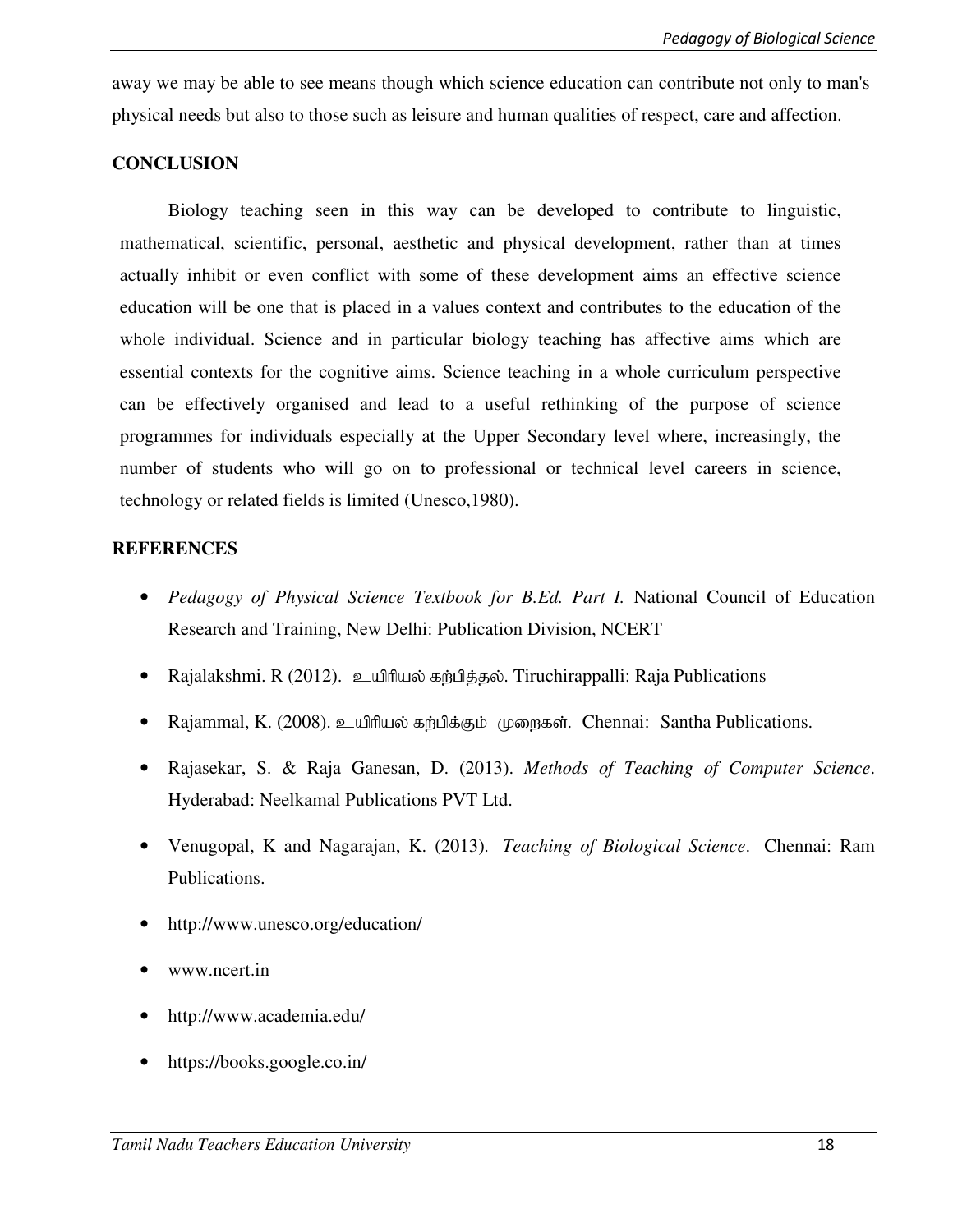away we may be able to see means though which science education can contribute not only to man's physical needs but also to those such as leisure and human qualities of respect, care and affection.

## CONCLUSION

Biology teaching seen in this way can be developed to contribute to linguistic, mathematical, scientific, personal, aesthetic and physical development, rather than at times actually inhibit or even conflict with some of these development aims an effective science education will be one that is placed in a values context and contributes to the education of the whole individual. Science and in particular biology teaching has affective aims which are essential contexts for the cognitive aims. Science teaching in a whole curriculum perspective can be effectively organised and lead to a useful rethinking of the purpose of science programmes for individuals especially at the Upper Secondary level where, increasingly, the number of students who will go on to professional or technical level careers in science, technology or related fields is limited (Unesco,1980).

## REFERENCES

- *Pedagogy of Physical Science Textbook for B.Ed. Part I.* National Council of Education Research and Training, New Delhi: Publication Division, NCERT
- Rajalakshmi. R (2012). உயிரியல் கற்பித்தல். Tiruchirappalli: Raja Publications
- Rajammal, K. (2008). உயிரியல் கற்பிக்கும் முறைகள். Chennai: Santha Publications.
- Rajasekar, S. & Raja Ganesan, D. (2013). *Methods of Teaching of Computer Science*. Hyderabad: Neelkamal Publications PVT Ltd.
- Venugopal, K and Nagarajan, K. (2013). *Teaching of Biological Science*. Chennai: Ram Publications.
- http://www.unesco.org/education/
- www.ncert.in
- http://www.academia.edu/
- https://books.google.co.in/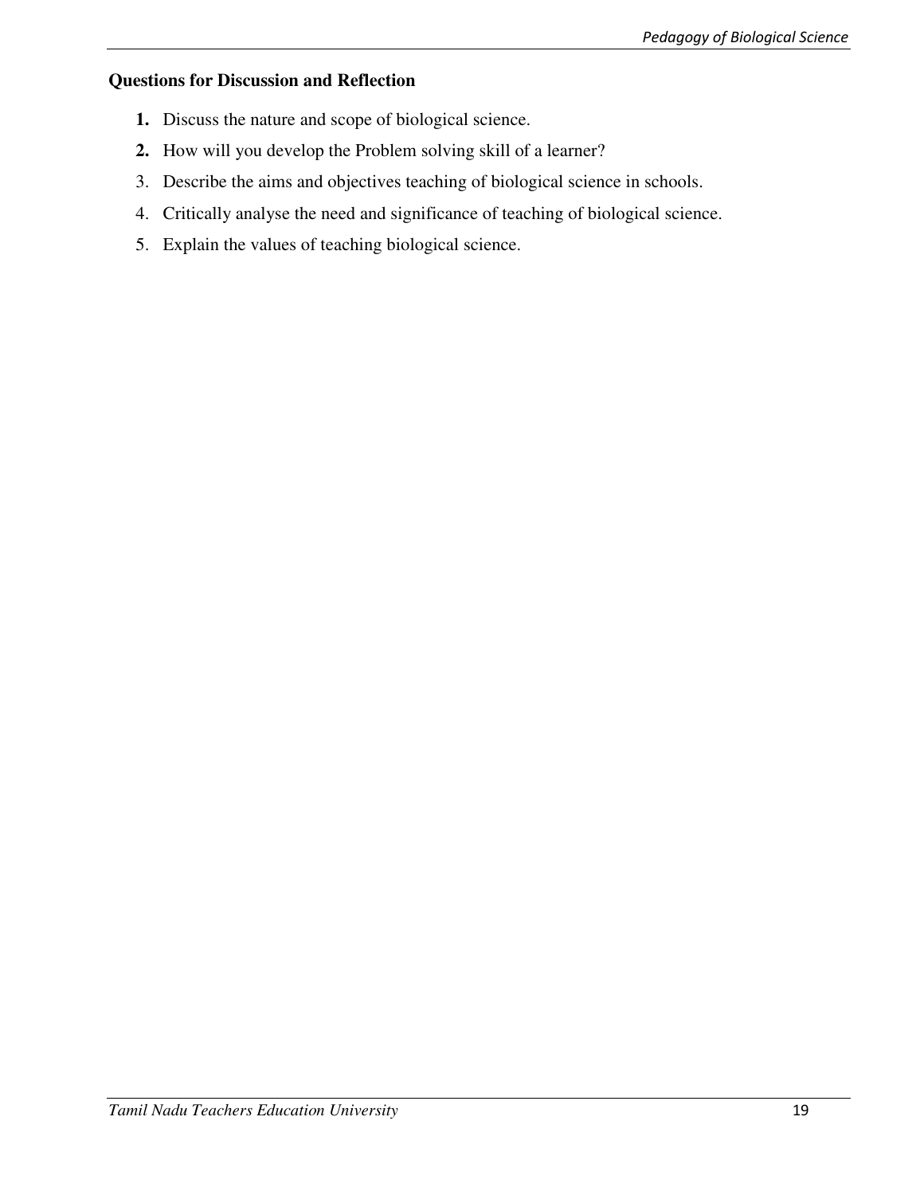**Questions for Discussion and Reflection**

1. Discuss the nature and scope of biological science.
2. How will you develop the Problem solving skill of a learner?
3. Describe the aims and objectives teaching of biological science in schools.
4. Critically analyse the need and significance of teaching of biological science.
5. Explain the values of teaching biological science.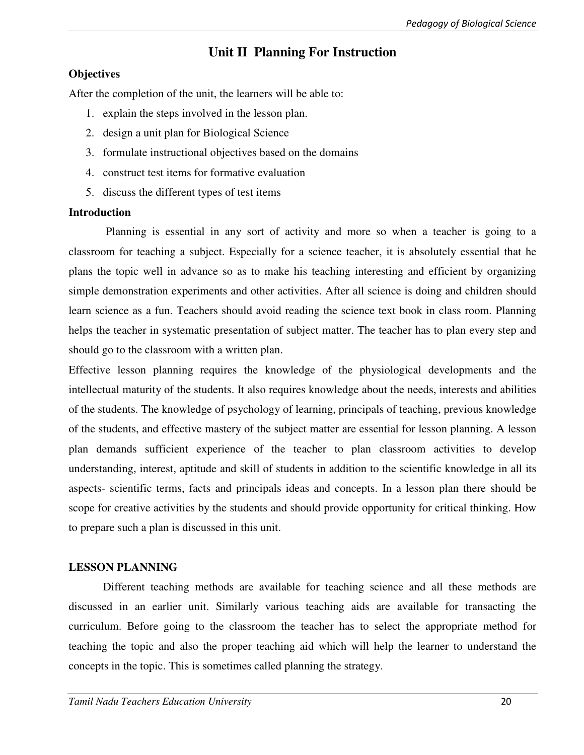# Unit II Planning For Instruction

**Objectives**

After the completion of the unit, the learners will be able to:

1. explain the steps involved in the lesson plan.
2. design a unit plan for Biological Science
3. formulate instructional objectives based on the domains
4. construct test items for formative evaluation
5. discuss the different types of test items

**Introduction**

Planning is essential in any sort of activity and more so when a teacher is going to a classroom for teaching a subject. Especially for a science teacher, it is absolutely essential that he plans the topic well in advance so as to make his teaching interesting and efficient by organizing simple demonstration experiments and other activities. After all science is doing and children should learn science as a fun. Teachers should avoid reading the science text book in class room. Planning helps the teacher in systematic presentation of subject matter. The teacher has to plan every step and should go to the classroom with a written plan.

Effective lesson planning requires the knowledge of the physiological developments and the intellectual maturity of the students. It also requires knowledge about the needs, interests and abilities of the students. The knowledge of psychology of learning, principals of teaching, previous knowledge of the students, and effective mastery of the subject matter are essential for lesson planning. A lesson plan demands sufficient experience of the teacher to plan classroom activities to develop understanding, interest, aptitude and skill of students in addition to the scientific knowledge in all its aspects- scientific terms, facts and principals ideas and concepts. In a lesson plan there should be scope for creative activities by the students and should provide opportunity for critical thinking. How to prepare such a plan is discussed in this unit.

**LESSON PLANNING**

Different teaching methods are available for teaching science and all these methods are discussed in an earlier unit. Similarly various teaching aids are available for transacting the curriculum. Before going to the classroom the teacher has to select the appropriate method for teaching the topic and also the proper teaching aid which will help the learner to understand the concepts in the topic. This is sometimes called planning the strategy.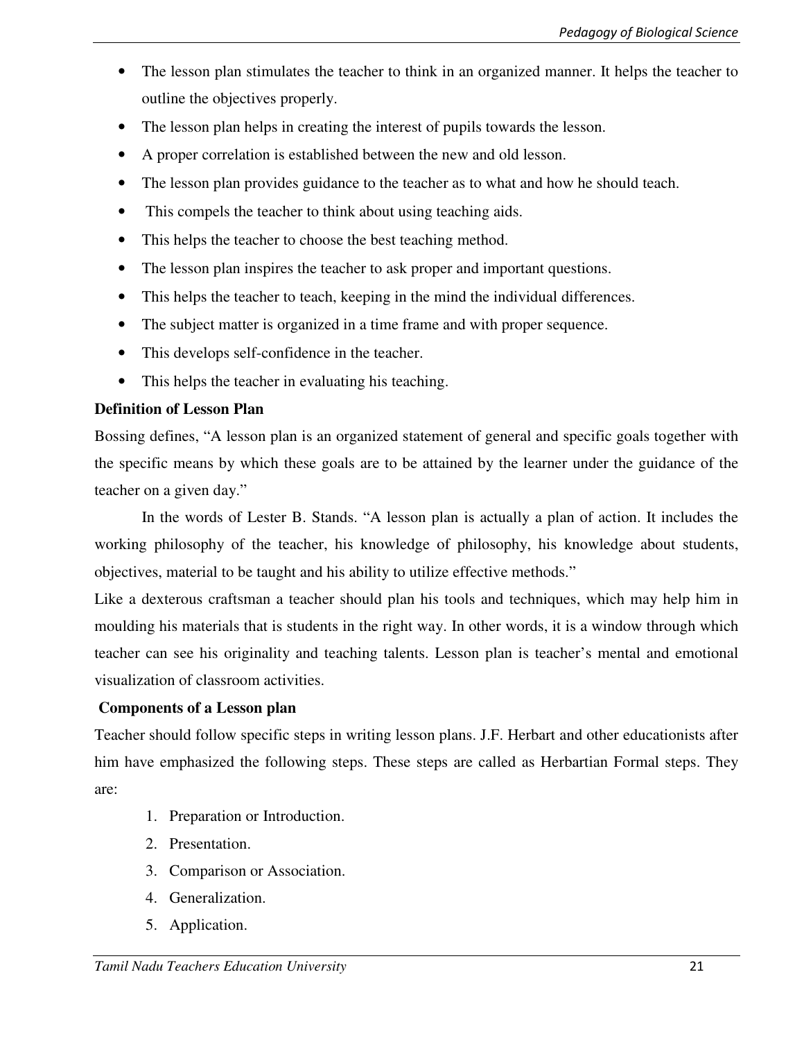- The lesson plan stimulates the teacher to think in an organized manner. It helps the teacher to outline the objectives properly.
- The lesson plan helps in creating the interest of pupils towards the lesson.
- A proper correlation is established between the new and old lesson.
- The lesson plan provides guidance to the teacher as to what and how he should teach.
- This compels the teacher to think about using teaching aids.
- This helps the teacher to choose the best teaching method.
- The lesson plan inspires the teacher to ask proper and important questions.
- This helps the teacher to teach, keeping in the mind the individual differences.
- The subject matter is organized in a time frame and with proper sequence.
- This develops self-confidence in the teacher.
- This helps the teacher in evaluating his teaching.

**Definition of Lesson Plan**

Bossing defines, "A lesson plan is an organized statement of general and specific goals together with the specific means by which these goals are to be attained by the learner under the guidance of the teacher on a given day."

In the words of Lester B. Stands. "A lesson plan is actually a plan of action. It includes the working philosophy of the teacher, his knowledge of philosophy, his knowledge about students, objectives, material to be taught and his ability to utilize effective methods."

Like a dexterous craftsman a teacher should plan his tools and techniques, which may help him in moulding his materials that is students in the right way. In other words, it is a window through which teacher can see his originality and teaching talents. Lesson plan is teacher's mental and emotional visualization of classroom activities.

**Components of a Lesson plan**

Teacher should follow specific steps in writing lesson plans. J.F. Herbart and other educationists after him have emphasized the following steps. These steps are called as Herbartian Formal steps. They are:

1. Preparation or Introduction.
2. Presentation.
3. Comparison or Association.
4. Generalization.
5. Application.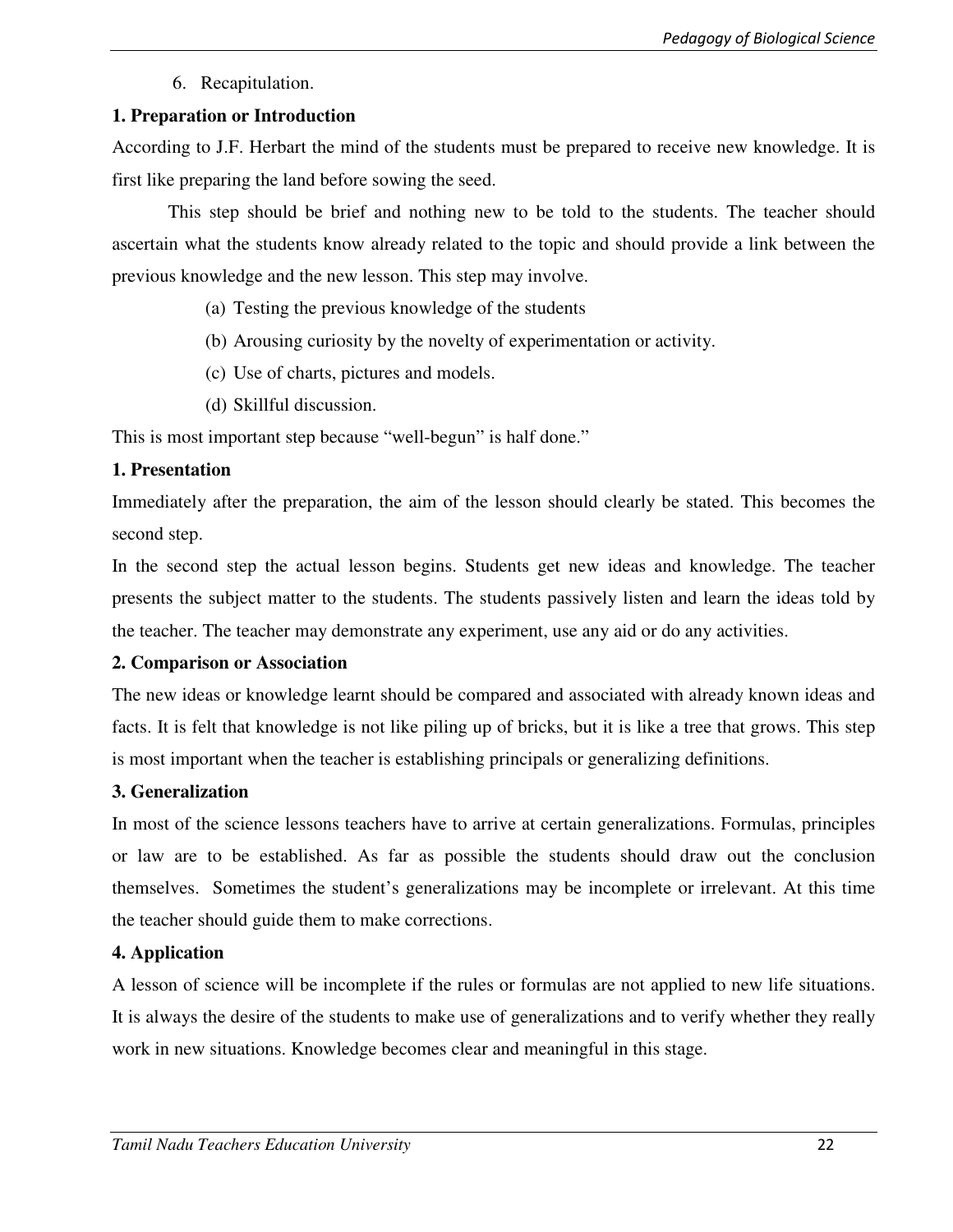6. Recapitulation.

**1. Preparation or Introduction**

According to J.F. Herbart the mind of the students must be prepared to receive new knowledge. It is first like preparing the land before sowing the seed.

This step should be brief and nothing new to be told to the students. The teacher should ascertain what the students know already related to the topic and should provide a link between the previous knowledge and the new lesson. This step may involve.

(a) Testing the previous knowledge of the students
(b) Arousing curiosity by the novelty of experimentation or activity.
(c) Use of charts, pictures and models.
(d) Skillful discussion.

This is most important step because "well-begun" is half done."

**1. Presentation**

Immediately after the preparation, the aim of the lesson should clearly be stated. This becomes the second step.

In the second step the actual lesson begins. Students get new ideas and knowledge. The teacher presents the subject matter to the students. The students passively listen and learn the ideas told by the teacher. The teacher may demonstrate any experiment, use any aid or do any activities.

**2. Comparison or Association**

The new ideas or knowledge learnt should be compared and associated with already known ideas and facts. It is felt that knowledge is not like piling up of bricks, but it is like a tree that grows. This step is most important when the teacher is establishing principals or generalizing definitions.

**3. Generalization**

In most of the science lessons teachers have to arrive at certain generalizations. Formulas, principles or law are to be established. As far as possible the students should draw out the conclusion themselves. Sometimes the student's generalizations may be incomplete or irrelevant. At this time the teacher should guide them to make corrections.

**4. Application**

A lesson of science will be incomplete if the rules or formulas are not applied to new life situations. It is always the desire of the students to make use of generalizations and to verify whether they really work in new situations. Knowledge becomes clear and meaningful in this stage.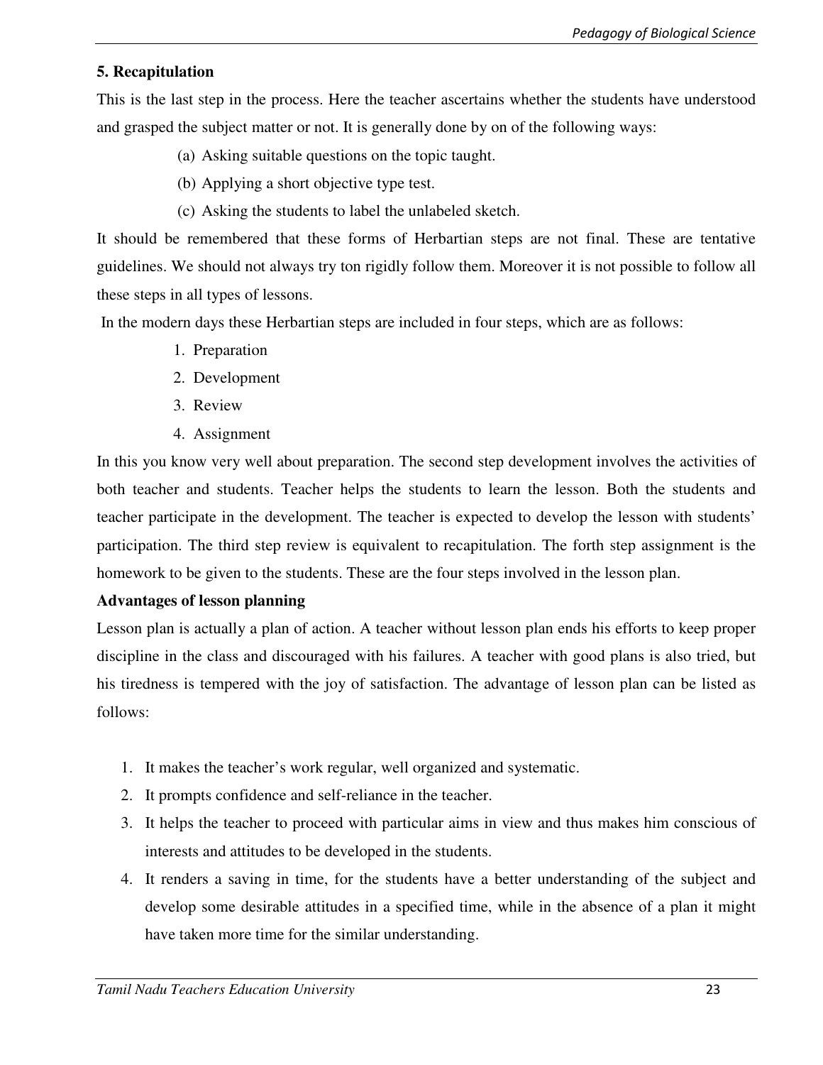**5. Recapitulation**

This is the last step in the process. Here the teacher ascertains whether the students have understood and grasped the subject matter or not. It is generally done by on of the following ways:

(a) Asking suitable questions on the topic taught.

(b) Applying a short objective type test.

(c) Asking the students to label the unlabeled sketch.

It should be remembered that these forms of Herbartian steps are not final. These are tentative guidelines. We should not always try ton rigidly follow them. Moreover it is not possible to follow all these steps in all types of lessons.

In the modern days these Herbartian steps are included in four steps, which are as follows:

1. Preparation
2. Development
3. Review
4. Assignment

In this you know very well about preparation. The second step development involves the activities of both teacher and students. Teacher helps the students to learn the lesson. Both the students and teacher participate in the development. The teacher is expected to develop the lesson with students' participation. The third step review is equivalent to recapitulation. The forth step assignment is the homework to be given to the students. These are the four steps involved in the lesson plan.

**Advantages of lesson planning**

Lesson plan is actually a plan of action. A teacher without lesson plan ends his efforts to keep proper discipline in the class and discouraged with his failures. A teacher with good plans is also tried, but his tiredness is tempered with the joy of satisfaction. The advantage of lesson plan can be listed as follows:

1. It makes the teacher's work regular, well organized and systematic.
2. It prompts confidence and self-reliance in the teacher.
3. It helps the teacher to proceed with particular aims in view and thus makes him conscious of interests and attitudes to be developed in the students.
4. It renders a saving in time, for the students have a better understanding of the subject and develop some desirable attitudes in a specified time, while in the absence of a plan it might have taken more time for the similar understanding.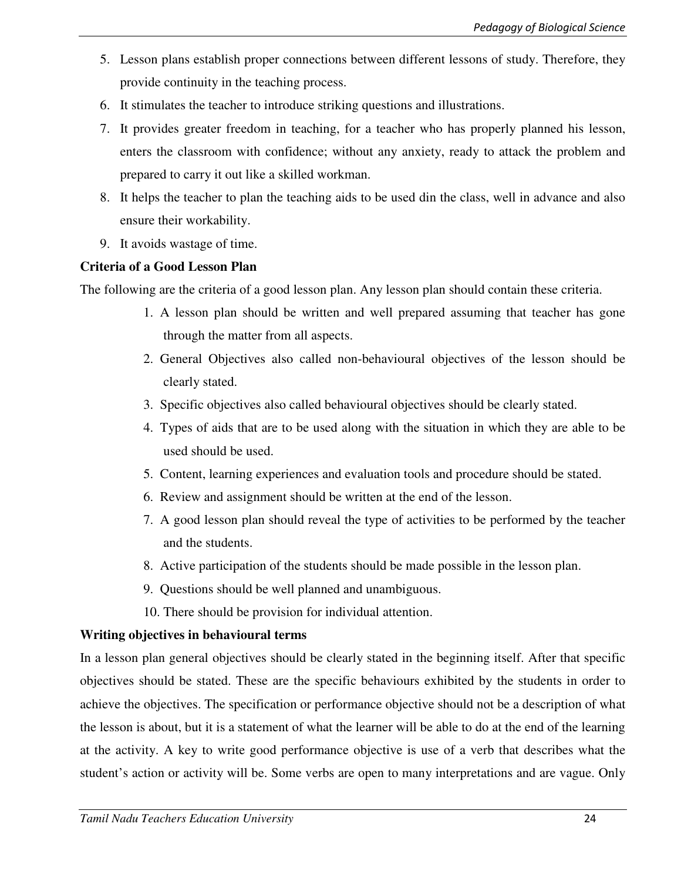5. Lesson plans establish proper connections between different lessons of study. Therefore, they provide continuity in the teaching process.
6. It stimulates the teacher to introduce striking questions and illustrations.
7. It provides greater freedom in teaching, for a teacher who has properly planned his lesson, enters the classroom with confidence; without any anxiety, ready to attack the problem and prepared to carry it out like a skilled workman.
8. It helps the teacher to plan the teaching aids to be used din the class, well in advance and also ensure their workability.
9. It avoids wastage of time.

**Criteria of a Good Lesson Plan**

The following are the criteria of a good lesson plan. Any lesson plan should contain these criteria.

1. A lesson plan should be written and well prepared assuming that teacher has gone through the matter from all aspects.
2. General Objectives also called non-behavioural objectives of the lesson should be clearly stated.
3. Specific objectives also called behavioural objectives should be clearly stated.
4. Types of aids that are to be used along with the situation in which they are able to be used should be used.
5. Content, learning experiences and evaluation tools and procedure should be stated.
6. Review and assignment should be written at the end of the lesson.
7. A good lesson plan should reveal the type of activities to be performed by the teacher and the students.
8. Active participation of the students should be made possible in the lesson plan.
9. Questions should be well planned and unambiguous.
10. There should be provision for individual attention.

**Writing objectives in behavioural terms**

In a lesson plan general objectives should be clearly stated in the beginning itself. After that specific objectives should be stated. These are the specific behaviours exhibited by the students in order to achieve the objectives. The specification or performance objective should not be a description of what the lesson is about, but it is a statement of what the learner will be able to do at the end of the learning at the activity. A key to write good performance objective is use of a verb that describes what the student's action or activity will be. Some verbs are open to many interpretations and are vague. Only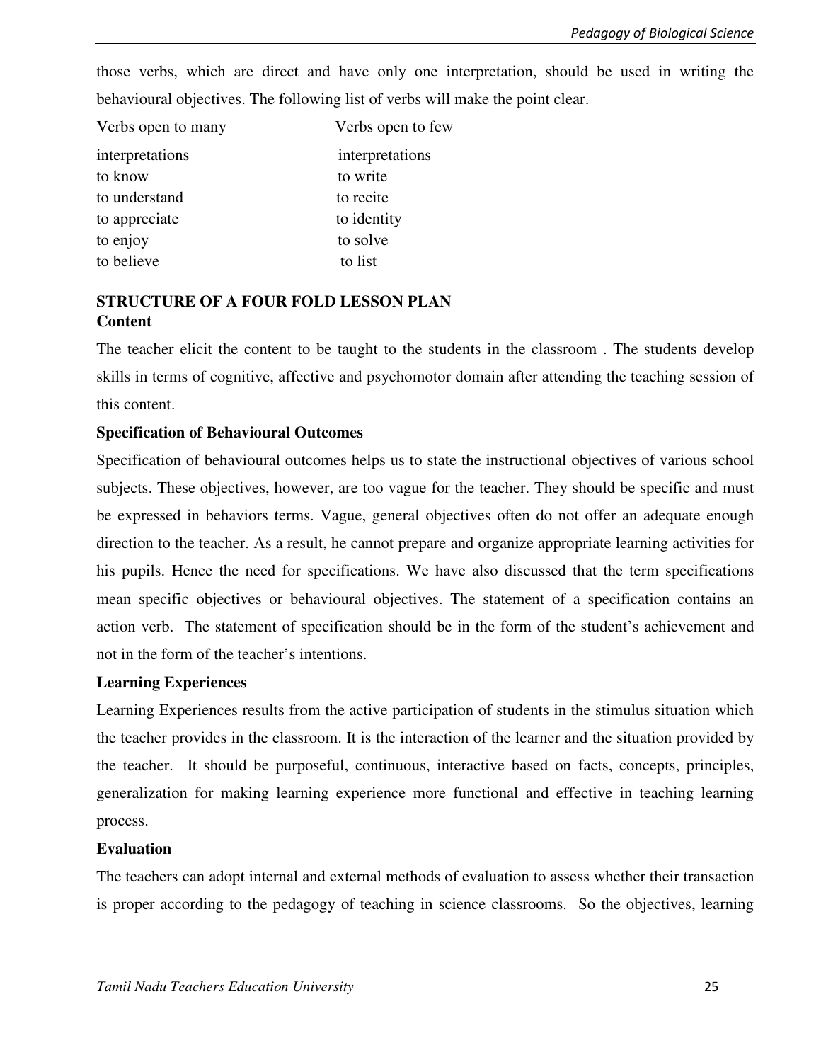those verbs, which are direct and have only one interpretation, should be used in writing the behavioural objectives. The following list of verbs will make the point clear.

| Verbs open to many interpretations | Verbs open to few interpretations |
|---|---|
| to know | to write |
| to understand | to recite |
| to appreciate | to identity |
| to enjoy | to solve |
| to believe | to list |

**STRUCTURE OF A FOUR FOLD LESSON PLAN**

**Content**

The teacher elicit the content to be taught to the students in the classroom . The students develop skills in terms of cognitive, affective and psychomotor domain after attending the teaching session of this content.

**Specification of Behavioural Outcomes**

Specification of behavioural outcomes helps us to state the instructional objectives of various school subjects. These objectives, however, are too vague for the teacher. They should be specific and must be expressed in behaviors terms. Vague, general objectives often do not offer an adequate enough direction to the teacher. As a result, he cannot prepare and organize appropriate learning activities for his pupils. Hence the need for specifications. We have also discussed that the term specifications mean specific objectives or behavioural objectives. The statement of a specification contains an action verb. The statement of specification should be in the form of the student's achievement and not in the form of the teacher's intentions.

**Learning Experiences**

Learning Experiences results from the active participation of students in the stimulus situation which the teacher provides in the classroom. It is the interaction of the learner and the situation provided by the teacher. It should be purposeful, continuous, interactive based on facts, concepts, principles, generalization for making learning experience more functional and effective in teaching learning process.

**Evaluation**

The teachers can adopt internal and external methods of evaluation to assess whether their transaction is proper according to the pedagogy of teaching in science classrooms. So the objectives, learning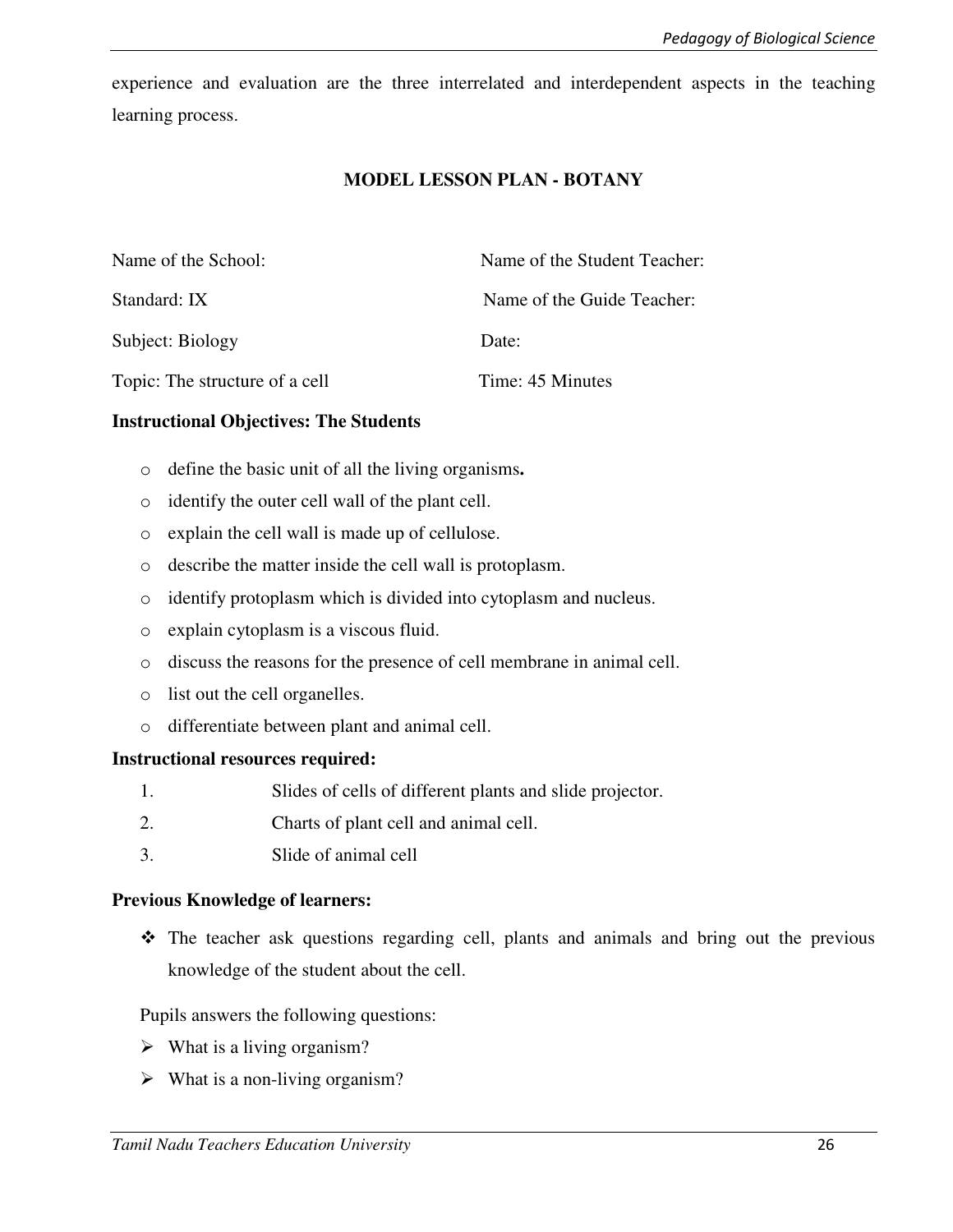experience and evaluation are the three interrelated and interdependent aspects in the teaching learning process.

## MODEL LESSON PLAN - BOTANY

Name of the School: Name of the Student Teacher:

Standard: IX Name of the Guide Teacher:

Subject: Biology Date:

Topic: The structure of a cell Time: 45 Minutes

**Instructional Objectives: The Students**

- define the basic unit of all the living organisms**.**
- identify the outer cell wall of the plant cell.
- explain the cell wall is made up of cellulose.
- describe the matter inside the cell wall is protoplasm.
- identify protoplasm which is divided into cytoplasm and nucleus.
- explain cytoplasm is a viscous fluid.
- discuss the reasons for the presence of cell membrane in animal cell.
- list out the cell organelles.
- differentiate between plant and animal cell.

**Instructional resources required:**

1. Slides of cells of different plants and slide projector.
2. Charts of plant cell and animal cell.
3. Slide of animal cell

**Previous Knowledge of learners:**

- The teacher ask questions regarding cell, plants and animals and bring out the previous knowledge of the student about the cell.

Pupils answers the following questions:

- What is a living organism?
- What is a non-living organism?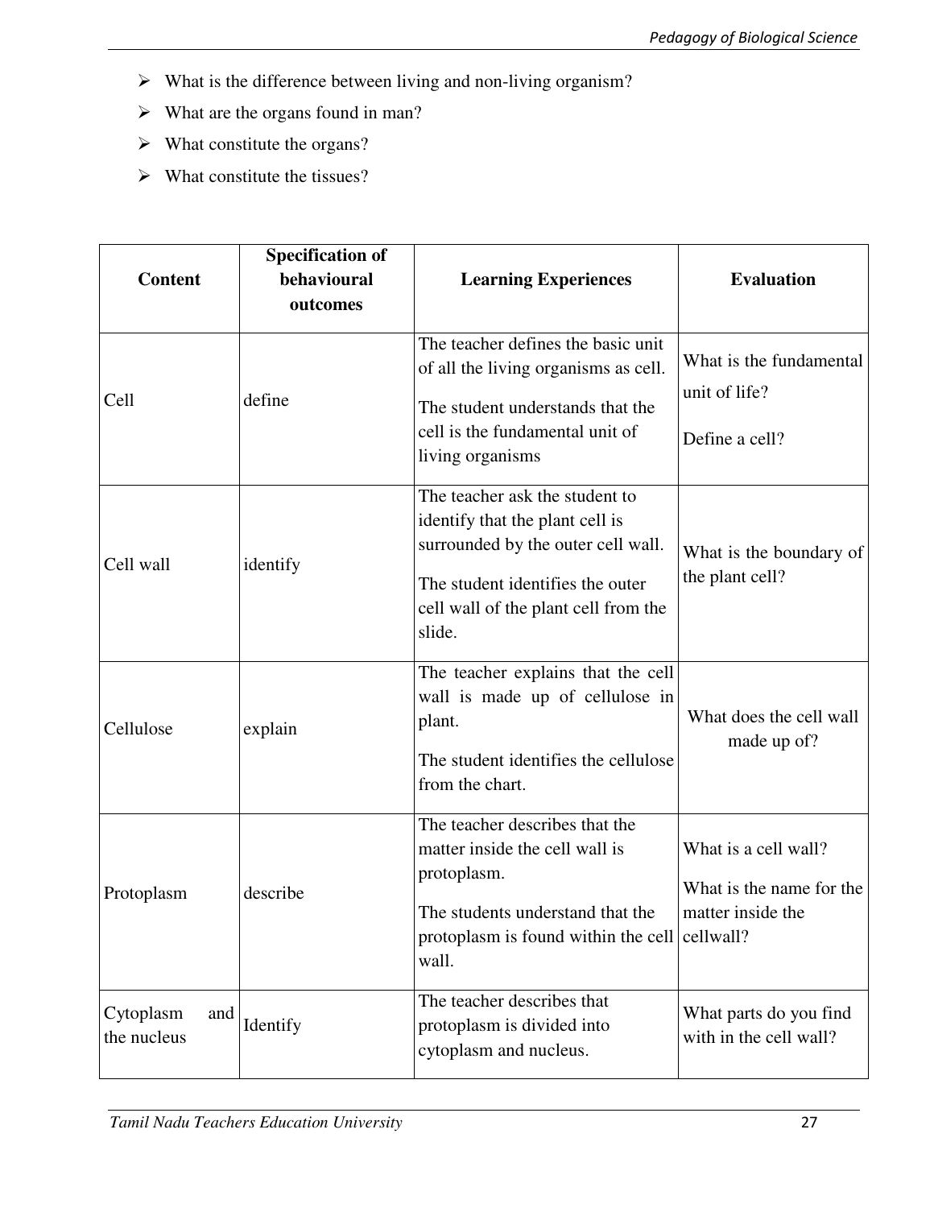- What is the difference between living and non-living organism?
- What are the organs found in man?
- What constitute the organs?
- What constitute the tissues?

| Content | Specification of behavioural outcomes | Learning Experiences | Evaluation |
|---|---|---|---|
| Cell | define | The teacher defines the basic unit of all the living organisms as cell. The student understands that the cell is the fundamental unit of living organisms | What is the fundamental unit of life? Define a cell? |
| Cell wall | identify | The teacher ask the student to identify that the plant cell is surrounded by the outer cell wall. The student identifies the outer cell wall of the plant cell from the slide. | What is the boundary of the plant cell? |
| Cellulose | explain | The teacher explains that the cell wall is made up of cellulose in plant. The student identifies the cellulose from the chart. | What does the cell wall made up of? |
| Protoplasm | describe | The teacher describes that the matter inside the cell wall is protoplasm. The students understand that the protoplasm is found within the cell wall. | What is a cell wall? What is the name for the matter inside the cellwall? |
| Cytoplasm and the nucleus | Identify | The teacher describes that protoplasm is divided into cytoplasm and nucleus. | What parts do you find with in the cell wall? |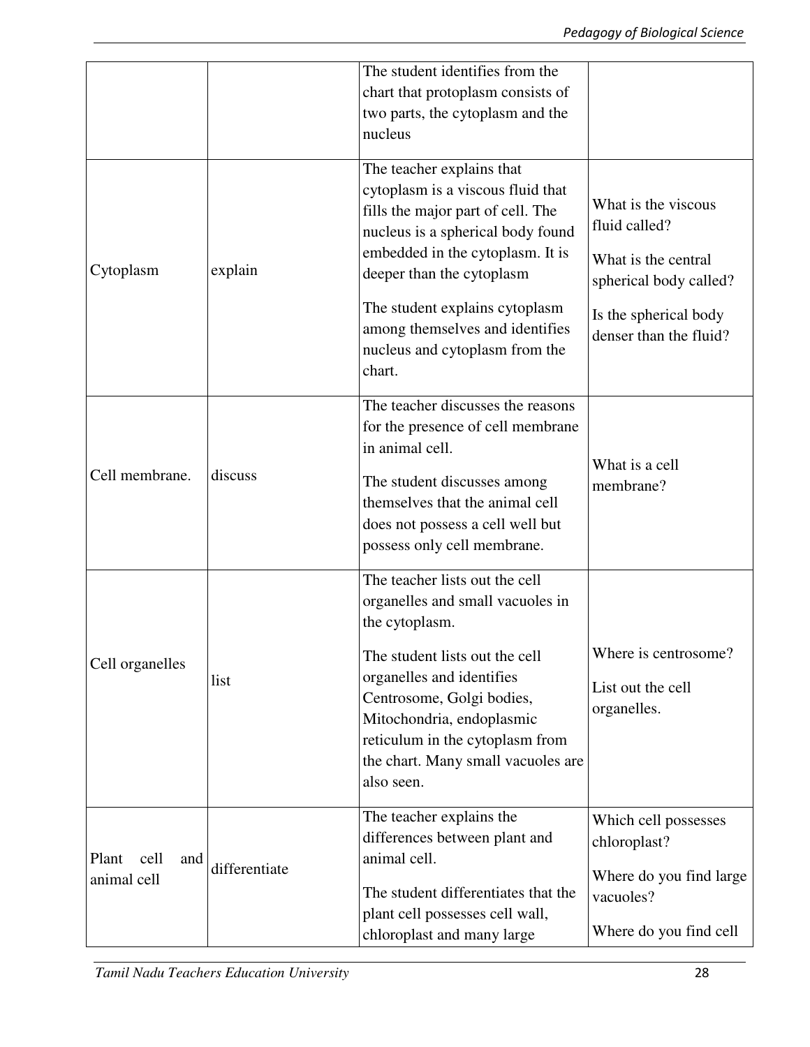| | | | |
|---|---|---|---|
| | | The student identifies from the chart that protoplasm consists of two parts, the cytoplasm and the nucleus | |
| Cytoplasm | explain | The teacher explains that cytoplasm is a viscous fluid that fills the major part of cell. The nucleus is a spherical body found embedded in the cytoplasm. It is deeper than the cytoplasm<br><br>The student explains cytoplasm among themselves and identifies nucleus and cytoplasm from the chart. | What is the viscous fluid called?<br><br>What is the central spherical body called?<br><br>Is the spherical body denser than the fluid? |
| Cell membrane. | discuss | The teacher discusses the reasons for the presence of cell membrane in animal cell.<br><br>The student discusses among themselves that the animal cell does not possess a cell well but possess only cell membrane. | What is a cell membrane? |
| Cell organelles | list | The teacher lists out the cell organelles and small vacuoles in the cytoplasm.<br><br>The student lists out the cell organelles and identifies Centrosome, Golgi bodies, Mitochondria, endoplasmic reticulum in the cytoplasm from the chart. Many small vacuoles are also seen. | Where is centrosome?<br><br>List out the cell organelles. |
| Plant cell and animal cell | differentiate | The teacher explains the differences between plant and animal cell.<br><br>The student differentiates that the plant cell possesses cell wall, chloroplast and many large | Which cell possesses chloroplast?<br><br>Where do you find large vacuoles?<br><br>Where do you find cell |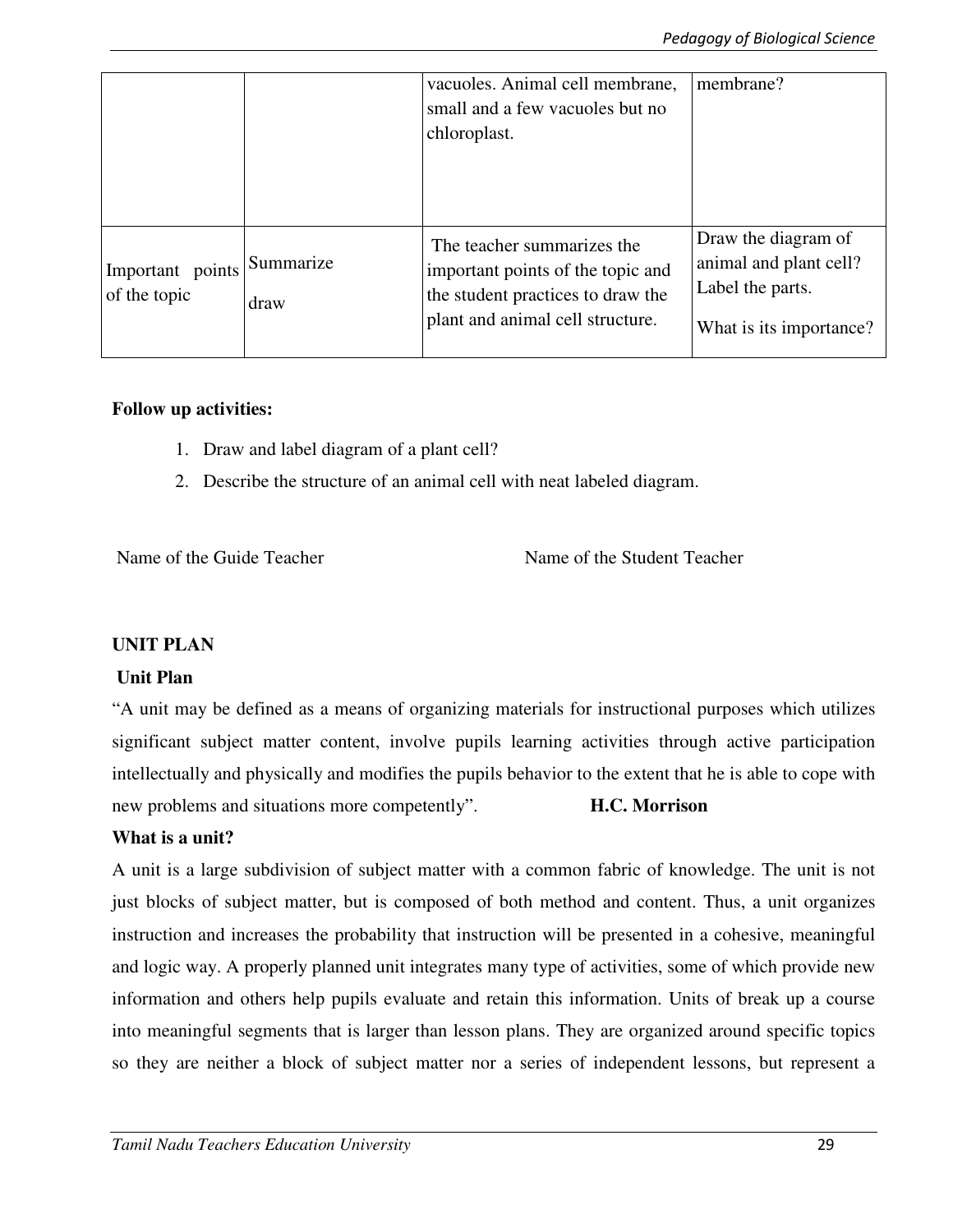| | | | |
|---|---|---|---|
| | | vacuoles. Animal cell membrane, small and a few vacuoles but no chloroplast. | membrane? |
| Important points of the topic | Summarize<br><br>draw | The teacher summarizes the important points of the topic and the student practices to draw the plant and animal cell structure. | Draw the diagram of animal and plant cell? Label the parts.<br><br>What is its importance? |

**Follow up activities:**

1. Draw and label diagram of a plant cell?
2. Describe the structure of an animal cell with neat labeled diagram.

Name of the Guide Teacher                                        Name of the Student Teacher

**UNIT PLAN**

**Unit Plan**

"A unit may be defined as a means of organizing materials for instructional purposes which utilizes significant subject matter content, involve pupils learning activities through active participation intellectually and physically and modifies the pupils behavior to the extent that he is able to cope with new problems and situations more competently". **H.C. Morrison**

**What is a unit?**

A unit is a large subdivision of subject matter with a common fabric of knowledge. The unit is not just blocks of subject matter, but is composed of both method and content. Thus, a unit organizes instruction and increases the probability that instruction will be presented in a cohesive, meaningful and logic way. A properly planned unit integrates many type of activities, some of which provide new information and others help pupils evaluate and retain this information. Units of break up a course into meaningful segments that is larger than lesson plans. They are organized around specific topics so they are neither a block of subject matter nor a series of independent lessons, but represent a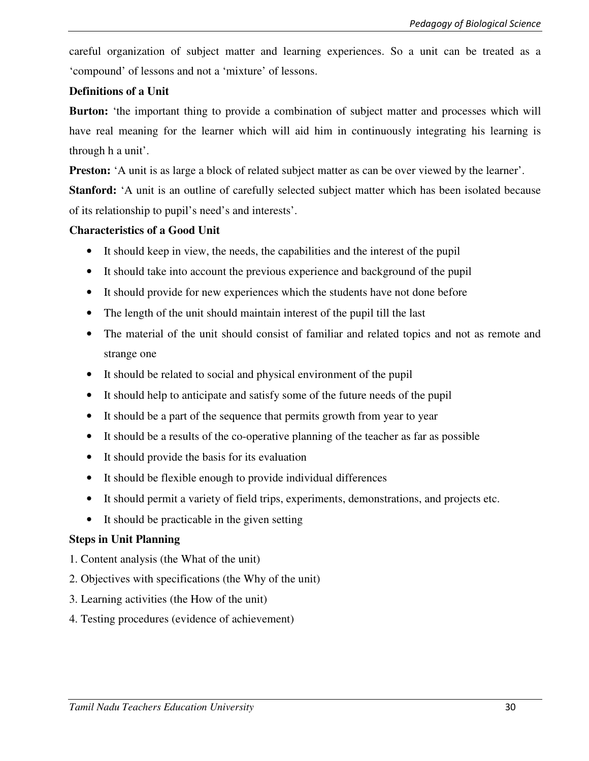careful organization of subject matter and learning experiences. So a unit can be treated as a 'compound' of lessons and not a 'mixture' of lessons.

**Definitions of a Unit**

**Burton:** 'the important thing to provide a combination of subject matter and processes which will have real meaning for the learner which will aid him in continuously integrating his learning is through h a unit'.

**Preston:** 'A unit is as large a block of related subject matter as can be over viewed by the learner'.

**Stanford:** 'A unit is an outline of carefully selected subject matter which has been isolated because of its relationship to pupil's need's and interests'.

**Characteristics of a Good Unit**

- It should keep in view, the needs, the capabilities and the interest of the pupil
- It should take into account the previous experience and background of the pupil
- It should provide for new experiences which the students have not done before
- The length of the unit should maintain interest of the pupil till the last
- The material of the unit should consist of familiar and related topics and not as remote and strange one
- It should be related to social and physical environment of the pupil
- It should help to anticipate and satisfy some of the future needs of the pupil
- It should be a part of the sequence that permits growth from year to year
- It should be a results of the co-operative planning of the teacher as far as possible
- It should provide the basis for its evaluation
- It should be flexible enough to provide individual differences
- It should permit a variety of field trips, experiments, demonstrations, and projects etc.
- It should be practicable in the given setting

**Steps in Unit Planning**

1. Content analysis (the What of the unit)
2. Objectives with specifications (the Why of the unit)
3. Learning activities (the How of the unit)
4. Testing procedures (evidence of achievement)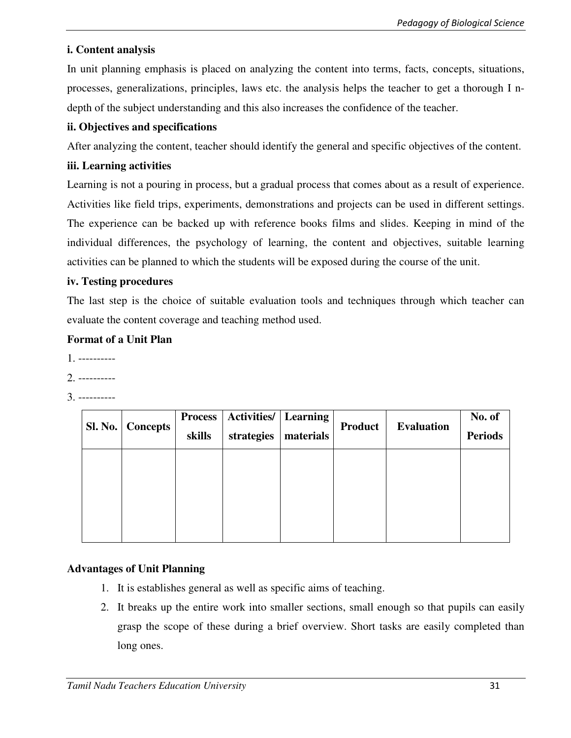**i. Content analysis**

In unit planning emphasis is placed on analyzing the content into terms, facts, concepts, situations, processes, generalizations, principles, laws etc. the analysis helps the teacher to get a thorough I n-depth of the subject understanding and this also increases the confidence of the teacher.

**ii. Objectives and specifications**

After analyzing the content, teacher should identify the general and specific objectives of the content.

**iii. Learning activities**

Learning is not a pouring in process, but a gradual process that comes about as a result of experience. Activities like field trips, experiments, demonstrations and projects can be used in different settings. The experience can be backed up with reference books films and slides. Keeping in mind of the individual differences, the psychology of learning, the content and objectives, suitable learning activities can be planned to which the students will be exposed during the course of the unit.

**iv. Testing procedures**

The last step is the choice of suitable evaluation tools and techniques through which teacher can evaluate the content coverage and teaching method used.

**Format of a Unit Plan**

1. ----------
2. ----------
3. ----------

| Sl. No. | Concepts | Process skills | Activities/ strategies | Learning materials | Product | Evaluation | No. of Periods |
|---|---|---|---|---|---|---|---|
| | | | | | | | |

**Advantages of Unit Planning**

1. It is establishes general as well as specific aims of teaching.
2. It breaks up the entire work into smaller sections, small enough so that pupils can easily grasp the scope of these during a brief overview. Short tasks are easily completed than long ones.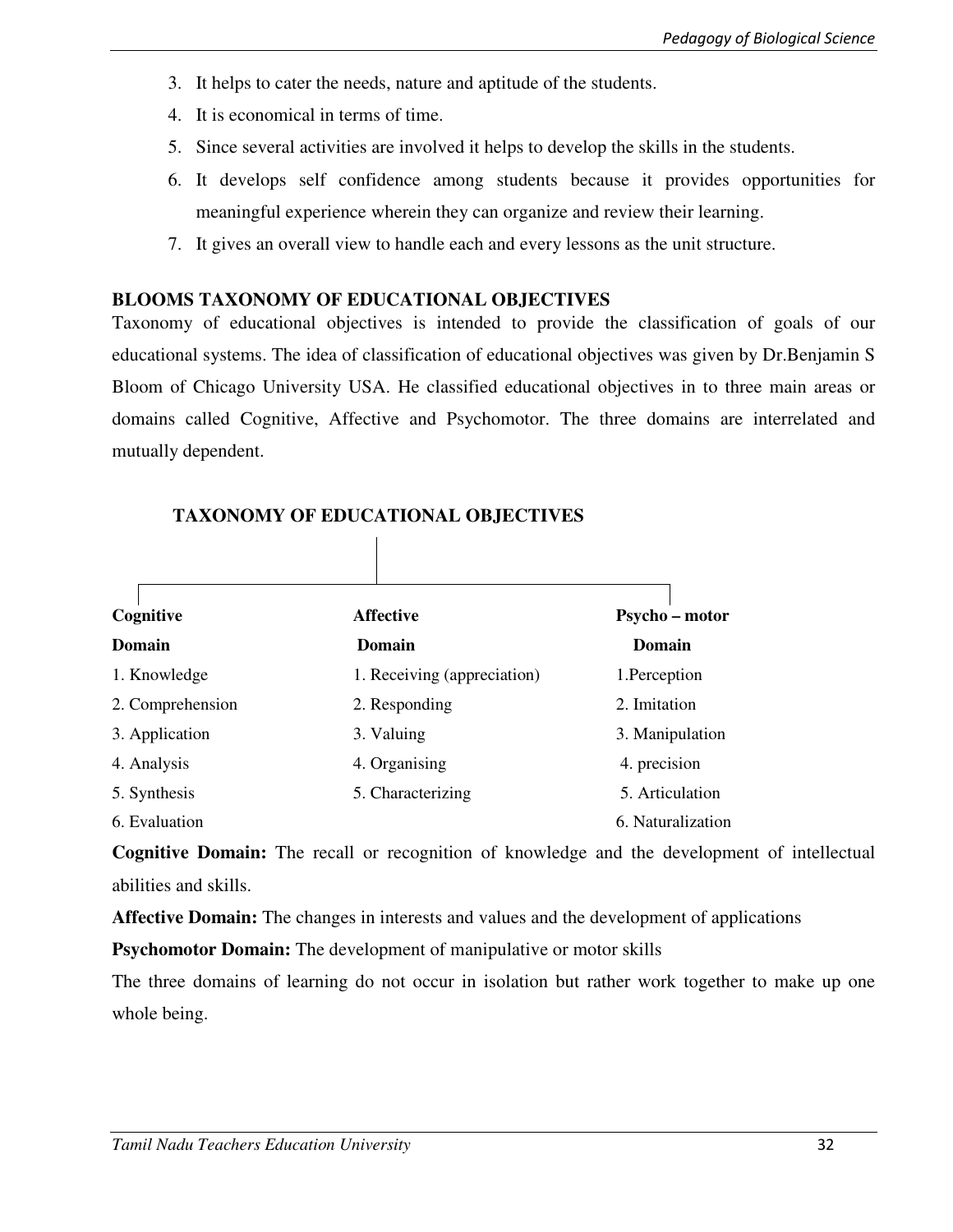3. It helps to cater the needs, nature and aptitude of the students.
4. It is economical in terms of time.
5. Since several activities are involved it helps to develop the skills in the students.
6. It develops self confidence among students because it provides opportunities for meaningful experience wherein they can organize and review their learning.
7. It gives an overall view to handle each and every lessons as the unit structure.

### BLOOMS TAXONOMY OF EDUCATIONAL OBJECTIVES

Taxonomy of educational objectives is intended to provide the classification of goals of our educational systems. The idea of classification of educational objectives was given by Dr.Benjamin S Bloom of Chicago University USA. He classified educational objectives in to three main areas or domains called Cognitive, Affective and Psychomotor. The three domains are interrelated and mutually dependent.

**TAXONOMY OF EDUCATIONAL OBJECTIVES**

| Cognitive Domain | Affective Domain | Psycho – motor Domain |
|---|---|---|
| 1. Knowledge | 1. Receiving (appreciation) | 1.Perception |
| 2. Comprehension | 2. Responding | 2. Imitation |
| 3. Application | 3. Valuing | 3. Manipulation |
| 4. Analysis | 4. Organising | 4. precision |
| 5. Synthesis | 5. Characterizing | 5. Articulation |
| 6. Evaluation | | 6. Naturalization |

**Cognitive Domain:** The recall or recognition of knowledge and the development of intellectual abilities and skills.

**Affective Domain:** The changes in interests and values and the development of applications

**Psychomotor Domain:** The development of manipulative or motor skills

The three domains of learning do not occur in isolation but rather work together to make up one whole being.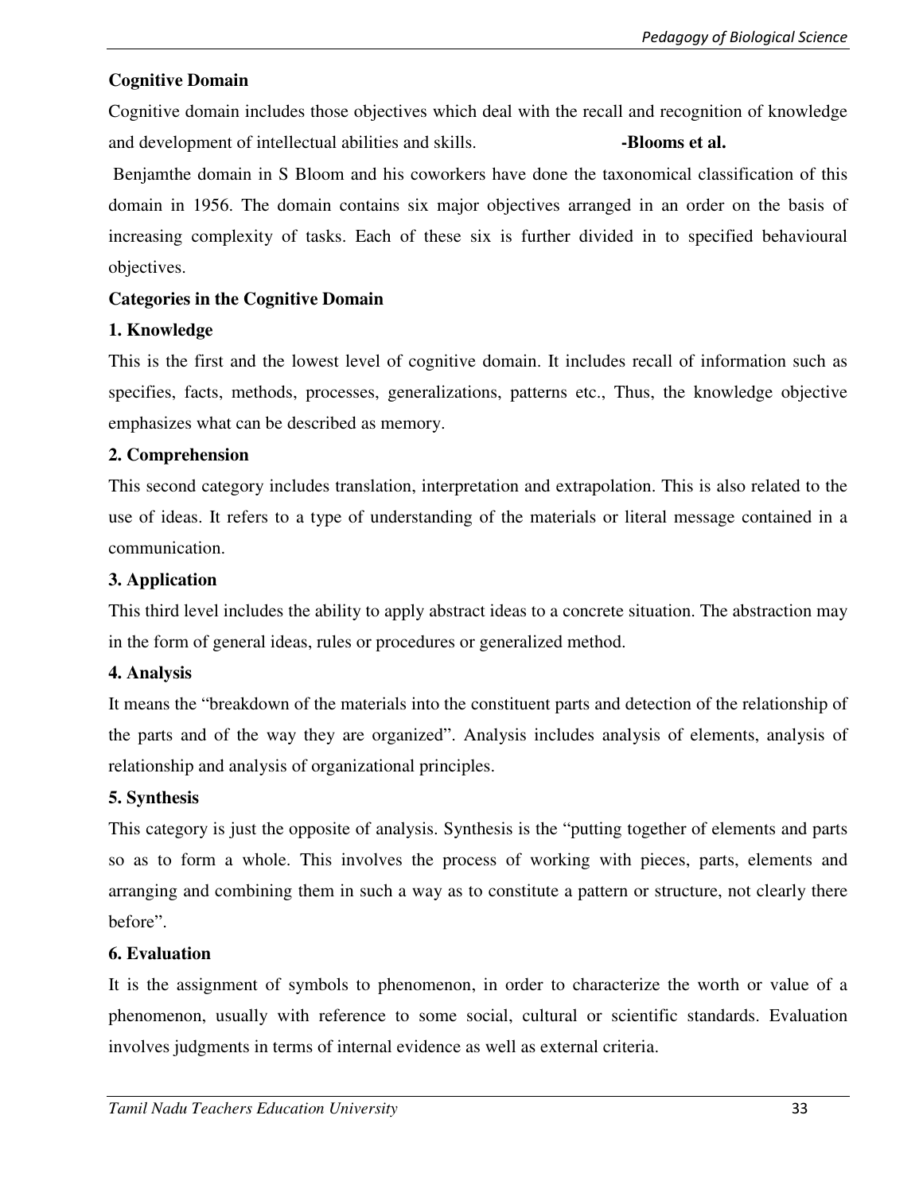**Cognitive Domain**

Cognitive domain includes those objectives which deal with the recall and recognition of knowledge and development of intellectual abilities and skills. **-Blooms et al.**

Benjamthe domain in S Bloom and his coworkers have done the taxonomical classification of this domain in 1956. The domain contains six major objectives arranged in an order on the basis of increasing complexity of tasks. Each of these six is further divided in to specified behavioural objectives.

**Categories in the Cognitive Domain**

**1. Knowledge**

This is the first and the lowest level of cognitive domain. It includes recall of information such as specifies, facts, methods, processes, generalizations, patterns etc., Thus, the knowledge objective emphasizes what can be described as memory.

**2. Comprehension**

This second category includes translation, interpretation and extrapolation. This is also related to the use of ideas. It refers to a type of understanding of the materials or literal message contained in a communication.

**3. Application**

This third level includes the ability to apply abstract ideas to a concrete situation. The abstraction may in the form of general ideas, rules or procedures or generalized method.

**4. Analysis**

It means the "breakdown of the materials into the constituent parts and detection of the relationship of the parts and of the way they are organized". Analysis includes analysis of elements, analysis of relationship and analysis of organizational principles.

**5. Synthesis**

This category is just the opposite of analysis. Synthesis is the "putting together of elements and parts so as to form a whole. This involves the process of working with pieces, parts, elements and arranging and combining them in such a way as to constitute a pattern or structure, not clearly there before".

**6. Evaluation**

It is the assignment of symbols to phenomenon, in order to characterize the worth or value of a phenomenon, usually with reference to some social, cultural or scientific standards. Evaluation involves judgments in terms of internal evidence as well as external criteria.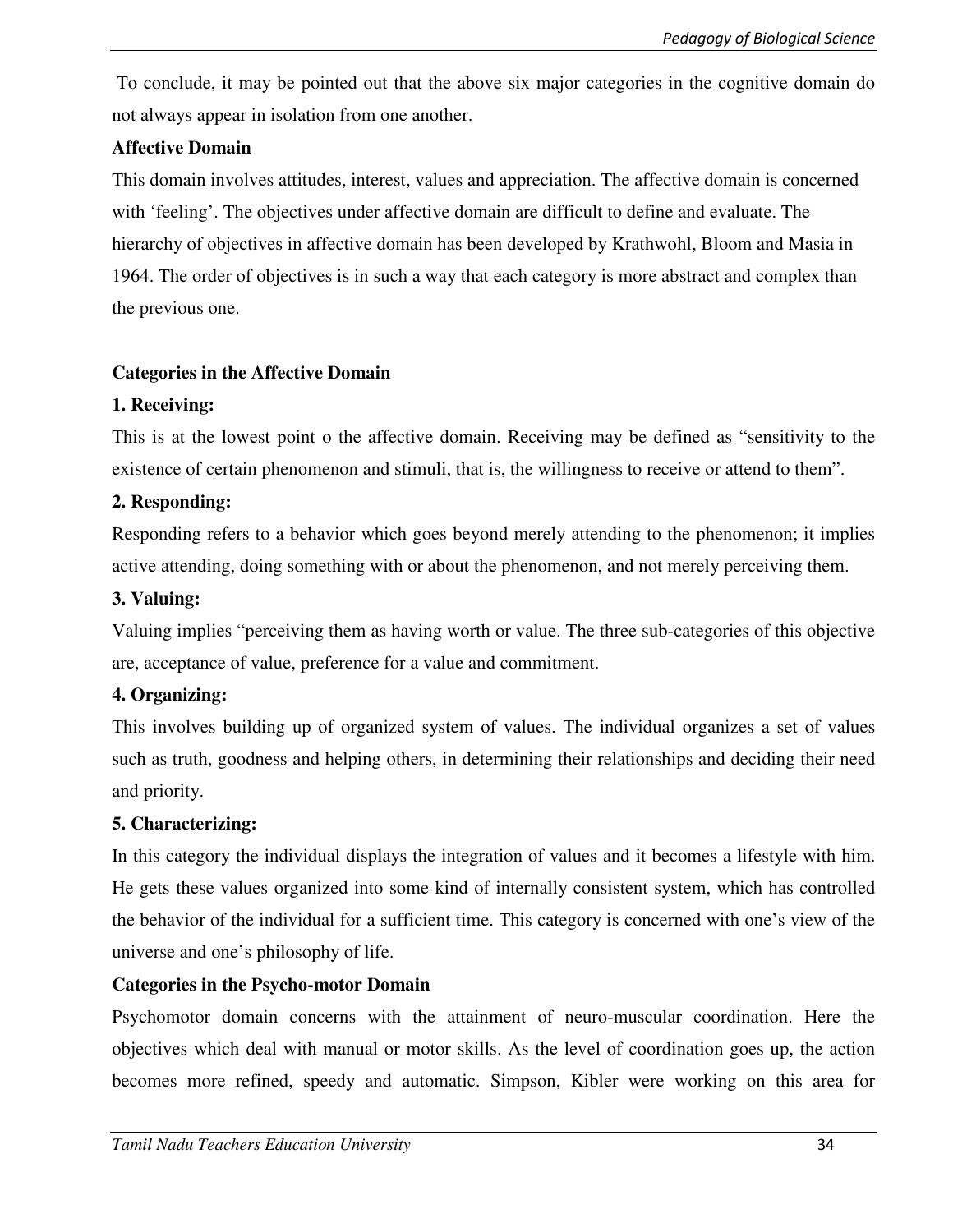To conclude, it may be pointed out that the above six major categories in the cognitive domain do not always appear in isolation from one another.

**Affective Domain**

This domain involves attitudes, interest, values and appreciation. The affective domain is concerned with 'feeling'. The objectives under affective domain are difficult to define and evaluate. The hierarchy of objectives in affective domain has been developed by Krathwohl, Bloom and Masia in 1964. The order of objectives is in such a way that each category is more abstract and complex than the previous one.

**Categories in the Affective Domain**

**1. Receiving:**

This is at the lowest point o the affective domain. Receiving may be defined as "sensitivity to the existence of certain phenomenon and stimuli, that is, the willingness to receive or attend to them".

**2. Responding:**

Responding refers to a behavior which goes beyond merely attending to the phenomenon; it implies active attending, doing something with or about the phenomenon, and not merely perceiving them.

**3. Valuing:**

Valuing implies "perceiving them as having worth or value. The three sub-categories of this objective are, acceptance of value, preference for a value and commitment.

**4. Organizing:**

This involves building up of organized system of values. The individual organizes a set of values such as truth, goodness and helping others, in determining their relationships and deciding their need and priority.

**5. Characterizing:**

In this category the individual displays the integration of values and it becomes a lifestyle with him. He gets these values organized into some kind of internally consistent system, which has controlled the behavior of the individual for a sufficient time. This category is concerned with one's view of the universe and one's philosophy of life.

**Categories in the Psycho-motor Domain**

Psychomotor domain concerns with the attainment of neuro-muscular coordination. Here the objectives which deal with manual or motor skills. As the level of coordination goes up, the action becomes more refined, speedy and automatic. Simpson, Kibler were working on this area for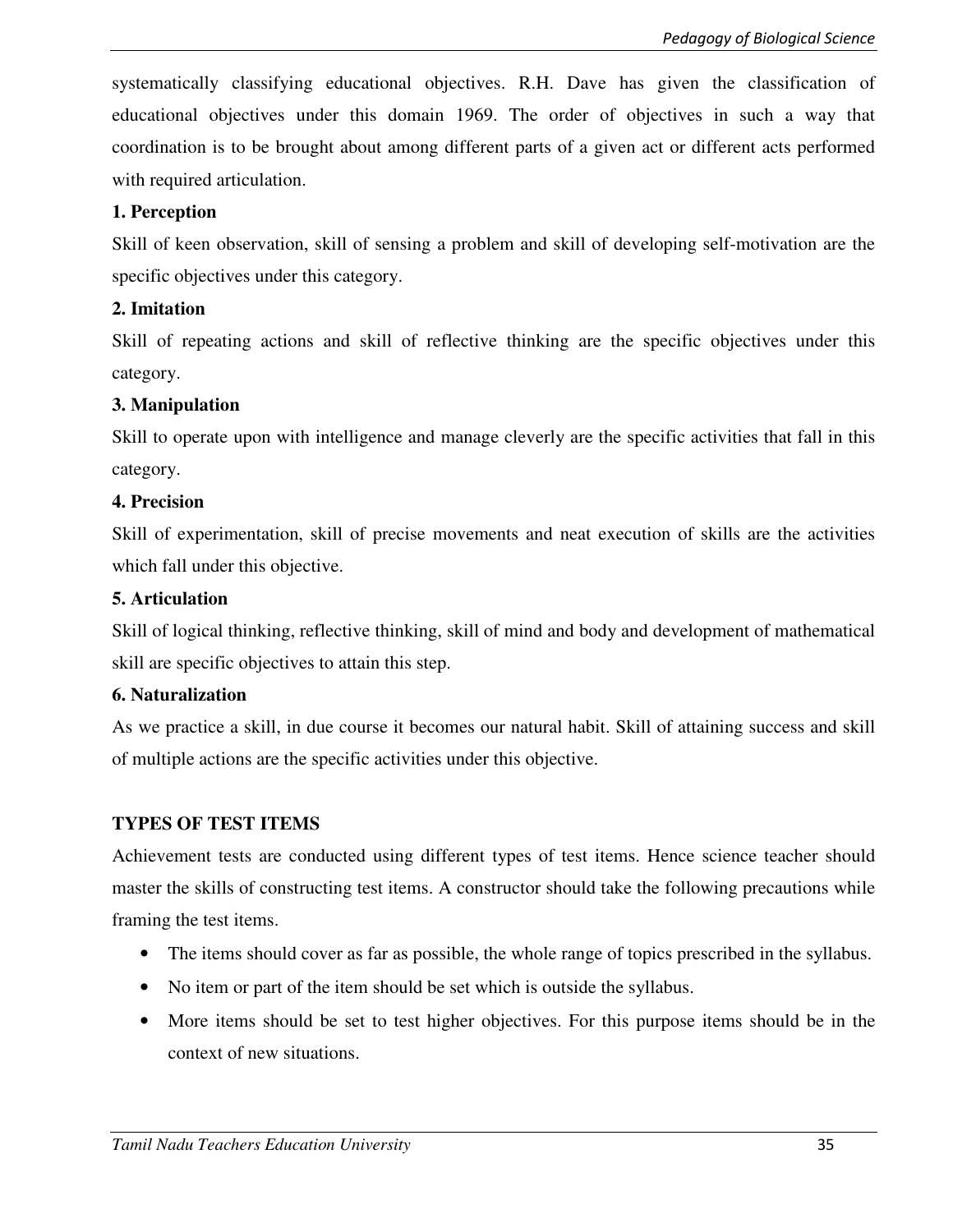systematically classifying educational objectives. R.H. Dave has given the classification of educational objectives under this domain 1969. The order of objectives in such a way that coordination is to be brought about among different parts of a given act or different acts performed with required articulation.

**1. Perception**

Skill of keen observation, skill of sensing a problem and skill of developing self-motivation are the specific objectives under this category.

**2. Imitation**

Skill of repeating actions and skill of reflective thinking are the specific objectives under this category.

**3. Manipulation**

Skill to operate upon with intelligence and manage cleverly are the specific activities that fall in this category.

**4. Precision**

Skill of experimentation, skill of precise movements and neat execution of skills are the activities which fall under this objective.

**5. Articulation**

Skill of logical thinking, reflective thinking, skill of mind and body and development of mathematical skill are specific objectives to attain this step.

**6. Naturalization**

As we practice a skill, in due course it becomes our natural habit. Skill of attaining success and skill of multiple actions are the specific activities under this objective.

## TYPES OF TEST ITEMS

Achievement tests are conducted using different types of test items. Hence science teacher should master the skills of constructing test items. A constructor should take the following precautions while framing the test items.

- The items should cover as far as possible, the whole range of topics prescribed in the syllabus.
- No item or part of the item should be set which is outside the syllabus.
- More items should be set to test higher objectives. For this purpose items should be in the context of new situations.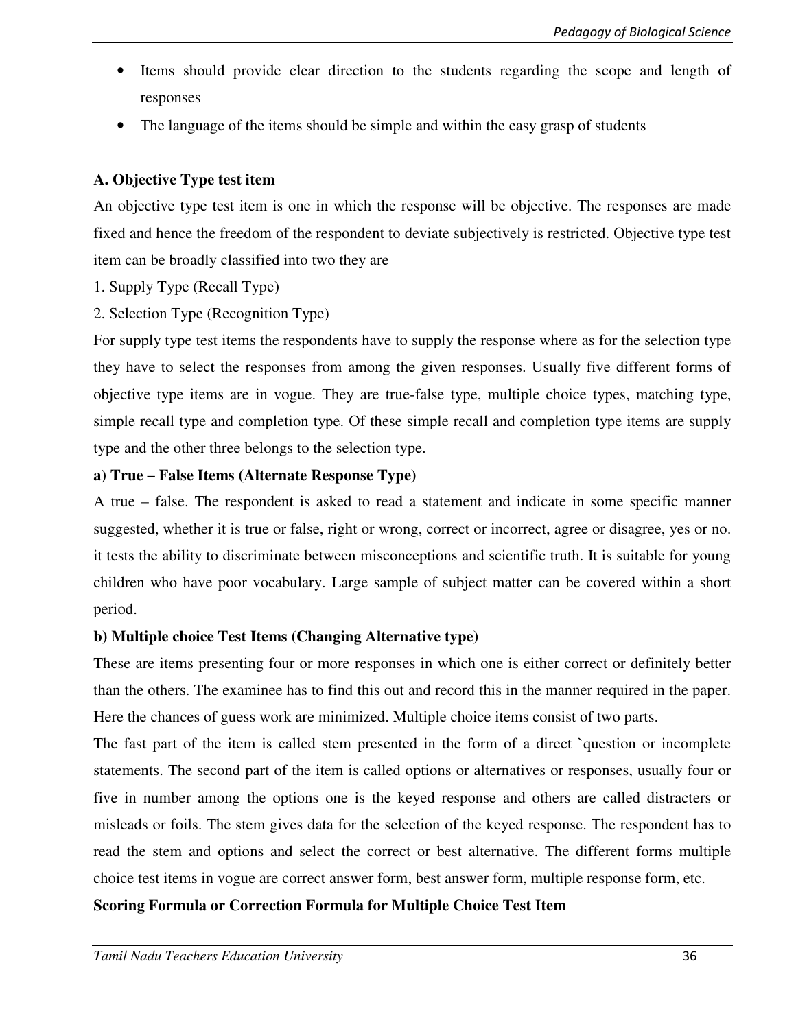- Items should provide clear direction to the students regarding the scope and length of responses
- The language of the items should be simple and within the easy grasp of students

**A. Objective Type test item**

An objective type test item is one in which the response will be objective. The responses are made fixed and hence the freedom of the respondent to deviate subjectively is restricted. Objective type test item can be broadly classified into two they are

1. Supply Type (Recall Type)
2. Selection Type (Recognition Type)

For supply type test items the respondents have to supply the response where as for the selection type they have to select the responses from among the given responses. Usually five different forms of objective type items are in vogue. They are true-false type, multiple choice types, matching type, simple recall type and completion type. Of these simple recall and completion type items are supply type and the other three belongs to the selection type.

**a) True – False Items (Alternate Response Type)**

A true – false. The respondent is asked to read a statement and indicate in some specific manner suggested, whether it is true or false, right or wrong, correct or incorrect, agree or disagree, yes or no. it tests the ability to discriminate between misconceptions and scientific truth. It is suitable for young children who have poor vocabulary. Large sample of subject matter can be covered within a short period.

**b) Multiple choice Test Items (Changing Alternative type)**

These are items presenting four or more responses in which one is either correct or definitely better than the others. The examinee has to find this out and record this in the manner required in the paper. Here the chances of guess work are minimized. Multiple choice items consist of two parts.

The fast part of the item is called stem presented in the form of a direct `question or incomplete statements. The second part of the item is called options or alternatives or responses, usually four or five in number among the options one is the keyed response and others are called distracters or misleads or foils. The stem gives data for the selection of the keyed response. The respondent has to read the stem and options and select the correct or best alternative. The different forms multiple choice test items in vogue are correct answer form, best answer form, multiple response form, etc.

**Scoring Formula or Correction Formula for Multiple Choice Test Item**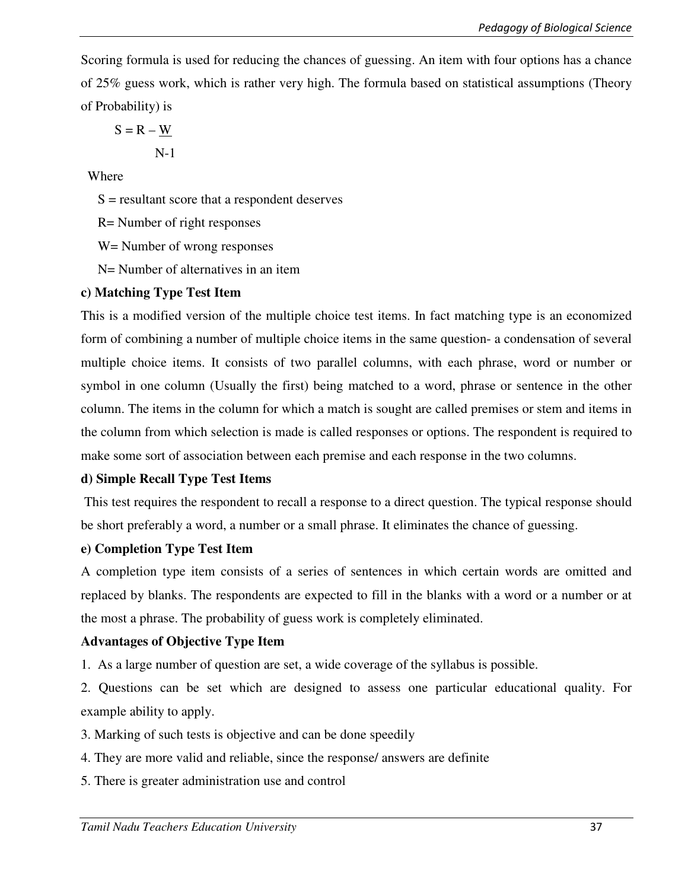Scoring formula is used for reducing the chances of guessing. An item with four options has a chance of 25% guess work, which is rather very high. The formula based on statistical assumptions (Theory of Probability) is

$$S = R - \frac{W}{N-1}$$

Where

S = resultant score that a respondent deserves

R= Number of right responses

W= Number of wrong responses

N= Number of alternatives in an item

**c) Matching Type Test Item**

This is a modified version of the multiple choice test items. In fact matching type is an economized form of combining a number of multiple choice items in the same question- a condensation of several multiple choice items. It consists of two parallel columns, with each phrase, word or number or symbol in one column (Usually the first) being matched to a word, phrase or sentence in the other column. The items in the column for which a match is sought are called premises or stem and items in the column from which selection is made is called responses or options. The respondent is required to make some sort of association between each premise and each response in the two columns.

**d) Simple Recall Type Test Items**

This test requires the respondent to recall a response to a direct question. The typical response should be short preferably a word, a number or a small phrase. It eliminates the chance of guessing.

**e) Completion Type Test Item**

A completion type item consists of a series of sentences in which certain words are omitted and replaced by blanks. The respondents are expected to fill in the blanks with a word or a number or at the most a phrase. The probability of guess work is completely eliminated.

**Advantages of Objective Type Item**

1. As a large number of question are set, a wide coverage of the syllabus is possible.
2. Questions can be set which are designed to assess one particular educational quality. For example ability to apply.
3. Marking of such tests is objective and can be done speedily
4. They are more valid and reliable, since the response/ answers are definite
5. There is greater administration use and control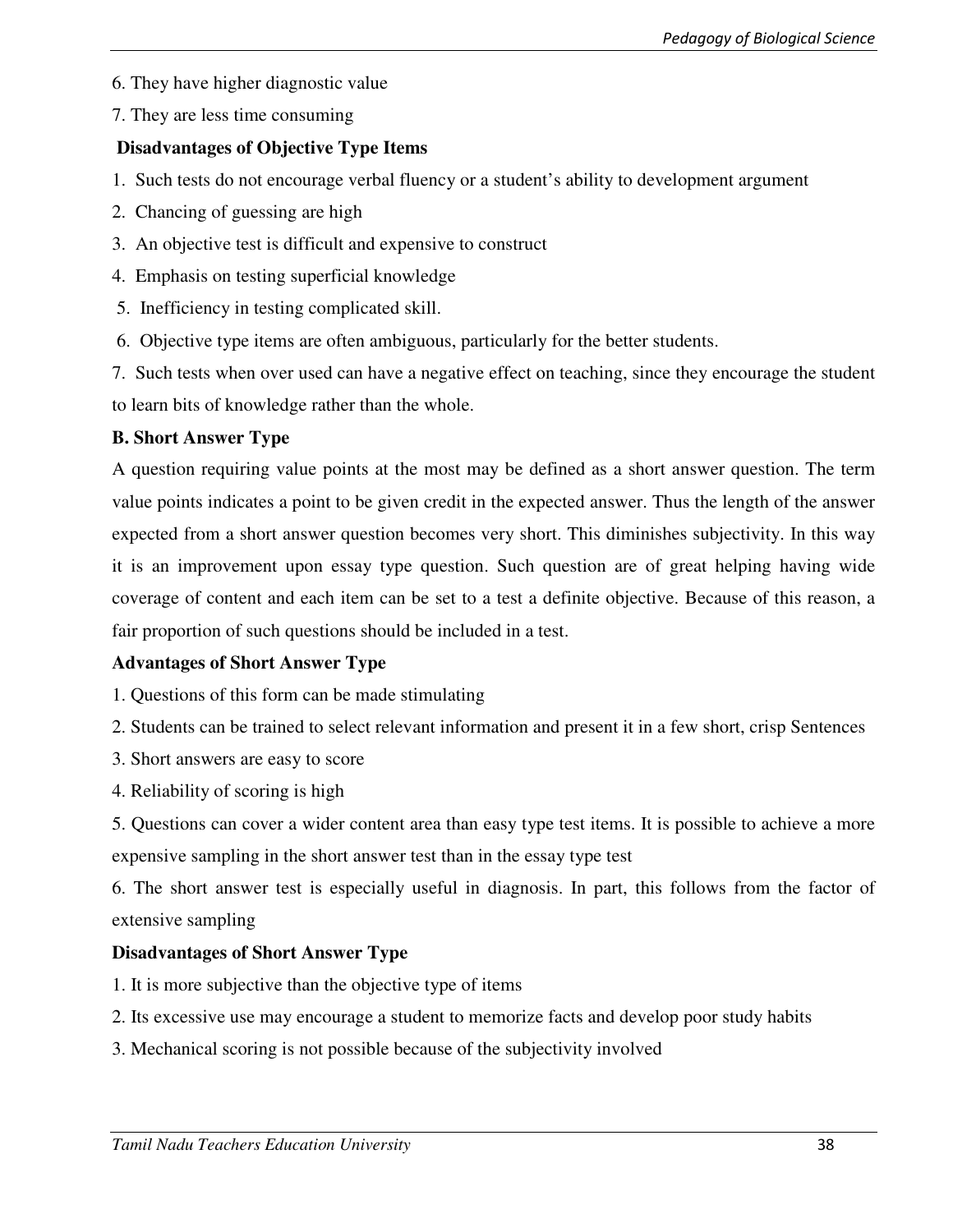6. They have higher diagnostic value

7. They are less time consuming

**Disadvantages of Objective Type Items**

1. Such tests do not encourage verbal fluency or a student's ability to development argument
2. Chancing of guessing are high
3. An objective test is difficult and expensive to construct
4. Emphasis on testing superficial knowledge
5. Inefficiency in testing complicated skill.
6. Objective type items are often ambiguous, particularly for the better students.
7. Such tests when over used can have a negative effect on teaching, since they encourage the student to learn bits of knowledge rather than the whole.

**B. Short Answer Type**

A question requiring value points at the most may be defined as a short answer question. The term value points indicates a point to be given credit in the expected answer. Thus the length of the answer expected from a short answer question becomes very short. This diminishes subjectivity. In this way it is an improvement upon essay type question. Such question are of great helping having wide coverage of content and each item can be set to a test a definite objective. Because of this reason, a fair proportion of such questions should be included in a test.

**Advantages of Short Answer Type**

1. Questions of this form can be made stimulating
2. Students can be trained to select relevant information and present it in a few short, crisp Sentences
3. Short answers are easy to score
4. Reliability of scoring is high
5. Questions can cover a wider content area than easy type test items. It is possible to achieve a more expensive sampling in the short answer test than in the essay type test
6. The short answer test is especially useful in diagnosis. In part, this follows from the factor of extensive sampling

**Disadvantages of Short Answer Type**

1. It is more subjective than the objective type of items
2. Its excessive use may encourage a student to memorize facts and develop poor study habits
3. Mechanical scoring is not possible because of the subjectivity involved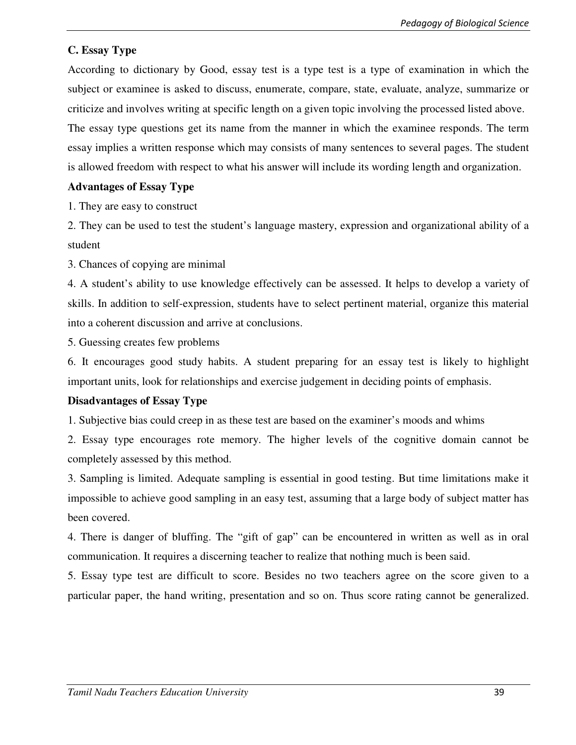**C. Essay Type**

According to dictionary by Good, essay test is a type test is a type of examination in which the subject or examinee is asked to discuss, enumerate, compare, state, evaluate, analyze, summarize or criticize and involves writing at specific length on a given topic involving the processed listed above.

The essay type questions get its name from the manner in which the examinee responds. The term essay implies a written response which may consists of many sentences to several pages. The student is allowed freedom with respect to what his answer will include its wording length and organization.

**Advantages of Essay Type**

1. They are easy to construct
2. They can be used to test the student's language mastery, expression and organizational ability of a student
3. Chances of copying are minimal
4. A student's ability to use knowledge effectively can be assessed. It helps to develop a variety of skills. In addition to self-expression, students have to select pertinent material, organize this material into a coherent discussion and arrive at conclusions.
5. Guessing creates few problems
6. It encourages good study habits. A student preparing for an essay test is likely to highlight important units, look for relationships and exercise judgement in deciding points of emphasis.

**Disadvantages of Essay Type**

1. Subjective bias could creep in as these test are based on the examiner's moods and whims
2. Essay type encourages rote memory. The higher levels of the cognitive domain cannot be completely assessed by this method.
3. Sampling is limited. Adequate sampling is essential in good testing. But time limitations make it impossible to achieve good sampling in an easy test, assuming that a large body of subject matter has been covered.
4. There is danger of bluffing. The "gift of gap" can be encountered in written as well as in oral communication. It requires a discerning teacher to realize that nothing much is been said.
5. Essay type test are difficult to score. Besides no two teachers agree on the score given to a particular paper, the hand writing, presentation and so on. Thus score rating cannot be generalized.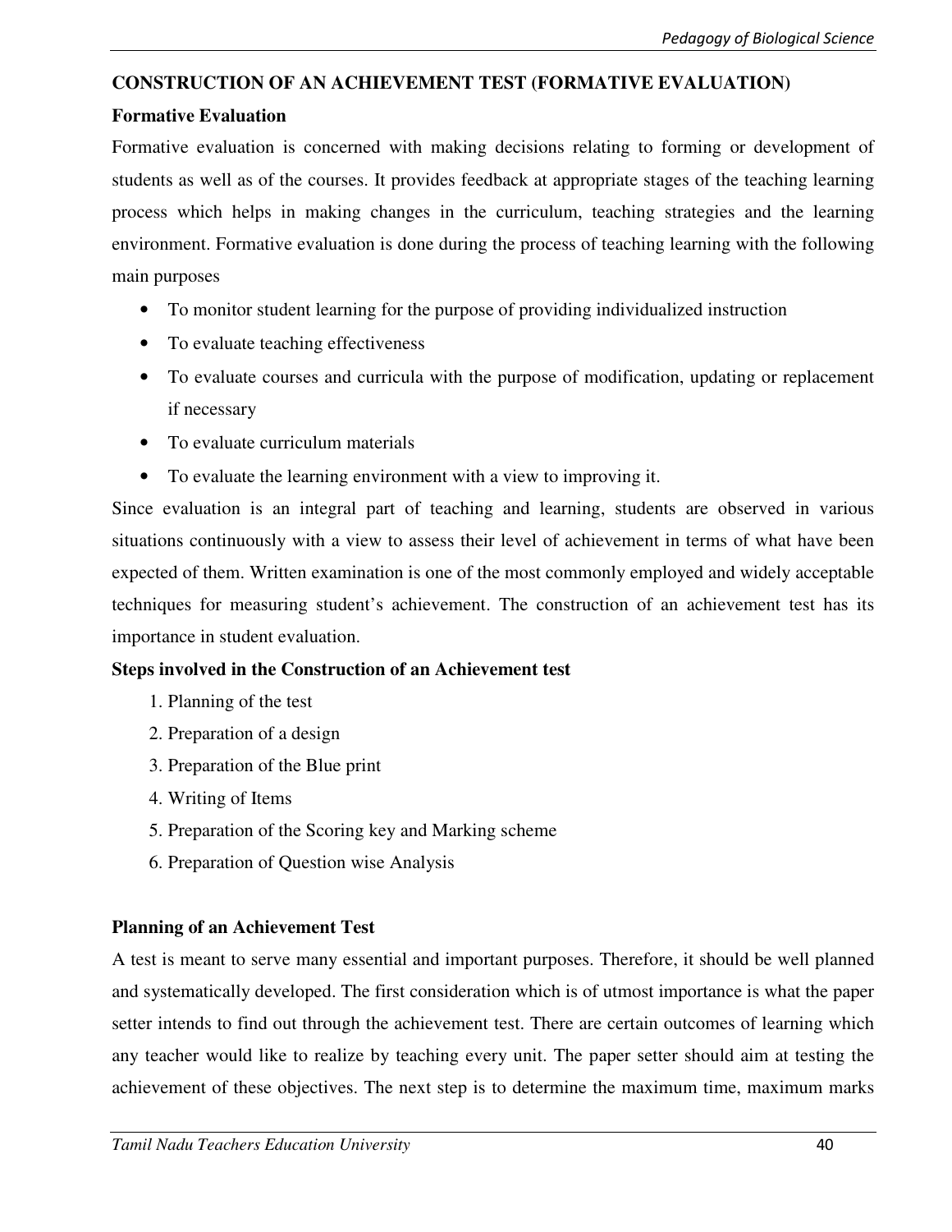## CONSTRUCTION OF AN ACHIEVEMENT TEST (FORMATIVE EVALUATION)

### Formative Evaluation

Formative evaluation is concerned with making decisions relating to forming or development of students as well as of the courses. It provides feedback at appropriate stages of the teaching learning process which helps in making changes in the curriculum, teaching strategies and the learning environment. Formative evaluation is done during the process of teaching learning with the following main purposes

- To monitor student learning for the purpose of providing individualized instruction
- To evaluate teaching effectiveness
- To evaluate courses and curricula with the purpose of modification, updating or replacement if necessary
- To evaluate curriculum materials
- To evaluate the learning environment with a view to improving it.

Since evaluation is an integral part of teaching and learning, students are observed in various situations continuously with a view to assess their level of achievement in terms of what have been expected of them. Written examination is one of the most commonly employed and widely acceptable techniques for measuring student's achievement. The construction of an achievement test has its importance in student evaluation.

### Steps involved in the Construction of an Achievement test

1. Planning of the test
2. Preparation of a design
3. Preparation of the Blue print
4. Writing of Items
5. Preparation of the Scoring key and Marking scheme
6. Preparation of Question wise Analysis

### Planning of an Achievement Test

A test is meant to serve many essential and important purposes. Therefore, it should be well planned and systematically developed. The first consideration which is of utmost importance is what the paper setter intends to find out through the achievement test. There are certain outcomes of learning which any teacher would like to realize by teaching every unit. The paper setter should aim at testing the achievement of these objectives. The next step is to determine the maximum time, maximum marks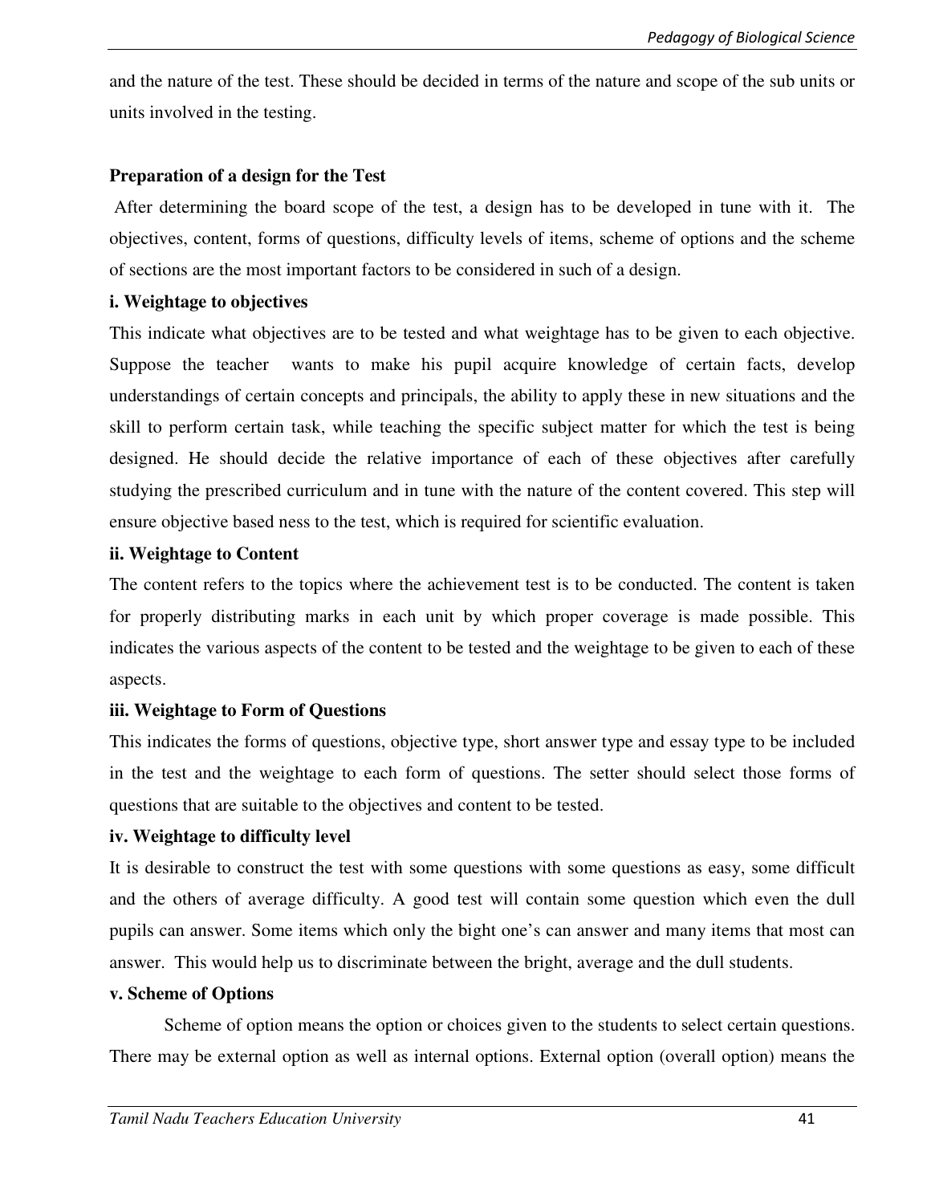and the nature of the test. These should be decided in terms of the nature and scope of the sub units or units involved in the testing.

**Preparation of a design for the Test**

After determining the board scope of the test, a design has to be developed in tune with it. The objectives, content, forms of questions, difficulty levels of items, scheme of options and the scheme of sections are the most important factors to be considered in such of a design.

**i. Weightage to objectives**

This indicate what objectives are to be tested and what weightage has to be given to each objective. Suppose the teacher wants to make his pupil acquire knowledge of certain facts, develop understandings of certain concepts and principals, the ability to apply these in new situations and the skill to perform certain task, while teaching the specific subject matter for which the test is being designed. He should decide the relative importance of each of these objectives after carefully studying the prescribed curriculum and in tune with the nature of the content covered. This step will ensure objective based ness to the test, which is required for scientific evaluation.

**ii. Weightage to Content**

The content refers to the topics where the achievement test is to be conducted. The content is taken for properly distributing marks in each unit by which proper coverage is made possible. This indicates the various aspects of the content to be tested and the weightage to be given to each of these aspects.

**iii. Weightage to Form of Questions**

This indicates the forms of questions, objective type, short answer type and essay type to be included in the test and the weightage to each form of questions. The setter should select those forms of questions that are suitable to the objectives and content to be tested.

**iv. Weightage to difficulty level**

It is desirable to construct the test with some questions with some questions as easy, some difficult and the others of average difficulty. A good test will contain some question which even the dull pupils can answer. Some items which only the bight one's can answer and many items that most can answer. This would help us to discriminate between the bright, average and the dull students.

**v. Scheme of Options**

Scheme of option means the option or choices given to the students to select certain questions. There may be external option as well as internal options. External option (overall option) means the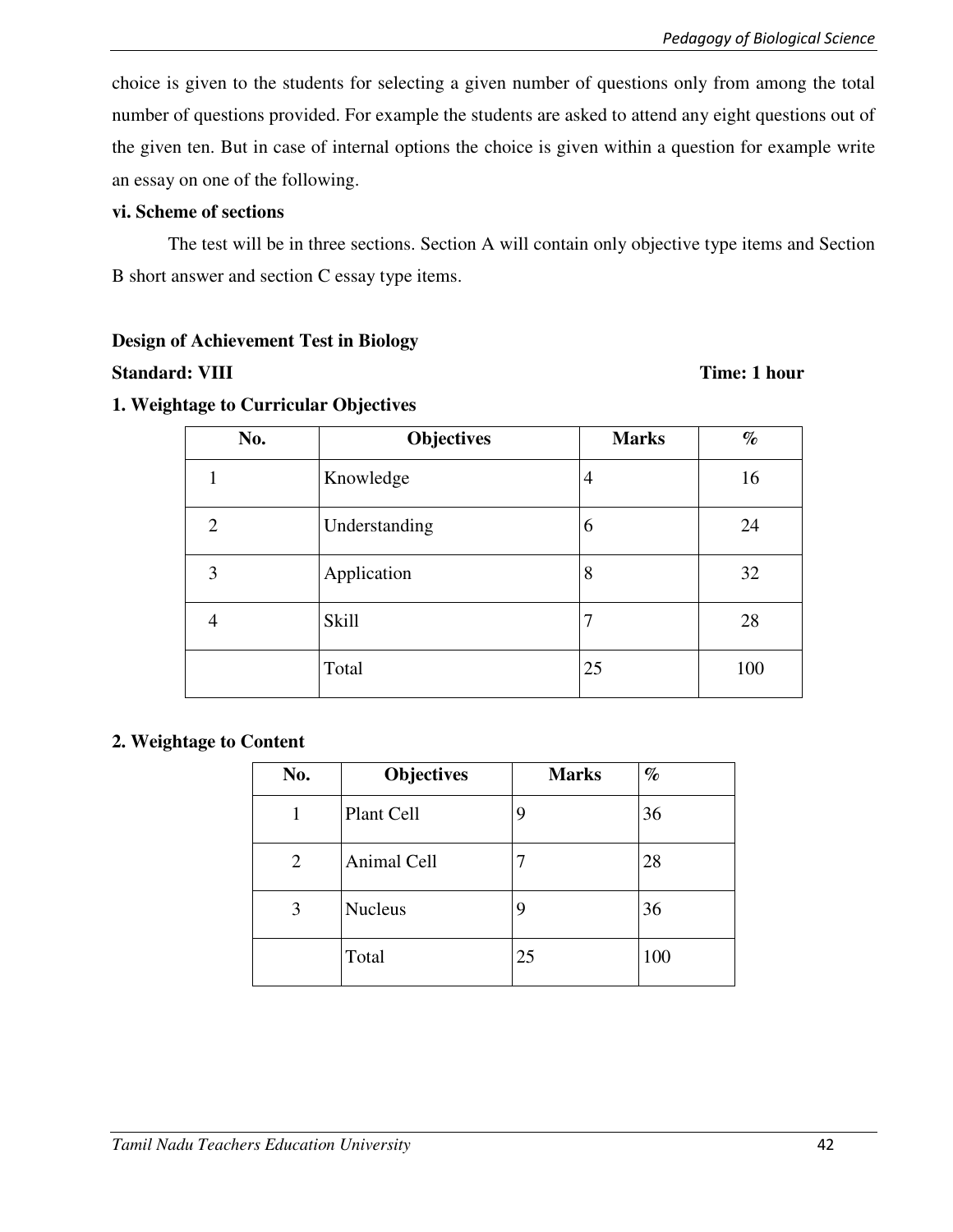choice is given to the students for selecting a given number of questions only from among the total number of questions provided. For example the students are asked to attend any eight questions out of the given ten. But in case of internal options the choice is given within a question for example write an essay on one of the following.

**vi. Scheme of sections**

The test will be in three sections. Section A will contain only objective type items and Section B short answer and section C essay type items.

**Design of Achievement Test in Biology**

**Standard: VIII** **Time: 1 hour**

**1. Weightage to Curricular Objectives**

| No. | Objectives | Marks | % |
|---|---|---|---|
| 1 | Knowledge | 4 | 16 |
| 2 | Understanding | 6 | 24 |
| 3 | Application | 8 | 32 |
| 4 | Skill | 7 | 28 |
| | Total | 25 | 100 |

**2. Weightage to Content**

| No. | Objectives | Marks | % |
|---|---|---|---|
| 1 | Plant Cell | 9 | 36 |
| 2 | Animal Cell | 7 | 28 |
| 3 | Nucleus | 9 | 36 |
| | Total | 25 | 100 |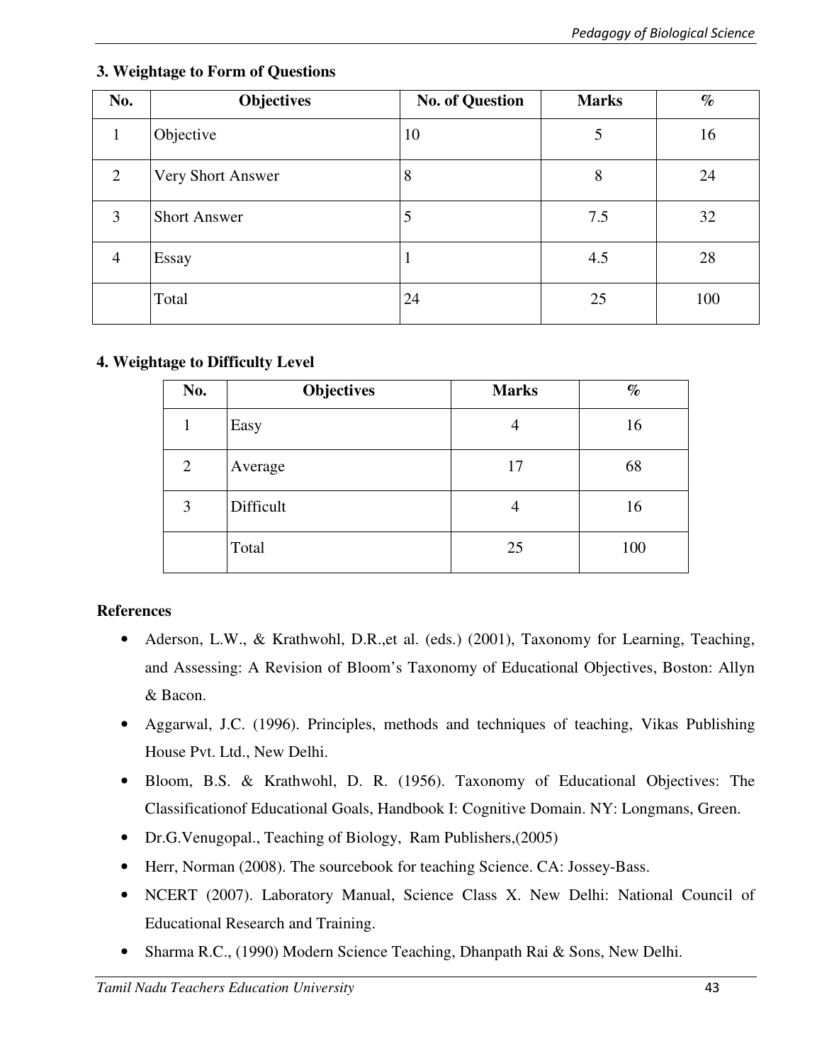### 3. Weightage to Form of Questions

| No. | Objectives | No. of Question | Marks | % |
|---|---|---|---|---|
| 1 | Objective | 10 | 5 | 16 |
| 2 | Very Short Answer | 8 | 8 | 24 |
| 3 | Short Answer | 5 | 7.5 | 32 |
| 4 | Essay | 1 | 4.5 | 28 |
| | Total | 24 | 25 | 100 |

### 4. Weightage to Difficulty Level

| No. | Objectives | Marks | % |
|---|---|---|---|
| 1 | Easy | 4 | 16 |
| 2 | Average | 17 | 68 |
| 3 | Difficult | 4 | 16 |
| | Total | 25 | 100 |

### References

- Aderson, L.W., & Krathwohl, D.R.,et al. (eds.) (2001), Taxonomy for Learning, Teaching, and Assessing: A Revision of Bloom's Taxonomy of Educational Objectives, Boston: Allyn & Bacon.
- Aggarwal, J.C. (1996). Principles, methods and techniques of teaching, Vikas Publishing House Pvt. Ltd., New Delhi.
- Bloom, B.S. & Krathwohl, D. R. (1956). Taxonomy of Educational Objectives: The Classificationof Educational Goals, Handbook I: Cognitive Domain. NY: Longmans, Green.
- Dr.G.Venugopal., Teaching of Biology, Ram Publishers,(2005)
- Herr, Norman (2008). The sourcebook for teaching Science. CA: Jossey-Bass.
- NCERT (2007). Laboratory Manual, Science Class X. New Delhi: National Council of Educational Research and Training.
- Sharma R.C., (1990) Modern Science Teaching, Dhanpath Rai & Sons, New Delhi.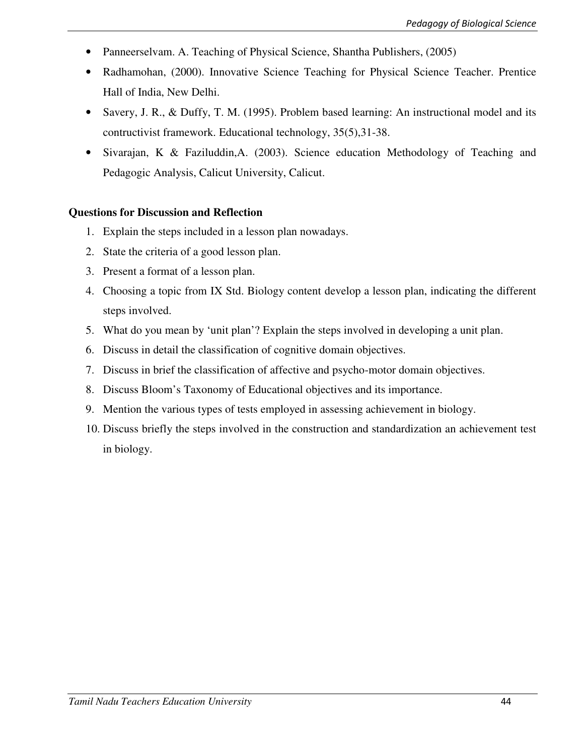- Panneerselvam. A. Teaching of Physical Science, Shantha Publishers, (2005)
- Radhamohan, (2000). Innovative Science Teaching for Physical Science Teacher. Prentice Hall of India, New Delhi.
- Savery, J. R., & Duffy, T. M. (1995). Problem based learning: An instructional model and its contructivist framework. Educational technology, 35(5),31-38.
- Sivarajan, K & Faziluddin,A. (2003). Science education Methodology of Teaching and Pedagogic Analysis, Calicut University, Calicut.

**Questions for Discussion and Reflection**

1. Explain the steps included in a lesson plan nowadays.
2. State the criteria of a good lesson plan.
3. Present a format of a lesson plan.
4. Choosing a topic from IX Std. Biology content develop a lesson plan, indicating the different steps involved.
5. What do you mean by 'unit plan'? Explain the steps involved in developing a unit plan.
6. Discuss in detail the classification of cognitive domain objectives.
7. Discuss in brief the classification of affective and psycho-motor domain objectives.
8. Discuss Bloom's Taxonomy of Educational objectives and its importance.
9. Mention the various types of tests employed in assessing achievement in biology.
10. Discuss briefly the steps involved in the construction and standardization an achievement test in biology.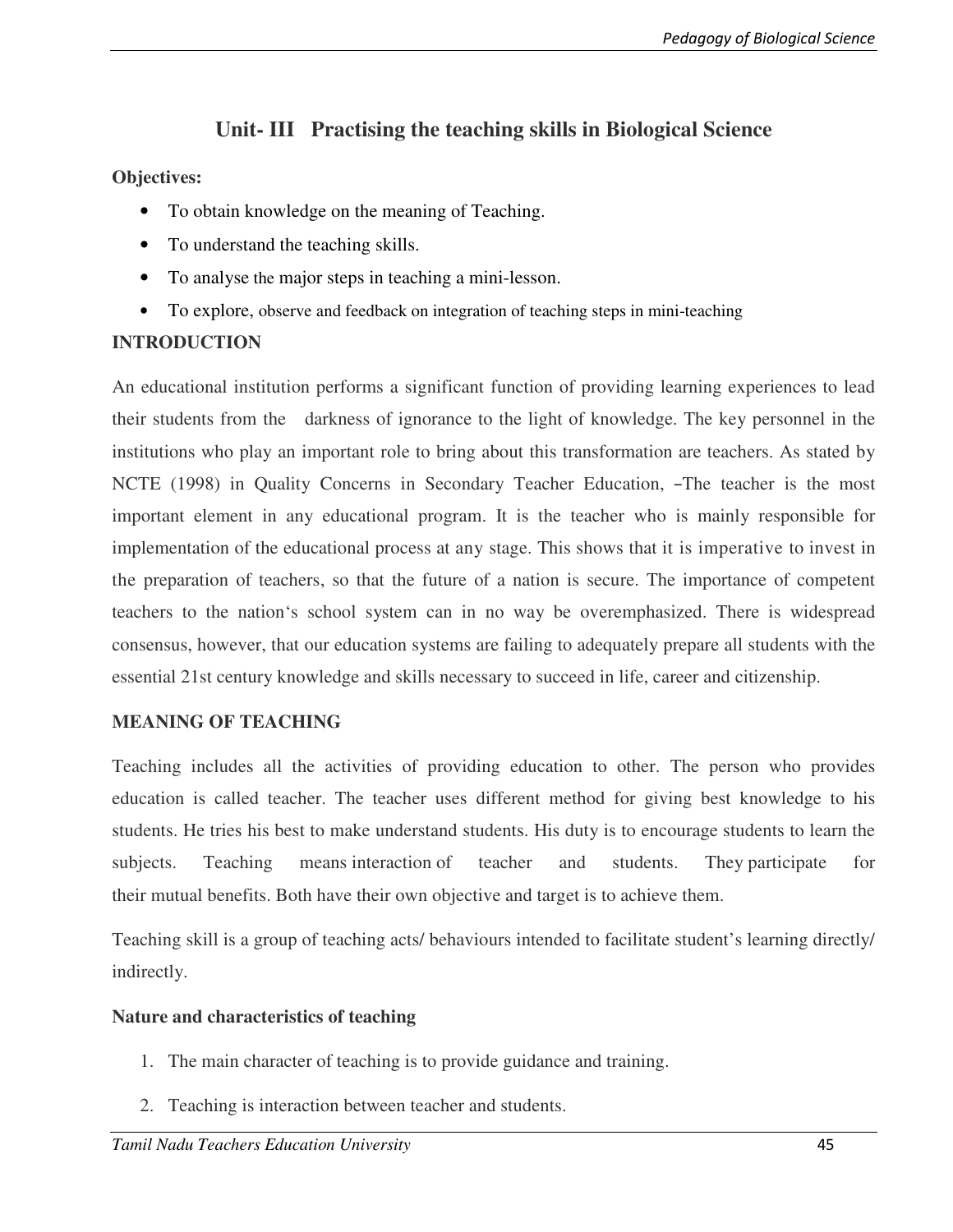# Unit- III Practising the teaching skills in Biological Science

**Objectives:**

- To obtain knowledge on the meaning of Teaching.
- To understand the teaching skills.
- To analyse the major steps in teaching a mini-lesson.
- To explore, observe and feedback on integration of teaching steps in mini-teaching

**INTRODUCTION**

An educational institution performs a significant function of providing learning experiences to lead their students from the darkness of ignorance to the light of knowledge. The key personnel in the institutions who play an important role to bring about this transformation are teachers. As stated by NCTE (1998) in Quality Concerns in Secondary Teacher Education, –The teacher is the most important element in any educational program. It is the teacher who is mainly responsible for implementation of the educational process at any stage. This shows that it is imperative to invest in the preparation of teachers, so that the future of a nation is secure. The importance of competent teachers to the nation‘s school system can in no way be overemphasized. There is widespread consensus, however, that our education systems are failing to adequately prepare all students with the essential 21st century knowledge and skills necessary to succeed in life, career and citizenship.

**MEANING OF TEACHING**

Teaching includes all the activities of providing education to other. The person who provides education is called teacher. The teacher uses different method for giving best knowledge to his students. He tries his best to make understand students. His duty is to encourage students to learn the subjects. Teaching means interaction of teacher and students. They participate for their mutual benefits. Both have their own objective and target is to achieve them.

Teaching skill is a group of teaching acts/ behaviours intended to facilitate student's learning directly/ indirectly.

**Nature and characteristics of teaching**

1. The main character of teaching is to provide guidance and training.
2. Teaching is interaction between teacher and students.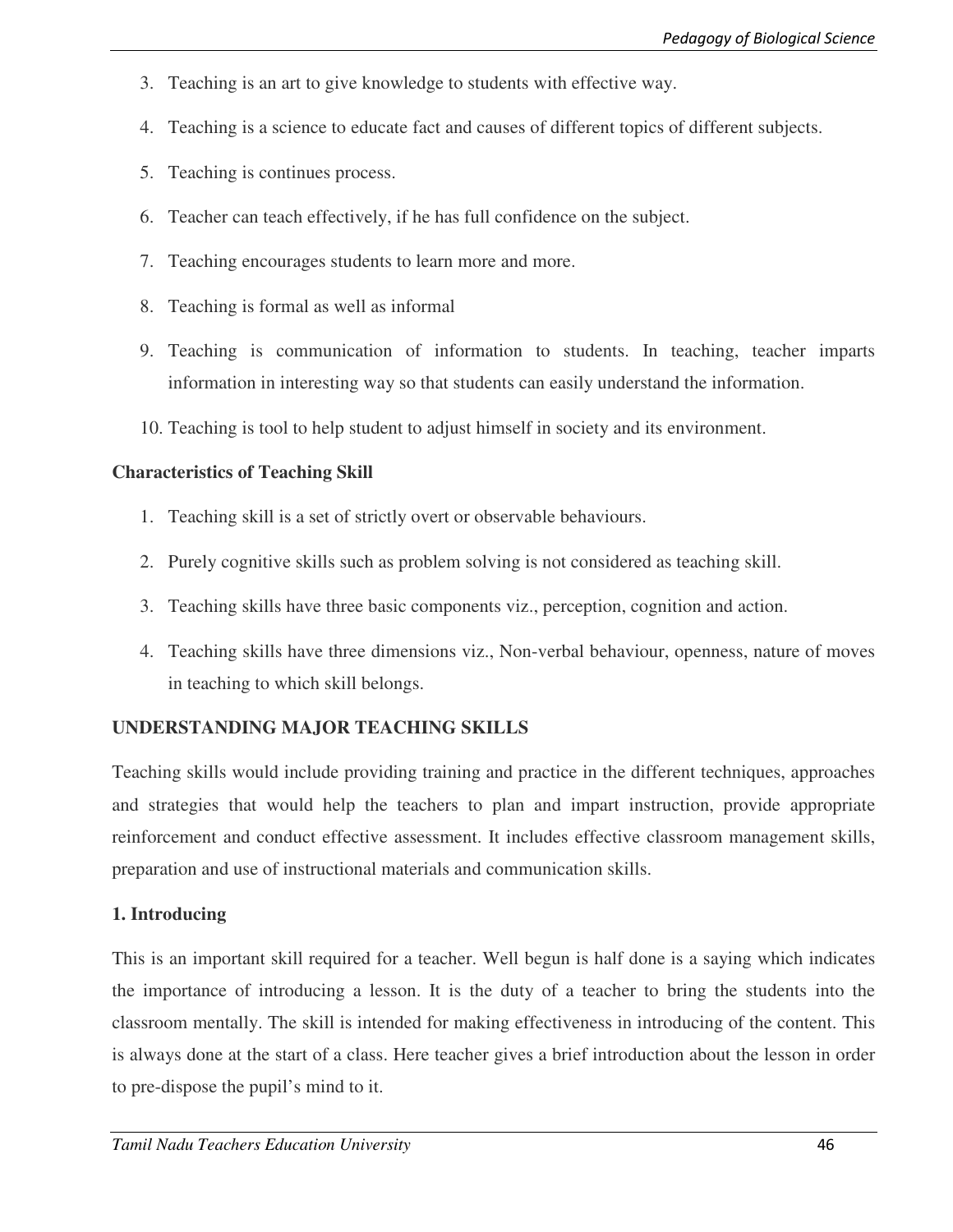3. Teaching is an art to give knowledge to students with effective way.
4. Teaching is a science to educate fact and causes of different topics of different subjects.
5. Teaching is continues process.
6. Teacher can teach effectively, if he has full confidence on the subject.
7. Teaching encourages students to learn more and more.
8. Teaching is formal as well as informal
9. Teaching is communication of information to students. In teaching, teacher imparts information in interesting way so that students can easily understand the information.
10. Teaching is tool to help student to adjust himself in society and its environment.

**Characteristics of Teaching Skill**

1. Teaching skill is a set of strictly overt or observable behaviours.
2. Purely cognitive skills such as problem solving is not considered as teaching skill.
3. Teaching skills have three basic components viz., perception, cognition and action.
4. Teaching skills have three dimensions viz., Non-verbal behaviour, openness, nature of moves in teaching to which skill belongs.

**UNDERSTANDING MAJOR TEACHING SKILLS**

Teaching skills would include providing training and practice in the different techniques, approaches and strategies that would help the teachers to plan and impart instruction, provide appropriate reinforcement and conduct effective assessment. It includes effective classroom management skills, preparation and use of instructional materials and communication skills.

**1. Introducing**

This is an important skill required for a teacher. Well begun is half done is a saying which indicates the importance of introducing a lesson. It is the duty of a teacher to bring the students into the classroom mentally. The skill is intended for making effectiveness in introducing of the content. This is always done at the start of a class. Here teacher gives a brief introduction about the lesson in order to pre-dispose the pupil's mind to it.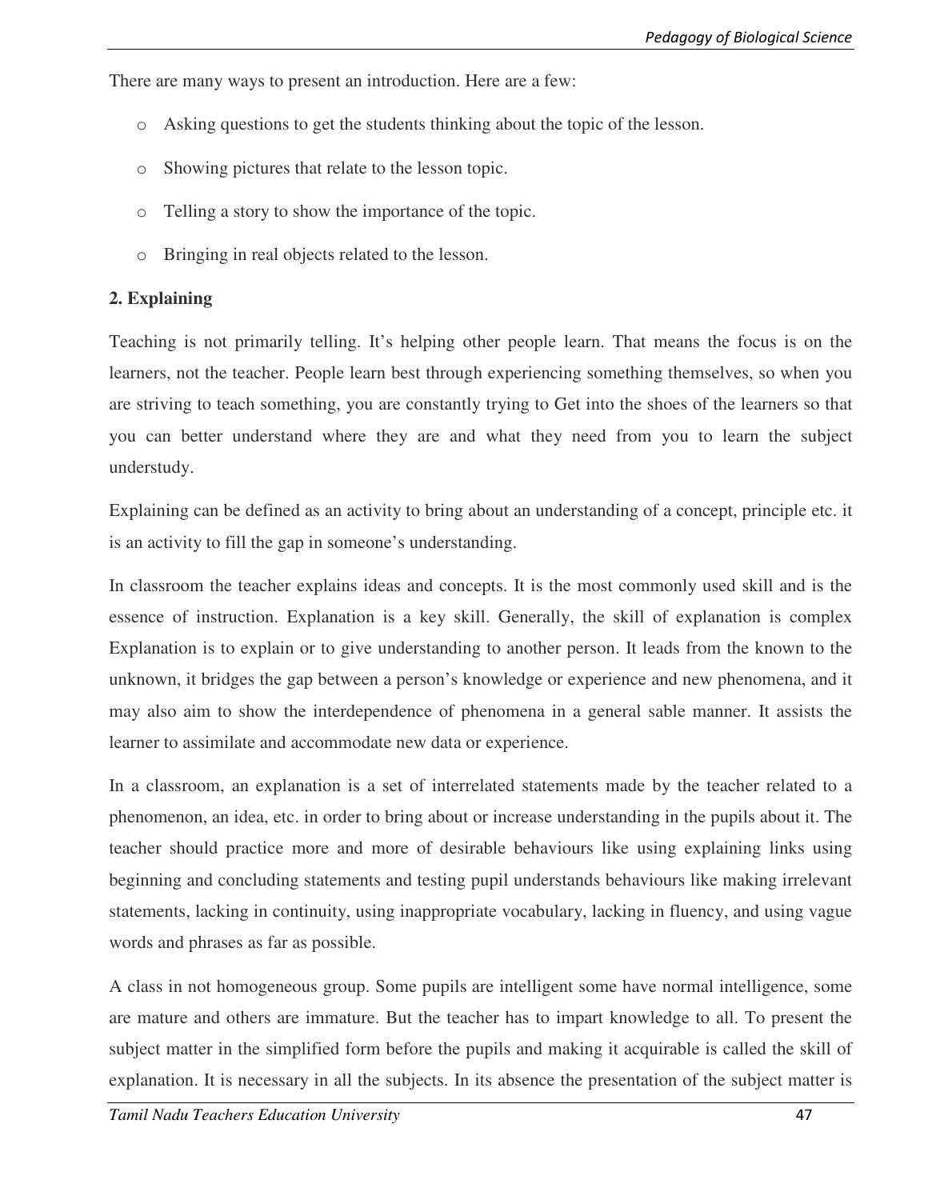There are many ways to present an introduction. Here are a few:

- Asking questions to get the students thinking about the topic of the lesson.
- Showing pictures that relate to the lesson topic.
- Telling a story to show the importance of the topic.
- Bringing in real objects related to the lesson.

**2. Explaining**

Teaching is not primarily telling. It's helping other people learn. That means the focus is on the learners, not the teacher. People learn best through experiencing something themselves, so when you are striving to teach something, you are constantly trying to Get into the shoes of the learners so that you can better understand where they are and what they need from you to learn the subject understudy.

Explaining can be defined as an activity to bring about an understanding of a concept, principle etc. it is an activity to fill the gap in someone's understanding.

In classroom the teacher explains ideas and concepts. It is the most commonly used skill and is the essence of instruction. Explanation is a key skill. Generally, the skill of explanation is complex Explanation is to explain or to give understanding to another person. It leads from the known to the unknown, it bridges the gap between a person's knowledge or experience and new phenomena, and it may also aim to show the interdependence of phenomena in a general sable manner. It assists the learner to assimilate and accommodate new data or experience.

In a classroom, an explanation is a set of interrelated statements made by the teacher related to a phenomenon, an idea, etc. in order to bring about or increase understanding in the pupils about it. The teacher should practice more and more of desirable behaviours like using explaining links using beginning and concluding statements and testing pupil understands behaviours like making irrelevant statements, lacking in continuity, using inappropriate vocabulary, lacking in fluency, and using vague words and phrases as far as possible.

A class in not homogeneous group. Some pupils are intelligent some have normal intelligence, some are mature and others are immature. But the teacher has to impart knowledge to all. To present the subject matter in the simplified form before the pupils and making it acquirable is called the skill of explanation. It is necessary in all the subjects. In its absence the presentation of the subject matter is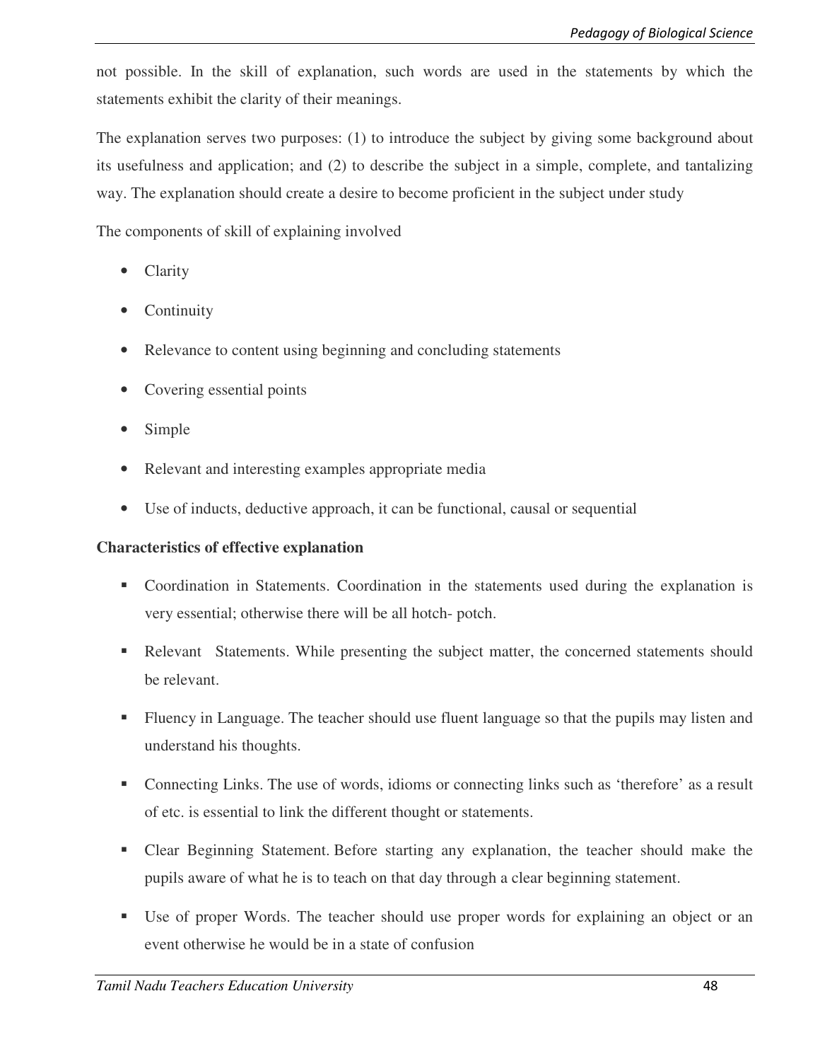not possible. In the skill of explanation, such words are used in the statements by which the statements exhibit the clarity of their meanings.

The explanation serves two purposes: (1) to introduce the subject by giving some background about its usefulness and application; and (2) to describe the subject in a simple, complete, and tantalizing way. The explanation should create a desire to become proficient in the subject under study

The components of skill of explaining involved

- Clarity
- Continuity
- Relevance to content using beginning and concluding statements
- Covering essential points
- Simple
- Relevant and interesting examples appropriate media
- Use of inducts, deductive approach, it can be functional, causal or sequential

**Characteristics of effective explanation**

- Coordination in Statements. Coordination in the statements used during the explanation is very essential; otherwise there will be all hotch- potch.
- Relevant Statements. While presenting the subject matter, the concerned statements should be relevant.
- Fluency in Language. The teacher should use fluent language so that the pupils may listen and understand his thoughts.
- Connecting Links. The use of words, idioms or connecting links such as 'therefore' as a result of etc. is essential to link the different thought or statements.
- Clear Beginning Statement. Before starting any explanation, the teacher should make the pupils aware of what he is to teach on that day through a clear beginning statement.
- Use of proper Words. The teacher should use proper words for explaining an object or an event otherwise he would be in a state of confusion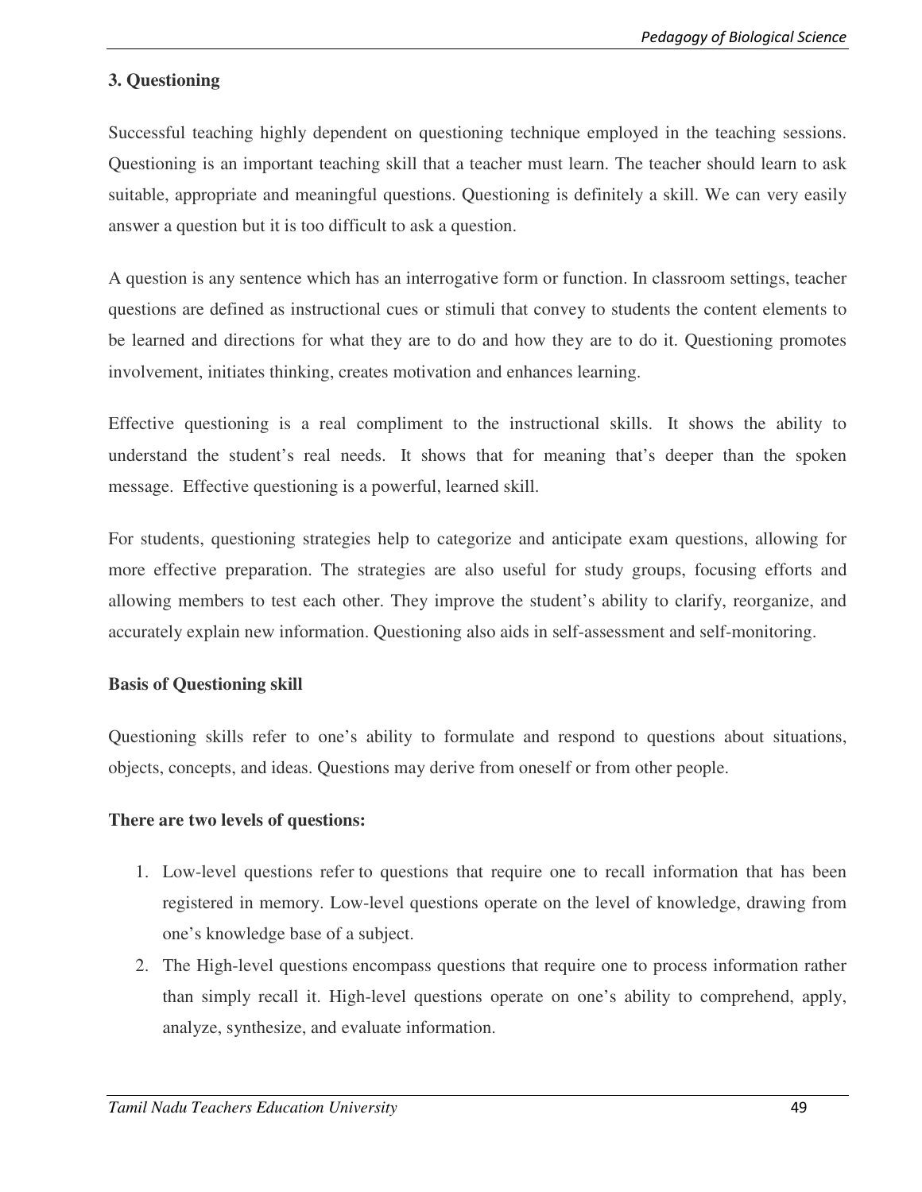## 3. Questioning

Successful teaching highly dependent on questioning technique employed in the teaching sessions. Questioning is an important teaching skill that a teacher must learn. The teacher should learn to ask suitable, appropriate and meaningful questions. Questioning is definitely a skill. We can very easily answer a question but it is too difficult to ask a question.

A question is any sentence which has an interrogative form or function. In classroom settings, teacher questions are defined as instructional cues or stimuli that convey to students the content elements to be learned and directions for what they are to do and how they are to do it. Questioning promotes involvement, initiates thinking, creates motivation and enhances learning.

Effective questioning is a real compliment to the instructional skills. It shows the ability to understand the student's real needs. It shows that for meaning that's deeper than the spoken message. Effective questioning is a powerful, learned skill.

For students, questioning strategies help to categorize and anticipate exam questions, allowing for more effective preparation. The strategies are also useful for study groups, focusing efforts and allowing members to test each other. They improve the student's ability to clarify, reorganize, and accurately explain new information. Questioning also aids in self-assessment and self-monitoring.

### Basis of Questioning skill

Questioning skills refer to one's ability to formulate and respond to questions about situations, objects, concepts, and ideas. Questions may derive from oneself or from other people.

**There are two levels of questions:**

1. Low-level questions refer to questions that require one to recall information that has been registered in memory. Low-level questions operate on the level of knowledge, drawing from one's knowledge base of a subject.
2. The High-level questions encompass questions that require one to process information rather than simply recall it. High-level questions operate on one's ability to comprehend, apply, analyze, synthesize, and evaluate information.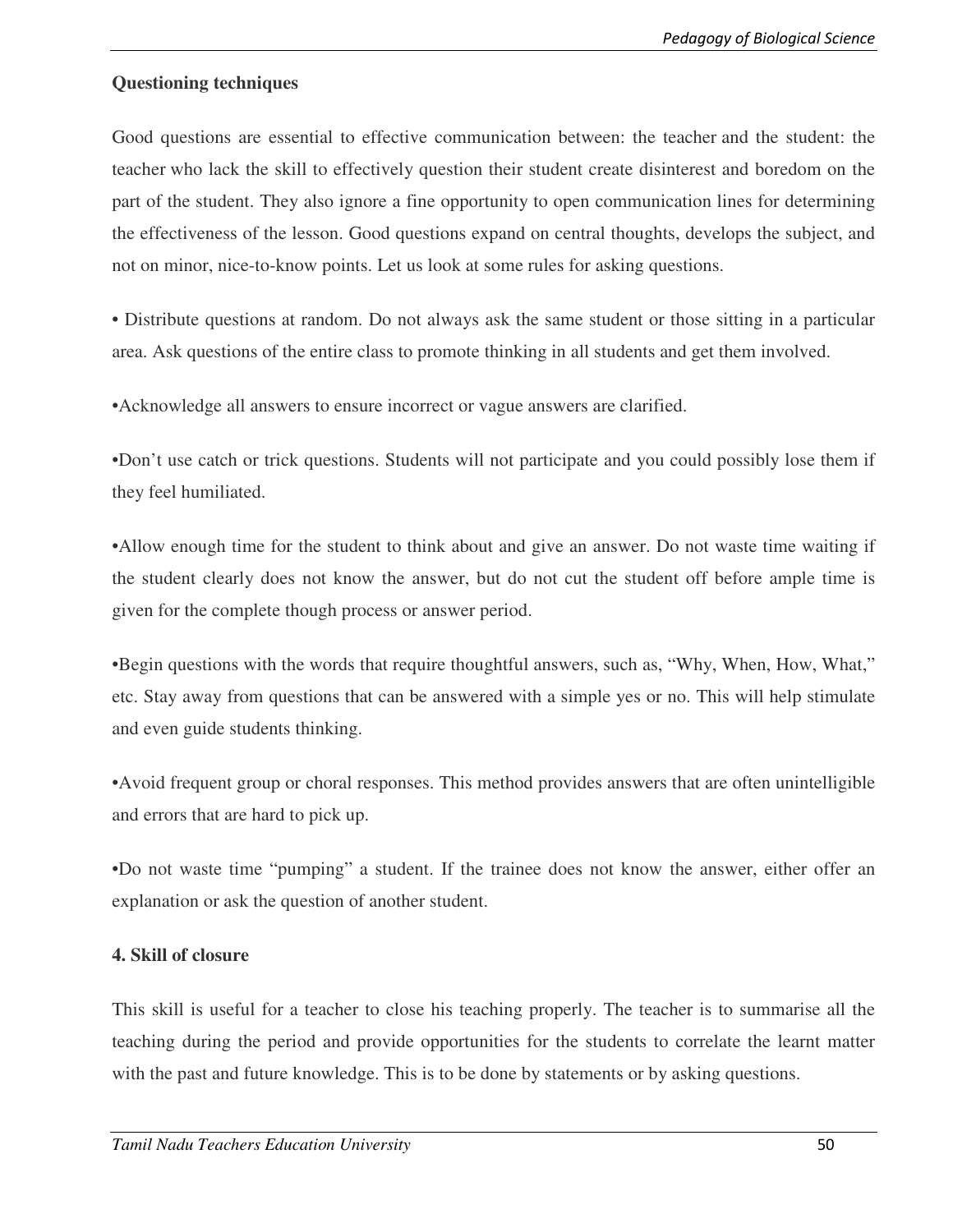**Questioning techniques**

Good questions are essential to effective communication between: the teacher and the student: the teacher who lack the skill to effectively question their student create disinterest and boredom on the part of the student. They also ignore a fine opportunity to open communication lines for determining the effectiveness of the lesson. Good questions expand on central thoughts, develops the subject, and not on minor, nice-to-know points. Let us look at some rules for asking questions.

• Distribute questions at random. Do not always ask the same student or those sitting in a particular area. Ask questions of the entire class to promote thinking in all students and get them involved.

•Acknowledge all answers to ensure incorrect or vague answers are clarified.

•Don't use catch or trick questions. Students will not participate and you could possibly lose them if they feel humiliated.

•Allow enough time for the student to think about and give an answer. Do not waste time waiting if the student clearly does not know the answer, but do not cut the student off before ample time is given for the complete though process or answer period.

•Begin questions with the words that require thoughtful answers, such as, "Why, When, How, What," etc. Stay away from questions that can be answered with a simple yes or no. This will help stimulate and even guide students thinking.

•Avoid frequent group or choral responses. This method provides answers that are often unintelligible and errors that are hard to pick up.

•Do not waste time "pumping" a student. If the trainee does not know the answer, either offer an explanation or ask the question of another student.

**4. Skill of closure**

This skill is useful for a teacher to close his teaching properly. The teacher is to summarise all the teaching during the period and provide opportunities for the students to correlate the learnt matter with the past and future knowledge. This is to be done by statements or by asking questions.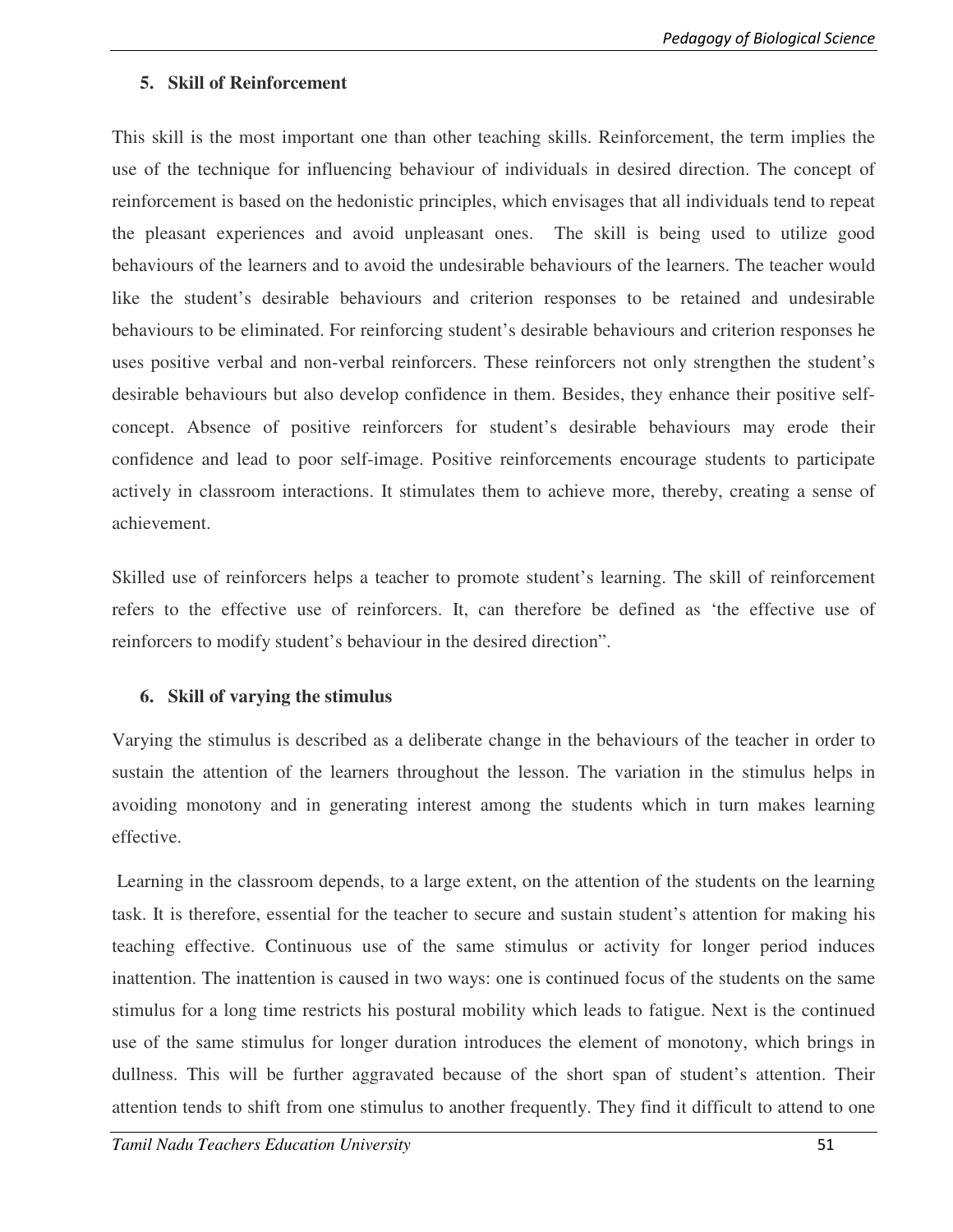### 5. Skill of Reinforcement

This skill is the most important one than other teaching skills. Reinforcement, the term implies the use of the technique for influencing behaviour of individuals in desired direction. The concept of reinforcement is based on the hedonistic principles, which envisages that all individuals tend to repeat the pleasant experiences and avoid unpleasant ones. The skill is being used to utilize good behaviours of the learners and to avoid the undesirable behaviours of the learners. The teacher would like the student's desirable behaviours and criterion responses to be retained and undesirable behaviours to be eliminated. For reinforcing student's desirable behaviours and criterion responses he uses positive verbal and non-verbal reinforcers. These reinforcers not only strengthen the student's desirable behaviours but also develop confidence in them. Besides, they enhance their positive self-concept. Absence of positive reinforcers for student's desirable behaviours may erode their confidence and lead to poor self-image. Positive reinforcements encourage students to participate actively in classroom interactions. It stimulates them to achieve more, thereby, creating a sense of achievement.

Skilled use of reinforcers helps a teacher to promote student's learning. The skill of reinforcement refers to the effective use of reinforcers. It, can therefore be defined as 'the effective use of reinforcers to modify student's behaviour in the desired direction".

### 6. Skill of varying the stimulus

Varying the stimulus is described as a deliberate change in the behaviours of the teacher in order to sustain the attention of the learners throughout the lesson. The variation in the stimulus helps in avoiding monotony and in generating interest among the students which in turn makes learning effective.

Learning in the classroom depends, to a large extent, on the attention of the students on the learning task. It is therefore, essential for the teacher to secure and sustain student's attention for making his teaching effective. Continuous use of the same stimulus or activity for longer period induces inattention. The inattention is caused in two ways: one is continued focus of the students on the same stimulus for a long time restricts his postural mobility which leads to fatigue. Next is the continued use of the same stimulus for longer duration introduces the element of monotony, which brings in dullness. This will be further aggravated because of the short span of student's attention. Their attention tends to shift from one stimulus to another frequently. They find it difficult to attend to one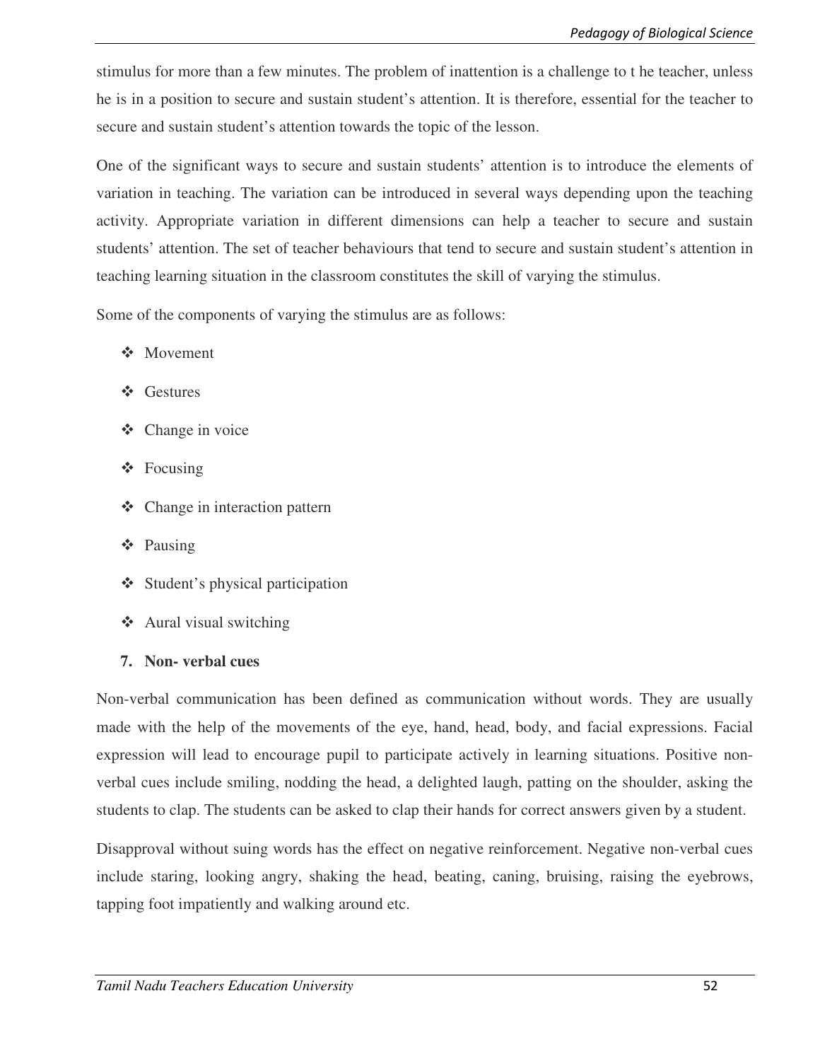stimulus for more than a few minutes. The problem of inattention is a challenge to t he teacher, unless he is in a position to secure and sustain student's attention. It is therefore, essential for the teacher to secure and sustain student's attention towards the topic of the lesson.

One of the significant ways to secure and sustain students' attention is to introduce the elements of variation in teaching. The variation can be introduced in several ways depending upon the teaching activity. Appropriate variation in different dimensions can help a teacher to secure and sustain students' attention. The set of teacher behaviours that tend to secure and sustain student's attention in teaching learning situation in the classroom constitutes the skill of varying the stimulus.

Some of the components of varying the stimulus are as follows:

- Movement
- Gestures
- Change in voice
- Focusing
- Change in interaction pattern
- Pausing
- Student's physical participation
- Aural visual switching

**7. Non- verbal cues**

Non-verbal communication has been defined as communication without words. They are usually made with the help of the movements of the eye, hand, head, body, and facial expressions. Facial expression will lead to encourage pupil to participate actively in learning situations. Positive non-verbal cues include smiling, nodding the head, a delighted laugh, patting on the shoulder, asking the students to clap. The students can be asked to clap their hands for correct answers given by a student.

Disapproval without suing words has the effect on negative reinforcement. Negative non-verbal cues include staring, looking angry, shaking the head, beating, caning, bruising, raising the eyebrows, tapping foot impatiently and walking around etc.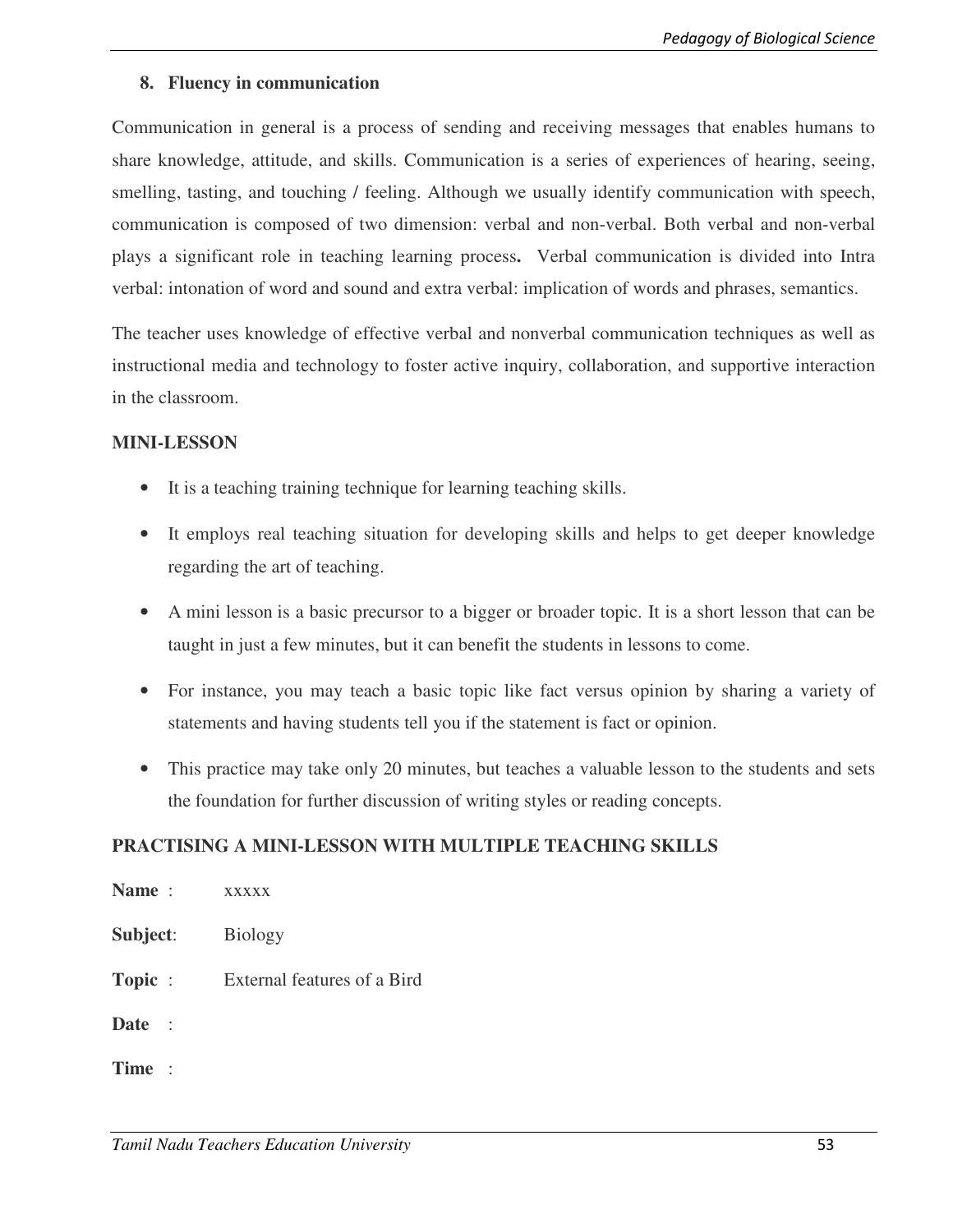### 8. Fluency in communication

Communication in general is a process of sending and receiving messages that enables humans to share knowledge, attitude, and skills. Communication is a series of experiences of hearing, seeing, smelling, tasting, and touching / feeling. Although we usually identify communication with speech, communication is composed of two dimension: verbal and non-verbal. Both verbal and non-verbal plays a significant role in teaching learning process**.** Verbal communication is divided into Intra verbal: intonation of word and sound and extra verbal: implication of words and phrases, semantics.

The teacher uses knowledge of effective verbal and nonverbal communication techniques as well as instructional media and technology to foster active inquiry, collaboration, and supportive interaction in the classroom.

**MINI-LESSON**

- It is a teaching training technique for learning teaching skills.
- It employs real teaching situation for developing skills and helps to get deeper knowledge regarding the art of teaching.
- A mini lesson is a basic precursor to a bigger or broader topic. It is a short lesson that can be taught in just a few minutes, but it can benefit the students in lessons to come.
- For instance, you may teach a basic topic like fact versus opinion by sharing a variety of statements and having students tell you if the statement is fact or opinion.
- This practice may take only 20 minutes, but teaches a valuable lesson to the students and sets the foundation for further discussion of writing styles or reading concepts.

**PRACTISING A MINI-LESSON WITH MULTIPLE TEACHING SKILLS**

**Name** : xxxxx

**Subject**: Biology

**Topic** : External features of a Bird

**Date** :

**Time** :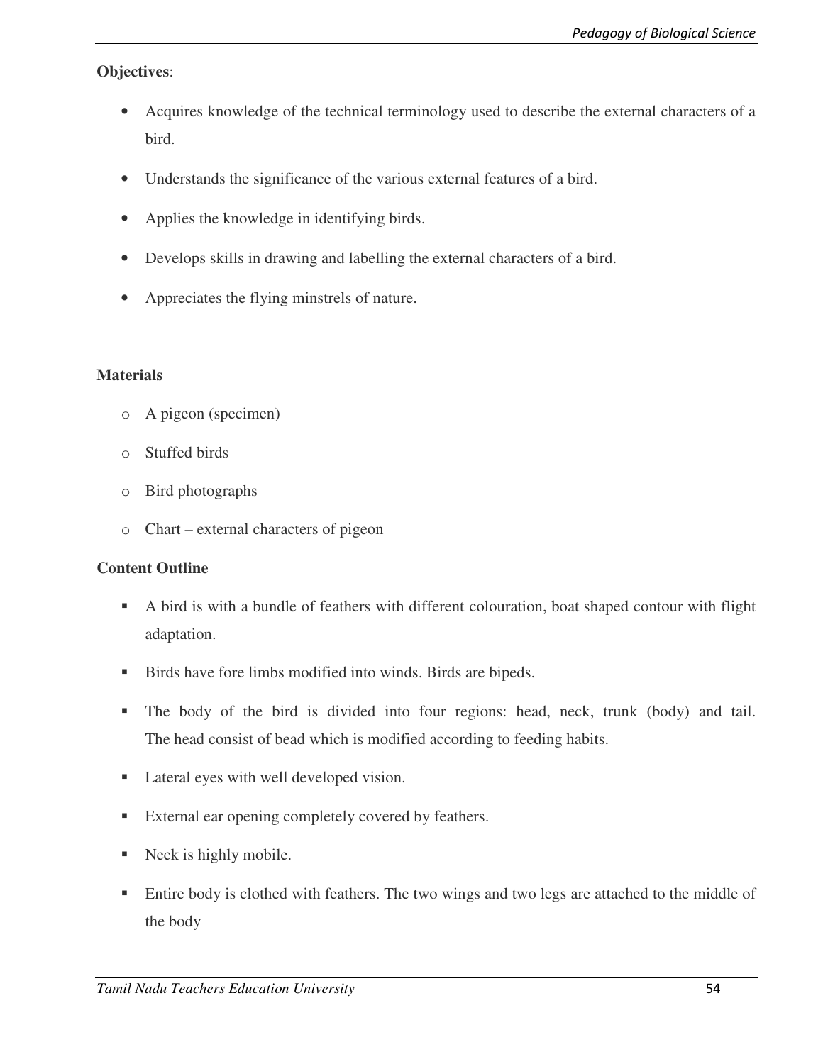**Objectives**:

- Acquires knowledge of the technical terminology used to describe the external characters of a bird.
- Understands the significance of the various external features of a bird.
- Applies the knowledge in identifying birds.
- Develops skills in drawing and labelling the external characters of a bird.
- Appreciates the flying minstrels of nature.

**Materials**

- A pigeon (specimen)
- Stuffed birds
- Bird photographs
- Chart – external characters of pigeon

**Content Outline**

- A bird is with a bundle of feathers with different colouration, boat shaped contour with flight adaptation.
- Birds have fore limbs modified into winds. Birds are bipeds.
- The body of the bird is divided into four regions: head, neck, trunk (body) and tail. The head consist of bead which is modified according to feeding habits.
- Lateral eyes with well developed vision.
- External ear opening completely covered by feathers.
- Neck is highly mobile.
- Entire body is clothed with feathers. The two wings and two legs are attached to the middle of the body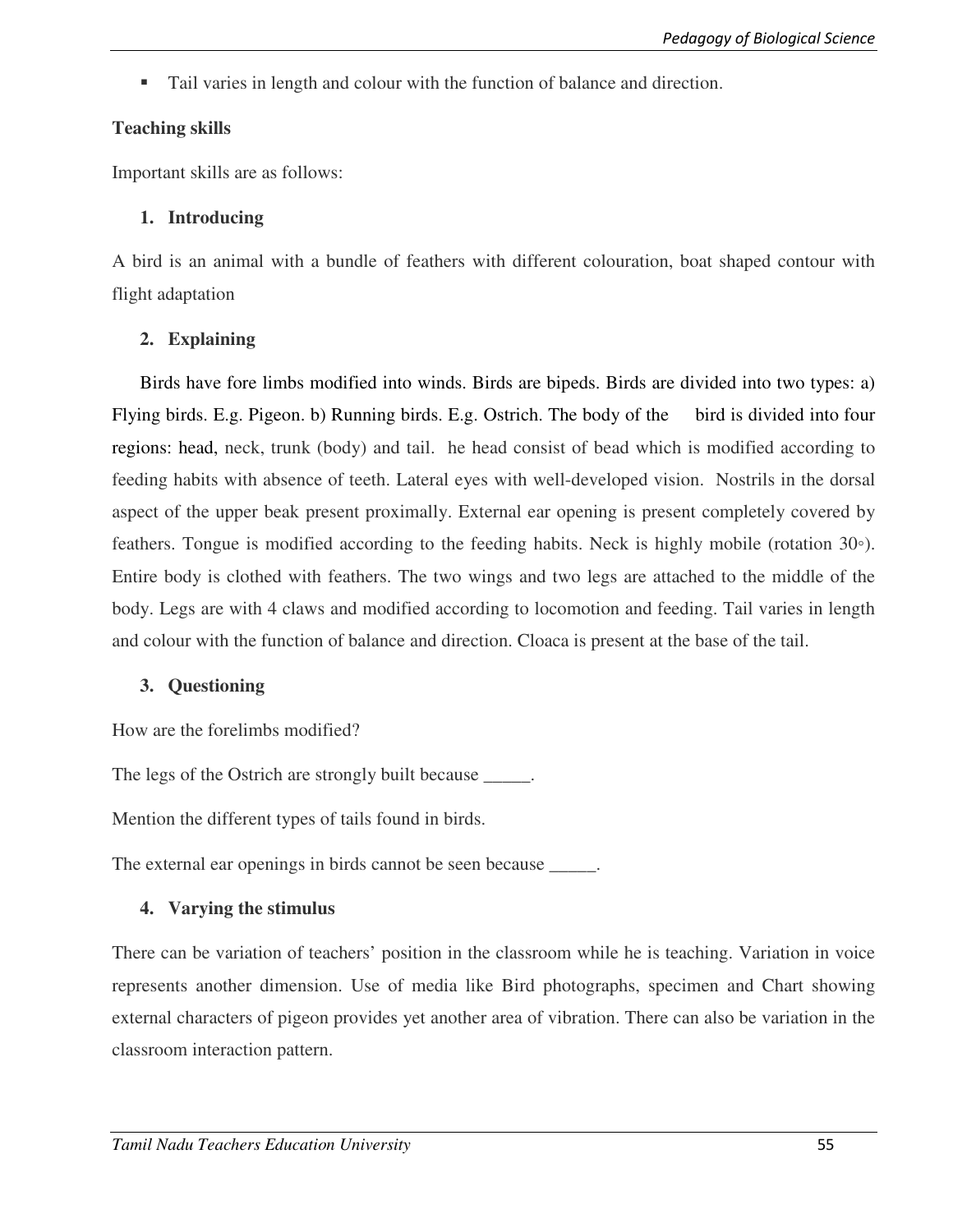- Tail varies in length and colour with the function of balance and direction.

**Teaching skills**

Important skills are as follows:

1. **Introducing**

A bird is an animal with a bundle of feathers with different colouration, boat shaped contour with flight adaptation

2. **Explaining**

Birds have fore limbs modified into winds. Birds are bipeds. Birds are divided into two types: a) Flying birds. E.g. Pigeon. b) Running birds. E.g. Ostrich. The body of the bird is divided into four regions: head, neck, trunk (body) and tail. he head consist of bead which is modified according to feeding habits with absence of teeth. Lateral eyes with well-developed vision. Nostrils in the dorsal aspect of the upper beak present proximally. External ear opening is present completely covered by feathers. Tongue is modified according to the feeding habits. Neck is highly mobile (rotation 30◦). Entire body is clothed with feathers. The two wings and two legs are attached to the middle of the body. Legs are with 4 claws and modified according to locomotion and feeding. Tail varies in length and colour with the function of balance and direction. Cloaca is present at the base of the tail.

3. **Questioning**

How are the forelimbs modified?

The legs of the Ostrich are strongly built because _____.

Mention the different types of tails found in birds.

The external ear openings in birds cannot be seen because _____.

4. **Varying the stimulus**

There can be variation of teachers' position in the classroom while he is teaching. Variation in voice represents another dimension. Use of media like Bird photographs, specimen and Chart showing external characters of pigeon provides yet another area of vibration. There can also be variation in the classroom interaction pattern.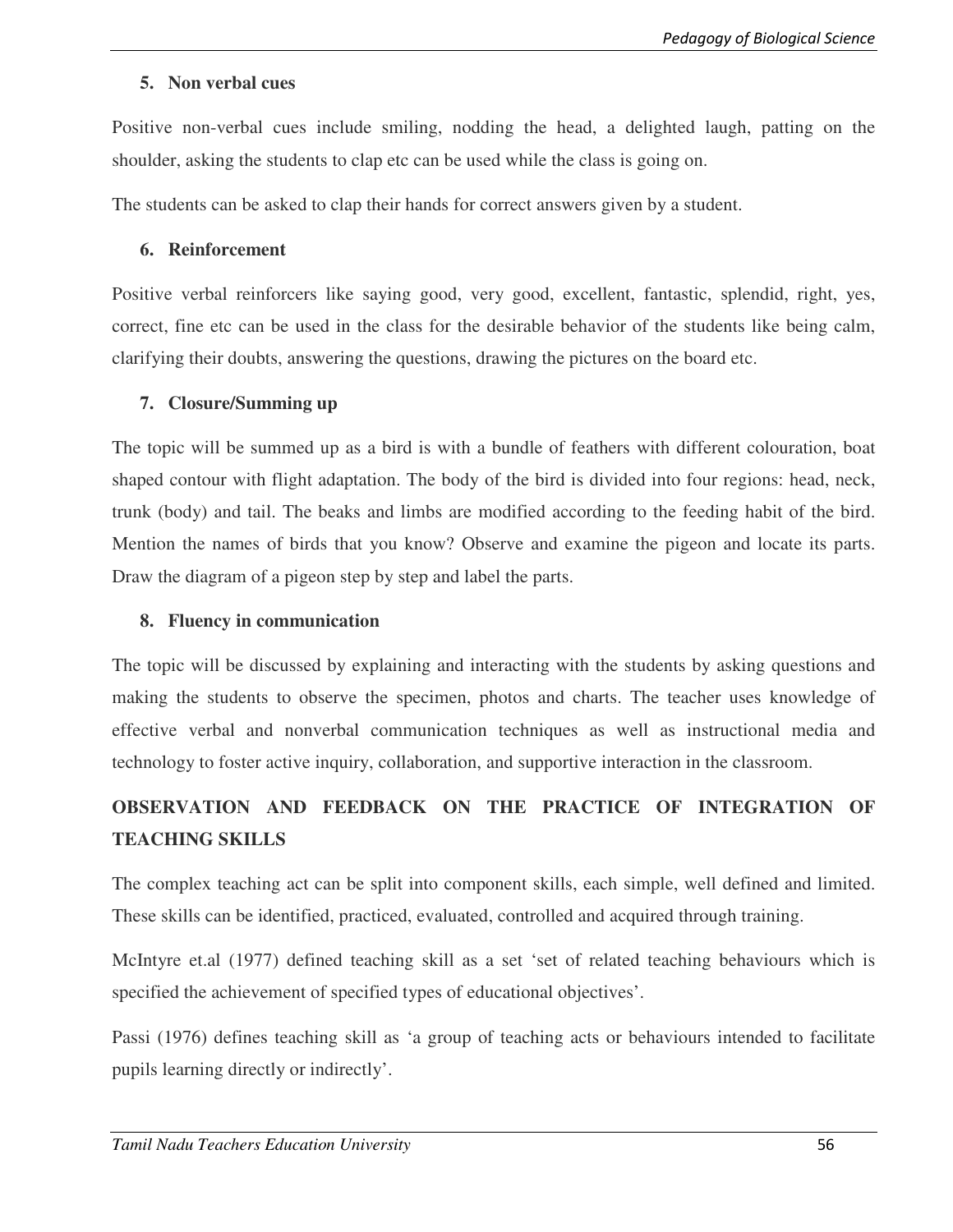5. **Non verbal cues**

Positive non-verbal cues include smiling, nodding the head, a delighted laugh, patting on the shoulder, asking the students to clap etc can be used while the class is going on.

The students can be asked to clap their hands for correct answers given by a student.

6. **Reinforcement**

Positive verbal reinforcers like saying good, very good, excellent, fantastic, splendid, right, yes, correct, fine etc can be used in the class for the desirable behavior of the students like being calm, clarifying their doubts, answering the questions, drawing the pictures on the board etc.

7. **Closure/Summing up**

The topic will be summed up as a bird is with a bundle of feathers with different colouration, boat shaped contour with flight adaptation. The body of the bird is divided into four regions: head, neck, trunk (body) and tail. The beaks and limbs are modified according to the feeding habit of the bird. Mention the names of birds that you know? Observe and examine the pigeon and locate its parts. Draw the diagram of a pigeon step by step and label the parts.

8. **Fluency in communication**

The topic will be discussed by explaining and interacting with the students by asking questions and making the students to observe the specimen, photos and charts. The teacher uses knowledge of effective verbal and nonverbal communication techniques as well as instructional media and technology to foster active inquiry, collaboration, and supportive interaction in the classroom.

## OBSERVATION AND FEEDBACK ON THE PRACTICE OF INTEGRATION OF TEACHING SKILLS

The complex teaching act can be split into component skills, each simple, well defined and limited. These skills can be identified, practiced, evaluated, controlled and acquired through training.

McIntyre et.al (1977) defined teaching skill as a set 'set of related teaching behaviours which is specified the achievement of specified types of educational objectives'.

Passi (1976) defines teaching skill as 'a group of teaching acts or behaviours intended to facilitate pupils learning directly or indirectly'.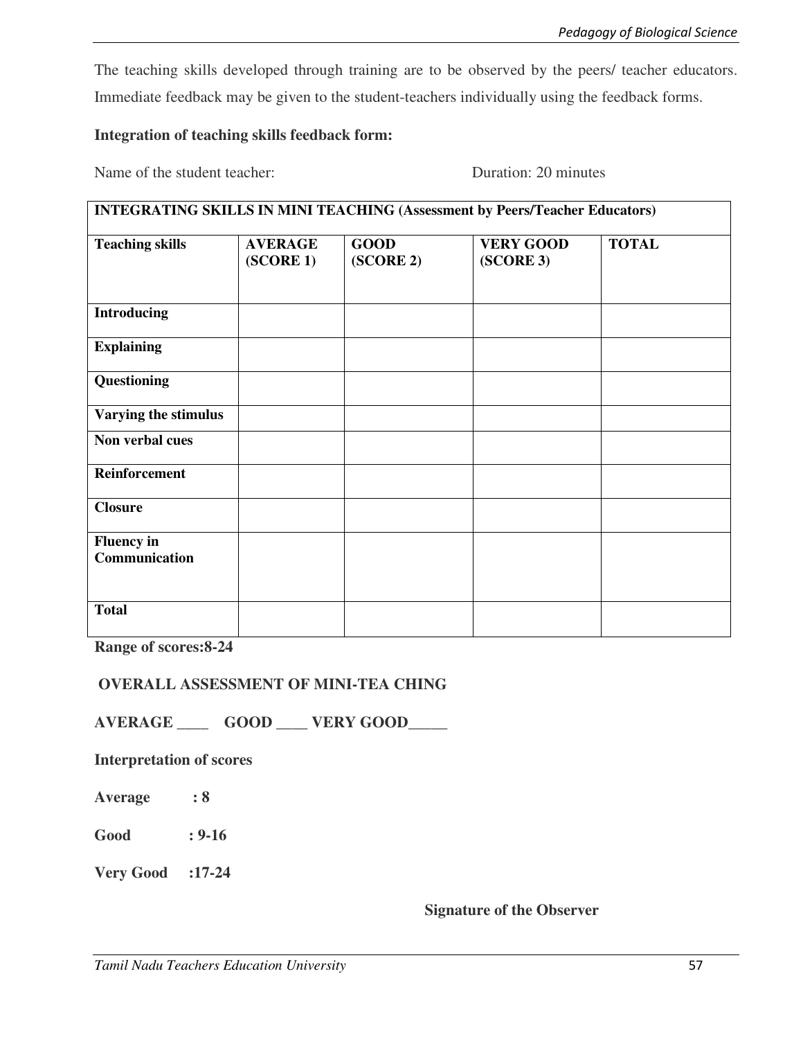The teaching skills developed through training are to be observed by the peers/ teacher educators. Immediate feedback may be given to the student-teachers individually using the feedback forms.

**Integration of teaching skills feedback form:**

Name of the student teacher: Duration: 20 minutes

| **INTEGRATING SKILLS IN MINI TEACHING (Assessment by Peers/Teacher Educators)** | | | | |
|---|---|---|---|---|
| **Teaching skills** | **AVERAGE (SCORE 1)** | **GOOD (SCORE 2)** | **VERY GOOD (SCORE 3)** | **TOTAL** |
| **Introducing** | | | | |
| **Explaining** | | | | |
| **Questioning** | | | | |
| **Varying the stimulus** | | | | |
| **Non verbal cues** | | | | |
| **Reinforcement** | | | | |
| **Closure** | | | | |
| **Fluency in Communication** | | | | |
| **Total** | | | | |

**Range of scores:8-24**

**OVERALL ASSESSMENT OF MINI-TEA CHING**

**AVERAGE ____ GOOD ____ VERY GOOD_____**

**Interpretation of scores**

**Average : 8**

**Good : 9-16**

**Very Good :17-24**

**Signature of the Observer**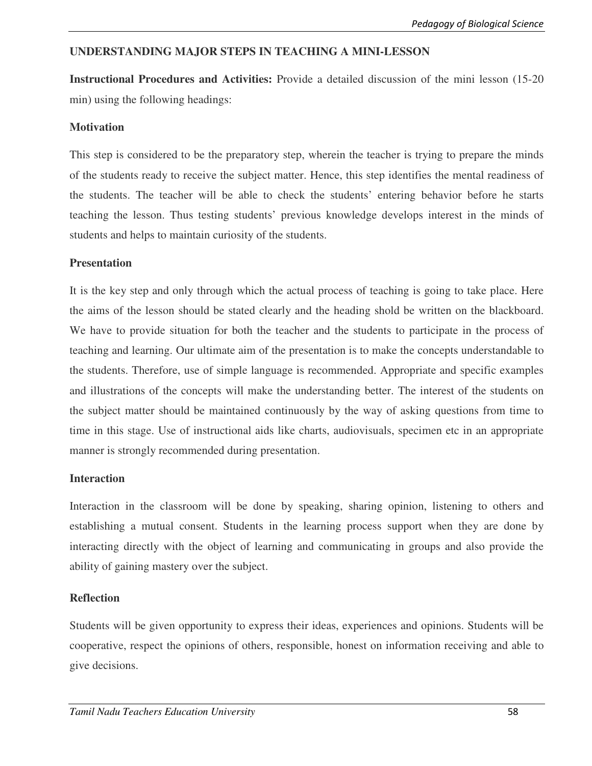## UNDERSTANDING MAJOR STEPS IN TEACHING A MINI-LESSON

**Instructional Procedures and Activities:** Provide a detailed discussion of the mini lesson (15-20 min) using the following headings:

### Motivation

This step is considered to be the preparatory step, wherein the teacher is trying to prepare the minds of the students ready to receive the subject matter. Hence, this step identifies the mental readiness of the students. The teacher will be able to check the students' entering behavior before he starts teaching the lesson. Thus testing students' previous knowledge develops interest in the minds of students and helps to maintain curiosity of the students.

### Presentation

It is the key step and only through which the actual process of teaching is going to take place. Here the aims of the lesson should be stated clearly and the heading shold be written on the blackboard. We have to provide situation for both the teacher and the students to participate in the process of teaching and learning. Our ultimate aim of the presentation is to make the concepts understandable to the students. Therefore, use of simple language is recommended. Appropriate and specific examples and illustrations of the concepts will make the understanding better. The interest of the students on the subject matter should be maintained continuously by the way of asking questions from time to time in this stage. Use of instructional aids like charts, audiovisuals, specimen etc in an appropriate manner is strongly recommended during presentation.

### Interaction

Interaction in the classroom will be done by speaking, sharing opinion, listening to others and establishing a mutual consent. Students in the learning process support when they are done by interacting directly with the object of learning and communicating in groups and also provide the ability of gaining mastery over the subject.

### Reflection

Students will be given opportunity to express their ideas, experiences and opinions. Students will be cooperative, respect the opinions of others, responsible, honest on information receiving and able to give decisions.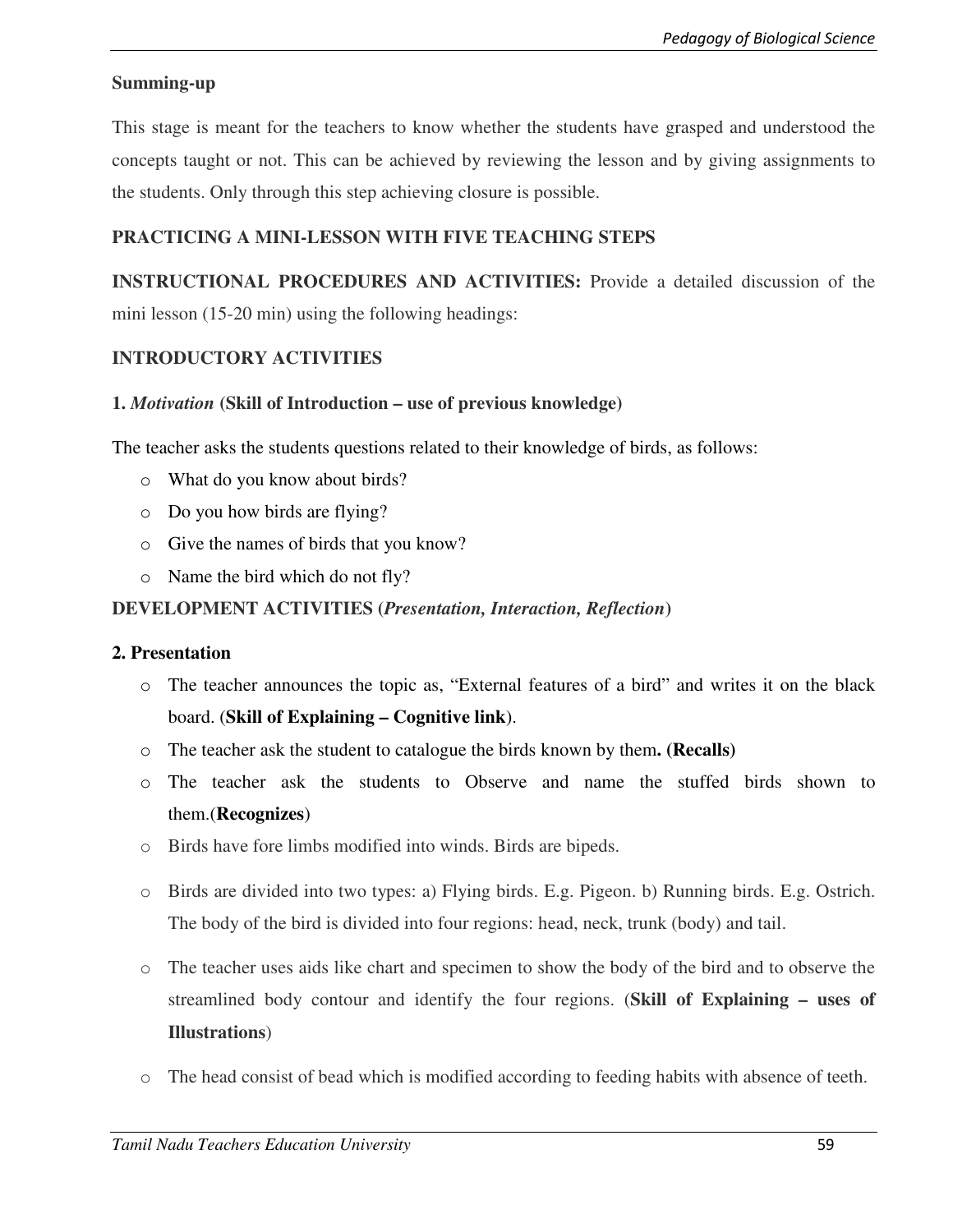**Summing-up**

This stage is meant for the teachers to know whether the students have grasped and understood the concepts taught or not. This can be achieved by reviewing the lesson and by giving assignments to the students. Only through this step achieving closure is possible.

**PRACTICING A MINI-LESSON WITH FIVE TEACHING STEPS**

**INSTRUCTIONAL PROCEDURES AND ACTIVITIES:** Provide a detailed discussion of the mini lesson (15-20 min) using the following headings:

**INTRODUCTORY ACTIVITIES**

**1. *Motivation* (Skill of Introduction – use of previous knowledge)**

The teacher asks the students questions related to their knowledge of birds, as follows:

- What do you know about birds?
- Do you how birds are flying?
- Give the names of birds that you know?
- Name the bird which do not fly?

**DEVELOPMENT ACTIVITIES (*Presentation, Interaction, Reflection*)**

**2. Presentation**

- The teacher announces the topic as, "External features of a bird" and writes it on the black board. (**Skill of Explaining – Cognitive link**).
- The teacher ask the student to catalogue the birds known by them**. (Recalls)**
- The teacher ask the students to Observe and name the stuffed birds shown to them.(**Recognizes**)
- Birds have fore limbs modified into winds. Birds are bipeds.
- Birds are divided into two types: a) Flying birds. E.g. Pigeon. b) Running birds. E.g. Ostrich. The body of the bird is divided into four regions: head, neck, trunk (body) and tail.
- The teacher uses aids like chart and specimen to show the body of the bird and to observe the streamlined body contour and identify the four regions. (**Skill of Explaining – uses of Illustrations**)
- The head consist of bead which is modified according to feeding habits with absence of teeth.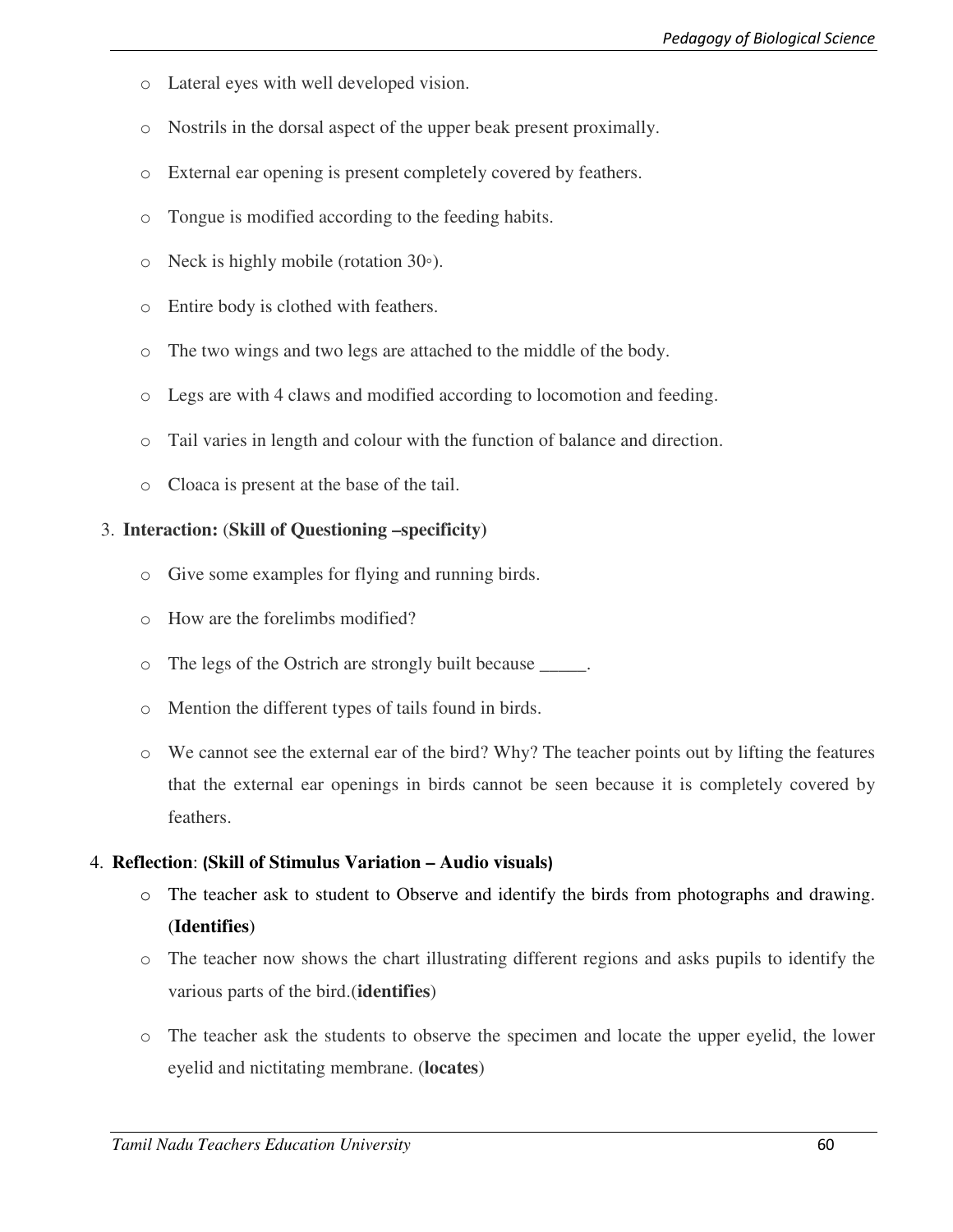- Lateral eyes with well developed vision.
- Nostrils in the dorsal aspect of the upper beak present proximally.
- External ear opening is present completely covered by feathers.
- Tongue is modified according to the feeding habits.
- Neck is highly mobile (rotation 30◦).
- Entire body is clothed with feathers.
- The two wings and two legs are attached to the middle of the body.
- Legs are with 4 claws and modified according to locomotion and feeding.
- Tail varies in length and colour with the function of balance and direction.
- Cloaca is present at the base of the tail.

3. **Interaction:** (**Skill of Questioning –specificity)**
   - Give some examples for flying and running birds.
   - How are the forelimbs modified?
   - The legs of the Ostrich are strongly built because _____.
   - Mention the different types of tails found in birds.
   - We cannot see the external ear of the bird? Why? The teacher points out by lifting the features that the external ear openings in birds cannot be seen because it is completely covered by feathers.

4. **Reflection**: **(Skill of Stimulus Variation – Audio visuals)**
   - The teacher ask to student to Observe and identify the birds from photographs and drawing. (**Identifies**)
   - The teacher now shows the chart illustrating different regions and asks pupils to identify the various parts of the bird.(**identifies**)
   - The teacher ask the students to observe the specimen and locate the upper eyelid, the lower eyelid and nictitating membrane. (**locates**)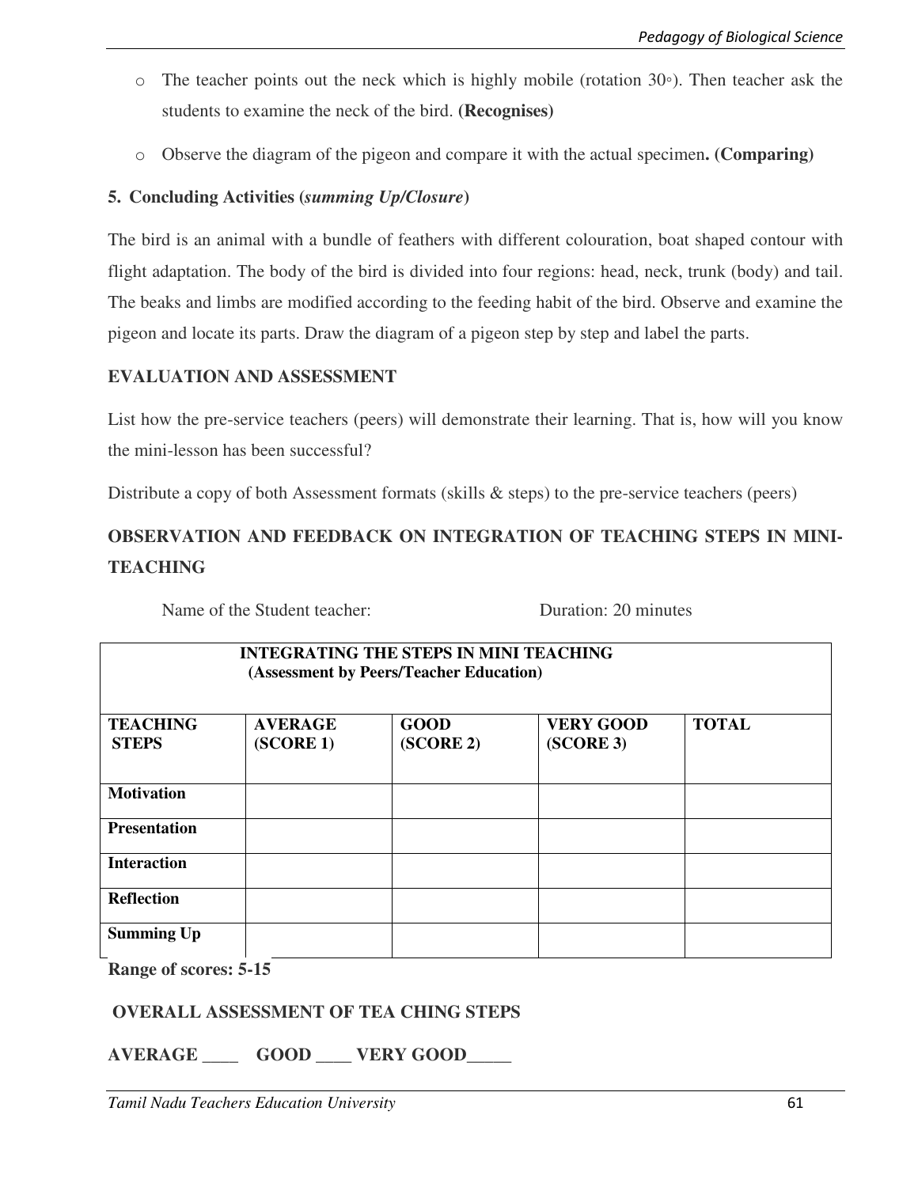- The teacher points out the neck which is highly mobile (rotation 30◦). Then teacher ask the students to examine the neck of the bird. **(Recognises)**
- Observe the diagram of the pigeon and compare it with the actual specimen**. (Comparing)**

**5. Concluding Activities (*summing Up/Closure*)**

The bird is an animal with a bundle of feathers with different colouration, boat shaped contour with flight adaptation. The body of the bird is divided into four regions: head, neck, trunk (body) and tail. The beaks and limbs are modified according to the feeding habit of the bird. Observe and examine the pigeon and locate its parts. Draw the diagram of a pigeon step by step and label the parts.

**EVALUATION AND ASSESSMENT**

List how the pre-service teachers (peers) will demonstrate their learning. That is, how will you know the mini-lesson has been successful?

Distribute a copy of both Assessment formats (skills & steps) to the pre-service teachers (peers)

## OBSERVATION AND FEEDBACK ON INTEGRATION OF TEACHING STEPS IN MINI-TEACHING

Name of the Student teacher: Duration: 20 minutes

| INTEGRATING THE STEPS IN MINI TEACHING (Assessment by Peers/Teacher Education) | | | | |
|---|---|---|---|---|
| **TEACHING STEPS** | **AVERAGE (SCORE 1)** | **GOOD (SCORE 2)** | **VERY GOOD (SCORE 3)** | **TOTAL** |
| **Motivation** | | | | |
| **Presentation** | | | | |
| **Interaction** | | | | |
| **Reflection** | | | | |
| **Summing Up** | | | | |

**Range of scores: 5-15**

**OVERALL ASSESSMENT OF TEA CHING STEPS**

**AVERAGE ____ GOOD ____ VERY GOOD_____**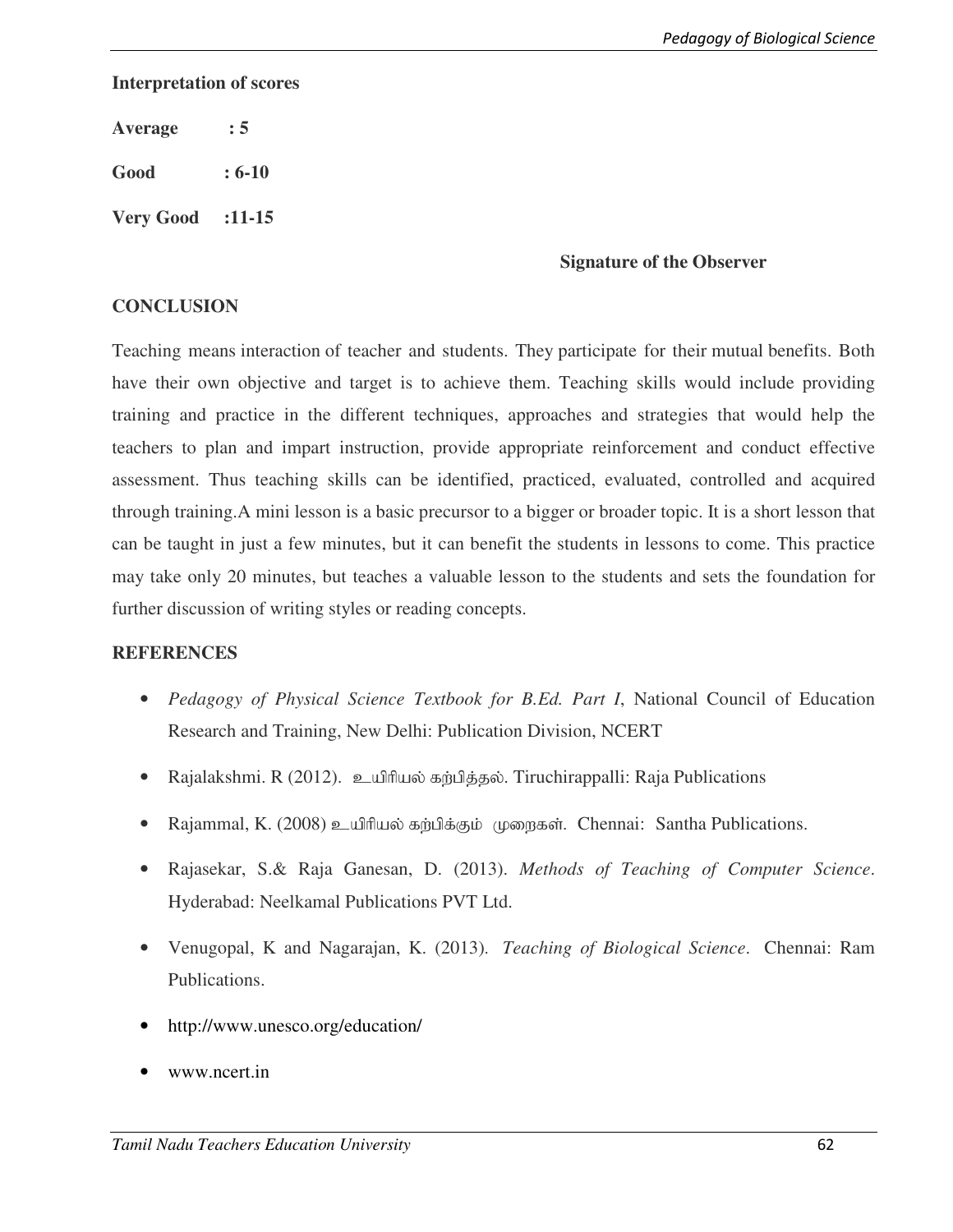**Interpretation of scores**

**Average : 5**

**Good : 6-10**

**Very Good :11-15**

**Signature of the Observer**

## CONCLUSION

Teaching means interaction of teacher and students. They participate for their mutual benefits. Both have their own objective and target is to achieve them. Teaching skills would include providing training and practice in the different techniques, approaches and strategies that would help the teachers to plan and impart instruction, provide appropriate reinforcement and conduct effective assessment. Thus teaching skills can be identified, practiced, evaluated, controlled and acquired through training.A mini lesson is a basic precursor to a bigger or broader topic. It is a short lesson that can be taught in just a few minutes, but it can benefit the students in lessons to come. This practice may take only 20 minutes, but teaches a valuable lesson to the students and sets the foundation for further discussion of writing styles or reading concepts.

## REFERENCES

- *Pedagogy of Physical Science Textbook for B.Ed. Part I*, National Council of Education Research and Training, New Delhi: Publication Division, NCERT
- Rajalakshmi. R (2012). உயிரியல் கற்பித்தல். Tiruchirappalli: Raja Publications
- Rajammal, K. (2008) உயிரியல் கற்பிக்கும் முறைகள். Chennai: Santha Publications.
- Rajasekar, S.& Raja Ganesan, D. (2013). *Methods of Teaching of Computer Science*. Hyderabad: Neelkamal Publications PVT Ltd.
- Venugopal, K and Nagarajan, K. (2013). *Teaching of Biological Science*. Chennai: Ram Publications.
- http://www.unesco.org/education/
- www.ncert.in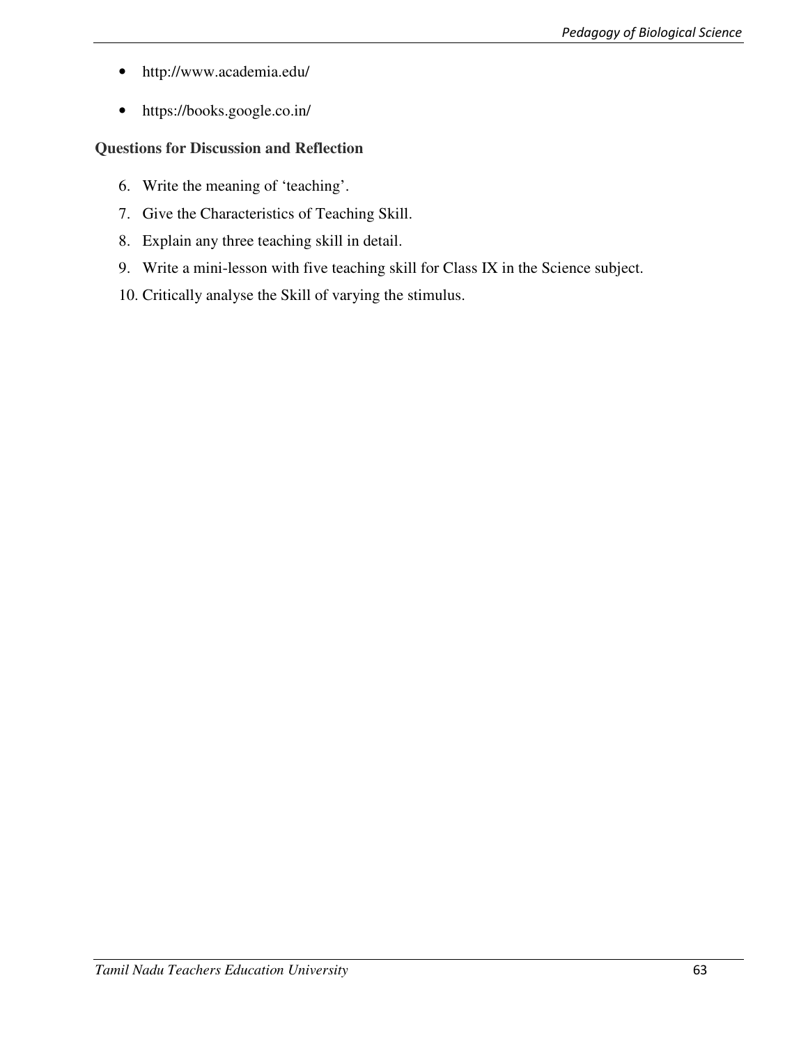- http://www.academia.edu/
- https://books.google.co.in/

**Questions for Discussion and Reflection**

6. Write the meaning of ‘teaching’.
7. Give the Characteristics of Teaching Skill.
8. Explain any three teaching skill in detail.
9. Write a mini-lesson with five teaching skill for Class IX in the Science subject.
10. Critically analyse the Skill of varying the stimulus.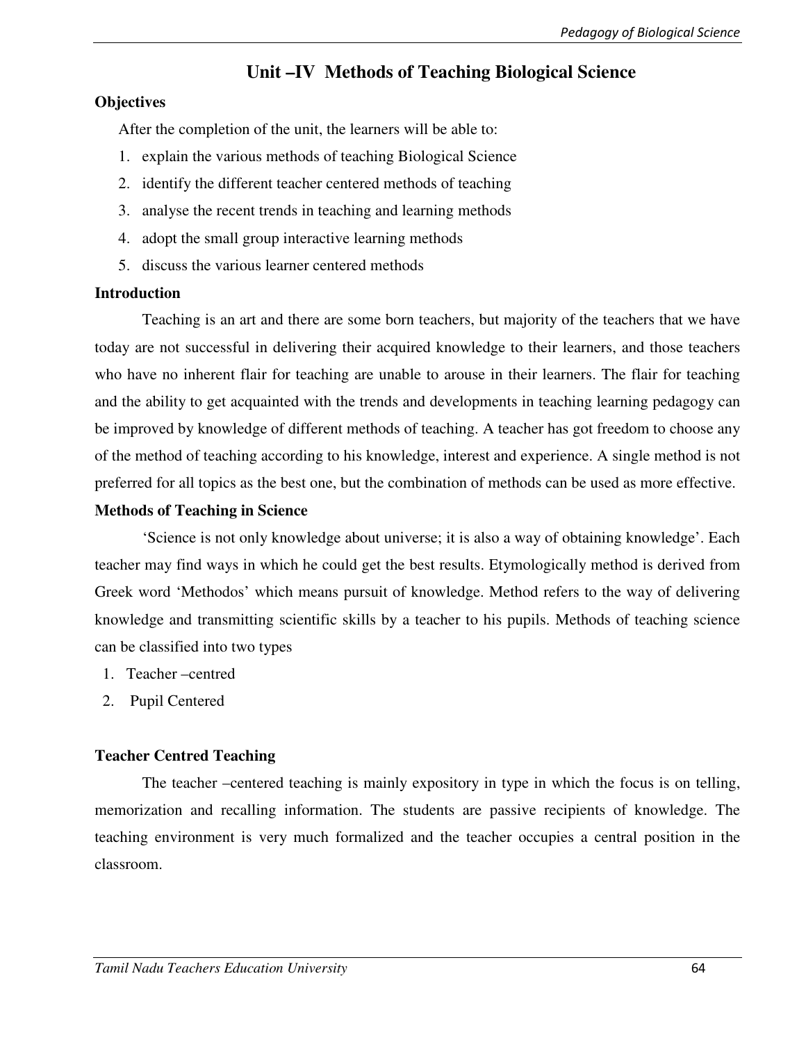# Unit –IV Methods of Teaching Biological Science

**Objectives**

After the completion of the unit, the learners will be able to:

1. explain the various methods of teaching Biological Science
2. identify the different teacher centered methods of teaching
3. analyse the recent trends in teaching and learning methods
4. adopt the small group interactive learning methods
5. discuss the various learner centered methods

**Introduction**

Teaching is an art and there are some born teachers, but majority of the teachers that we have today are not successful in delivering their acquired knowledge to their learners, and those teachers who have no inherent flair for teaching are unable to arouse in their learners. The flair for teaching and the ability to get acquainted with the trends and developments in teaching learning pedagogy can be improved by knowledge of different methods of teaching. A teacher has got freedom to choose any of the method of teaching according to his knowledge, interest and experience. A single method is not preferred for all topics as the best one, but the combination of methods can be used as more effective.

**Methods of Teaching in Science**

'Science is not only knowledge about universe; it is also a way of obtaining knowledge'. Each teacher may find ways in which he could get the best results. Etymologically method is derived from Greek word 'Methodos' which means pursuit of knowledge. Method refers to the way of delivering knowledge and transmitting scientific skills by a teacher to his pupils. Methods of teaching science can be classified into two types

1. Teacher –centred
2. Pupil Centered

**Teacher Centred Teaching**

The teacher –centered teaching is mainly expository in type in which the focus is on telling, memorization and recalling information. The students are passive recipients of knowledge. The teaching environment is very much formalized and the teacher occupies a central position in the classroom.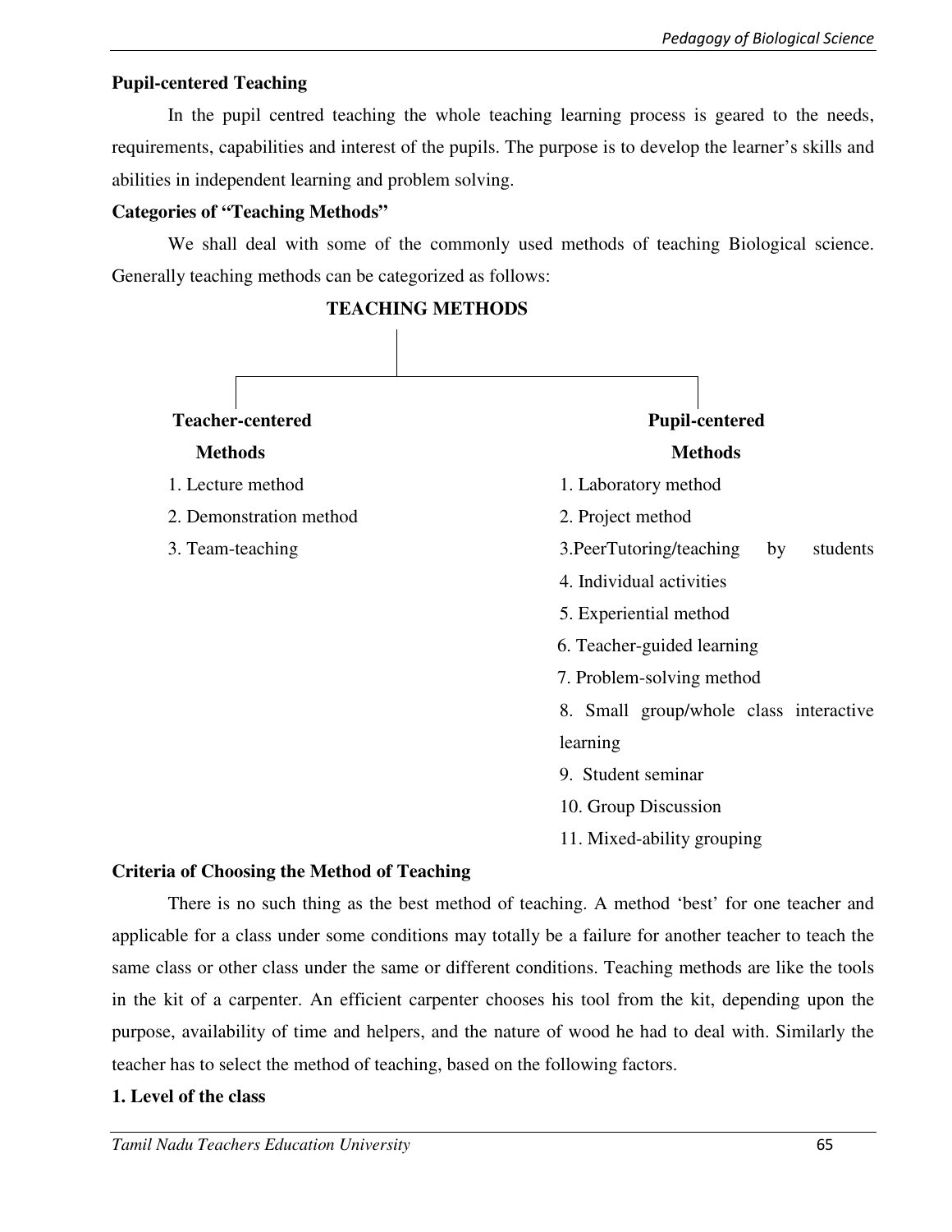**Pupil-centered Teaching**

In the pupil centred teaching the whole teaching learning process is geared to the needs, requirements, capabilities and interest of the pupils. The purpose is to develop the learner's skills and abilities in independent learning and problem solving.

**Categories of "Teaching Methods"**

We shall deal with some of the commonly used methods of teaching Biological science. Generally teaching methods can be categorized as follows:

**TEACHING METHODS**

**Teacher-centered Methods**

1. Lecture method
2. Demonstration method
3. Team-teaching

**Pupil-centered Methods**

1. Laboratory method
2. Project method
3. PeerTutoring/teaching by students
4. Individual activities
5. Experiential method
6. Teacher-guided learning
7. Problem-solving method
8. Small group/whole class interactive learning
9. Student seminar
10. Group Discussion
11. Mixed-ability grouping

**Criteria of Choosing the Method of Teaching**

There is no such thing as the best method of teaching. A method 'best' for one teacher and applicable for a class under some conditions may totally be a failure for another teacher to teach the same class or other class under the same or different conditions. Teaching methods are like the tools in the kit of a carpenter. An efficient carpenter chooses his tool from the kit, depending upon the purpose, availability of time and helpers, and the nature of wood he had to deal with. Similarly the teacher has to select the method of teaching, based on the following factors.

**1. Level of the class**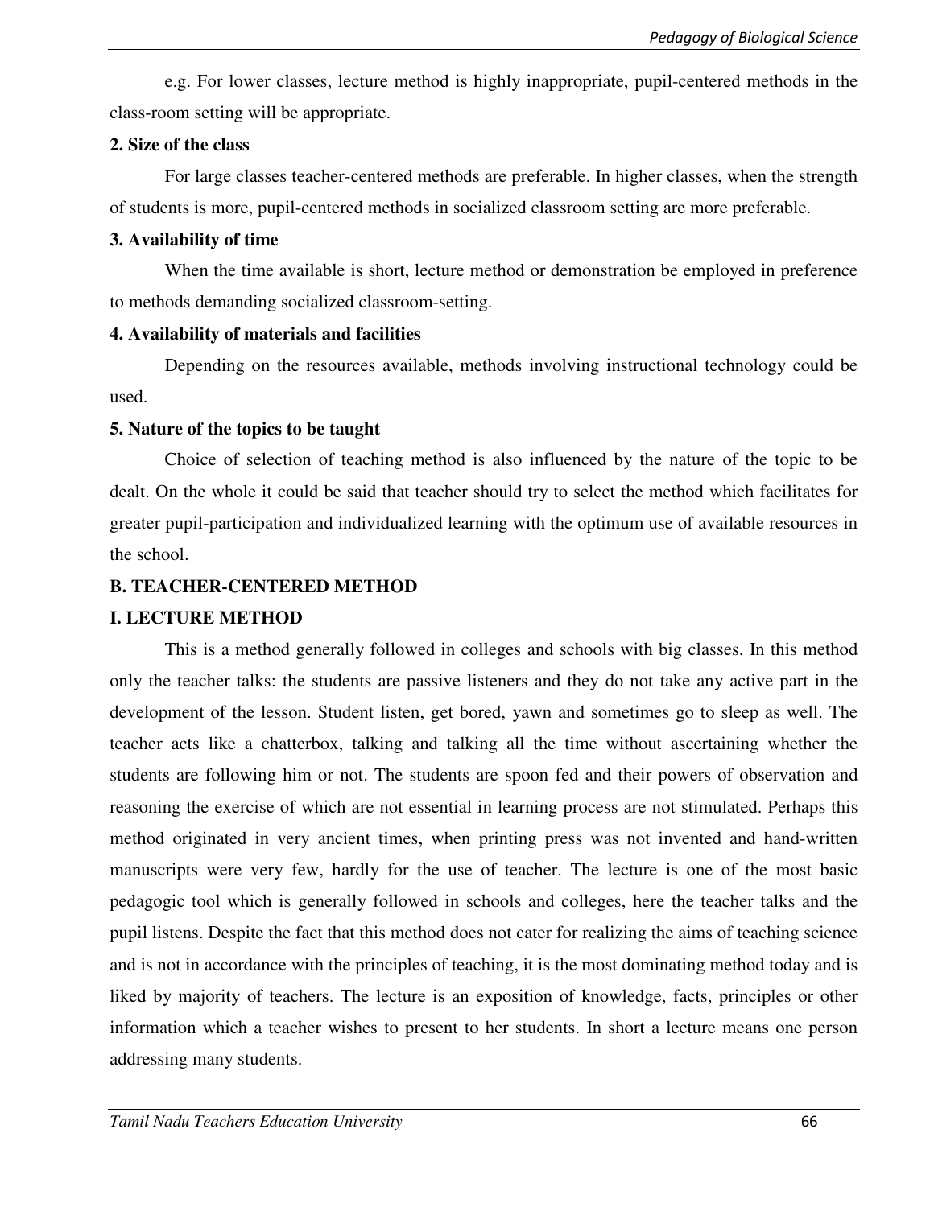e.g. For lower classes, lecture method is highly inappropriate, pupil-centered methods in the class-room setting will be appropriate.

**2. Size of the class**

For large classes teacher-centered methods are preferable. In higher classes, when the strength of students is more, pupil-centered methods in socialized classroom setting are more preferable.

**3. Availability of time**

When the time available is short, lecture method or demonstration be employed in preference to methods demanding socialized classroom-setting.

**4. Availability of materials and facilities**

Depending on the resources available, methods involving instructional technology could be used.

**5. Nature of the topics to be taught**

Choice of selection of teaching method is also influenced by the nature of the topic to be dealt. On the whole it could be said that teacher should try to select the method which facilitates for greater pupil-participation and individualized learning with the optimum use of available resources in the school.

## B. TEACHER-CENTERED METHOD

### I. LECTURE METHOD

This is a method generally followed in colleges and schools with big classes. In this method only the teacher talks: the students are passive listeners and they do not take any active part in the development of the lesson. Student listen, get bored, yawn and sometimes go to sleep as well. The teacher acts like a chatterbox, talking and talking all the time without ascertaining whether the students are following him or not. The students are spoon fed and their powers of observation and reasoning the exercise of which are not essential in learning process are not stimulated. Perhaps this method originated in very ancient times, when printing press was not invented and hand-written manuscripts were very few, hardly for the use of teacher. The lecture is one of the most basic pedagogic tool which is generally followed in schools and colleges, here the teacher talks and the pupil listens. Despite the fact that this method does not cater for realizing the aims of teaching science and is not in accordance with the principles of teaching, it is the most dominating method today and is liked by majority of teachers. The lecture is an exposition of knowledge, facts, principles or other information which a teacher wishes to present to her students. In short a lecture means one person addressing many students.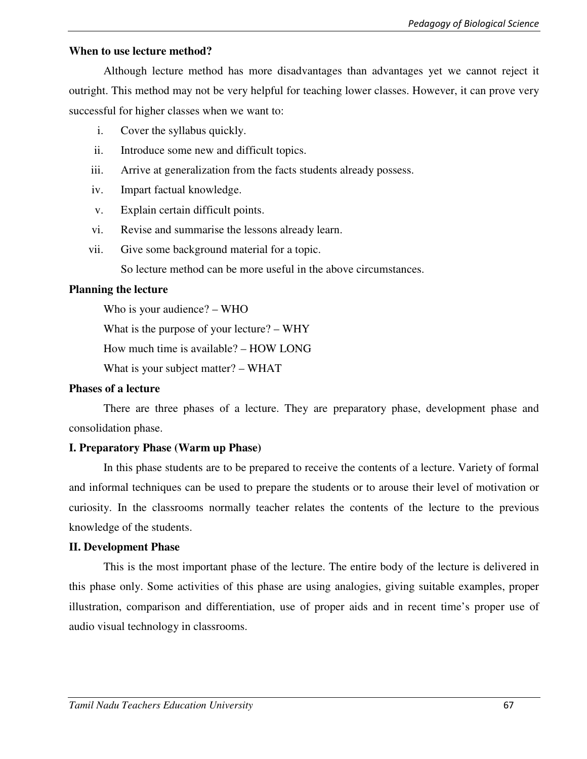**When to use lecture method?**

Although lecture method has more disadvantages than advantages yet we cannot reject it outright. This method may not be very helpful for teaching lower classes. However, it can prove very successful for higher classes when we want to:

i. Cover the syllabus quickly.
ii. Introduce some new and difficult topics.
iii. Arrive at generalization from the facts students already possess.
iv. Impart factual knowledge.
v. Explain certain difficult points.
vi. Revise and summarise the lessons already learn.
vii. Give some background material for a topic.

So lecture method can be more useful in the above circumstances.

**Planning the lecture**

Who is your audience? – WHO

What is the purpose of your lecture? – WHY

How much time is available? – HOW LONG

What is your subject matter? – WHAT

**Phases of a lecture**

There are three phases of a lecture. They are preparatory phase, development phase and consolidation phase.

**I. Preparatory Phase (Warm up Phase)**

In this phase students are to be prepared to receive the contents of a lecture. Variety of formal and informal techniques can be used to prepare the students or to arouse their level of motivation or curiosity. In the classrooms normally teacher relates the contents of the lecture to the previous knowledge of the students.

**II. Development Phase**

This is the most important phase of the lecture. The entire body of the lecture is delivered in this phase only. Some activities of this phase are using analogies, giving suitable examples, proper illustration, comparison and differentiation, use of proper aids and in recent time's proper use of audio visual technology in classrooms.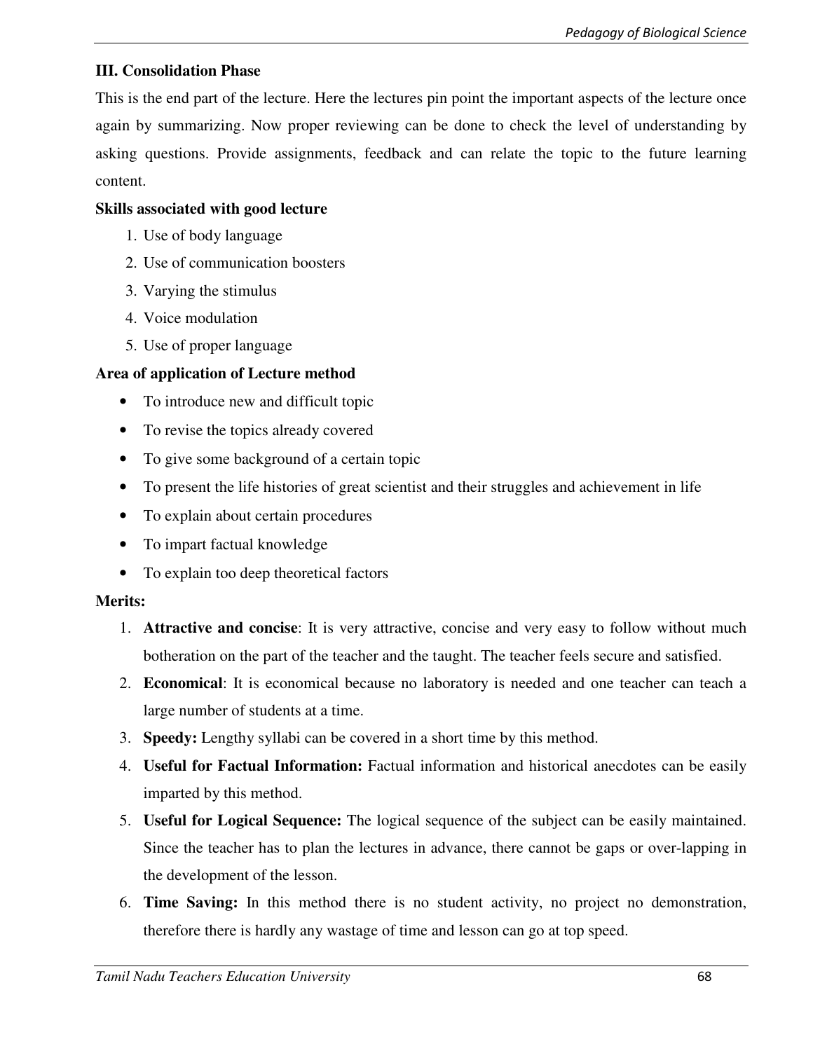**III. Consolidation Phase**

This is the end part of the lecture. Here the lectures pin point the important aspects of the lecture once again by summarizing. Now proper reviewing can be done to check the level of understanding by asking questions. Provide assignments, feedback and can relate the topic to the future learning content.

**Skills associated with good lecture**

1. Use of body language
2. Use of communication boosters
3. Varying the stimulus
4. Voice modulation
5. Use of proper language

**Area of application of Lecture method**

- To introduce new and difficult topic
- To revise the topics already covered
- To give some background of a certain topic
- To present the life histories of great scientist and their struggles and achievement in life
- To explain about certain procedures
- To impart factual knowledge
- To explain too deep theoretical factors

**Merits:**

1. **Attractive and concise**: It is very attractive, concise and very easy to follow without much botheration on the part of the teacher and the taught. The teacher feels secure and satisfied.
2. **Economical**: It is economical because no laboratory is needed and one teacher can teach a large number of students at a time.
3. **Speedy:** Lengthy syllabi can be covered in a short time by this method.
4. **Useful for Factual Information:** Factual information and historical anecdotes can be easily imparted by this method.
5. **Useful for Logical Sequence:** The logical sequence of the subject can be easily maintained. Since the teacher has to plan the lectures in advance, there cannot be gaps or over-lapping in the development of the lesson.
6. **Time Saving:** In this method there is no student activity, no project no demonstration, therefore there is hardly any wastage of time and lesson can go at top speed.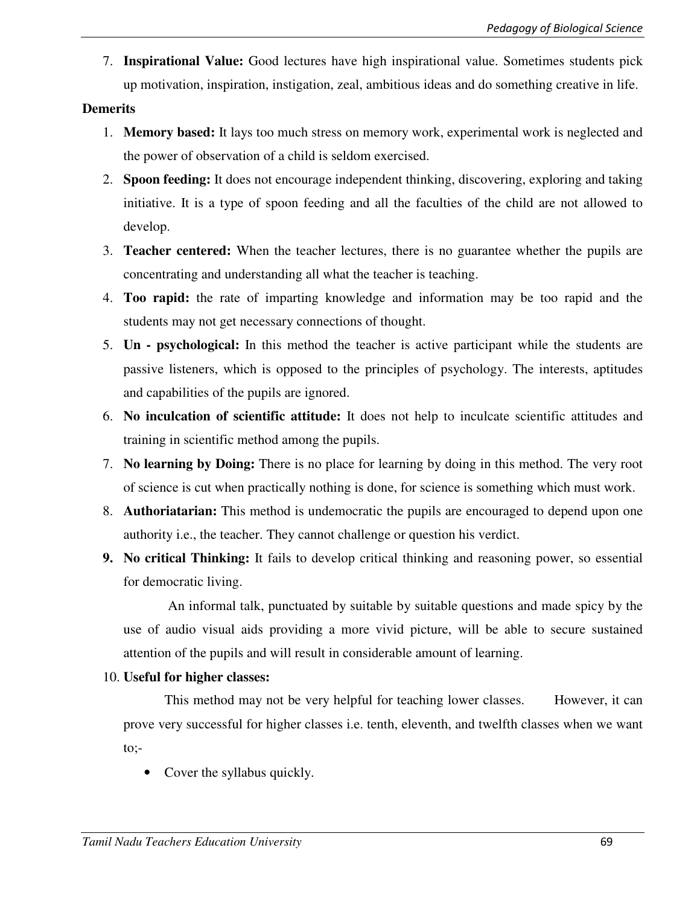7. **Inspirational Value:** Good lectures have high inspirational value. Sometimes students pick up motivation, inspiration, instigation, zeal, ambitious ideas and do something creative in life.

**Demerits**

1. **Memory based:** It lays too much stress on memory work, experimental work is neglected and the power of observation of a child is seldom exercised.
2. **Spoon feeding:** It does not encourage independent thinking, discovering, exploring and taking initiative. It is a type of spoon feeding and all the faculties of the child are not allowed to develop.
3. **Teacher centered:** When the teacher lectures, there is no guarantee whether the pupils are concentrating and understanding all what the teacher is teaching.
4. **Too rapid:** the rate of imparting knowledge and information may be too rapid and the students may not get necessary connections of thought.
5. **Un - psychological:** In this method the teacher is active participant while the students are passive listeners, which is opposed to the principles of psychology. The interests, aptitudes and capabilities of the pupils are ignored.
6. **No inculcation of scientific attitude:** It does not help to inculcate scientific attitudes and training in scientific method among the pupils.
7. **No learning by Doing:** There is no place for learning by doing in this method. The very root of science is cut when practically nothing is done, for science is something which must work.
8. **Authoriatarian:** This method is undemocratic the pupils are encouraged to depend upon one authority i.e., the teacher. They cannot challenge or question his verdict.
9. **No critical Thinking:** It fails to develop critical thinking and reasoning power, so essential for democratic living.

   An informal talk, punctuated by suitable by suitable questions and made spicy by the use of audio visual aids providing a more vivid picture, will be able to secure sustained attention of the pupils and will result in considerable amount of learning.

10. **Useful for higher classes:**

    This method may not be very helpful for teaching lower classes. However, it can prove very successful for higher classes i.e. tenth, eleventh, and twelfth classes when we want to;-

    - Cover the syllabus quickly.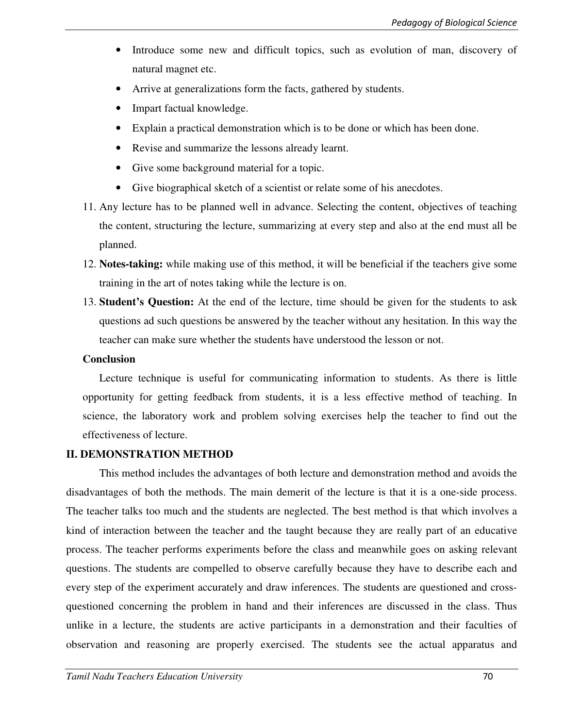- Introduce some new and difficult topics, such as evolution of man, discovery of natural magnet etc.
- Arrive at generalizations form the facts, gathered by students.
- Impart factual knowledge.
- Explain a practical demonstration which is to be done or which has been done.
- Revise and summarize the lessons already learnt.
- Give some background material for a topic.
- Give biographical sketch of a scientist or relate some of his anecdotes.

11. Any lecture has to be planned well in advance. Selecting the content, objectives of teaching the content, structuring the lecture, summarizing at every step and also at the end must all be planned.
12. **Notes-taking:** while making use of this method, it will be beneficial if the teachers give some training in the art of notes taking while the lecture is on.
13. **Student's Question:** At the end of the lecture, time should be given for the students to ask questions ad such questions be answered by the teacher without any hesitation. In this way the teacher can make sure whether the students have understood the lesson or not.

**Conclusion**

Lecture technique is useful for communicating information to students. As there is little opportunity for getting feedback from students, it is a less effective method of teaching. In science, the laboratory work and problem solving exercises help the teacher to find out the effectiveness of lecture.

## II. DEMONSTRATION METHOD

This method includes the advantages of both lecture and demonstration method and avoids the disadvantages of both the methods. The main demerit of the lecture is that it is a one-side process. The teacher talks too much and the students are neglected. The best method is that which involves a kind of interaction between the teacher and the taught because they are really part of an educative process. The teacher performs experiments before the class and meanwhile goes on asking relevant questions. The students are compelled to observe carefully because they have to describe each and every step of the experiment accurately and draw inferences. The students are questioned and cross-questioned concerning the problem in hand and their inferences are discussed in the class. Thus unlike in a lecture, the students are active participants in a demonstration and their faculties of observation and reasoning are properly exercised. The students see the actual apparatus and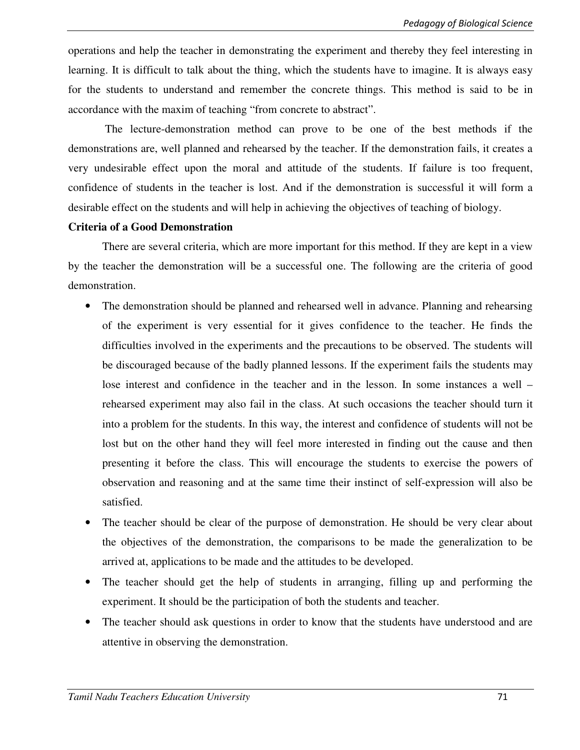operations and help the teacher in demonstrating the experiment and thereby they feel interesting in learning. It is difficult to talk about the thing, which the students have to imagine. It is always easy for the students to understand and remember the concrete things. This method is said to be in accordance with the maxim of teaching "from concrete to abstract".

The lecture-demonstration method can prove to be one of the best methods if the demonstrations are, well planned and rehearsed by the teacher. If the demonstration fails, it creates a very undesirable effect upon the moral and attitude of the students. If failure is too frequent, confidence of students in the teacher is lost. And if the demonstration is successful it will form a desirable effect on the students and will help in achieving the objectives of teaching of biology.

**Criteria of a Good Demonstration**

There are several criteria, which are more important for this method. If they are kept in a view by the teacher the demonstration will be a successful one. The following are the criteria of good demonstration.

- The demonstration should be planned and rehearsed well in advance. Planning and rehearsing of the experiment is very essential for it gives confidence to the teacher. He finds the difficulties involved in the experiments and the precautions to be observed. The students will be discouraged because of the badly planned lessons. If the experiment fails the students may lose interest and confidence in the teacher and in the lesson. In some instances a well – rehearsed experiment may also fail in the class. At such occasions the teacher should turn it into a problem for the students. In this way, the interest and confidence of students will not be lost but on the other hand they will feel more interested in finding out the cause and then presenting it before the class. This will encourage the students to exercise the powers of observation and reasoning and at the same time their instinct of self-expression will also be satisfied.
- The teacher should be clear of the purpose of demonstration. He should be very clear about the objectives of the demonstration, the comparisons to be made the generalization to be arrived at, applications to be made and the attitudes to be developed.
- The teacher should get the help of students in arranging, filling up and performing the experiment. It should be the participation of both the students and teacher.
- The teacher should ask questions in order to know that the students have understood and are attentive in observing the demonstration.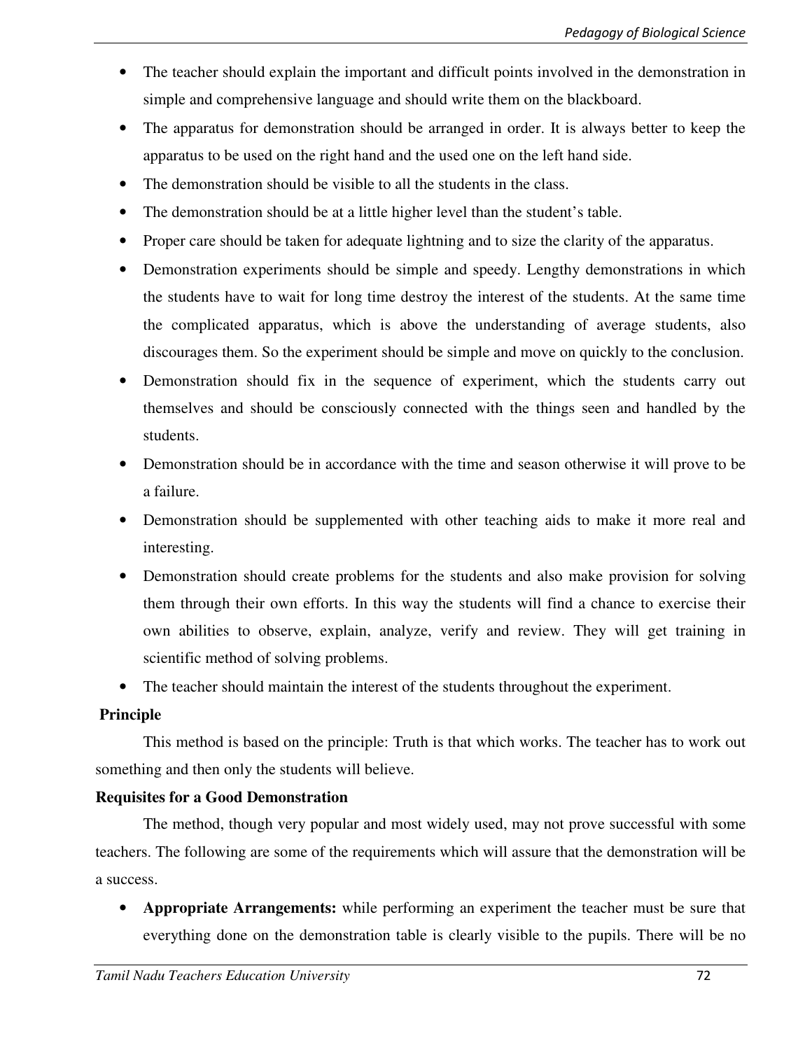- The teacher should explain the important and difficult points involved in the demonstration in simple and comprehensive language and should write them on the blackboard.
- The apparatus for demonstration should be arranged in order. It is always better to keep the apparatus to be used on the right hand and the used one on the left hand side.
- The demonstration should be visible to all the students in the class.
- The demonstration should be at a little higher level than the student's table.
- Proper care should be taken for adequate lightning and to size the clarity of the apparatus.
- Demonstration experiments should be simple and speedy. Lengthy demonstrations in which the students have to wait for long time destroy the interest of the students. At the same time the complicated apparatus, which is above the understanding of average students, also discourages them. So the experiment should be simple and move on quickly to the conclusion.
- Demonstration should fix in the sequence of experiment, which the students carry out themselves and should be consciously connected with the things seen and handled by the students.
- Demonstration should be in accordance with the time and season otherwise it will prove to be a failure.
- Demonstration should be supplemented with other teaching aids to make it more real and interesting.
- Demonstration should create problems for the students and also make provision for solving them through their own efforts. In this way the students will find a chance to exercise their own abilities to observe, explain, analyze, verify and review. They will get training in scientific method of solving problems.
- The teacher should maintain the interest of the students throughout the experiment.

**Principle**

This method is based on the principle: Truth is that which works. The teacher has to work out something and then only the students will believe.

**Requisites for a Good Demonstration**

The method, though very popular and most widely used, may not prove successful with some teachers. The following are some of the requirements which will assure that the demonstration will be a success.

- **Appropriate Arrangements:** while performing an experiment the teacher must be sure that everything done on the demonstration table is clearly visible to the pupils. There will be no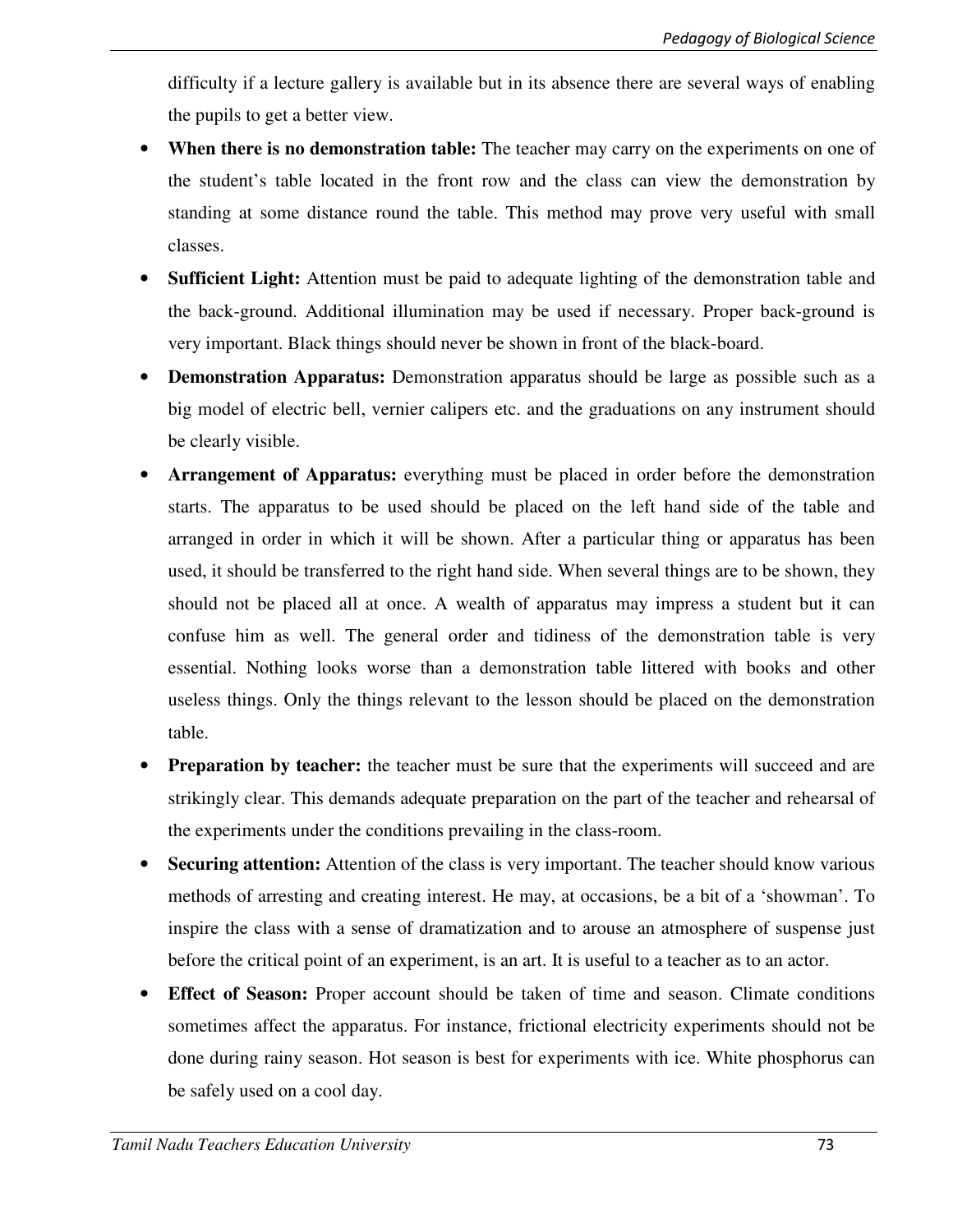difficulty if a lecture gallery is available but in its absence there are several ways of enabling the pupils to get a better view.

- **When there is no demonstration table:** The teacher may carry on the experiments on one of the student's table located in the front row and the class can view the demonstration by standing at some distance round the table. This method may prove very useful with small classes.
- **Sufficient Light:** Attention must be paid to adequate lighting of the demonstration table and the back-ground. Additional illumination may be used if necessary. Proper back-ground is very important. Black things should never be shown in front of the black-board.
- **Demonstration Apparatus:** Demonstration apparatus should be large as possible such as a big model of electric bell, vernier calipers etc. and the graduations on any instrument should be clearly visible.
- **Arrangement of Apparatus:** everything must be placed in order before the demonstration starts. The apparatus to be used should be placed on the left hand side of the table and arranged in order in which it will be shown. After a particular thing or apparatus has been used, it should be transferred to the right hand side. When several things are to be shown, they should not be placed all at once. A wealth of apparatus may impress a student but it can confuse him as well. The general order and tidiness of the demonstration table is very essential. Nothing looks worse than a demonstration table littered with books and other useless things. Only the things relevant to the lesson should be placed on the demonstration table.
- **Preparation by teacher:** the teacher must be sure that the experiments will succeed and are strikingly clear. This demands adequate preparation on the part of the teacher and rehearsal of the experiments under the conditions prevailing in the class-room.
- **Securing attention:** Attention of the class is very important. The teacher should know various methods of arresting and creating interest. He may, at occasions, be a bit of a 'showman'. To inspire the class with a sense of dramatization and to arouse an atmosphere of suspense just before the critical point of an experiment, is an art. It is useful to a teacher as to an actor.
- **Effect of Season:** Proper account should be taken of time and season. Climate conditions sometimes affect the apparatus. For instance, frictional electricity experiments should not be done during rainy season. Hot season is best for experiments with ice. White phosphorus can be safely used on a cool day.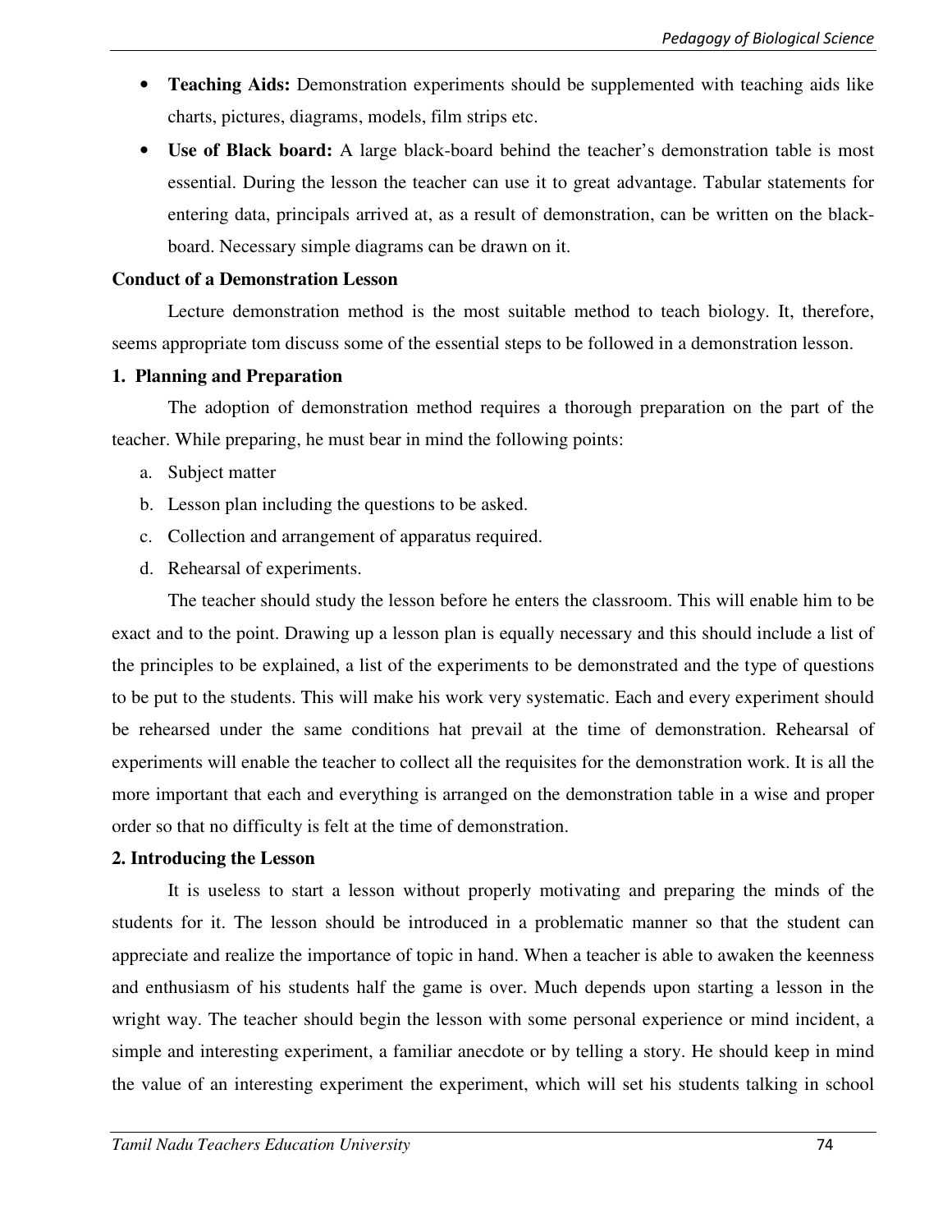- **Teaching Aids:** Demonstration experiments should be supplemented with teaching aids like charts, pictures, diagrams, models, film strips etc.
- **Use of Black board:** A large black-board behind the teacher's demonstration table is most essential. During the lesson the teacher can use it to great advantage. Tabular statements for entering data, principals arrived at, as a result of demonstration, can be written on the black-board. Necessary simple diagrams can be drawn on it.

**Conduct of a Demonstration Lesson**

Lecture demonstration method is the most suitable method to teach biology. It, therefore, seems appropriate tom discuss some of the essential steps to be followed in a demonstration lesson.

**1. Planning and Preparation**

The adoption of demonstration method requires a thorough preparation on the part of the teacher. While preparing, he must bear in mind the following points:

a. Subject matter
b. Lesson plan including the questions to be asked.
c. Collection and arrangement of apparatus required.
d. Rehearsal of experiments.

The teacher should study the lesson before he enters the classroom. This will enable him to be exact and to the point. Drawing up a lesson plan is equally necessary and this should include a list of the principles to be explained, a list of the experiments to be demonstrated and the type of questions to be put to the students. This will make his work very systematic. Each and every experiment should be rehearsed under the same conditions hat prevail at the time of demonstration. Rehearsal of experiments will enable the teacher to collect all the requisites for the demonstration work. It is all the more important that each and everything is arranged on the demonstration table in a wise and proper order so that no difficulty is felt at the time of demonstration.

**2. Introducing the Lesson**

It is useless to start a lesson without properly motivating and preparing the minds of the students for it. The lesson should be introduced in a problematic manner so that the student can appreciate and realize the importance of topic in hand. When a teacher is able to awaken the keenness and enthusiasm of his students half the game is over. Much depends upon starting a lesson in the wright way. The teacher should begin the lesson with some personal experience or mind incident, a simple and interesting experiment, a familiar anecdote or by telling a story. He should keep in mind the value of an interesting experiment the experiment, which will set his students talking in school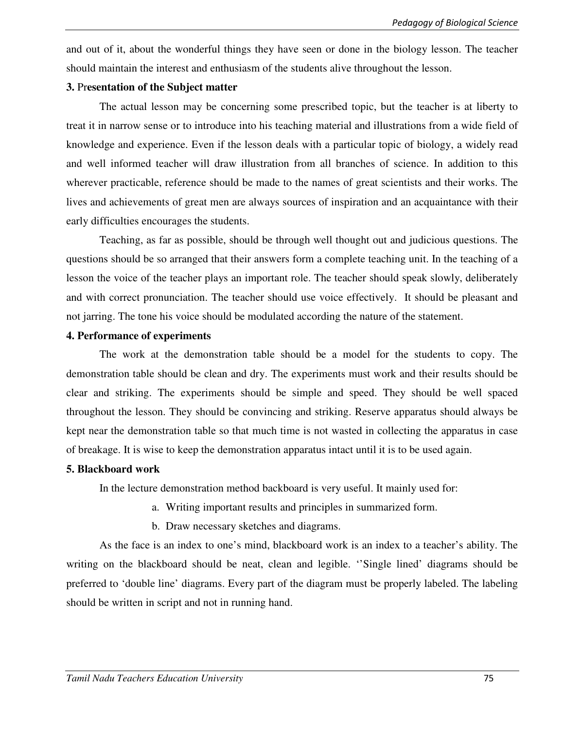and out of it, about the wonderful things they have seen or done in the biology lesson. The teacher should maintain the interest and enthusiasm of the students alive throughout the lesson.

**3. Presentation of the Subject matter**

The actual lesson may be concerning some prescribed topic, but the teacher is at liberty to treat it in narrow sense or to introduce into his teaching material and illustrations from a wide field of knowledge and experience. Even if the lesson deals with a particular topic of biology, a widely read and well informed teacher will draw illustration from all branches of science. In addition to this wherever practicable, reference should be made to the names of great scientists and their works. The lives and achievements of great men are always sources of inspiration and an acquaintance with their early difficulties encourages the students.

Teaching, as far as possible, should be through well thought out and judicious questions. The questions should be so arranged that their answers form a complete teaching unit. In the teaching of a lesson the voice of the teacher plays an important role. The teacher should speak slowly, deliberately and with correct pronunciation. The teacher should use voice effectively. It should be pleasant and not jarring. The tone his voice should be modulated according the nature of the statement.

**4. Performance of experiments**

The work at the demonstration table should be a model for the students to copy. The demonstration table should be clean and dry. The experiments must work and their results should be clear and striking. The experiments should be simple and speed. They should be well spaced throughout the lesson. They should be convincing and striking. Reserve apparatus should always be kept near the demonstration table so that much time is not wasted in collecting the apparatus in case of breakage. It is wise to keep the demonstration apparatus intact until it is to be used again.

**5. Blackboard work**

In the lecture demonstration method backboard is very useful. It mainly used for:

a. Writing important results and principles in summarized form.
b. Draw necessary sketches and diagrams.

As the face is an index to one's mind, blackboard work is an index to a teacher's ability. The writing on the blackboard should be neat, clean and legible. ''Single lined' diagrams should be preferred to 'double line' diagrams. Every part of the diagram must be properly labeled. The labeling should be written in script and not in running hand.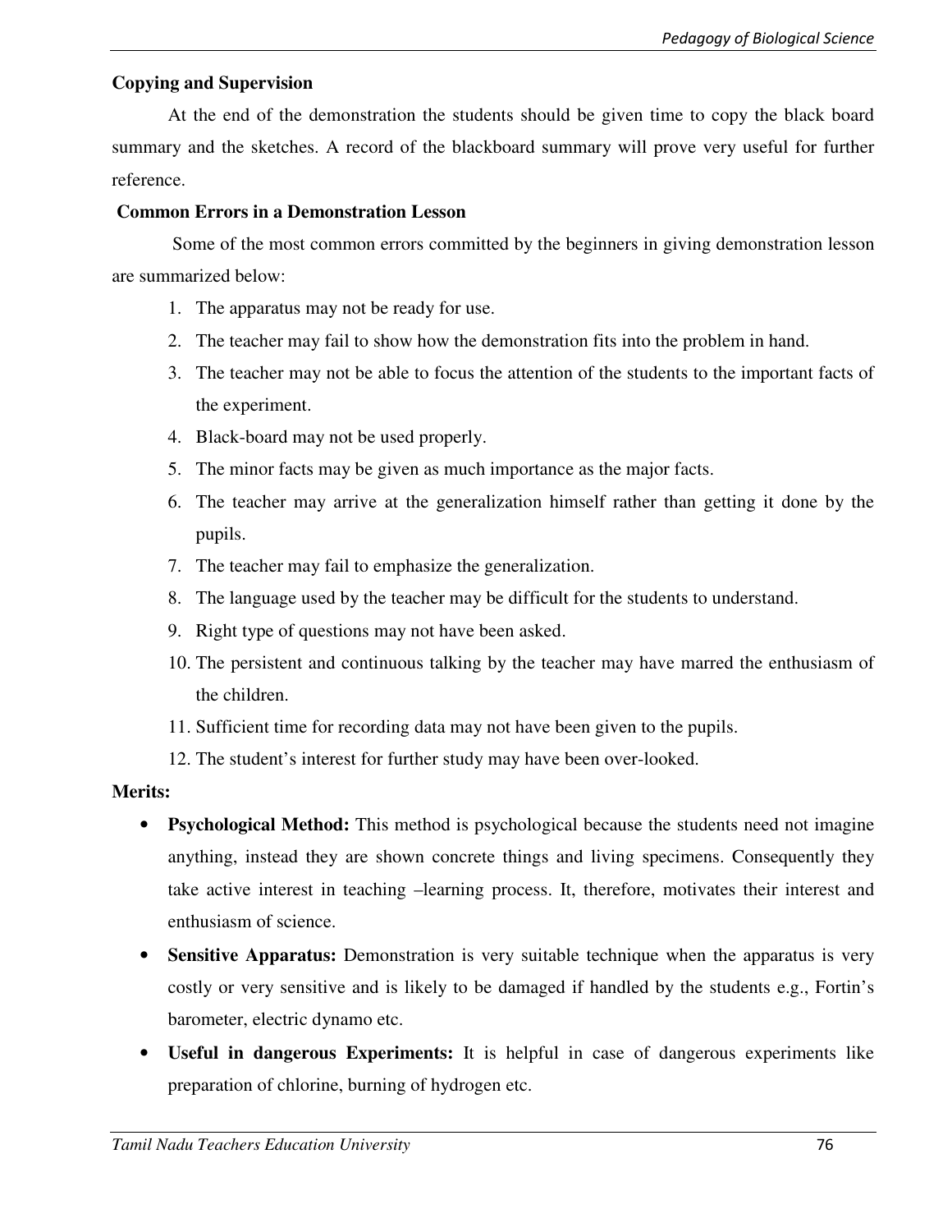**Copying and Supervision**

At the end of the demonstration the students should be given time to copy the black board summary and the sketches. A record of the blackboard summary will prove very useful for further reference.

**Common Errors in a Demonstration Lesson**

Some of the most common errors committed by the beginners in giving demonstration lesson are summarized below:

1. The apparatus may not be ready for use.
2. The teacher may fail to show how the demonstration fits into the problem in hand.
3. The teacher may not be able to focus the attention of the students to the important facts of the experiment.
4. Black-board may not be used properly.
5. The minor facts may be given as much importance as the major facts.
6. The teacher may arrive at the generalization himself rather than getting it done by the pupils.
7. The teacher may fail to emphasize the generalization.
8. The language used by the teacher may be difficult for the students to understand.
9. Right type of questions may not have been asked.
10. The persistent and continuous talking by the teacher may have marred the enthusiasm of the children.
11. Sufficient time for recording data may not have been given to the pupils.
12. The student's interest for further study may have been over-looked.

**Merits:**

- **Psychological Method:** This method is psychological because the students need not imagine anything, instead they are shown concrete things and living specimens. Consequently they take active interest in teaching –learning process. It, therefore, motivates their interest and enthusiasm of science.
- **Sensitive Apparatus:** Demonstration is very suitable technique when the apparatus is very costly or very sensitive and is likely to be damaged if handled by the students e.g., Fortin's barometer, electric dynamo etc.
- **Useful in dangerous Experiments:** It is helpful in case of dangerous experiments like preparation of chlorine, burning of hydrogen etc.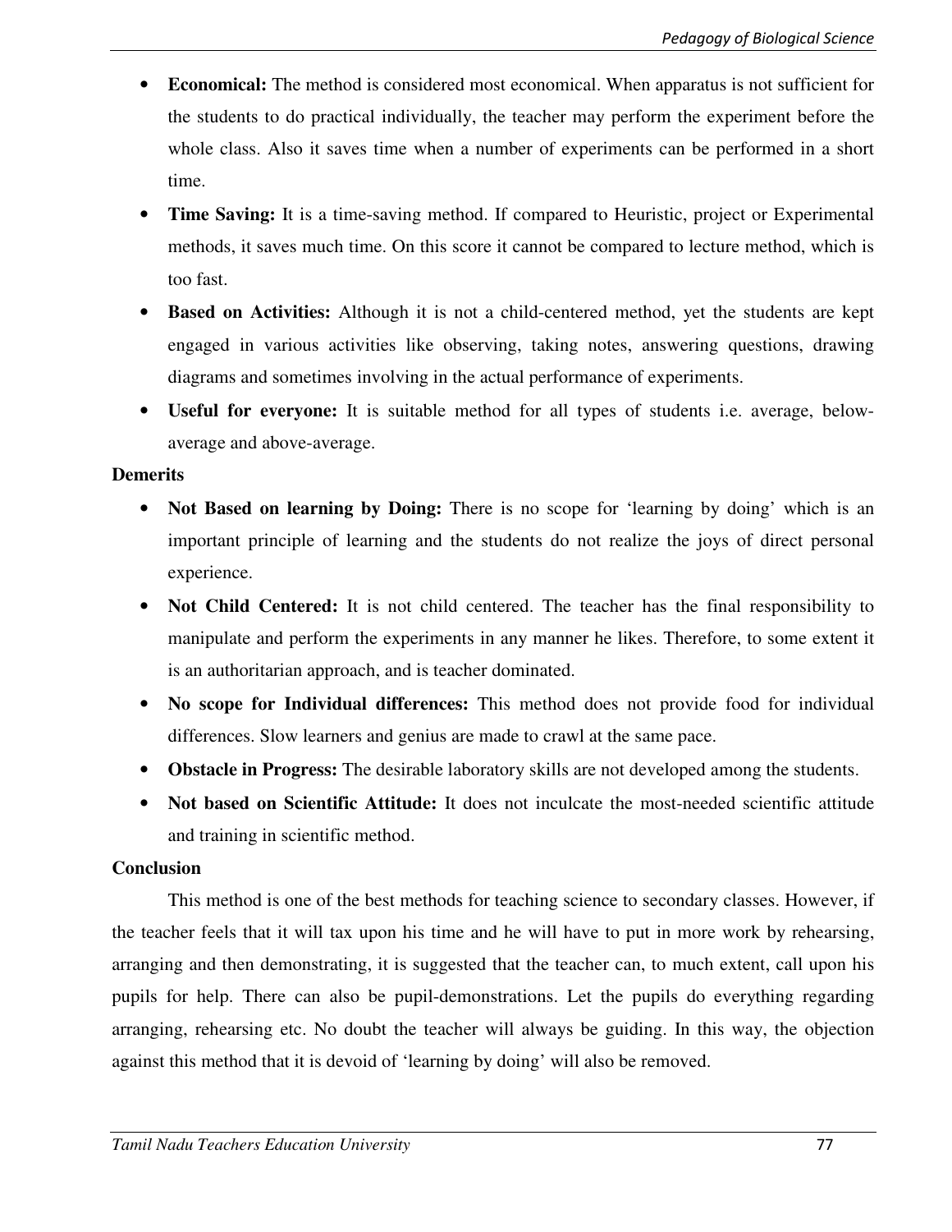- **Economical:** The method is considered most economical. When apparatus is not sufficient for the students to do practical individually, the teacher may perform the experiment before the whole class. Also it saves time when a number of experiments can be performed in a short time.
- **Time Saving:** It is a time-saving method. If compared to Heuristic, project or Experimental methods, it saves much time. On this score it cannot be compared to lecture method, which is too fast.
- **Based on Activities:** Although it is not a child-centered method, yet the students are kept engaged in various activities like observing, taking notes, answering questions, drawing diagrams and sometimes involving in the actual performance of experiments.
- **Useful for everyone:** It is suitable method for all types of students i.e. average, below-average and above-average.

**Demerits**

- **Not Based on learning by Doing:** There is no scope for 'learning by doing' which is an important principle of learning and the students do not realize the joys of direct personal experience.
- **Not Child Centered:** It is not child centered. The teacher has the final responsibility to manipulate and perform the experiments in any manner he likes. Therefore, to some extent it is an authoritarian approach, and is teacher dominated.
- **No scope for Individual differences:** This method does not provide food for individual differences. Slow learners and genius are made to crawl at the same pace.
- **Obstacle in Progress:** The desirable laboratory skills are not developed among the students.
- **Not based on Scientific Attitude:** It does not inculcate the most-needed scientific attitude and training in scientific method.

**Conclusion**

This method is one of the best methods for teaching science to secondary classes. However, if the teacher feels that it will tax upon his time and he will have to put in more work by rehearsing, arranging and then demonstrating, it is suggested that the teacher can, to much extent, call upon his pupils for help. There can also be pupil-demonstrations. Let the pupils do everything regarding arranging, rehearsing etc. No doubt the teacher will always be guiding. In this way, the objection against this method that it is devoid of 'learning by doing' will also be removed.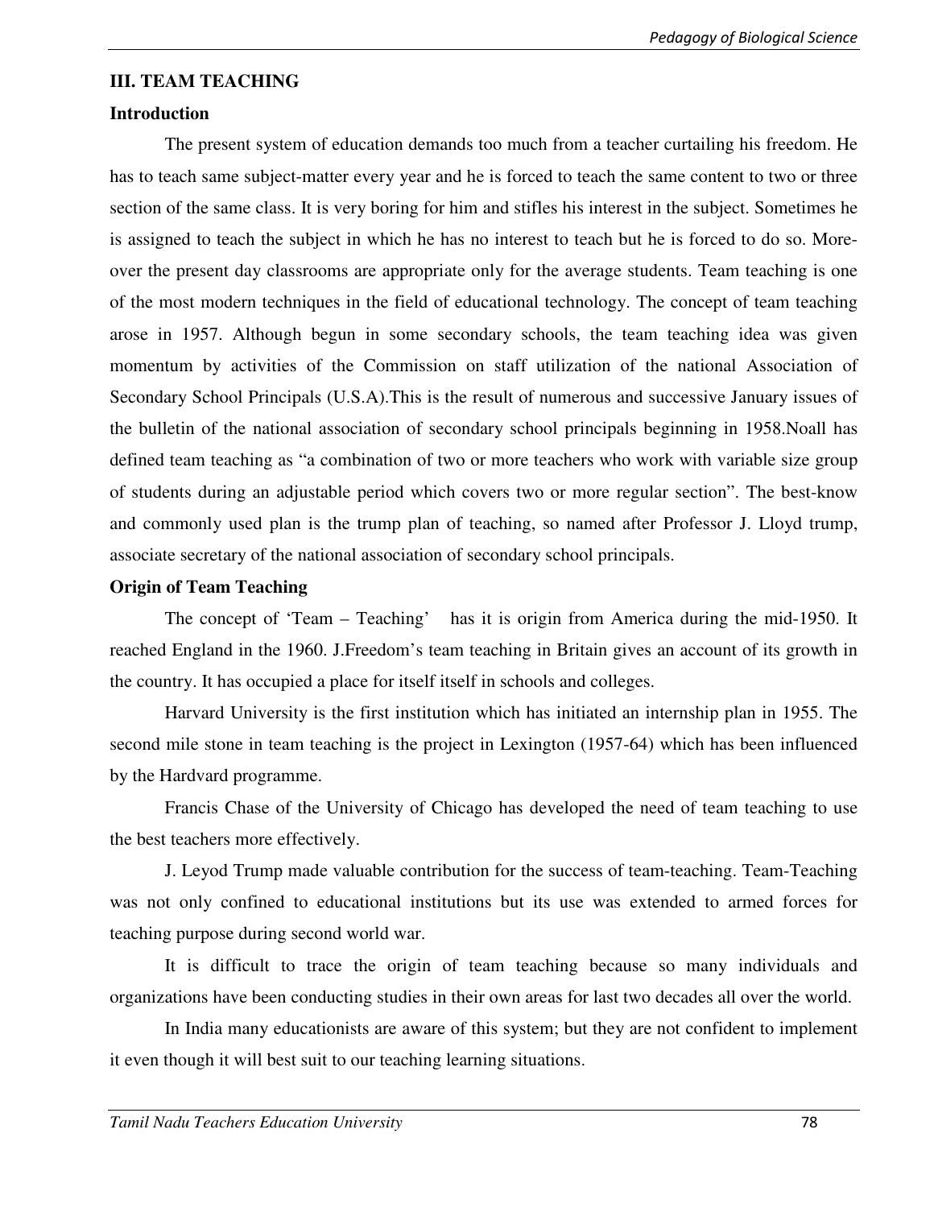### III. TEAM TEACHING

#### Introduction

The present system of education demands too much from a teacher curtailing his freedom. He has to teach same subject-matter every year and he is forced to teach the same content to two or three section of the same class. It is very boring for him and stifles his interest in the subject. Sometimes he is assigned to teach the subject in which he has no interest to teach but he is forced to do so. More-over the present day classrooms are appropriate only for the average students. Team teaching is one of the most modern techniques in the field of educational technology. The concept of team teaching arose in 1957. Although begun in some secondary schools, the team teaching idea was given momentum by activities of the Commission on staff utilization of the national Association of Secondary School Principals (U.S.A).This is the result of numerous and successive January issues of the bulletin of the national association of secondary school principals beginning in 1958.Noall has defined team teaching as "a combination of two or more teachers who work with variable size group of students during an adjustable period which covers two or more regular section". The best-know and commonly used plan is the trump plan of teaching, so named after Professor J. Lloyd trump, associate secretary of the national association of secondary school principals.

#### Origin of Team Teaching

The concept of 'Team – Teaching' has it is origin from America during the mid-1950. It reached England in the 1960. J.Freedom's team teaching in Britain gives an account of its growth in the country. It has occupied a place for itself itself in schools and colleges.

Harvard University is the first institution which has initiated an internship plan in 1955. The second mile stone in team teaching is the project in Lexington (1957-64) which has been influenced by the Hardvard programme.

Francis Chase of the University of Chicago has developed the need of team teaching to use the best teachers more effectively.

J. Leyod Trump made valuable contribution for the success of team-teaching. Team-Teaching was not only confined to educational institutions but its use was extended to armed forces for teaching purpose during second world war.

It is difficult to trace the origin of team teaching because so many individuals and organizations have been conducting studies in their own areas for last two decades all over the world.

In India many educationists are aware of this system; but they are not confident to implement it even though it will best suit to our teaching learning situations.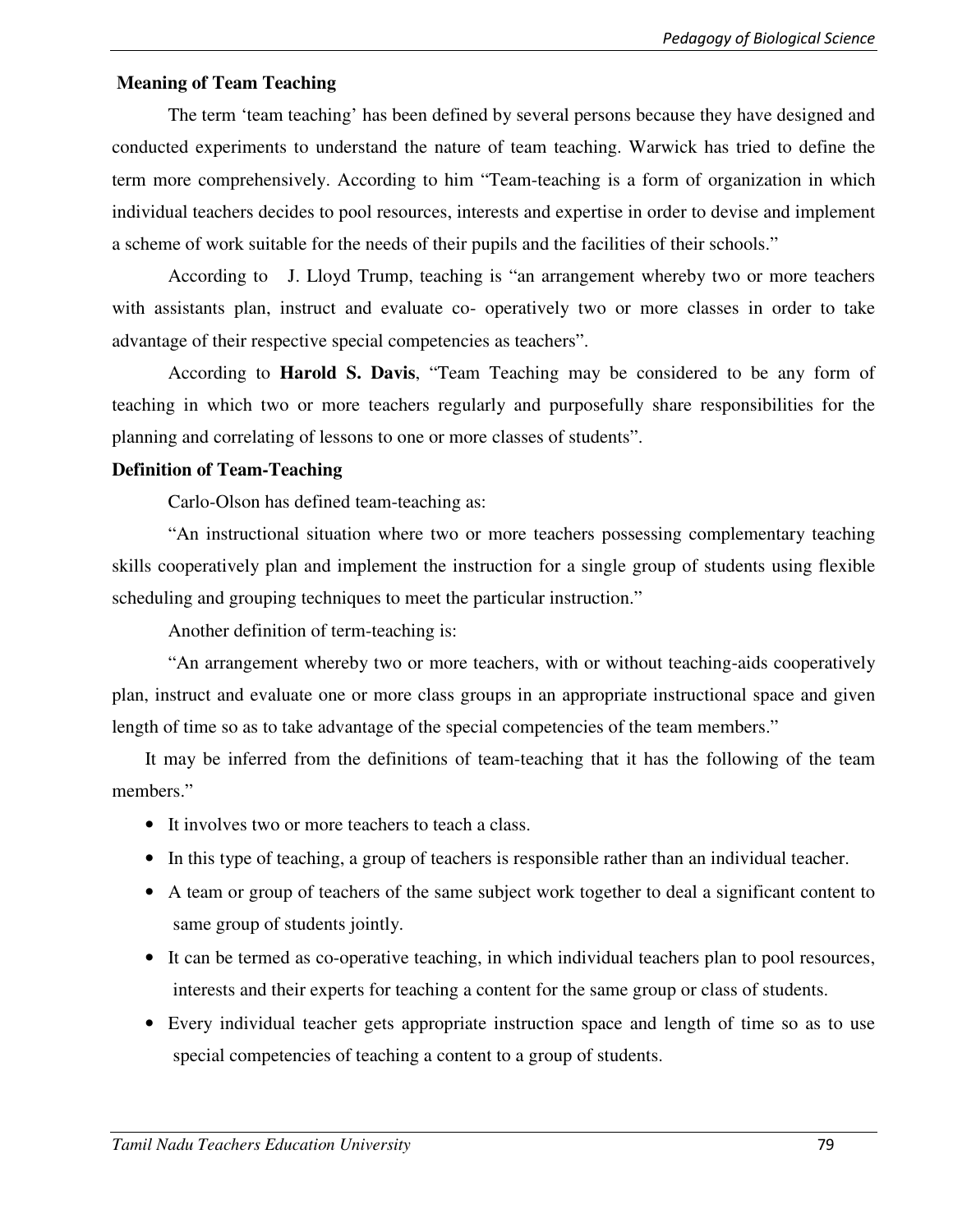**Meaning of Team Teaching**

The term 'team teaching' has been defined by several persons because they have designed and conducted experiments to understand the nature of team teaching. Warwick has tried to define the term more comprehensively. According to him "Team-teaching is a form of organization in which individual teachers decides to pool resources, interests and expertise in order to devise and implement a scheme of work suitable for the needs of their pupils and the facilities of their schools."

According to J. Lloyd Trump, teaching is "an arrangement whereby two or more teachers with assistants plan, instruct and evaluate co- operatively two or more classes in order to take advantage of their respective special competencies as teachers".

According to **Harold S. Davis**, "Team Teaching may be considered to be any form of teaching in which two or more teachers regularly and purposefully share responsibilities for the planning and correlating of lessons to one or more classes of students".

**Definition of Team-Teaching**

Carlo-Olson has defined team-teaching as:

"An instructional situation where two or more teachers possessing complementary teaching skills cooperatively plan and implement the instruction for a single group of students using flexible scheduling and grouping techniques to meet the particular instruction."

Another definition of term-teaching is:

"An arrangement whereby two or more teachers, with or without teaching-aids cooperatively plan, instruct and evaluate one or more class groups in an appropriate instructional space and given length of time so as to take advantage of the special competencies of the team members."

It may be inferred from the definitions of team-teaching that it has the following of the team members."

- It involves two or more teachers to teach a class.
- In this type of teaching, a group of teachers is responsible rather than an individual teacher.
- A team or group of teachers of the same subject work together to deal a significant content to same group of students jointly.
- It can be termed as co-operative teaching, in which individual teachers plan to pool resources, interests and their experts for teaching a content for the same group or class of students.
- Every individual teacher gets appropriate instruction space and length of time so as to use special competencies of teaching a content to a group of students.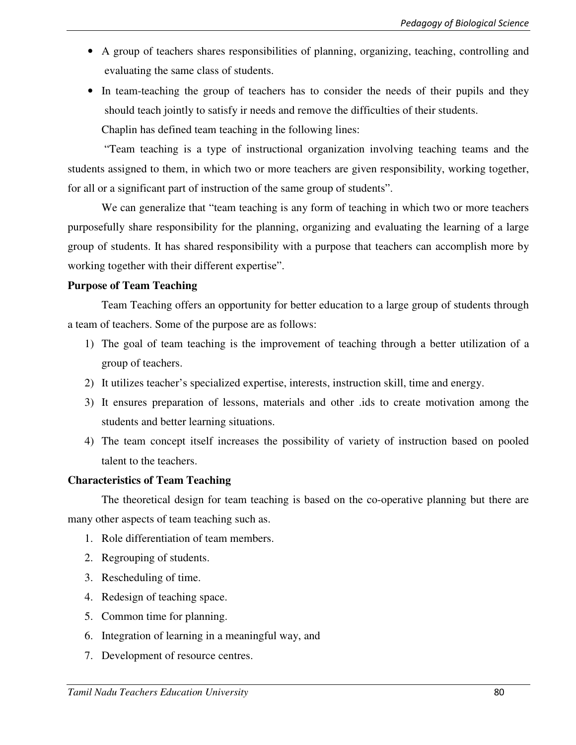- A group of teachers shares responsibilities of planning, organizing, teaching, controlling and evaluating the same class of students.
- In team-teaching the group of teachers has to consider the needs of their pupils and they should teach jointly to satisfy ir needs and remove the difficulties of their students.

Chaplin has defined team teaching in the following lines:

"Team teaching is a type of instructional organization involving teaching teams and the students assigned to them, in which two or more teachers are given responsibility, working together, for all or a significant part of instruction of the same group of students".

We can generalize that "team teaching is any form of teaching in which two or more teachers purposefully share responsibility for the planning, organizing and evaluating the learning of a large group of students. It has shared responsibility with a purpose that teachers can accomplish more by working together with their different expertise".

**Purpose of Team Teaching**

Team Teaching offers an opportunity for better education to a large group of students through a team of teachers. Some of the purpose are as follows:

1) The goal of team teaching is the improvement of teaching through a better utilization of a group of teachers.
2) It utilizes teacher's specialized expertise, interests, instruction skill, time and energy.
3) It ensures preparation of lessons, materials and other .ids to create motivation among the students and better learning situations.
4) The team concept itself increases the possibility of variety of instruction based on pooled talent to the teachers.

**Characteristics of Team Teaching**

The theoretical design for team teaching is based on the co-operative planning but there are many other aspects of team teaching such as.

1. Role differentiation of team members.
2. Regrouping of students.
3. Rescheduling of time.
4. Redesign of teaching space.
5. Common time for planning.
6. Integration of learning in a meaningful way, and
7. Development of resource centres.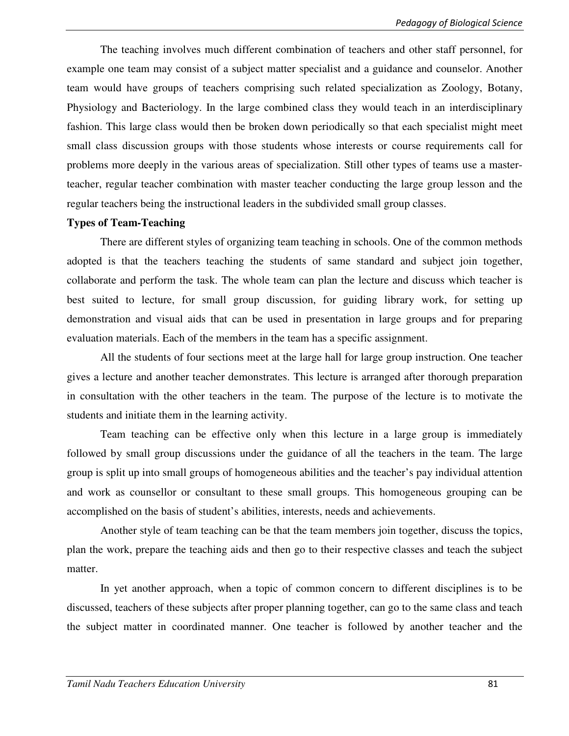The teaching involves much different combination of teachers and other staff personnel, for example one team may consist of a subject matter specialist and a guidance and counselor. Another team would have groups of teachers comprising such related specialization as Zoology, Botany, Physiology and Bacteriology. In the large combined class they would teach in an interdisciplinary fashion. This large class would then be broken down periodically so that each specialist might meet small class discussion groups with those students whose interests or course requirements call for problems more deeply in the various areas of specialization. Still other types of teams use a master-teacher, regular teacher combination with master teacher conducting the large group lesson and the regular teachers being the instructional leaders in the subdivided small group classes.

**Types of Team-Teaching**

There are different styles of organizing team teaching in schools. One of the common methods adopted is that the teachers teaching the students of same standard and subject join together, collaborate and perform the task. The whole team can plan the lecture and discuss which teacher is best suited to lecture, for small group discussion, for guiding library work, for setting up demonstration and visual aids that can be used in presentation in large groups and for preparing evaluation materials. Each of the members in the team has a specific assignment.

All the students of four sections meet at the large hall for large group instruction. One teacher gives a lecture and another teacher demonstrates. This lecture is arranged after thorough preparation in consultation with the other teachers in the team. The purpose of the lecture is to motivate the students and initiate them in the learning activity.

Team teaching can be effective only when this lecture in a large group is immediately followed by small group discussions under the guidance of all the teachers in the team. The large group is split up into small groups of homogeneous abilities and the teacher's pay individual attention and work as counsellor or consultant to these small groups. This homogeneous grouping can be accomplished on the basis of student's abilities, interests, needs and achievements.

Another style of team teaching can be that the team members join together, discuss the topics, plan the work, prepare the teaching aids and then go to their respective classes and teach the subject matter.

In yet another approach, when a topic of common concern to different disciplines is to be discussed, teachers of these subjects after proper planning together, can go to the same class and teach the subject matter in coordinated manner. One teacher is followed by another teacher and the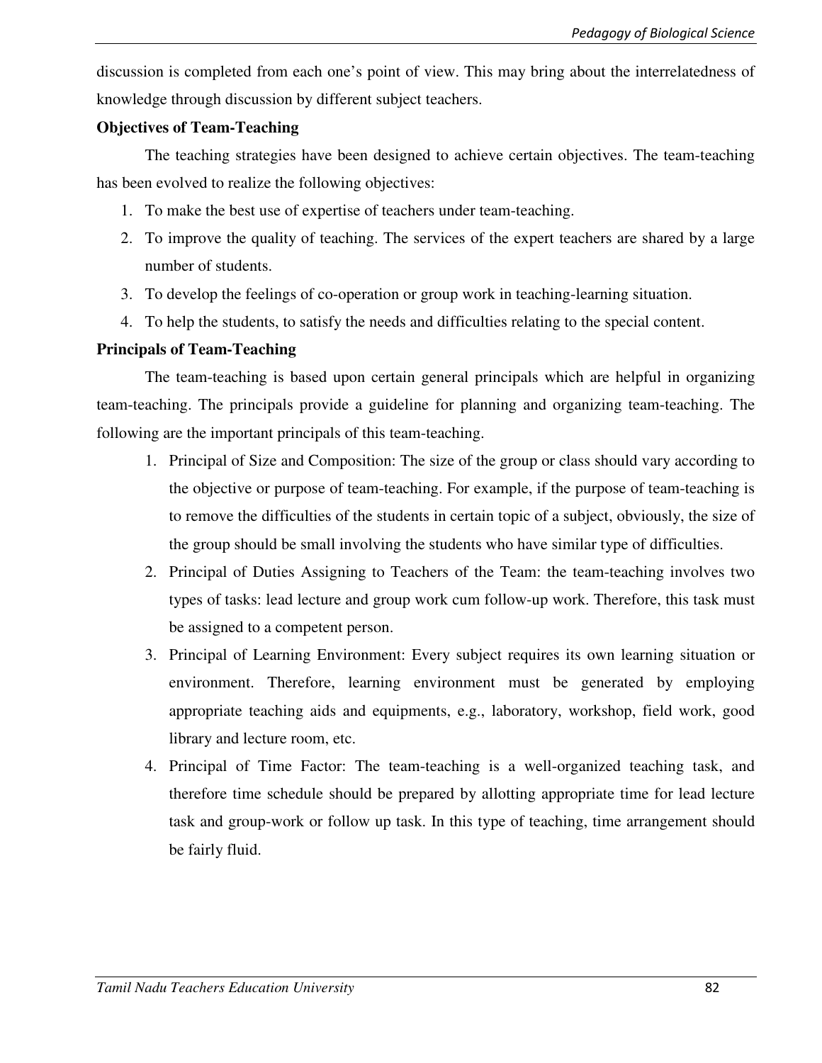discussion is completed from each one's point of view. This may bring about the interrelatedness of knowledge through discussion by different subject teachers.

**Objectives of Team-Teaching**

The teaching strategies have been designed to achieve certain objectives. The team-teaching has been evolved to realize the following objectives:

1. To make the best use of expertise of teachers under team-teaching.
2. To improve the quality of teaching. The services of the expert teachers are shared by a large number of students.
3. To develop the feelings of co-operation or group work in teaching-learning situation.
4. To help the students, to satisfy the needs and difficulties relating to the special content.

**Principals of Team-Teaching**

The team-teaching is based upon certain general principals which are helpful in organizing team-teaching. The principals provide a guideline for planning and organizing team-teaching. The following are the important principals of this team-teaching.

1. Principal of Size and Composition: The size of the group or class should vary according to the objective or purpose of team-teaching. For example, if the purpose of team-teaching is to remove the difficulties of the students in certain topic of a subject, obviously, the size of the group should be small involving the students who have similar type of difficulties.
2. Principal of Duties Assigning to Teachers of the Team: the team-teaching involves two types of tasks: lead lecture and group work cum follow-up work. Therefore, this task must be assigned to a competent person.
3. Principal of Learning Environment: Every subject requires its own learning situation or environment. Therefore, learning environment must be generated by employing appropriate teaching aids and equipments, e.g., laboratory, workshop, field work, good library and lecture room, etc.
4. Principal of Time Factor: The team-teaching is a well-organized teaching task, and therefore time schedule should be prepared by allotting appropriate time for lead lecture task and group-work or follow up task. In this type of teaching, time arrangement should be fairly fluid.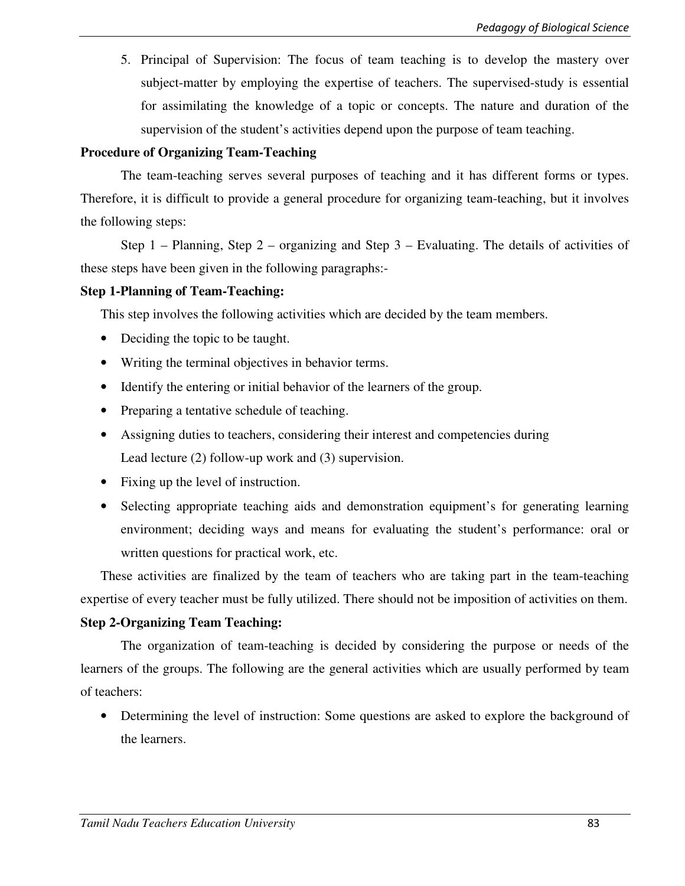5. Principal of Supervision: The focus of team teaching is to develop the mastery over subject-matter by employing the expertise of teachers. The supervised-study is essential for assimilating the knowledge of a topic or concepts. The nature and duration of the supervision of the student's activities depend upon the purpose of team teaching.

**Procedure of Organizing Team-Teaching**

The team-teaching serves several purposes of teaching and it has different forms or types. Therefore, it is difficult to provide a general procedure for organizing team-teaching, but it involves the following steps:

Step 1 – Planning, Step 2 – organizing and Step 3 – Evaluating. The details of activities of these steps have been given in the following paragraphs:-

**Step 1-Planning of Team-Teaching:**

This step involves the following activities which are decided by the team members.

- Deciding the topic to be taught.
- Writing the terminal objectives in behavior terms.
- Identify the entering or initial behavior of the learners of the group.
- Preparing a tentative schedule of teaching.
- Assigning duties to teachers, considering their interest and competencies during Lead lecture (2) follow-up work and (3) supervision.
- Fixing up the level of instruction.
- Selecting appropriate teaching aids and demonstration equipment's for generating learning environment; deciding ways and means for evaluating the student's performance: oral or written questions for practical work, etc.

These activities are finalized by the team of teachers who are taking part in the team-teaching expertise of every teacher must be fully utilized. There should not be imposition of activities on them.

**Step 2-Organizing Team Teaching:**

The organization of team-teaching is decided by considering the purpose or needs of the learners of the groups. The following are the general activities which are usually performed by team of teachers:

- Determining the level of instruction: Some questions are asked to explore the background of the learners.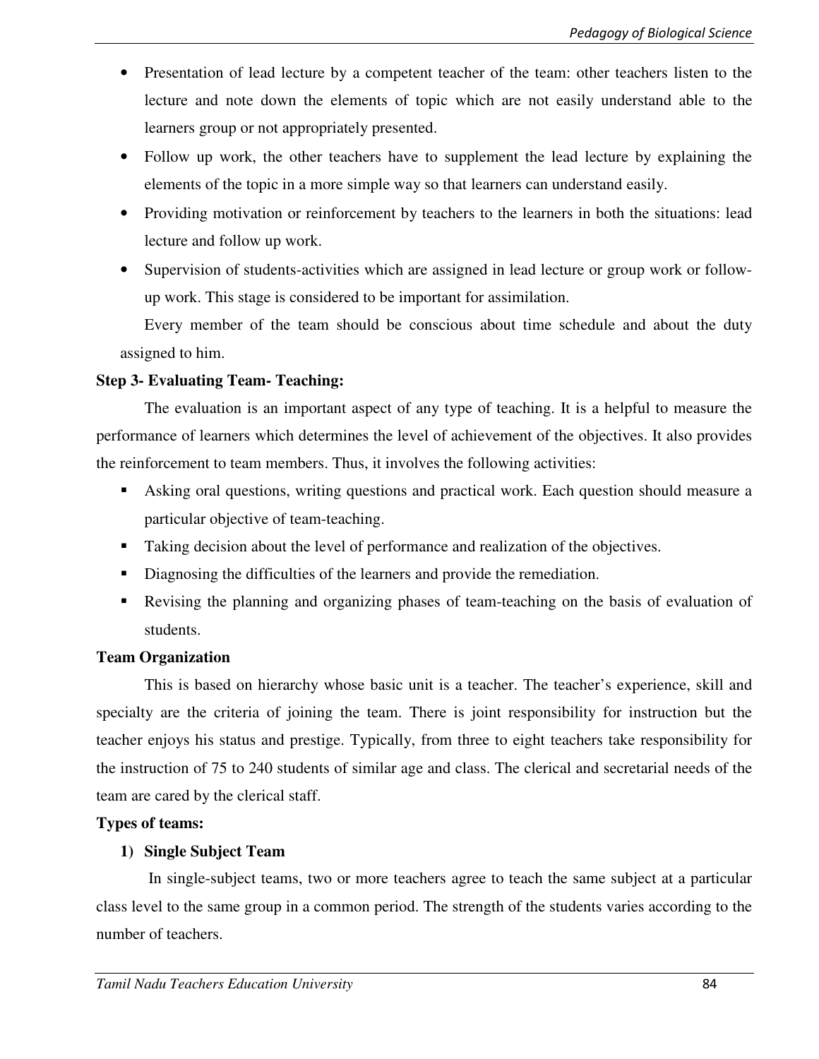- Presentation of lead lecture by a competent teacher of the team: other teachers listen to the lecture and note down the elements of topic which are not easily understand able to the learners group or not appropriately presented.
- Follow up work, the other teachers have to supplement the lead lecture by explaining the elements of the topic in a more simple way so that learners can understand easily.
- Providing motivation or reinforcement by teachers to the learners in both the situations: lead lecture and follow up work.
- Supervision of students-activities which are assigned in lead lecture or group work or follow-up work. This stage is considered to be important for assimilation.

Every member of the team should be conscious about time schedule and about the duty assigned to him.

**Step 3- Evaluating Team- Teaching:**

The evaluation is an important aspect of any type of teaching. It is a helpful to measure the performance of learners which determines the level of achievement of the objectives. It also provides the reinforcement to team members. Thus, it involves the following activities:

- Asking oral questions, writing questions and practical work. Each question should measure a particular objective of team-teaching.
- Taking decision about the level of performance and realization of the objectives.
- Diagnosing the difficulties of the learners and provide the remediation.
- Revising the planning and organizing phases of team-teaching on the basis of evaluation of students.

**Team Organization**

This is based on hierarchy whose basic unit is a teacher. The teacher's experience, skill and specialty are the criteria of joining the team. There is joint responsibility for instruction but the teacher enjoys his status and prestige. Typically, from three to eight teachers take responsibility for the instruction of 75 to 240 students of similar age and class. The clerical and secretarial needs of the team are cared by the clerical staff.

**Types of teams:**

1) **Single Subject Team**

In single-subject teams, two or more teachers agree to teach the same subject at a particular class level to the same group in a common period. The strength of the students varies according to the number of teachers.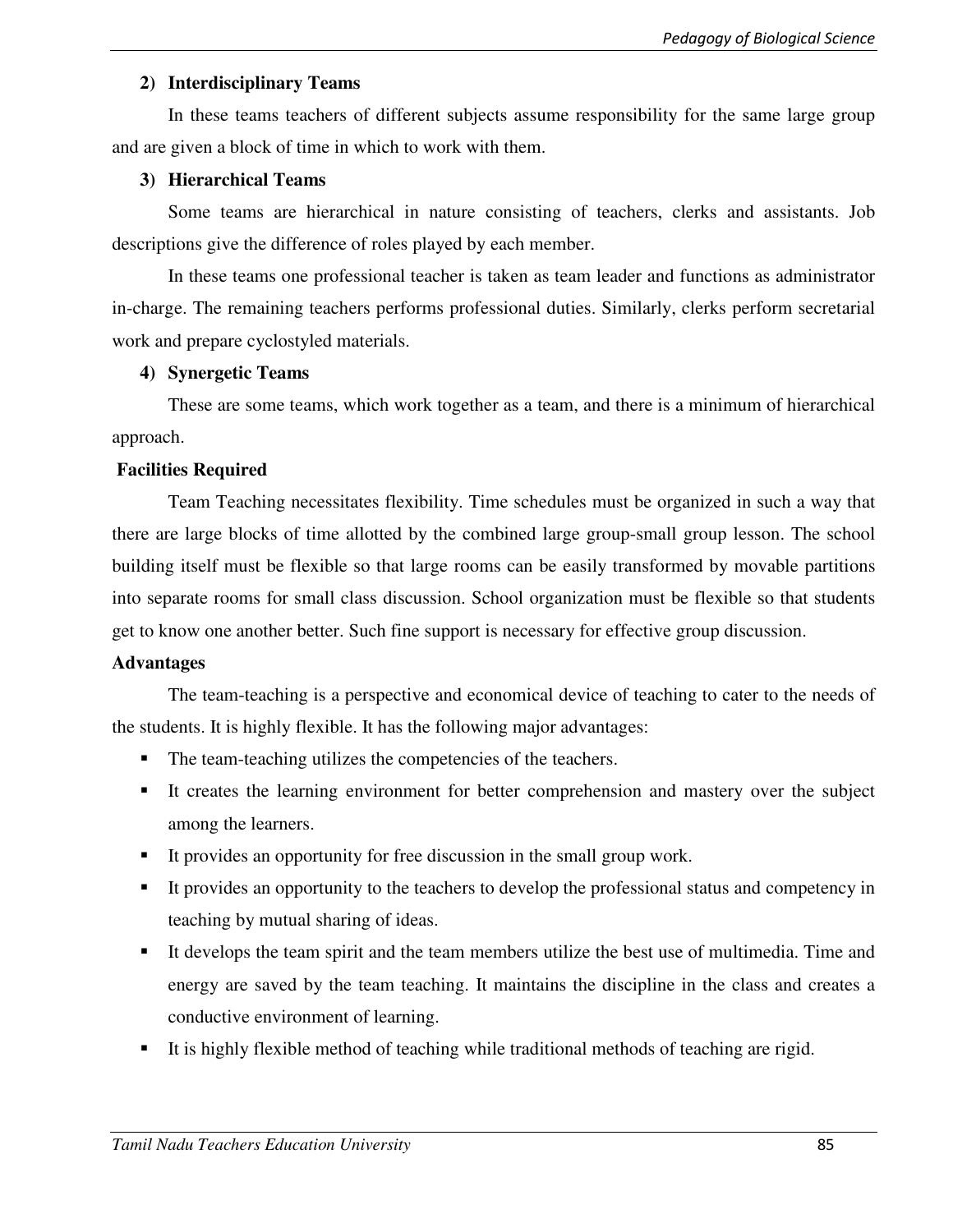**2) Interdisciplinary Teams**

In these teams teachers of different subjects assume responsibility for the same large group and are given a block of time in which to work with them.

**3) Hierarchical Teams**

Some teams are hierarchical in nature consisting of teachers, clerks and assistants. Job descriptions give the difference of roles played by each member.

In these teams one professional teacher is taken as team leader and functions as administrator in-charge. The remaining teachers performs professional duties. Similarly, clerks perform secretarial work and prepare cyclostyled materials.

**4) Synergetic Teams**

These are some teams, which work together as a team, and there is a minimum of hierarchical approach.

**Facilities Required**

Team Teaching necessitates flexibility. Time schedules must be organized in such a way that there are large blocks of time allotted by the combined large group-small group lesson. The school building itself must be flexible so that large rooms can be easily transformed by movable partitions into separate rooms for small class discussion. School organization must be flexible so that students get to know one another better. Such fine support is necessary for effective group discussion.

**Advantages**

The team-teaching is a perspective and economical device of teaching to cater to the needs of the students. It is highly flexible. It has the following major advantages:

- The team-teaching utilizes the competencies of the teachers.
- It creates the learning environment for better comprehension and mastery over the subject among the learners.
- It provides an opportunity for free discussion in the small group work.
- It provides an opportunity to the teachers to develop the professional status and competency in teaching by mutual sharing of ideas.
- It develops the team spirit and the team members utilize the best use of multimedia. Time and energy are saved by the team teaching. It maintains the discipline in the class and creates a conductive environment of learning.
- It is highly flexible method of teaching while traditional methods of teaching are rigid.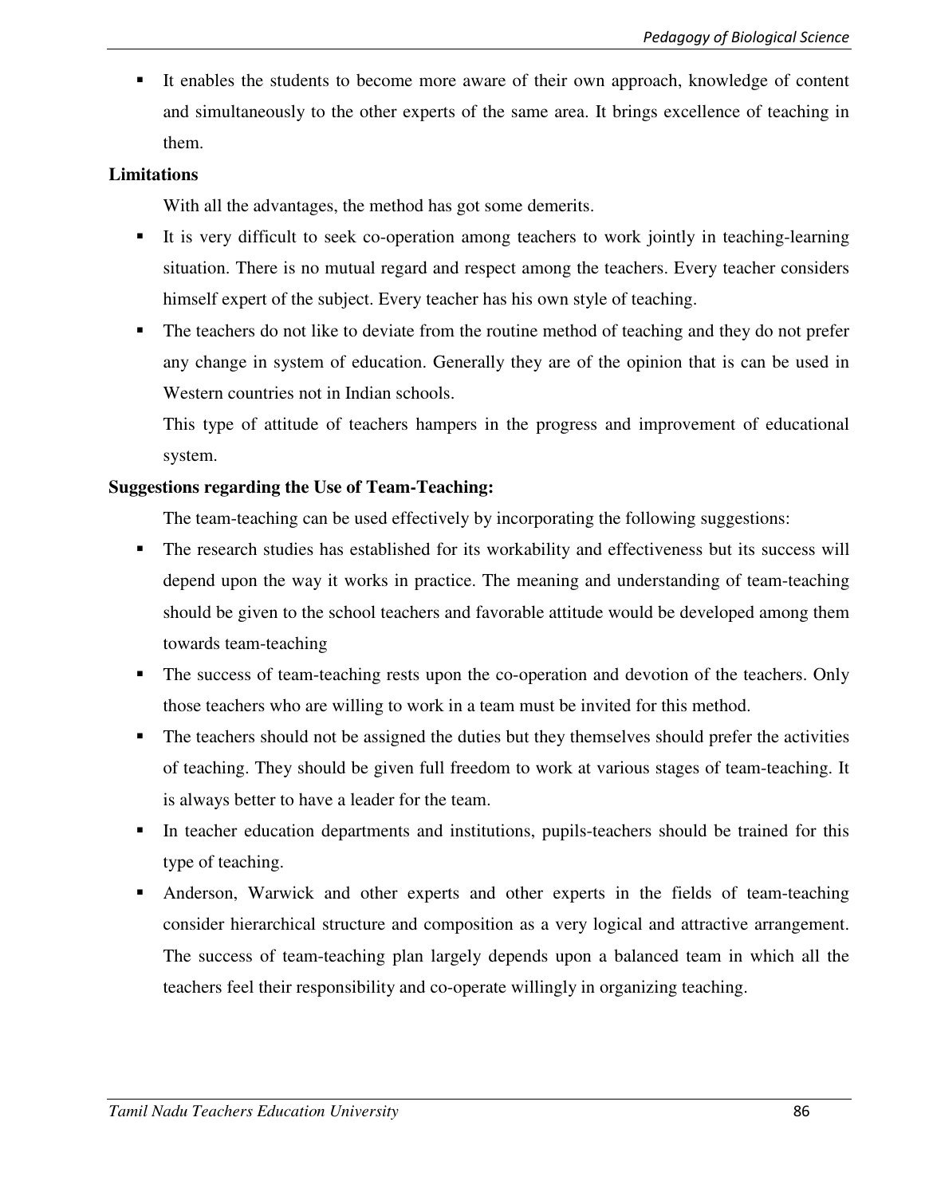- It enables the students to become more aware of their own approach, knowledge of content and simultaneously to the other experts of the same area. It brings excellence of teaching in them.

**Limitations**

With all the advantages, the method has got some demerits.

- It is very difficult to seek co-operation among teachers to work jointly in teaching-learning situation. There is no mutual regard and respect among the teachers. Every teacher considers himself expert of the subject. Every teacher has his own style of teaching.
- The teachers do not like to deviate from the routine method of teaching and they do not prefer any change in system of education. Generally they are of the opinion that is can be used in Western countries not in Indian schools.

  This type of attitude of teachers hampers in the progress and improvement of educational system.

**Suggestions regarding the Use of Team-Teaching:**

The team-teaching can be used effectively by incorporating the following suggestions:

- The research studies has established for its workability and effectiveness but its success will depend upon the way it works in practice. The meaning and understanding of team-teaching should be given to the school teachers and favorable attitude would be developed among them towards team-teaching
- The success of team-teaching rests upon the co-operation and devotion of the teachers. Only those teachers who are willing to work in a team must be invited for this method.
- The teachers should not be assigned the duties but they themselves should prefer the activities of teaching. They should be given full freedom to work at various stages of team-teaching. It is always better to have a leader for the team.
- In teacher education departments and institutions, pupils-teachers should be trained for this type of teaching.
- Anderson, Warwick and other experts and other experts in the fields of team-teaching consider hierarchical structure and composition as a very logical and attractive arrangement. The success of team-teaching plan largely depends upon a balanced team in which all the teachers feel their responsibility and co-operate willingly in organizing teaching.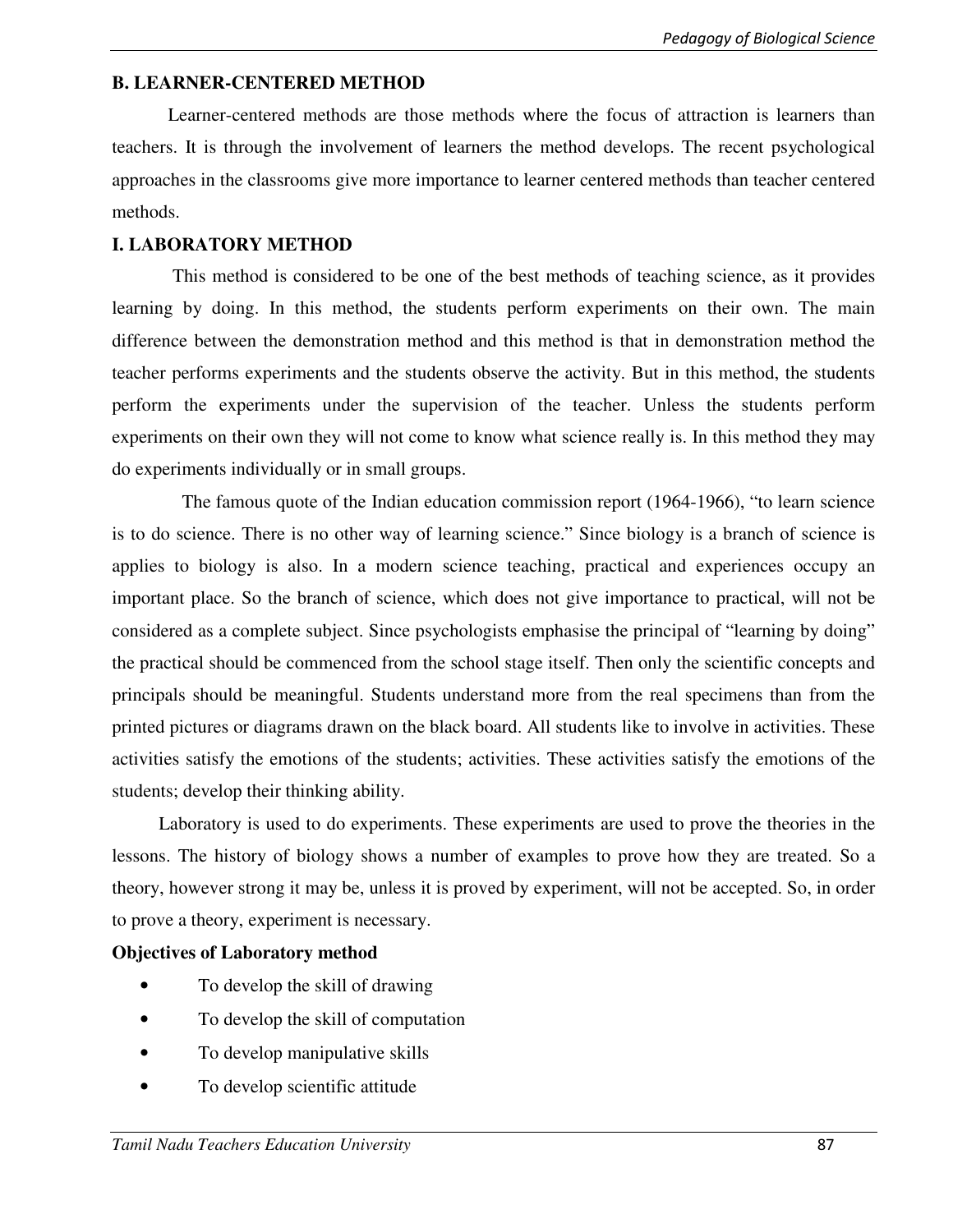## B. LEARNER-CENTERED METHOD

Learner-centered methods are those methods where the focus of attraction is learners than teachers. It is through the involvement of learners the method develops. The recent psychological approaches in the classrooms give more importance to learner centered methods than teacher centered methods.

### I. LABORATORY METHOD

This method is considered to be one of the best methods of teaching science, as it provides learning by doing. In this method, the students perform experiments on their own. The main difference between the demonstration method and this method is that in demonstration method the teacher performs experiments and the students observe the activity. But in this method, the students perform the experiments under the supervision of the teacher. Unless the students perform experiments on their own they will not come to know what science really is. In this method they may do experiments individually or in small groups.

The famous quote of the Indian education commission report (1964-1966), "to learn science is to do science. There is no other way of learning science." Since biology is a branch of science is applies to biology is also. In a modern science teaching, practical and experiences occupy an important place. So the branch of science, which does not give importance to practical, will not be considered as a complete subject. Since psychologists emphasise the principal of "learning by doing" the practical should be commenced from the school stage itself. Then only the scientific concepts and principals should be meaningful. Students understand more from the real specimens than from the printed pictures or diagrams drawn on the black board. All students like to involve in activities. These activities satisfy the emotions of the students; activities. These activities satisfy the emotions of the students; develop their thinking ability.

Laboratory is used to do experiments. These experiments are used to prove the theories in the lessons. The history of biology shows a number of examples to prove how they are treated. So a theory, however strong it may be, unless it is proved by experiment, will not be accepted. So, in order to prove a theory, experiment is necessary.

**Objectives of Laboratory method**

- To develop the skill of drawing
- To develop the skill of computation
- To develop manipulative skills
- To develop scientific attitude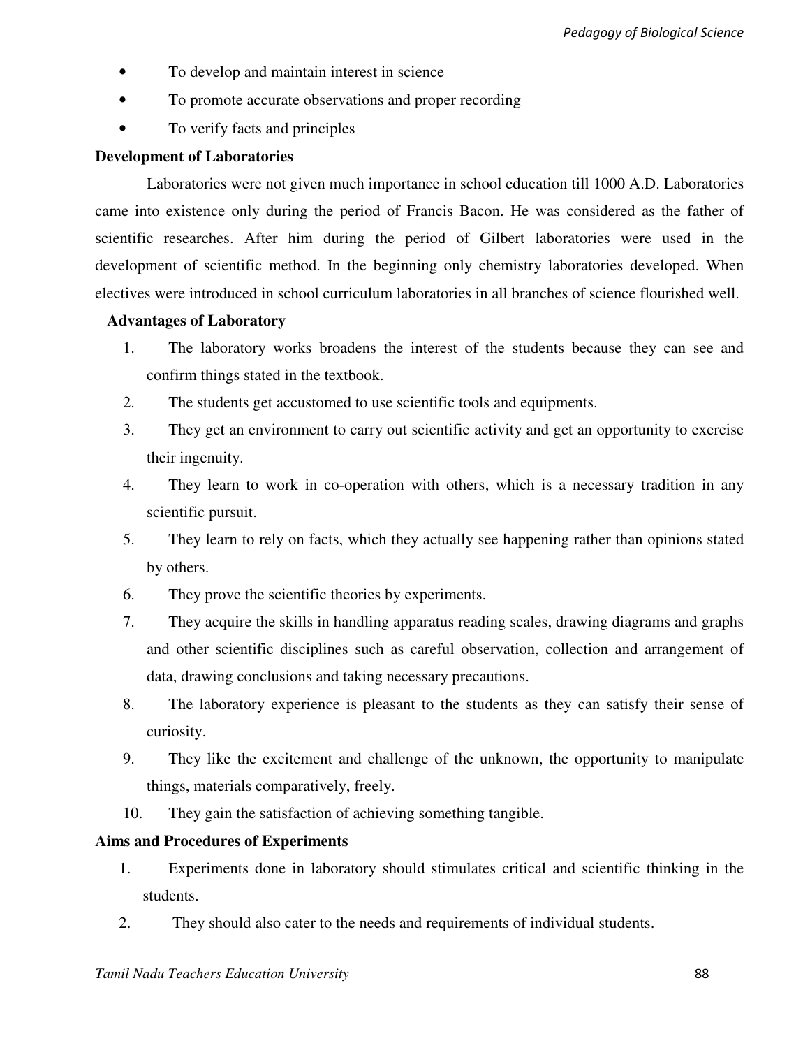- To develop and maintain interest in science
- To promote accurate observations and proper recording
- To verify facts and principles

**Development of Laboratories**

Laboratories were not given much importance in school education till 1000 A.D. Laboratories came into existence only during the period of Francis Bacon. He was considered as the father of scientific researches. After him during the period of Gilbert laboratories were used in the development of scientific method. In the beginning only chemistry laboratories developed. When electives were introduced in school curriculum laboratories in all branches of science flourished well.

**Advantages of Laboratory**

1. The laboratory works broadens the interest of the students because they can see and confirm things stated in the textbook.
2. The students get accustomed to use scientific tools and equipments.
3. They get an environment to carry out scientific activity and get an opportunity to exercise their ingenuity.
4. They learn to work in co-operation with others, which is a necessary tradition in any scientific pursuit.
5. They learn to rely on facts, which they actually see happening rather than opinions stated by others.
6. They prove the scientific theories by experiments.
7. They acquire the skills in handling apparatus reading scales, drawing diagrams and graphs and other scientific disciplines such as careful observation, collection and arrangement of data, drawing conclusions and taking necessary precautions.
8. The laboratory experience is pleasant to the students as they can satisfy their sense of curiosity.
9. They like the excitement and challenge of the unknown, the opportunity to manipulate things, materials comparatively, freely.
10. They gain the satisfaction of achieving something tangible.

**Aims and Procedures of Experiments**

1. Experiments done in laboratory should stimulates critical and scientific thinking in the students.
2. They should also cater to the needs and requirements of individual students.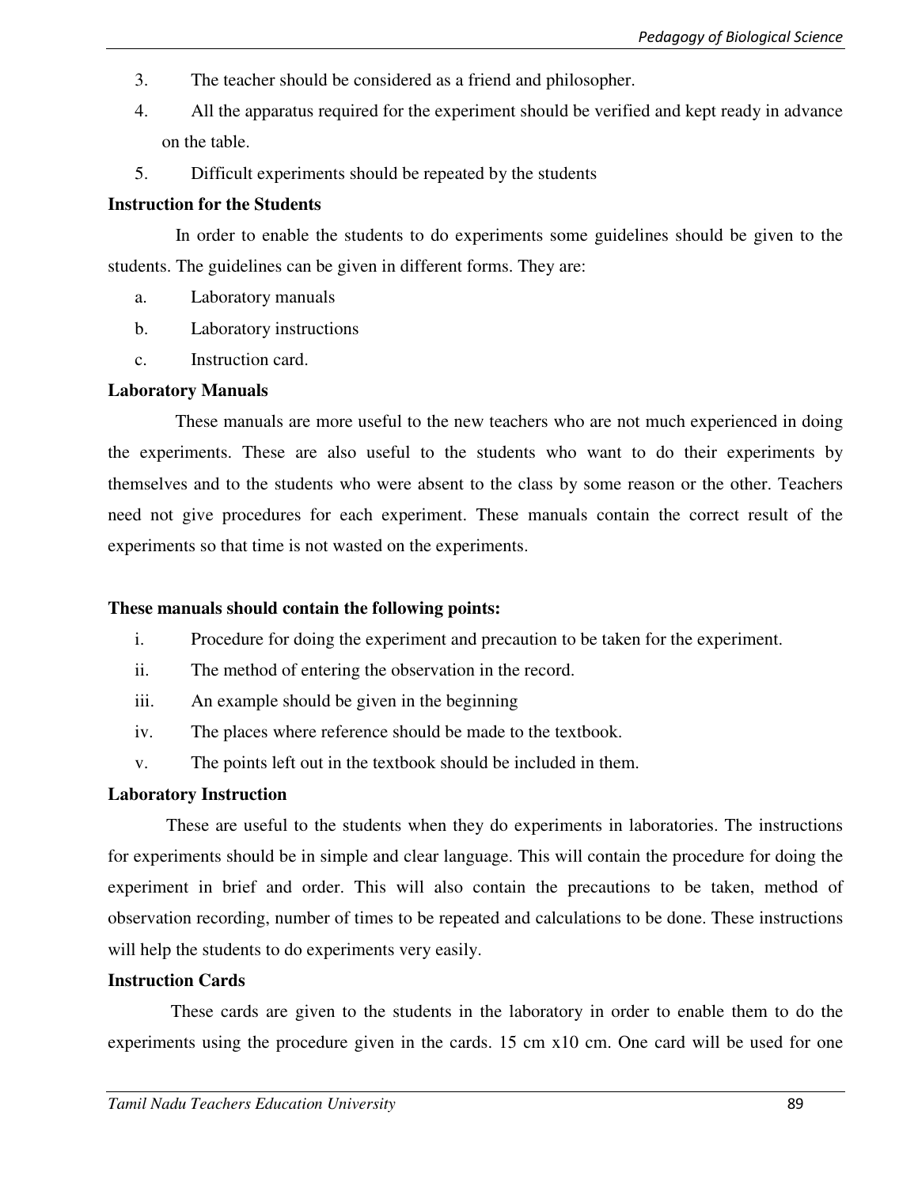3. The teacher should be considered as a friend and philosopher.
4. All the apparatus required for the experiment should be verified and kept ready in advance on the table.
5. Difficult experiments should be repeated by the students

**Instruction for the Students**

In order to enable the students to do experiments some guidelines should be given to the students. The guidelines can be given in different forms. They are:

a. Laboratory manuals
b. Laboratory instructions
c. Instruction card.

**Laboratory Manuals**

These manuals are more useful to the new teachers who are not much experienced in doing the experiments. These are also useful to the students who want to do their experiments by themselves and to the students who were absent to the class by some reason or the other. Teachers need not give procedures for each experiment. These manuals contain the correct result of the experiments so that time is not wasted on the experiments.

**These manuals should contain the following points:**

i. Procedure for doing the experiment and precaution to be taken for the experiment.
ii. The method of entering the observation in the record.
iii. An example should be given in the beginning
iv. The places where reference should be made to the textbook.
v. The points left out in the textbook should be included in them.

**Laboratory Instruction**

These are useful to the students when they do experiments in laboratories. The instructions for experiments should be in simple and clear language. This will contain the procedure for doing the experiment in brief and order. This will also contain the precautions to be taken, method of observation recording, number of times to be repeated and calculations to be done. These instructions will help the students to do experiments very easily.

**Instruction Cards**

These cards are given to the students in the laboratory in order to enable them to do the experiments using the procedure given in the cards. 15 cm x10 cm. One card will be used for one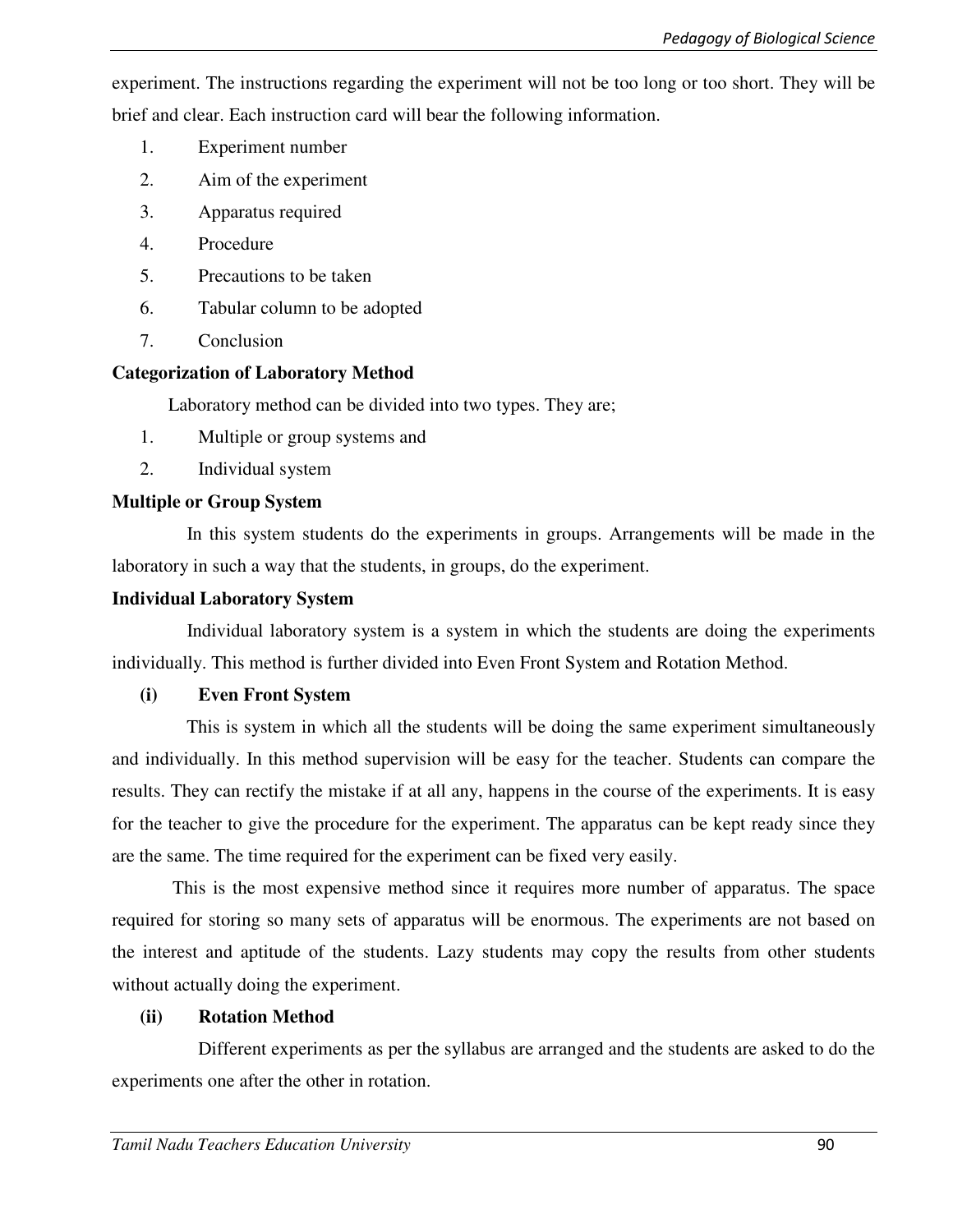experiment. The instructions regarding the experiment will not be too long or too short. They will be brief and clear. Each instruction card will bear the following information.

1. Experiment number
2. Aim of the experiment
3. Apparatus required
4. Procedure
5. Precautions to be taken
6. Tabular column to be adopted
7. Conclusion

**Categorization of Laboratory Method**

Laboratory method can be divided into two types. They are;

1. Multiple or group systems and
2. Individual system

**Multiple or Group System**

In this system students do the experiments in groups. Arrangements will be made in the laboratory in such a way that the students, in groups, do the experiment.

**Individual Laboratory System**

Individual laboratory system is a system in which the students are doing the experiments individually. This method is further divided into Even Front System and Rotation Method.

**(i) Even Front System**

This is system in which all the students will be doing the same experiment simultaneously and individually. In this method supervision will be easy for the teacher. Students can compare the results. They can rectify the mistake if at all any, happens in the course of the experiments. It is easy for the teacher to give the procedure for the experiment. The apparatus can be kept ready since they are the same. The time required for the experiment can be fixed very easily.

This is the most expensive method since it requires more number of apparatus. The space required for storing so many sets of apparatus will be enormous. The experiments are not based on the interest and aptitude of the students. Lazy students may copy the results from other students without actually doing the experiment.

**(ii) Rotation Method**

Different experiments as per the syllabus are arranged and the students are asked to do the experiments one after the other in rotation.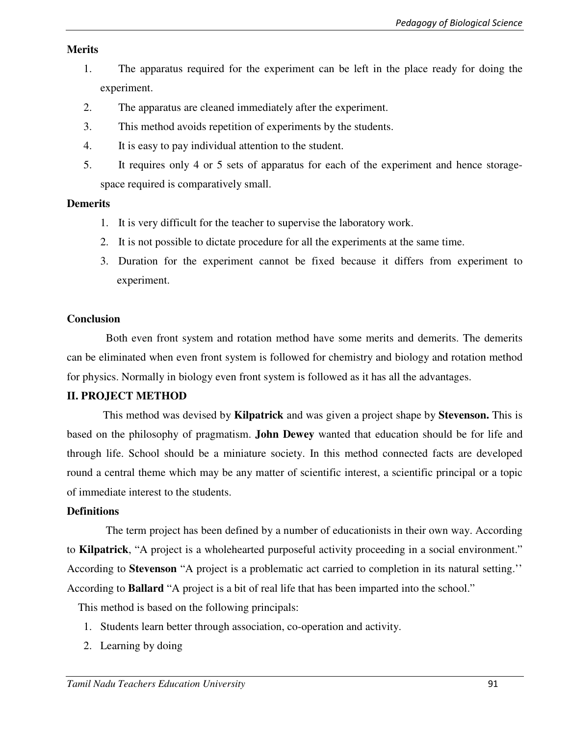**Merits**

1. The apparatus required for the experiment can be left in the place ready for doing the experiment.
2. The apparatus are cleaned immediately after the experiment.
3. This method avoids repetition of experiments by the students.
4. It is easy to pay individual attention to the student.
5. It requires only 4 or 5 sets of apparatus for each of the experiment and hence storage-space required is comparatively small.

**Demerits**

1. It is very difficult for the teacher to supervise the laboratory work.
2. It is not possible to dictate procedure for all the experiments at the same time.
3. Duration for the experiment cannot be fixed because it differs from experiment to experiment.

**Conclusion**

Both even front system and rotation method have some merits and demerits. The demerits can be eliminated when even front system is followed for chemistry and biology and rotation method for physics. Normally in biology even front system is followed as it has all the advantages.

**II. PROJECT METHOD**

This method was devised by **Kilpatrick** and was given a project shape by **Stevenson.** This is based on the philosophy of pragmatism. **John Dewey** wanted that education should be for life and through life. School should be a miniature society. In this method connected facts are developed round a central theme which may be any matter of scientific interest, a scientific principal or a topic of immediate interest to the students.

**Definitions**

The term project has been defined by a number of educationists in their own way. According to **Kilpatrick**, "A project is a wholehearted purposeful activity proceeding in a social environment." According to **Stevenson** "A project is a problematic act carried to completion in its natural setting.'' According to **Ballard** "A project is a bit of real life that has been imparted into the school."

This method is based on the following principals:

1. Students learn better through association, co-operation and activity.
2. Learning by doing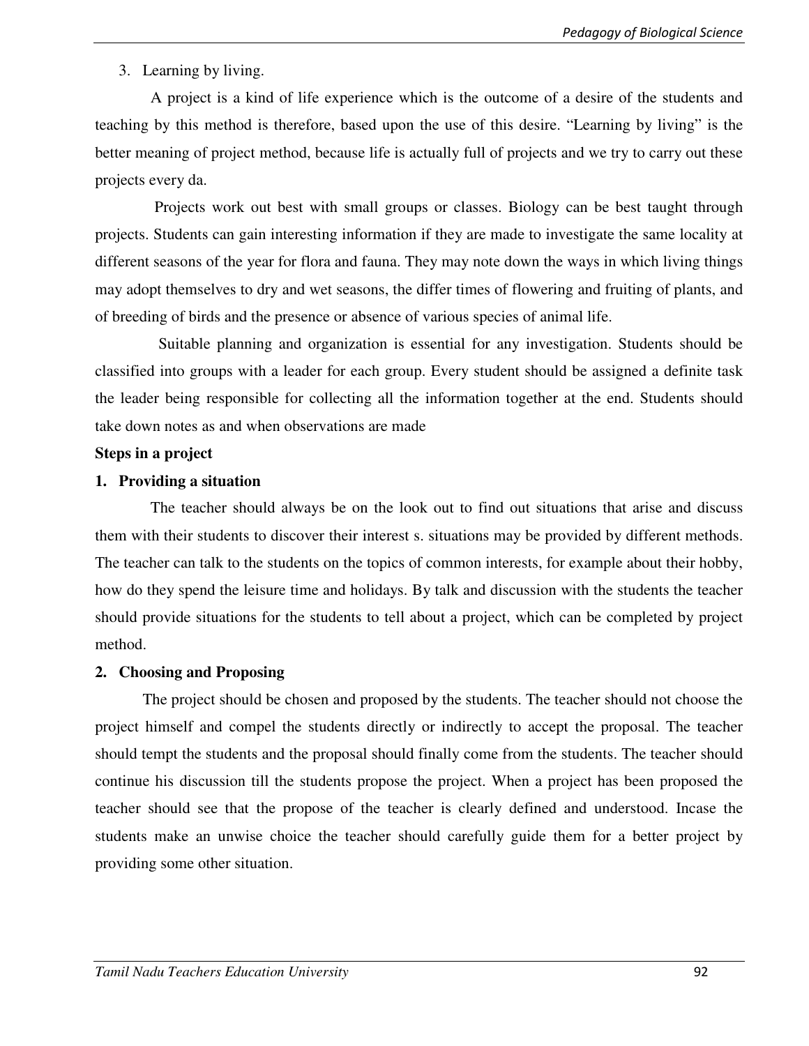3. Learning by living.

A project is a kind of life experience which is the outcome of a desire of the students and teaching by this method is therefore, based upon the use of this desire. “Learning by living” is the better meaning of project method, because life is actually full of projects and we try to carry out these projects every da.

Projects work out best with small groups or classes. Biology can be best taught through projects. Students can gain interesting information if they are made to investigate the same locality at different seasons of the year for flora and fauna. They may note down the ways in which living things may adopt themselves to dry and wet seasons, the differ times of flowering and fruiting of plants, and of breeding of birds and the presence or absence of various species of animal life.

Suitable planning and organization is essential for any investigation. Students should be classified into groups with a leader for each group. Every student should be assigned a definite task the leader being responsible for collecting all the information together at the end. Students should take down notes as and when observations are made

**Steps in a project**

**1. Providing a situation**

The teacher should always be on the look out to find out situations that arise and discuss them with their students to discover their interest s. situations may be provided by different methods. The teacher can talk to the students on the topics of common interests, for example about their hobby, how do they spend the leisure time and holidays. By talk and discussion with the students the teacher should provide situations for the students to tell about a project, which can be completed by project method.

**2. Choosing and Proposing**

The project should be chosen and proposed by the students. The teacher should not choose the project himself and compel the students directly or indirectly to accept the proposal. The teacher should tempt the students and the proposal should finally come from the students. The teacher should continue his discussion till the students propose the project. When a project has been proposed the teacher should see that the propose of the teacher is clearly defined and understood. Incase the students make an unwise choice the teacher should carefully guide them for a better project by providing some other situation.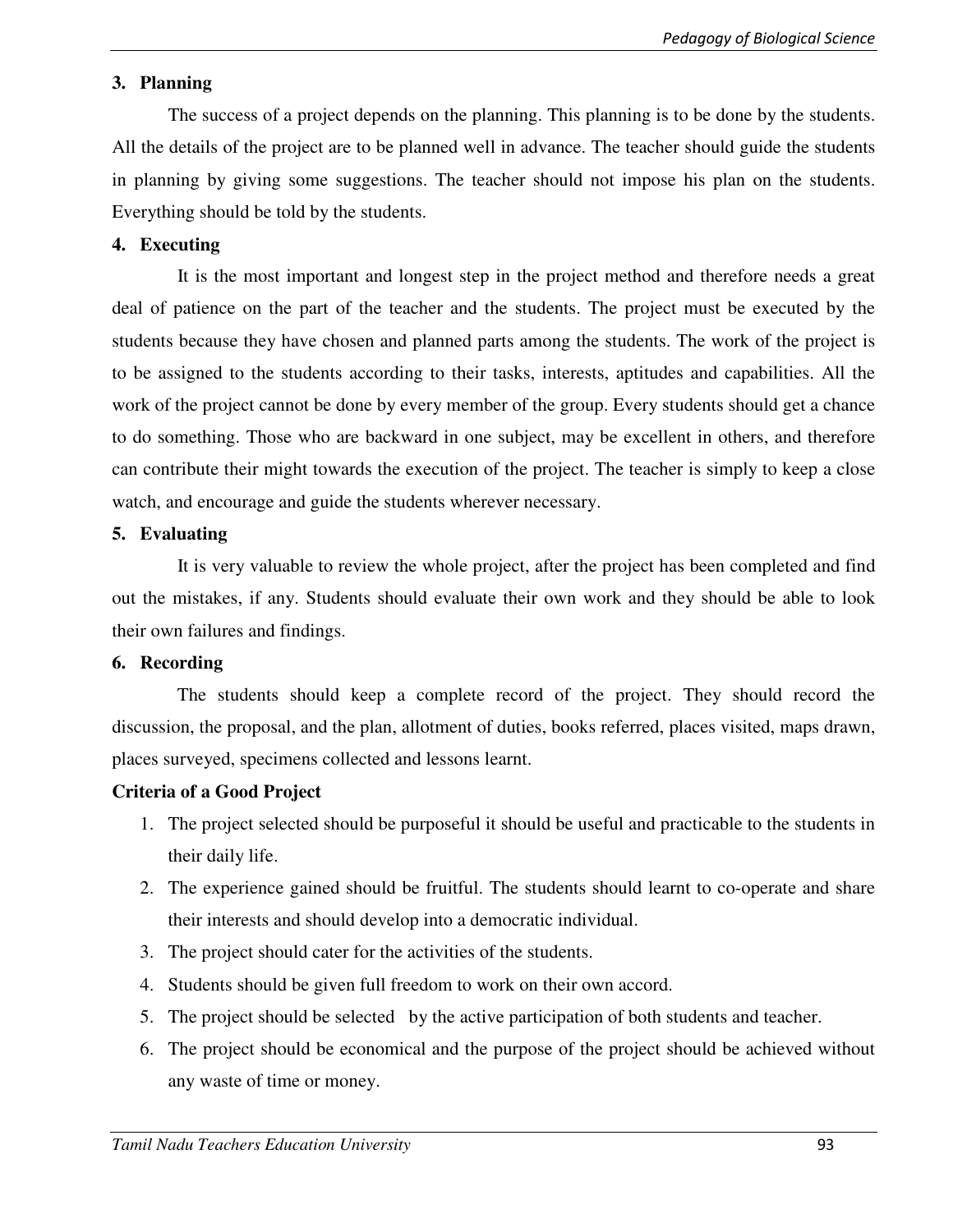**3. Planning**

The success of a project depends on the planning. This planning is to be done by the students. All the details of the project are to be planned well in advance. The teacher should guide the students in planning by giving some suggestions. The teacher should not impose his plan on the students. Everything should be told by the students.

**4. Executing**

It is the most important and longest step in the project method and therefore needs a great deal of patience on the part of the teacher and the students. The project must be executed by the students because they have chosen and planned parts among the students. The work of the project is to be assigned to the students according to their tasks, interests, aptitudes and capabilities. All the work of the project cannot be done by every member of the group. Every students should get a chance to do something. Those who are backward in one subject, may be excellent in others, and therefore can contribute their might towards the execution of the project. The teacher is simply to keep a close watch, and encourage and guide the students wherever necessary.

**5. Evaluating**

It is very valuable to review the whole project, after the project has been completed and find out the mistakes, if any. Students should evaluate their own work and they should be able to look their own failures and findings.

**6. Recording**

The students should keep a complete record of the project. They should record the discussion, the proposal, and the plan, allotment of duties, books referred, places visited, maps drawn, places surveyed, specimens collected and lessons learnt.

**Criteria of a Good Project**

1. The project selected should be purposeful it should be useful and practicable to the students in their daily life.
2. The experience gained should be fruitful. The students should learnt to co-operate and share their interests and should develop into a democratic individual.
3. The project should cater for the activities of the students.
4. Students should be given full freedom to work on their own accord.
5. The project should be selected by the active participation of both students and teacher.
6. The project should be economical and the purpose of the project should be achieved without any waste of time or money.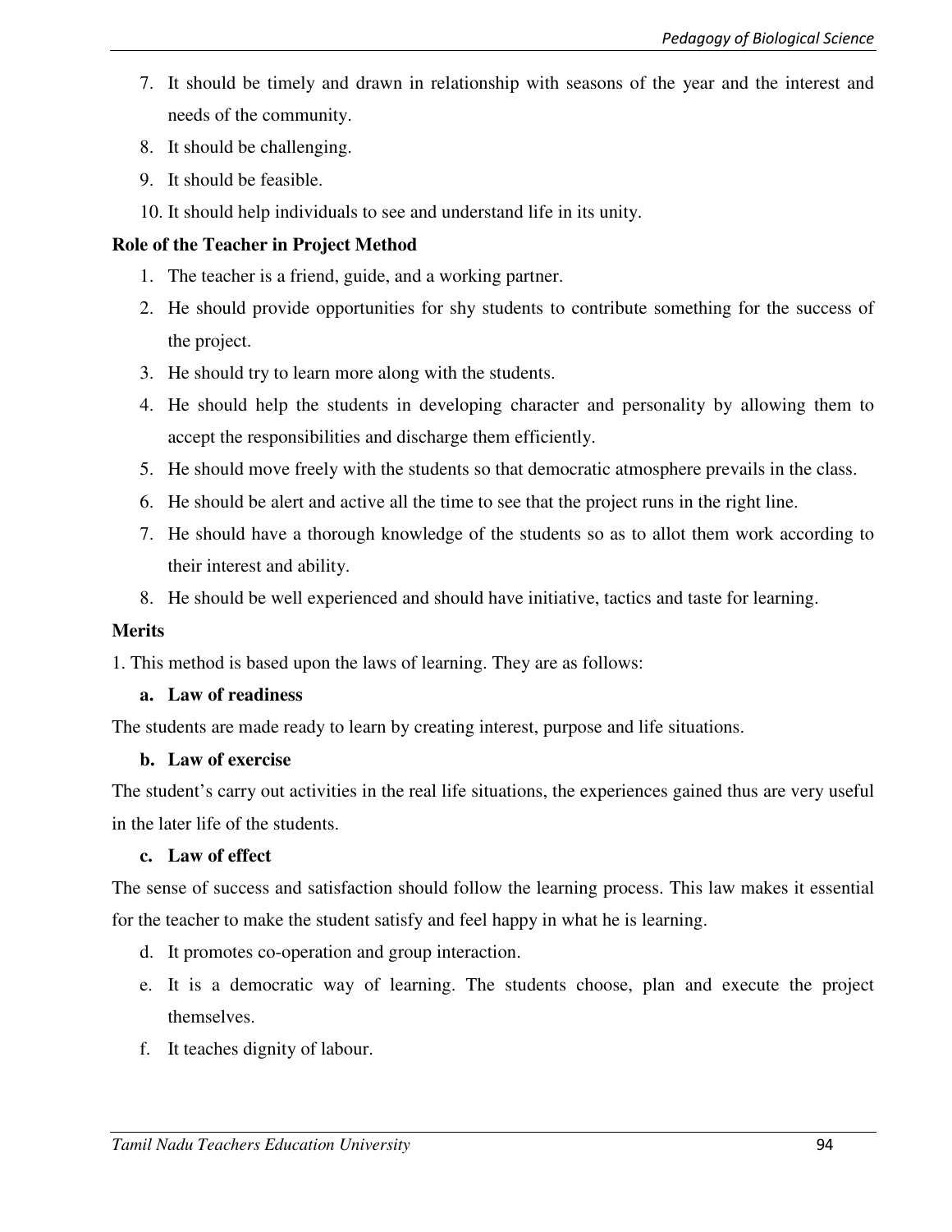7. It should be timely and drawn in relationship with seasons of the year and the interest and needs of the community.
8. It should be challenging.
9. It should be feasible.
10. It should help individuals to see and understand life in its unity.

**Role of the Teacher in Project Method**

1. The teacher is a friend, guide, and a working partner.
2. He should provide opportunities for shy students to contribute something for the success of the project.
3. He should try to learn more along with the students.
4. He should help the students in developing character and personality by allowing them to accept the responsibilities and discharge them efficiently.
5. He should move freely with the students so that democratic atmosphere prevails in the class.
6. He should be alert and active all the time to see that the project runs in the right line.
7. He should have a thorough knowledge of the students so as to allot them work according to their interest and ability.
8. He should be well experienced and should have initiative, tactics and taste for learning.

**Merits**

1. This method is based upon the laws of learning. They are as follows:

**a. Law of readiness**

The students are made ready to learn by creating interest, purpose and life situations.

**b. Law of exercise**

The student's carry out activities in the real life situations, the experiences gained thus are very useful in the later life of the students.

**c. Law of effect**

The sense of success and satisfaction should follow the learning process. This law makes it essential for the teacher to make the student satisfy and feel happy in what he is learning.

d. It promotes co-operation and group interaction.

e. It is a democratic way of learning. The students choose, plan and execute the project themselves.

f. It teaches dignity of labour.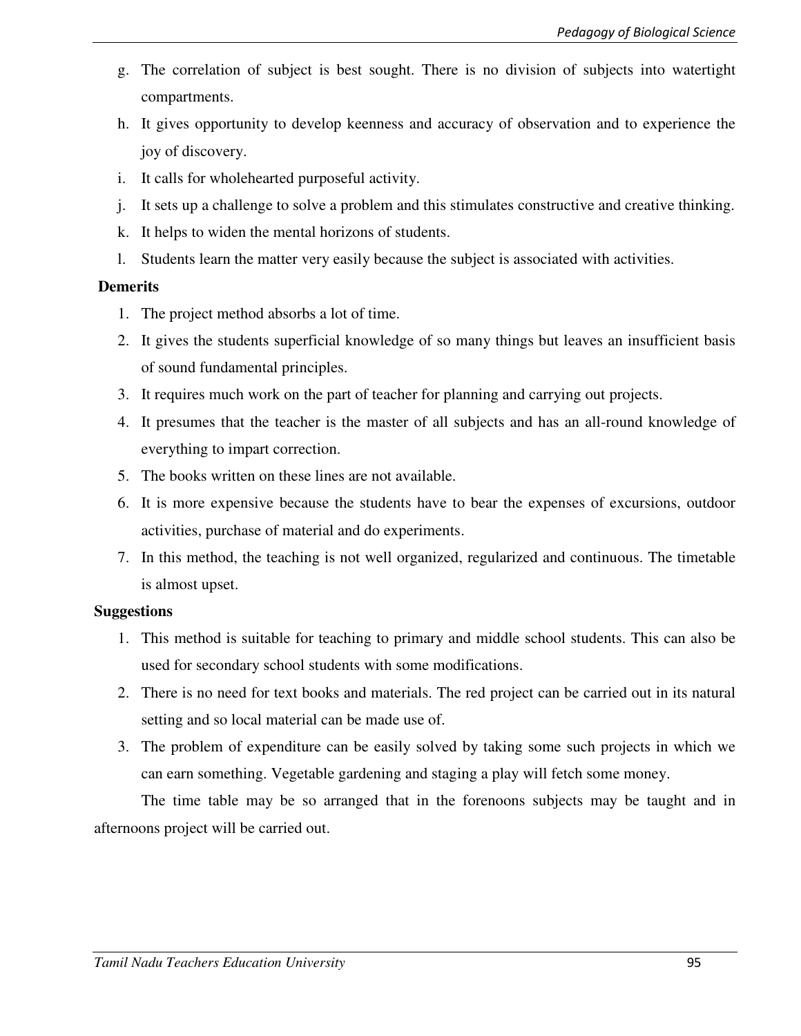g. The correlation of subject is best sought. There is no division of subjects into watertight compartments.
h. It gives opportunity to develop keenness and accuracy of observation and to experience the joy of discovery.
i. It calls for wholehearted purposeful activity.
j. It sets up a challenge to solve a problem and this stimulates constructive and creative thinking.
k. It helps to widen the mental horizons of students.
l. Students learn the matter very easily because the subject is associated with activities.

**Demerits**

1. The project method absorbs a lot of time.
2. It gives the students superficial knowledge of so many things but leaves an insufficient basis of sound fundamental principles.
3. It requires much work on the part of teacher for planning and carrying out projects.
4. It presumes that the teacher is the master of all subjects and has an all-round knowledge of everything to impart correction.
5. The books written on these lines are not available.
6. It is more expensive because the students have to bear the expenses of excursions, outdoor activities, purchase of material and do experiments.
7. In this method, the teaching is not well organized, regularized and continuous. The timetable is almost upset.

**Suggestions**

1. This method is suitable for teaching to primary and middle school students. This can also be used for secondary school students with some modifications.
2. There is no need for text books and materials. The red project can be carried out in its natural setting and so local material can be made use of.
3. The problem of expenditure can be easily solved by taking some such projects in which we can earn something. Vegetable gardening and staging a play will fetch some money.

The time table may be so arranged that in the forenoons subjects may be taught and in afternoons project will be carried out.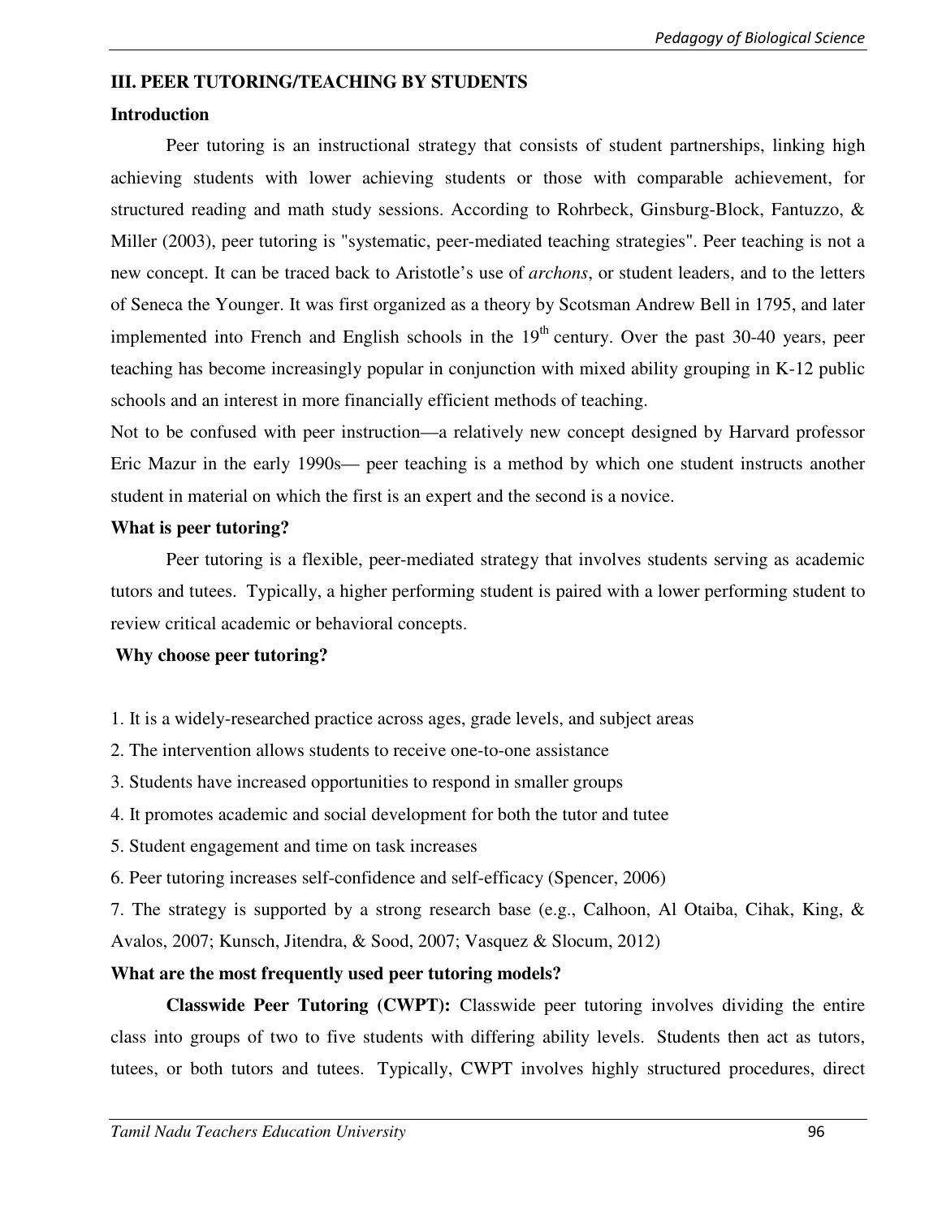## III. PEER TUTORING/TEACHING BY STUDENTS

### Introduction

Peer tutoring is an instructional strategy that consists of student partnerships, linking high achieving students with lower achieving students or those with comparable achievement, for structured reading and math study sessions. According to Rohrbeck, Ginsburg-Block, Fantuzzo, & Miller (2003), peer tutoring is "systematic, peer-mediated teaching strategies". Peer teaching is not a new concept. It can be traced back to Aristotle's use of *archons*, or student leaders, and to the letters of Seneca the Younger. It was first organized as a theory by Scotsman Andrew Bell in 1795, and later implemented into French and English schools in the 19th century. Over the past 30-40 years, peer teaching has become increasingly popular in conjunction with mixed ability grouping in K-12 public schools and an interest in more financially efficient methods of teaching.

Not to be confused with peer instruction—a relatively new concept designed by Harvard professor Eric Mazur in the early 1990s— peer teaching is a method by which one student instructs another student in material on which the first is an expert and the second is a novice.

### What is peer tutoring?

Peer tutoring is a flexible, peer-mediated strategy that involves students serving as academic tutors and tutees. Typically, a higher performing student is paired with a lower performing student to review critical academic or behavioral concepts.

### Why choose peer tutoring?

1. It is a widely-researched practice across ages, grade levels, and subject areas
2. The intervention allows students to receive one-to-one assistance
3. Students have increased opportunities to respond in smaller groups
4. It promotes academic and social development for both the tutor and tutee
5. Student engagement and time on task increases
6. Peer tutoring increases self-confidence and self-efficacy (Spencer, 2006)
7. The strategy is supported by a strong research base (e.g., Calhoon, Al Otaiba, Cihak, King, & Avalos, 2007; Kunsch, Jitendra, & Sood, 2007; Vasquez & Slocum, 2012)

### What are the most frequently used peer tutoring models?

**Classwide Peer Tutoring (CWPT):** Classwide peer tutoring involves dividing the entire class into groups of two to five students with differing ability levels. Students then act as tutors, tutees, or both tutors and tutees. Typically, CWPT involves highly structured procedures, direct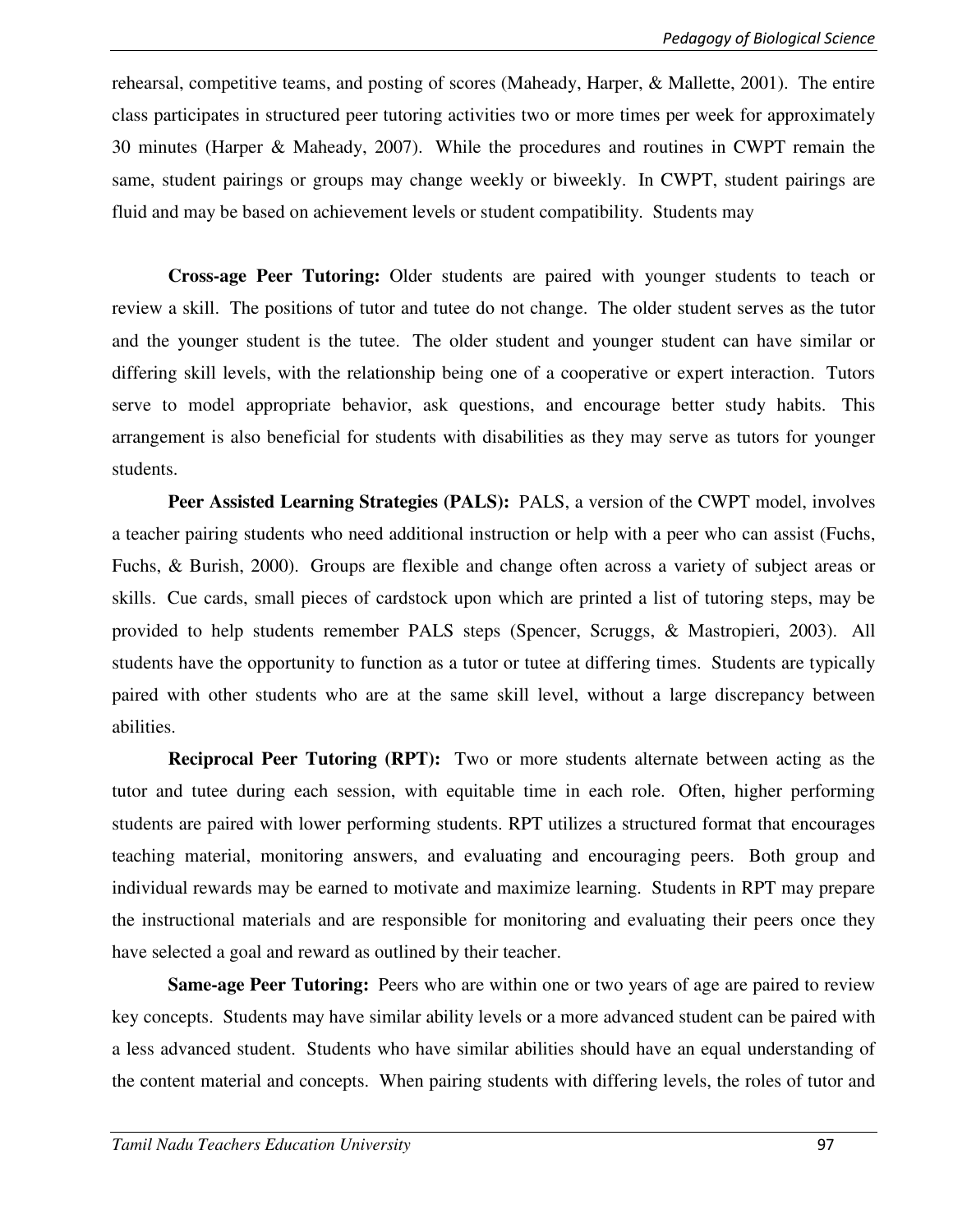rehearsal, competitive teams, and posting of scores (Maheady, Harper, & Mallette, 2001). The entire class participates in structured peer tutoring activities two or more times per week for approximately 30 minutes (Harper & Maheady, 2007). While the procedures and routines in CWPT remain the same, student pairings or groups may change weekly or biweekly. In CWPT, student pairings are fluid and may be based on achievement levels or student compatibility. Students may

**Cross-age Peer Tutoring:** Older students are paired with younger students to teach or review a skill. The positions of tutor and tutee do not change. The older student serves as the tutor and the younger student is the tutee. The older student and younger student can have similar or differing skill levels, with the relationship being one of a cooperative or expert interaction. Tutors serve to model appropriate behavior, ask questions, and encourage better study habits. This arrangement is also beneficial for students with disabilities as they may serve as tutors for younger students.

**Peer Assisted Learning Strategies (PALS):** PALS, a version of the CWPT model, involves a teacher pairing students who need additional instruction or help with a peer who can assist (Fuchs, Fuchs, & Burish, 2000). Groups are flexible and change often across a variety of subject areas or skills. Cue cards, small pieces of cardstock upon which are printed a list of tutoring steps, may be provided to help students remember PALS steps (Spencer, Scruggs, & Mastropieri, 2003). All students have the opportunity to function as a tutor or tutee at differing times. Students are typically paired with other students who are at the same skill level, without a large discrepancy between abilities.

**Reciprocal Peer Tutoring (RPT):** Two or more students alternate between acting as the tutor and tutee during each session, with equitable time in each role. Often, higher performing students are paired with lower performing students. RPT utilizes a structured format that encourages teaching material, monitoring answers, and evaluating and encouraging peers. Both group and individual rewards may be earned to motivate and maximize learning. Students in RPT may prepare the instructional materials and are responsible for monitoring and evaluating their peers once they have selected a goal and reward as outlined by their teacher.

**Same-age Peer Tutoring:** Peers who are within one or two years of age are paired to review key concepts. Students may have similar ability levels or a more advanced student can be paired with a less advanced student. Students who have similar abilities should have an equal understanding of the content material and concepts. When pairing students with differing levels, the roles of tutor and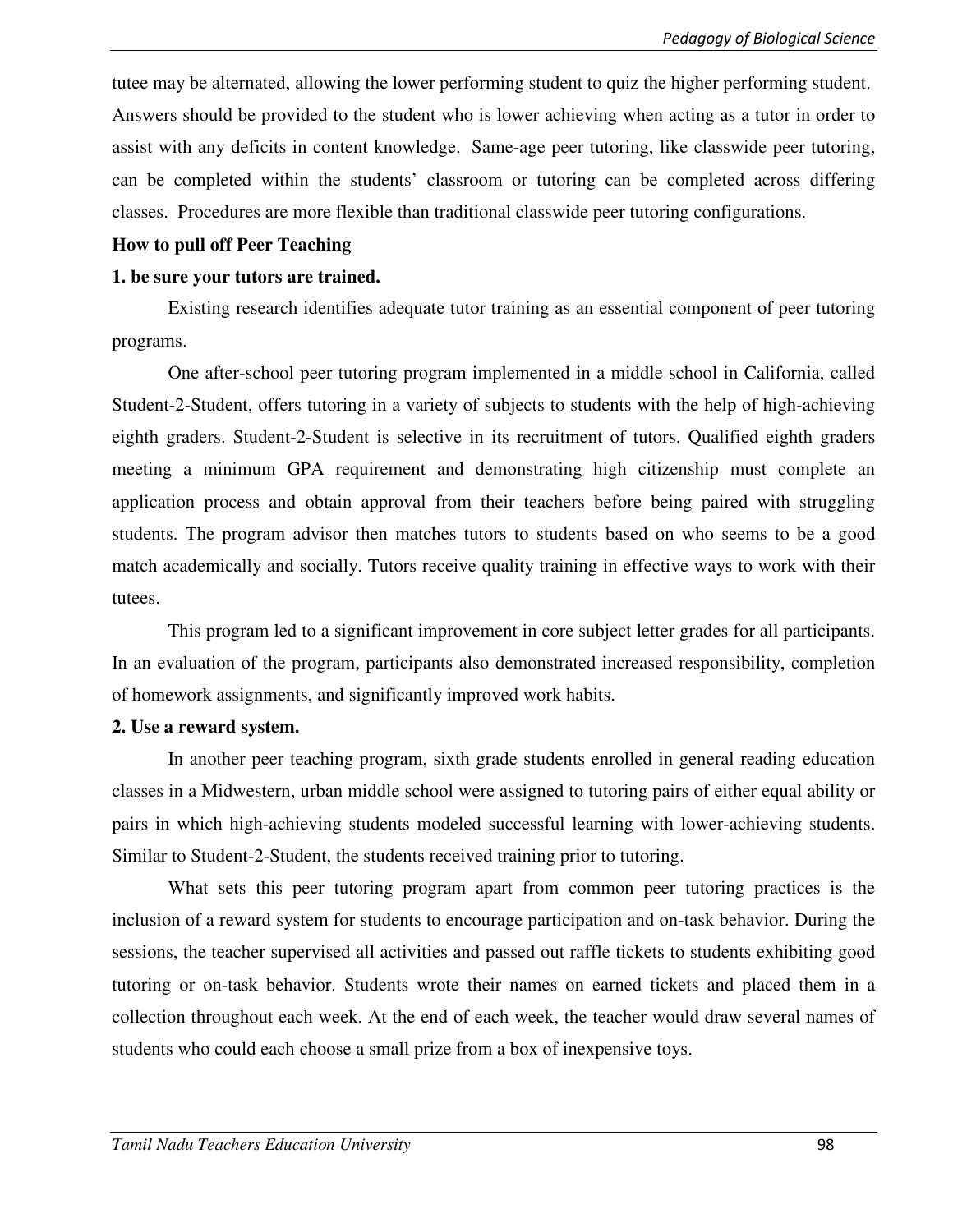tutee may be alternated, allowing the lower performing student to quiz the higher performing student. Answers should be provided to the student who is lower achieving when acting as a tutor in order to assist with any deficits in content knowledge. Same-age peer tutoring, like classwide peer tutoring, can be completed within the students' classroom or tutoring can be completed across differing classes. Procedures are more flexible than traditional classwide peer tutoring configurations.

**How to pull off Peer Teaching**

**1. be sure your tutors are trained.**

Existing research identifies adequate tutor training as an essential component of peer tutoring programs.

One after-school peer tutoring program implemented in a middle school in California, called Student-2-Student, offers tutoring in a variety of subjects to students with the help of high-achieving eighth graders. Student-2-Student is selective in its recruitment of tutors. Qualified eighth graders meeting a minimum GPA requirement and demonstrating high citizenship must complete an application process and obtain approval from their teachers before being paired with struggling students. The program advisor then matches tutors to students based on who seems to be a good match academically and socially. Tutors receive quality training in effective ways to work with their tutees.

This program led to a significant improvement in core subject letter grades for all participants. In an evaluation of the program, participants also demonstrated increased responsibility, completion of homework assignments, and significantly improved work habits.

**2. Use a reward system.**

In another peer teaching program, sixth grade students enrolled in general reading education classes in a Midwestern, urban middle school were assigned to tutoring pairs of either equal ability or pairs in which high-achieving students modeled successful learning with lower-achieving students. Similar to Student-2-Student, the students received training prior to tutoring.

What sets this peer tutoring program apart from common peer tutoring practices is the inclusion of a reward system for students to encourage participation and on-task behavior. During the sessions, the teacher supervised all activities and passed out raffle tickets to students exhibiting good tutoring or on-task behavior. Students wrote their names on earned tickets and placed them in a collection throughout each week. At the end of each week, the teacher would draw several names of students who could each choose a small prize from a box of inexpensive toys.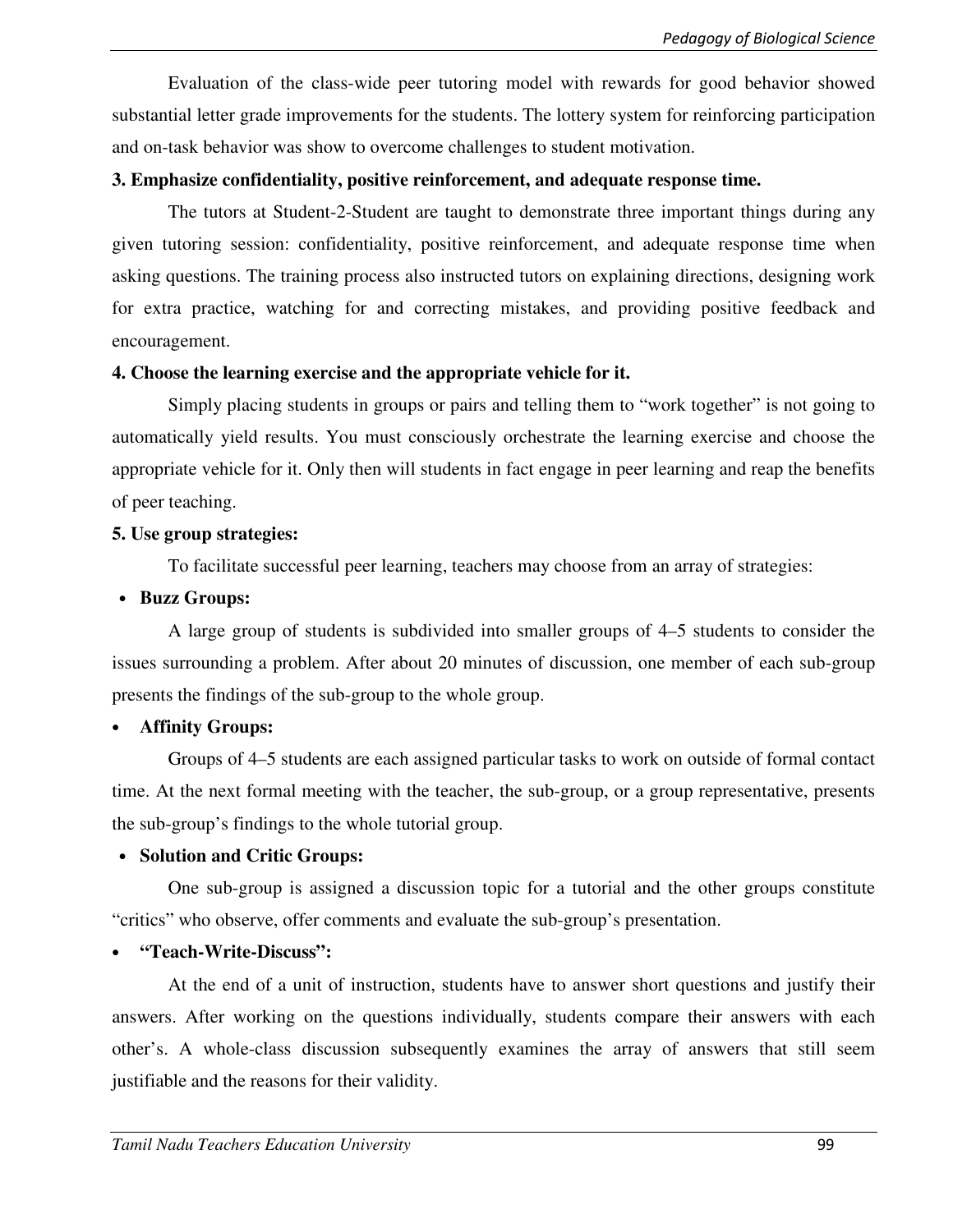Evaluation of the class-wide peer tutoring model with rewards for good behavior showed substantial letter grade improvements for the students. The lottery system for reinforcing participation and on-task behavior was show to overcome challenges to student motivation.

**3. Emphasize confidentiality, positive reinforcement, and adequate response time.**

The tutors at Student-2-Student are taught to demonstrate three important things during any given tutoring session: confidentiality, positive reinforcement, and adequate response time when asking questions. The training process also instructed tutors on explaining directions, designing work for extra practice, watching for and correcting mistakes, and providing positive feedback and encouragement.

**4. Choose the learning exercise and the appropriate vehicle for it.**

Simply placing students in groups or pairs and telling them to "work together" is not going to automatically yield results. You must consciously orchestrate the learning exercise and choose the appropriate vehicle for it. Only then will students in fact engage in peer learning and reap the benefits of peer teaching.

**5. Use group strategies:**

To facilitate successful peer learning, teachers may choose from an array of strategies:

- **Buzz Groups:**

  A large group of students is subdivided into smaller groups of 4–5 students to consider the issues surrounding a problem. After about 20 minutes of discussion, one member of each sub-group presents the findings of the sub-group to the whole group.

- **Affinity Groups:**

  Groups of 4–5 students are each assigned particular tasks to work on outside of formal contact time. At the next formal meeting with the teacher, the sub-group, or a group representative, presents the sub-group's findings to the whole tutorial group.

- **Solution and Critic Groups:**

  One sub-group is assigned a discussion topic for a tutorial and the other groups constitute "critics" who observe, offer comments and evaluate the sub-group's presentation.

- **"Teach-Write-Discuss":**

  At the end of a unit of instruction, students have to answer short questions and justify their answers. After working on the questions individually, students compare their answers with each other's. A whole-class discussion subsequently examines the array of answers that still seem justifiable and the reasons for their validity.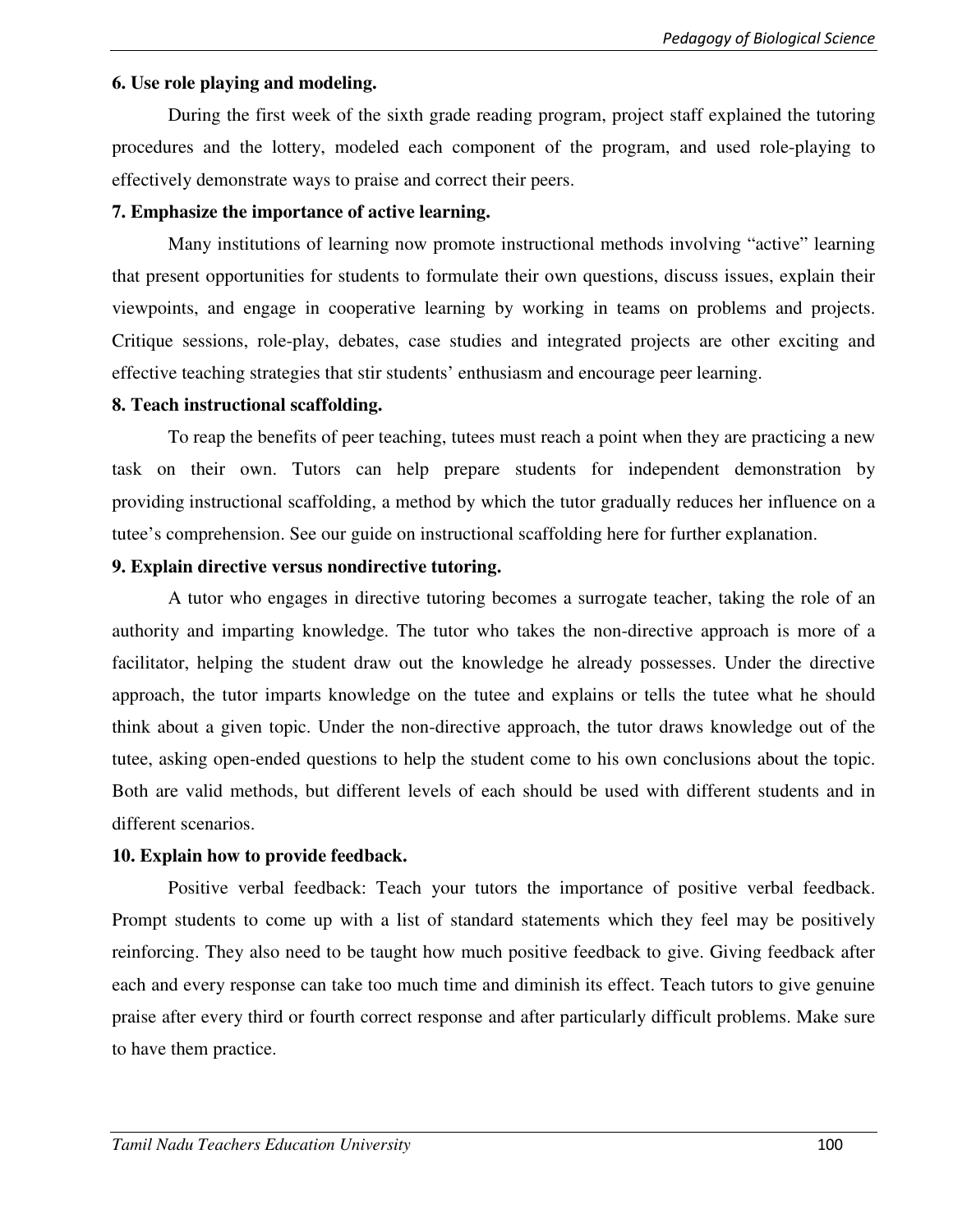**6. Use role playing and modeling.**

During the first week of the sixth grade reading program, project staff explained the tutoring procedures and the lottery, modeled each component of the program, and used role-playing to effectively demonstrate ways to praise and correct their peers.

**7. Emphasize the importance of active learning.**

Many institutions of learning now promote instructional methods involving "active" learning that present opportunities for students to formulate their own questions, discuss issues, explain their viewpoints, and engage in cooperative learning by working in teams on problems and projects. Critique sessions, role-play, debates, case studies and integrated projects are other exciting and effective teaching strategies that stir students' enthusiasm and encourage peer learning.

**8. Teach instructional scaffolding.**

To reap the benefits of peer teaching, tutees must reach a point when they are practicing a new task on their own. Tutors can help prepare students for independent demonstration by providing instructional scaffolding, a method by which the tutor gradually reduces her influence on a tutee's comprehension. See our guide on instructional scaffolding here for further explanation.

**9. Explain directive versus nondirective tutoring.**

A tutor who engages in directive tutoring becomes a surrogate teacher, taking the role of an authority and imparting knowledge. The tutor who takes the non-directive approach is more of a facilitator, helping the student draw out the knowledge he already possesses. Under the directive approach, the tutor imparts knowledge on the tutee and explains or tells the tutee what he should think about a given topic. Under the non-directive approach, the tutor draws knowledge out of the tutee, asking open-ended questions to help the student come to his own conclusions about the topic. Both are valid methods, but different levels of each should be used with different students and in different scenarios.

**10. Explain how to provide feedback.**

Positive verbal feedback: Teach your tutors the importance of positive verbal feedback. Prompt students to come up with a list of standard statements which they feel may be positively reinforcing. They also need to be taught how much positive feedback to give. Giving feedback after each and every response can take too much time and diminish its effect. Teach tutors to give genuine praise after every third or fourth correct response and after particularly difficult problems. Make sure to have them practice.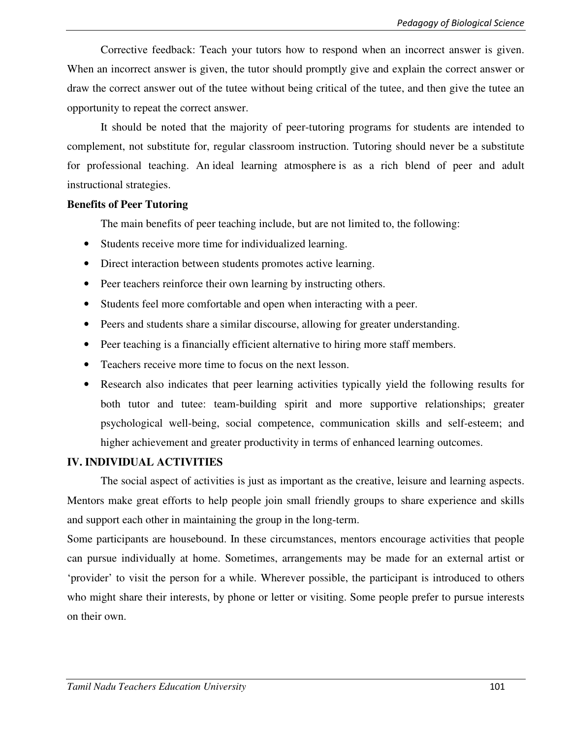Corrective feedback: Teach your tutors how to respond when an incorrect answer is given. When an incorrect answer is given, the tutor should promptly give and explain the correct answer or draw the correct answer out of the tutee without being critical of the tutee, and then give the tutee an opportunity to repeat the correct answer.

It should be noted that the majority of peer-tutoring programs for students are intended to complement, not substitute for, regular classroom instruction. Tutoring should never be a substitute for professional teaching. An ideal learning atmosphere is as a rich blend of peer and adult instructional strategies.

**Benefits of Peer Tutoring**

The main benefits of peer teaching include, but are not limited to, the following:

- Students receive more time for individualized learning.
- Direct interaction between students promotes active learning.
- Peer teachers reinforce their own learning by instructing others.
- Students feel more comfortable and open when interacting with a peer.
- Peers and students share a similar discourse, allowing for greater understanding.
- Peer teaching is a financially efficient alternative to hiring more staff members.
- Teachers receive more time to focus on the next lesson.
- Research also indicates that peer learning activities typically yield the following results for both tutor and tutee: team-building spirit and more supportive relationships; greater psychological well-being, social competence, communication skills and self-esteem; and higher achievement and greater productivity in terms of enhanced learning outcomes.

**IV. INDIVIDUAL ACTIVITIES**

The social aspect of activities is just as important as the creative, leisure and learning aspects. Mentors make great efforts to help people join small friendly groups to share experience and skills and support each other in maintaining the group in the long-term.

Some participants are housebound. In these circumstances, mentors encourage activities that people can pursue individually at home. Sometimes, arrangements may be made for an external artist or 'provider' to visit the person for a while. Wherever possible, the participant is introduced to others who might share their interests, by phone or letter or visiting. Some people prefer to pursue interests on their own.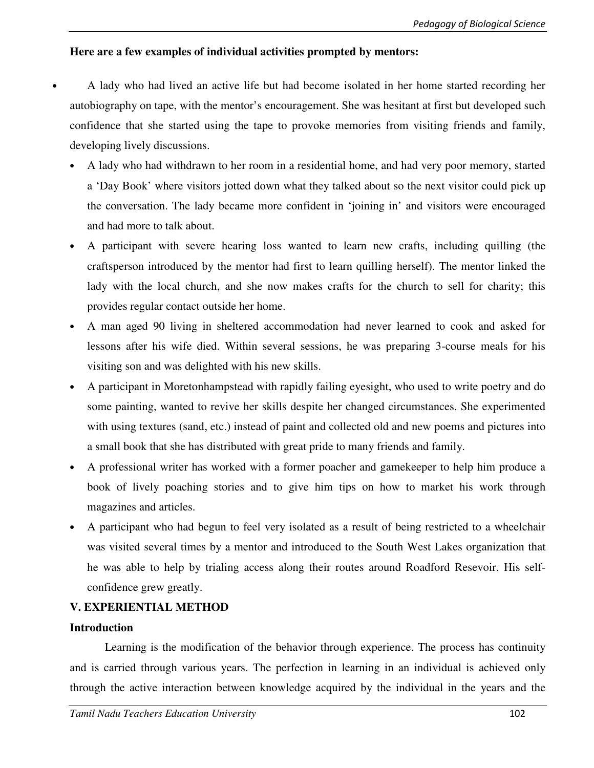**Here are a few examples of individual activities prompted by mentors:**

- A lady who had lived an active life but had become isolated in her home started recording her autobiography on tape, with the mentor's encouragement. She was hesitant at first but developed such confidence that she started using the tape to provoke memories from visiting friends and family, developing lively discussions.
- A lady who had withdrawn to her room in a residential home, and had very poor memory, started a 'Day Book' where visitors jotted down what they talked about so the next visitor could pick up the conversation. The lady became more confident in 'joining in' and visitors were encouraged and had more to talk about.
- A participant with severe hearing loss wanted to learn new crafts, including quilling (the craftsperson introduced by the mentor had first to learn quilling herself). The mentor linked the lady with the local church, and she now makes crafts for the church to sell for charity; this provides regular contact outside her home.
- A man aged 90 living in sheltered accommodation had never learned to cook and asked for lessons after his wife died. Within several sessions, he was preparing 3-course meals for his visiting son and was delighted with his new skills.
- A participant in Moretonhampstead with rapidly failing eyesight, who used to write poetry and do some painting, wanted to revive her skills despite her changed circumstances. She experimented with using textures (sand, etc.) instead of paint and collected old and new poems and pictures into a small book that she has distributed with great pride to many friends and family.
- A professional writer has worked with a former poacher and gamekeeper to help him produce a book of lively poaching stories and to give him tips on how to market his work through magazines and articles.
- A participant who had begun to feel very isolated as a result of being restricted to a wheelchair was visited several times by a mentor and introduced to the South West Lakes organization that he was able to help by trialing access along their routes around Roadford Resevoir. His self-confidence grew greatly.

## V. EXPERIENTIAL METHOD

### Introduction

Learning is the modification of the behavior through experience. The process has continuity and is carried through various years. The perfection in learning in an individual is achieved only through the active interaction between knowledge acquired by the individual in the years and the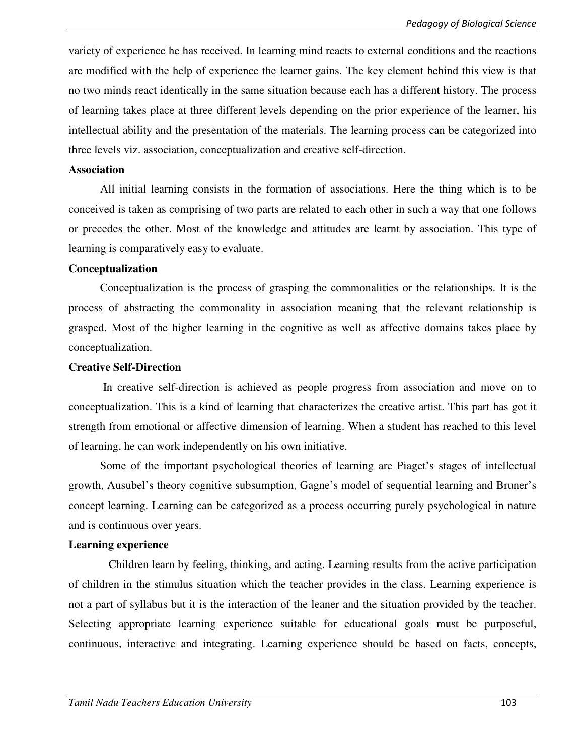variety of experience he has received. In learning mind reacts to external conditions and the reactions are modified with the help of experience the learner gains. The key element behind this view is that no two minds react identically in the same situation because each has a different history. The process of learning takes place at three different levels depending on the prior experience of the learner, his intellectual ability and the presentation of the materials. The learning process can be categorized into three levels viz. association, conceptualization and creative self-direction.

**Association**

All initial learning consists in the formation of associations. Here the thing which is to be conceived is taken as comprising of two parts are related to each other in such a way that one follows or precedes the other. Most of the knowledge and attitudes are learnt by association. This type of learning is comparatively easy to evaluate.

**Conceptualization**

Conceptualization is the process of grasping the commonalities or the relationships. It is the process of abstracting the commonality in association meaning that the relevant relationship is grasped. Most of the higher learning in the cognitive as well as affective domains takes place by conceptualization.

**Creative Self-Direction**

In creative self-direction is achieved as people progress from association and move on to conceptualization. This is a kind of learning that characterizes the creative artist. This part has got it strength from emotional or affective dimension of learning. When a student has reached to this level of learning, he can work independently on his own initiative.

Some of the important psychological theories of learning are Piaget's stages of intellectual growth, Ausubel's theory cognitive subsumption, Gagne's model of sequential learning and Bruner's concept learning. Learning can be categorized as a process occurring purely psychological in nature and is continuous over years.

**Learning experience**

Children learn by feeling, thinking, and acting. Learning results from the active participation of children in the stimulus situation which the teacher provides in the class. Learning experience is not a part of syllabus but it is the interaction of the leaner and the situation provided by the teacher. Selecting appropriate learning experience suitable for educational goals must be purposeful, continuous, interactive and integrating. Learning experience should be based on facts, concepts,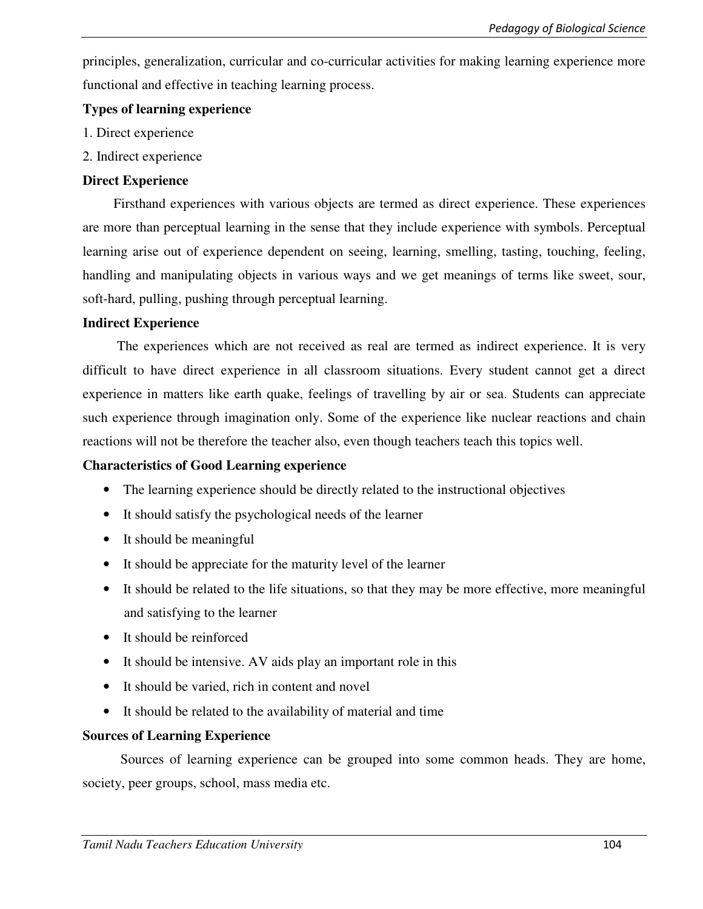principles, generalization, curricular and co-curricular activities for making learning experience more functional and effective in teaching learning process.

**Types of learning experience**

1. Direct experience
2. Indirect experience

**Direct Experience**

Firsthand experiences with various objects are termed as direct experience. These experiences are more than perceptual learning in the sense that they include experience with symbols. Perceptual learning arise out of experience dependent on seeing, learning, smelling, tasting, touching, feeling, handling and manipulating objects in various ways and we get meanings of terms like sweet, sour, soft-hard, pulling, pushing through perceptual learning.

**Indirect Experience**

The experiences which are not received as real are termed as indirect experience. It is very difficult to have direct experience in all classroom situations. Every student cannot get a direct experience in matters like earth quake, feelings of travelling by air or sea. Students can appreciate such experience through imagination only. Some of the experience like nuclear reactions and chain reactions will not be therefore the teacher also, even though teachers teach this topics well.

**Characteristics of Good Learning experience**

- The learning experience should be directly related to the instructional objectives
- It should satisfy the psychological needs of the learner
- It should be meaningful
- It should be appreciate for the maturity level of the learner
- It should be related to the life situations, so that they may be more effective, more meaningful and satisfying to the learner
- It should be reinforced
- It should be intensive. AV aids play an important role in this
- It should be varied, rich in content and novel
- It should be related to the availability of material and time

**Sources of Learning Experience**

Sources of learning experience can be grouped into some common heads. They are home, society, peer groups, school, mass media etc.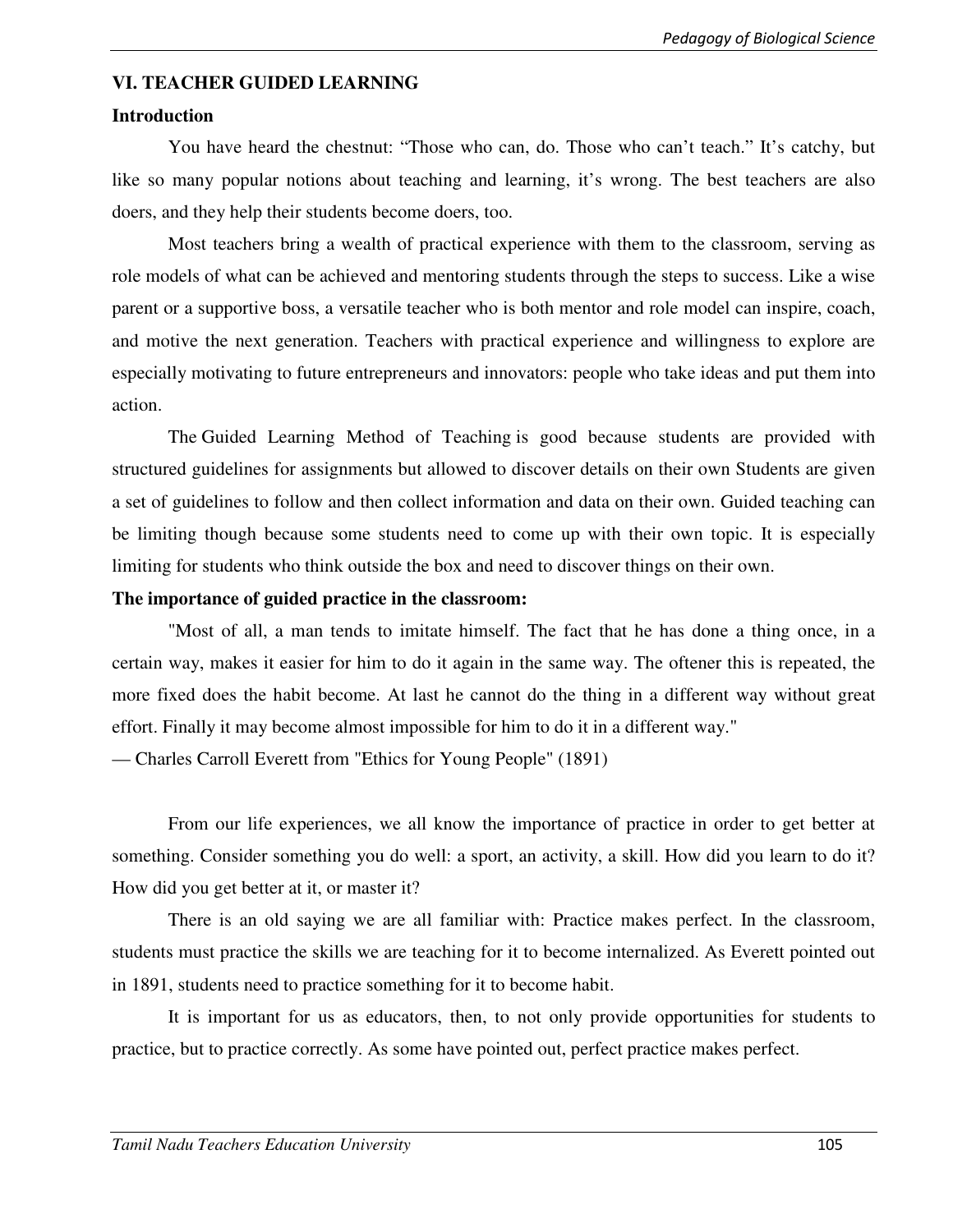## VI. TEACHER GUIDED LEARNING

### Introduction

You have heard the chestnut: “Those who can, do. Those who can’t teach.” It’s catchy, but like so many popular notions about teaching and learning, it’s wrong. The best teachers are also doers, and they help their students become doers, too.

Most teachers bring a wealth of practical experience with them to the classroom, serving as role models of what can be achieved and mentoring students through the steps to success. Like a wise parent or a supportive boss, a versatile teacher who is both mentor and role model can inspire, coach, and motive the next generation. Teachers with practical experience and willingness to explore are especially motivating to future entrepreneurs and innovators: people who take ideas and put them into action.

The Guided Learning Method of Teaching is good because students are provided with structured guidelines for assignments but allowed to discover details on their own Students are given a set of guidelines to follow and then collect information and data on their own. Guided teaching can be limiting though because some students need to come up with their own topic. It is especially limiting for students who think outside the box and need to discover things on their own.

### The importance of guided practice in the classroom:

"Most of all, a man tends to imitate himself. The fact that he has done a thing once, in a certain way, makes it easier for him to do it again in the same way. The oftener this is repeated, the more fixed does the habit become. At last he cannot do the thing in a different way without great effort. Finally it may become almost impossible for him to do it in a different way."

— Charles Carroll Everett from "Ethics for Young People" (1891)

From our life experiences, we all know the importance of practice in order to get better at something. Consider something you do well: a sport, an activity, a skill. How did you learn to do it? How did you get better at it, or master it?

There is an old saying we are all familiar with: Practice makes perfect. In the classroom, students must practice the skills we are teaching for it to become internalized. As Everett pointed out in 1891, students need to practice something for it to become habit.

It is important for us as educators, then, to not only provide opportunities for students to practice, but to practice correctly. As some have pointed out, perfect practice makes perfect.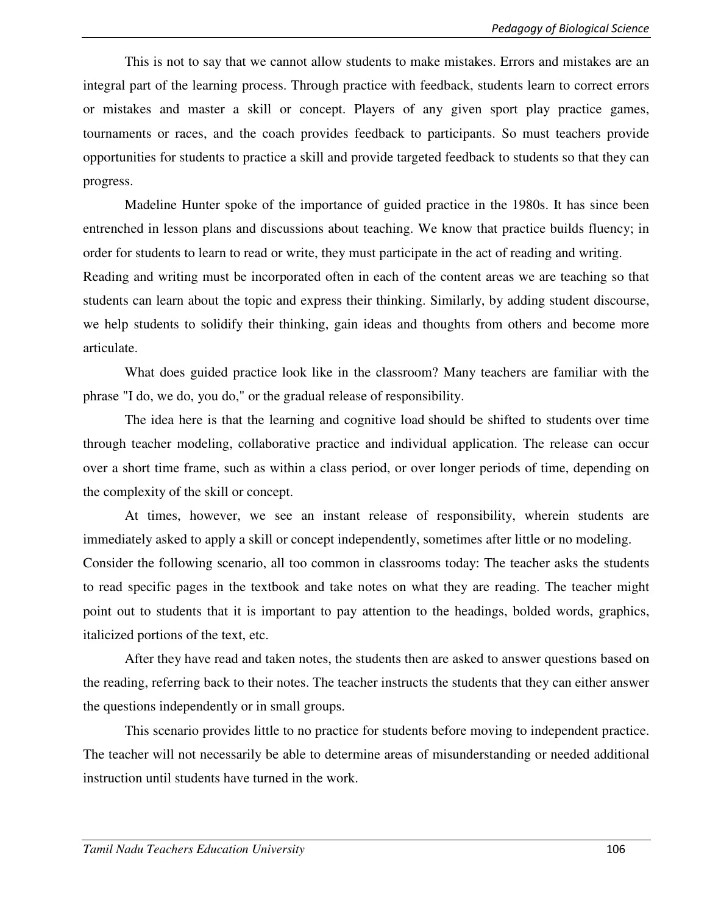This is not to say that we cannot allow students to make mistakes. Errors and mistakes are an integral part of the learning process. Through practice with feedback, students learn to correct errors or mistakes and master a skill or concept. Players of any given sport play practice games, tournaments or races, and the coach provides feedback to participants. So must teachers provide opportunities for students to practice a skill and provide targeted feedback to students so that they can progress.

Madeline Hunter spoke of the importance of guided practice in the 1980s. It has since been entrenched in lesson plans and discussions about teaching. We know that practice builds fluency; in order for students to learn to read or write, they must participate in the act of reading and writing. Reading and writing must be incorporated often in each of the content areas we are teaching so that students can learn about the topic and express their thinking. Similarly, by adding student discourse, we help students to solidify their thinking, gain ideas and thoughts from others and become more articulate.

What does guided practice look like in the classroom? Many teachers are familiar with the phrase "I do, we do, you do," or the gradual release of responsibility.

The idea here is that the learning and cognitive load should be shifted to students over time through teacher modeling, collaborative practice and individual application. The release can occur over a short time frame, such as within a class period, or over longer periods of time, depending on the complexity of the skill or concept.

At times, however, we see an instant release of responsibility, wherein students are immediately asked to apply a skill or concept independently, sometimes after little or no modeling. Consider the following scenario, all too common in classrooms today: The teacher asks the students to read specific pages in the textbook and take notes on what they are reading. The teacher might point out to students that it is important to pay attention to the headings, bolded words, graphics, italicized portions of the text, etc.

After they have read and taken notes, the students then are asked to answer questions based on the reading, referring back to their notes. The teacher instructs the students that they can either answer the questions independently or in small groups.

This scenario provides little to no practice for students before moving to independent practice. The teacher will not necessarily be able to determine areas of misunderstanding or needed additional instruction until students have turned in the work.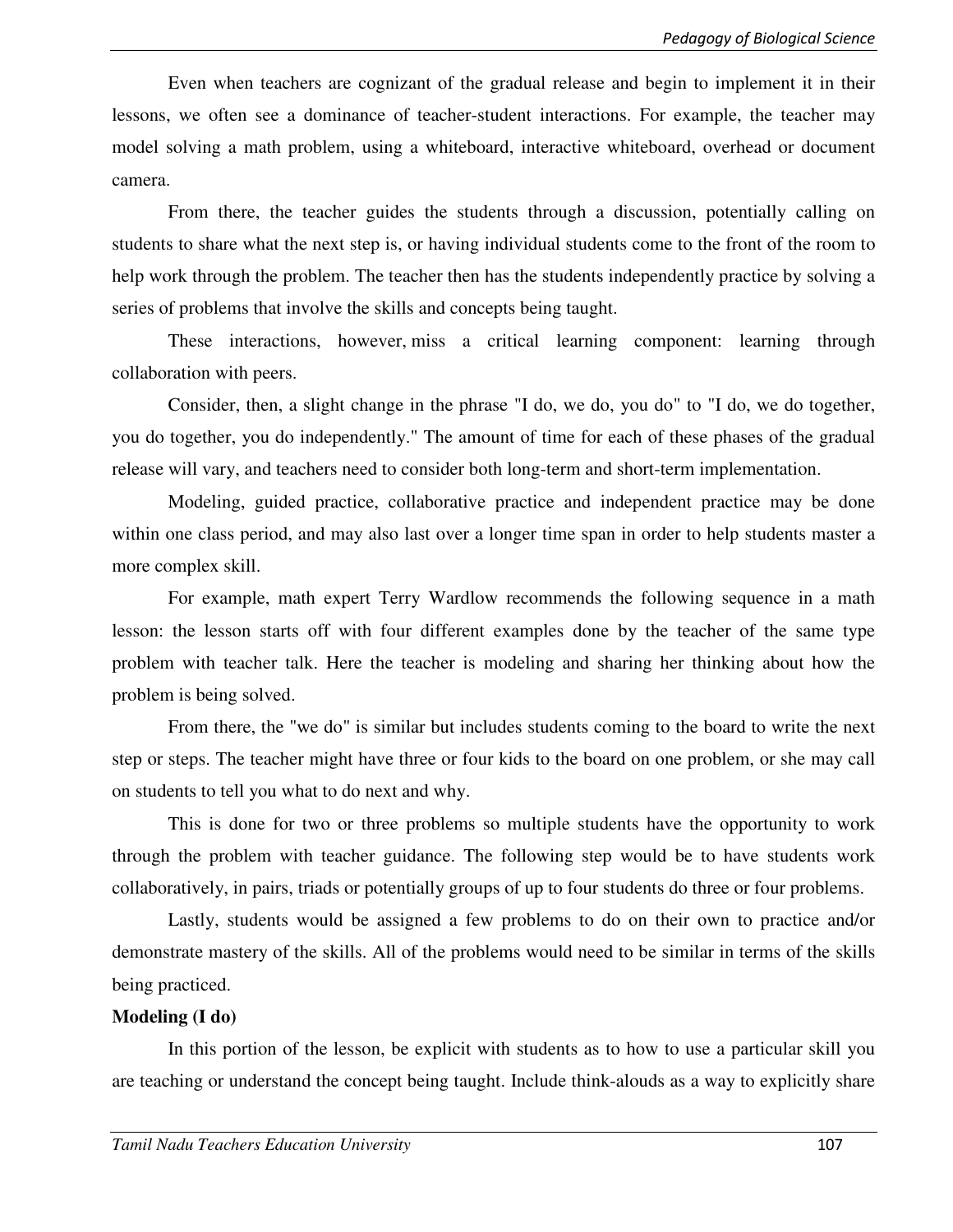Even when teachers are cognizant of the gradual release and begin to implement it in their lessons, we often see a dominance of teacher-student interactions. For example, the teacher may model solving a math problem, using a whiteboard, interactive whiteboard, overhead or document camera.

From there, the teacher guides the students through a discussion, potentially calling on students to share what the next step is, or having individual students come to the front of the room to help work through the problem. The teacher then has the students independently practice by solving a series of problems that involve the skills and concepts being taught.

These interactions, however, miss a critical learning component: learning through collaboration with peers.

Consider, then, a slight change in the phrase "I do, we do, you do" to "I do, we do together, you do together, you do independently." The amount of time for each of these phases of the gradual release will vary, and teachers need to consider both long-term and short-term implementation.

Modeling, guided practice, collaborative practice and independent practice may be done within one class period, and may also last over a longer time span in order to help students master a more complex skill.

For example, math expert Terry Wardlow recommends the following sequence in a math lesson: the lesson starts off with four different examples done by the teacher of the same type problem with teacher talk. Here the teacher is modeling and sharing her thinking about how the problem is being solved.

From there, the "we do" is similar but includes students coming to the board to write the next step or steps. The teacher might have three or four kids to the board on one problem, or she may call on students to tell you what to do next and why.

This is done for two or three problems so multiple students have the opportunity to work through the problem with teacher guidance. The following step would be to have students work collaboratively, in pairs, triads or potentially groups of up to four students do three or four problems.

Lastly, students would be assigned a few problems to do on their own to practice and/or demonstrate mastery of the skills. All of the problems would need to be similar in terms of the skills being practiced.

**Modeling (I do)**

In this portion of the lesson, be explicit with students as to how to use a particular skill you are teaching or understand the concept being taught. Include think-alouds as a way to explicitly share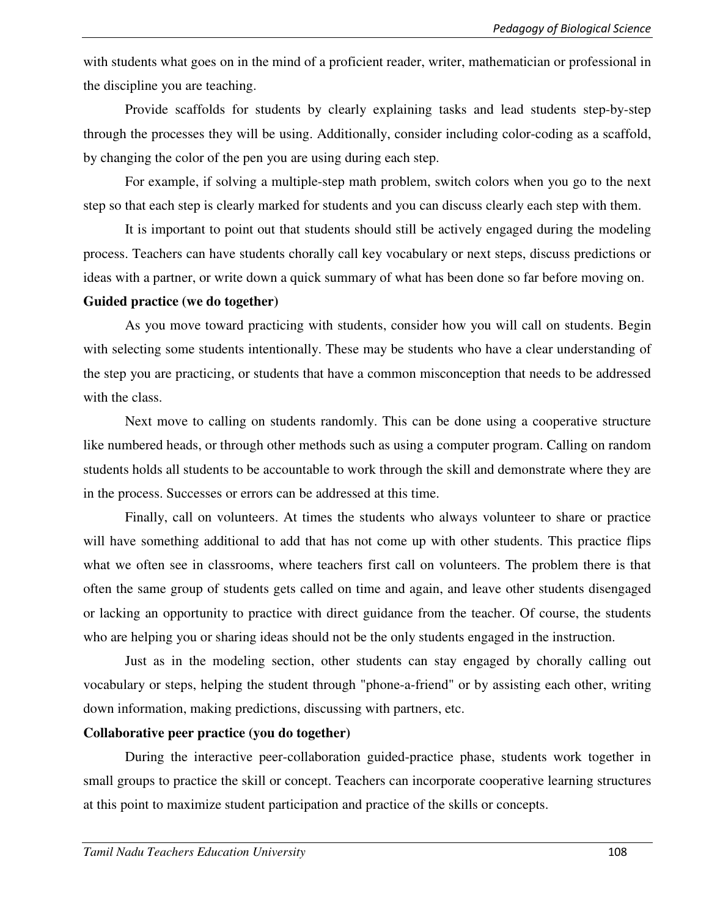with students what goes on in the mind of a proficient reader, writer, mathematician or professional in the discipline you are teaching.

Provide scaffolds for students by clearly explaining tasks and lead students step-by-step through the processes they will be using. Additionally, consider including color-coding as a scaffold, by changing the color of the pen you are using during each step.

For example, if solving a multiple-step math problem, switch colors when you go to the next step so that each step is clearly marked for students and you can discuss clearly each step with them.

It is important to point out that students should still be actively engaged during the modeling process. Teachers can have students chorally call key vocabulary or next steps, discuss predictions or ideas with a partner, or write down a quick summary of what has been done so far before moving on.

**Guided practice (we do together)**

As you move toward practicing with students, consider how you will call on students. Begin with selecting some students intentionally. These may be students who have a clear understanding of the step you are practicing, or students that have a common misconception that needs to be addressed with the class.

Next move to calling on students randomly. This can be done using a cooperative structure like numbered heads, or through other methods such as using a computer program. Calling on random students holds all students to be accountable to work through the skill and demonstrate where they are in the process. Successes or errors can be addressed at this time.

Finally, call on volunteers. At times the students who always volunteer to share or practice will have something additional to add that has not come up with other students. This practice flips what we often see in classrooms, where teachers first call on volunteers. The problem there is that often the same group of students gets called on time and again, and leave other students disengaged or lacking an opportunity to practice with direct guidance from the teacher. Of course, the students who are helping you or sharing ideas should not be the only students engaged in the instruction.

Just as in the modeling section, other students can stay engaged by chorally calling out vocabulary or steps, helping the student through "phone-a-friend" or by assisting each other, writing down information, making predictions, discussing with partners, etc.

**Collaborative peer practice (you do together)**

During the interactive peer-collaboration guided-practice phase, students work together in small groups to practice the skill or concept. Teachers can incorporate cooperative learning structures at this point to maximize student participation and practice of the skills or concepts.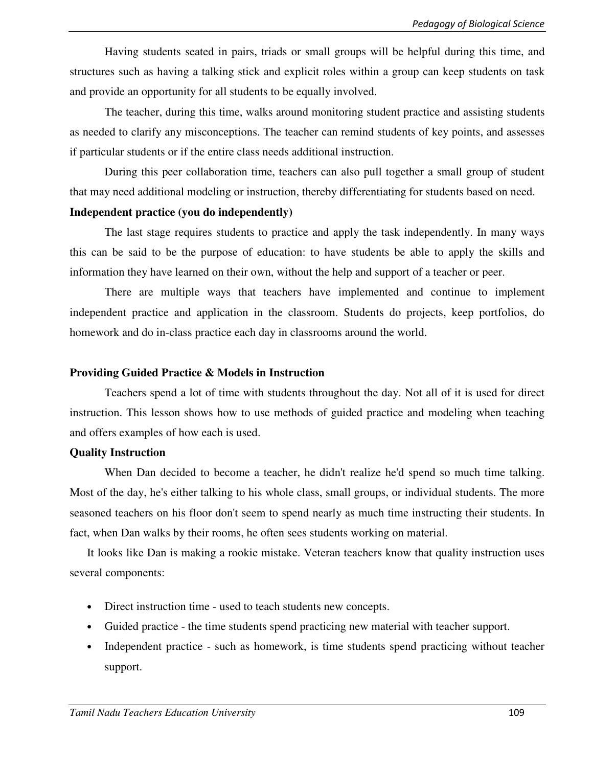Having students seated in pairs, triads or small groups will be helpful during this time, and structures such as having a talking stick and explicit roles within a group can keep students on task and provide an opportunity for all students to be equally involved.

The teacher, during this time, walks around monitoring student practice and assisting students as needed to clarify any misconceptions. The teacher can remind students of key points, and assesses if particular students or if the entire class needs additional instruction.

During this peer collaboration time, teachers can also pull together a small group of student that may need additional modeling or instruction, thereby differentiating for students based on need.

**Independent practice (you do independently)**

The last stage requires students to practice and apply the task independently. In many ways this can be said to be the purpose of education: to have students be able to apply the skills and information they have learned on their own, without the help and support of a teacher or peer.

There are multiple ways that teachers have implemented and continue to implement independent practice and application in the classroom. Students do projects, keep portfolios, do homework and do in-class practice each day in classrooms around the world.

**Providing Guided Practice & Models in Instruction**

Teachers spend a lot of time with students throughout the day. Not all of it is used for direct instruction. This lesson shows how to use methods of guided practice and modeling when teaching and offers examples of how each is used.

**Quality Instruction**

When Dan decided to become a teacher, he didn't realize he'd spend so much time talking. Most of the day, he's either talking to his whole class, small groups, or individual students. The more seasoned teachers on his floor don't seem to spend nearly as much time instructing their students. In fact, when Dan walks by their rooms, he often sees students working on material.

It looks like Dan is making a rookie mistake. Veteran teachers know that quality instruction uses several components:

- Direct instruction time - used to teach students new concepts.
- Guided practice - the time students spend practicing new material with teacher support.
- Independent practice - such as homework, is time students spend practicing without teacher support.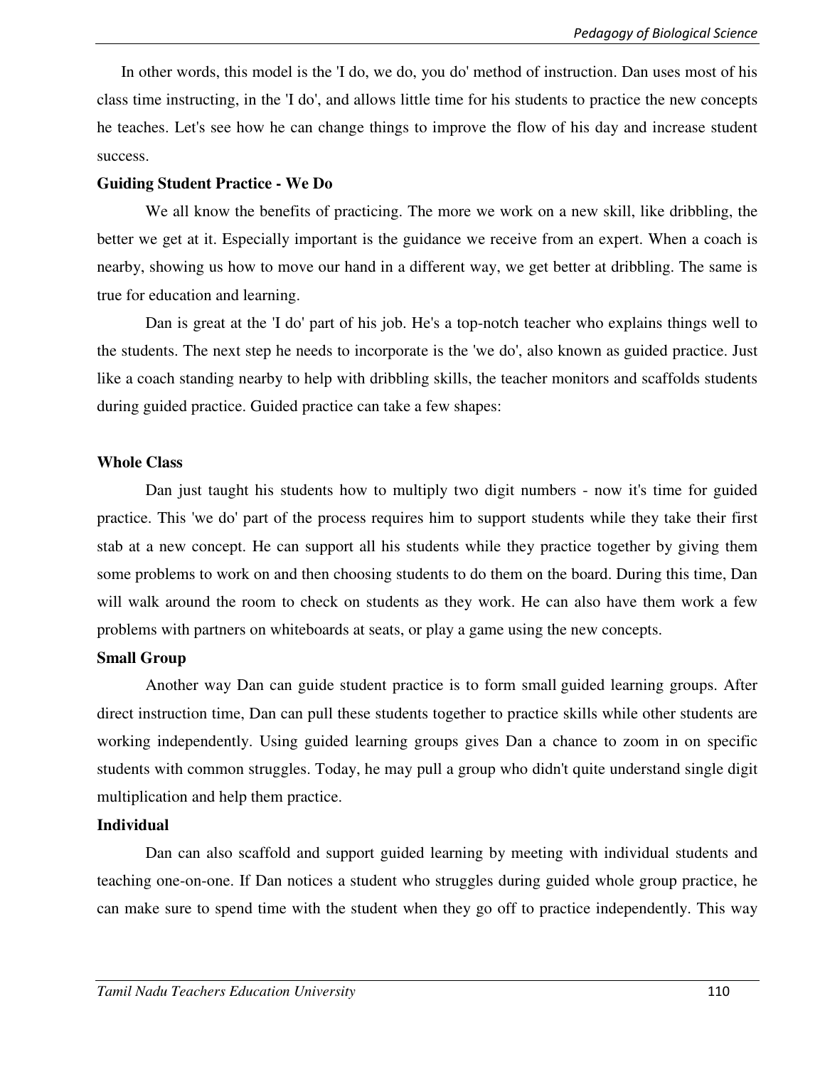In other words, this model is the 'I do, we do, you do' method of instruction. Dan uses most of his class time instructing, in the 'I do', and allows little time for his students to practice the new concepts he teaches. Let's see how he can change things to improve the flow of his day and increase student success.

**Guiding Student Practice - We Do**

We all know the benefits of practicing. The more we work on a new skill, like dribbling, the better we get at it. Especially important is the guidance we receive from an expert. When a coach is nearby, showing us how to move our hand in a different way, we get better at dribbling. The same is true for education and learning.

Dan is great at the 'I do' part of his job. He's a top-notch teacher who explains things well to the students. The next step he needs to incorporate is the 'we do', also known as guided practice. Just like a coach standing nearby to help with dribbling skills, the teacher monitors and scaffolds students during guided practice. Guided practice can take a few shapes:

**Whole Class**

Dan just taught his students how to multiply two digit numbers - now it's time for guided practice. This 'we do' part of the process requires him to support students while they take their first stab at a new concept. He can support all his students while they practice together by giving them some problems to work on and then choosing students to do them on the board. During this time, Dan will walk around the room to check on students as they work. He can also have them work a few problems with partners on whiteboards at seats, or play a game using the new concepts.

**Small Group**

Another way Dan can guide student practice is to form small guided learning groups. After direct instruction time, Dan can pull these students together to practice skills while other students are working independently. Using guided learning groups gives Dan a chance to zoom in on specific students with common struggles. Today, he may pull a group who didn't quite understand single digit multiplication and help them practice.

**Individual**

Dan can also scaffold and support guided learning by meeting with individual students and teaching one-on-one. If Dan notices a student who struggles during guided whole group practice, he can make sure to spend time with the student when they go off to practice independently. This way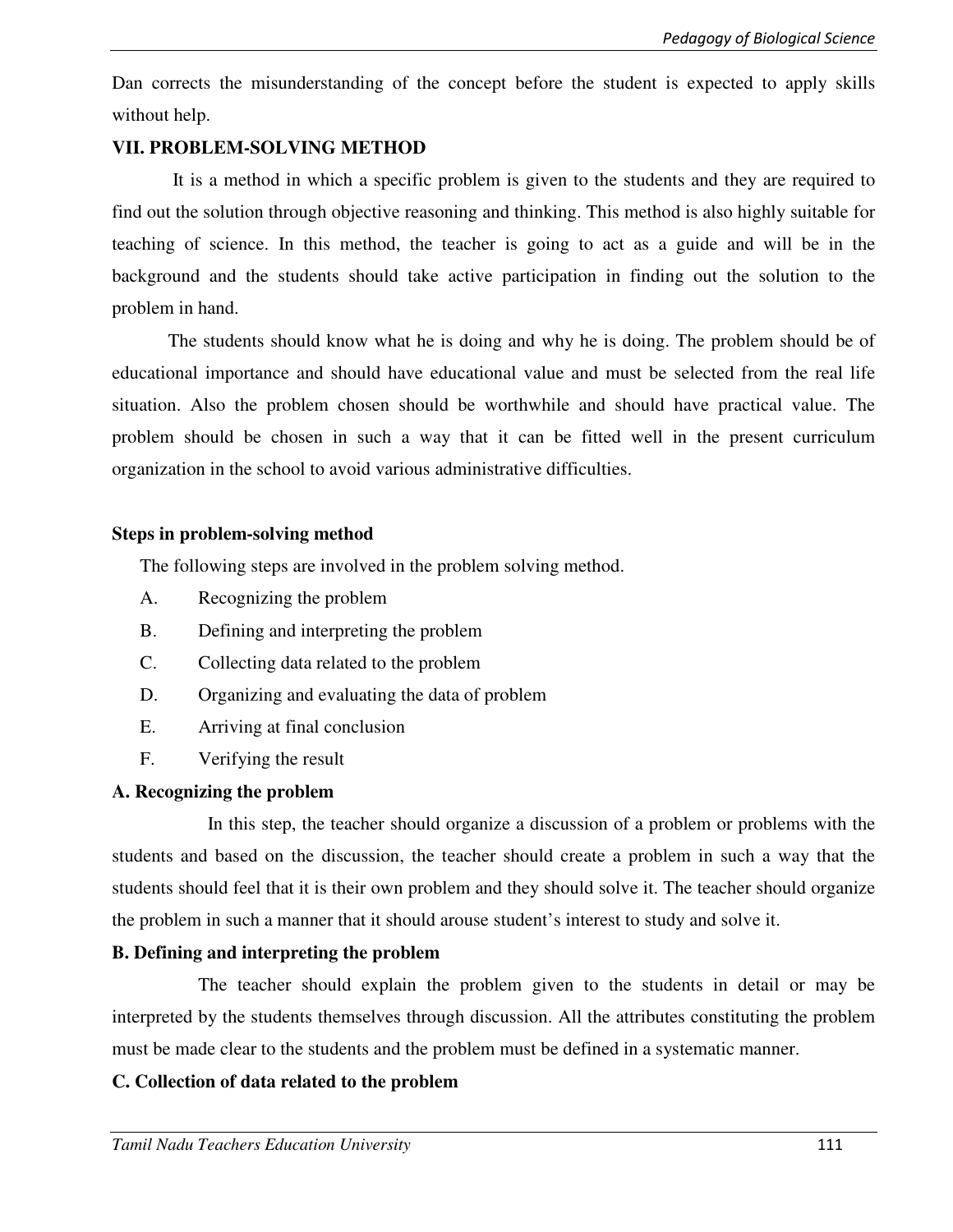Dan corrects the misunderstanding of the concept before the student is expected to apply skills without help.

## VII. PROBLEM-SOLVING METHOD

It is a method in which a specific problem is given to the students and they are required to find out the solution through objective reasoning and thinking. This method is also highly suitable for teaching of science. In this method, the teacher is going to act as a guide and will be in the background and the students should take active participation in finding out the solution to the problem in hand.

The students should know what he is doing and why he is doing. The problem should be of educational importance and should have educational value and must be selected from the real life situation. Also the problem chosen should be worthwhile and should have practical value. The problem should be chosen in such a way that it can be fitted well in the present curriculum organization in the school to avoid various administrative difficulties.

### Steps in problem-solving method

The following steps are involved in the problem solving method.

A. Recognizing the problem
B. Defining and interpreting the problem
C. Collecting data related to the problem
D. Organizing and evaluating the data of problem
E. Arriving at final conclusion
F. Verifying the result

### A. Recognizing the problem

In this step, the teacher should organize a discussion of a problem or problems with the students and based on the discussion, the teacher should create a problem in such a way that the students should feel that it is their own problem and they should solve it. The teacher should organize the problem in such a manner that it should arouse student's interest to study and solve it.

### B. Defining and interpreting the problem

The teacher should explain the problem given to the students in detail or may be interpreted by the students themselves through discussion. All the attributes constituting the problem must be made clear to the students and the problem must be defined in a systematic manner.

### C. Collection of data related to the problem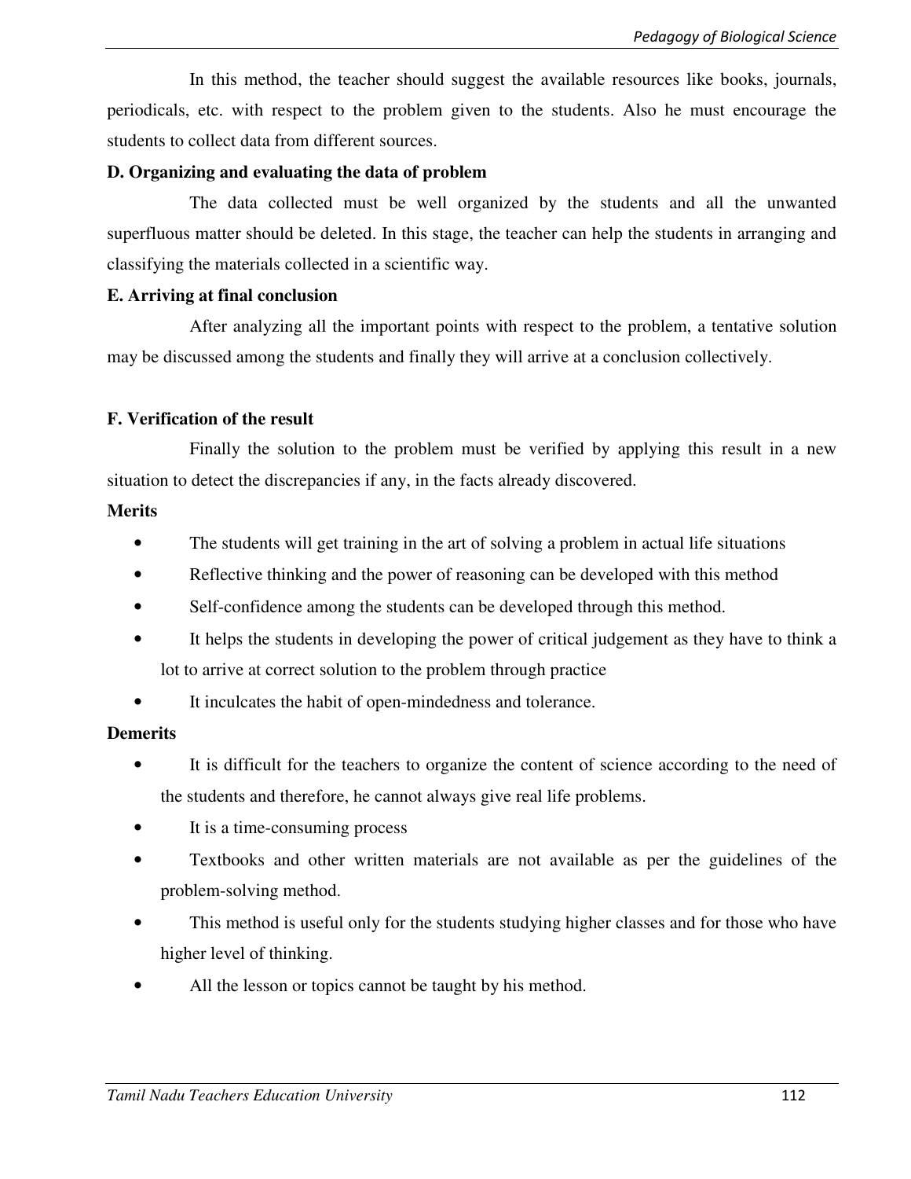In this method, the teacher should suggest the available resources like books, journals, periodicals, etc. with respect to the problem given to the students. Also he must encourage the students to collect data from different sources.

**D. Organizing and evaluating the data of problem**

The data collected must be well organized by the students and all the unwanted superfluous matter should be deleted. In this stage, the teacher can help the students in arranging and classifying the materials collected in a scientific way.

**E. Arriving at final conclusion**

After analyzing all the important points with respect to the problem, a tentative solution may be discussed among the students and finally they will arrive at a conclusion collectively.

**F. Verification of the result**

Finally the solution to the problem must be verified by applying this result in a new situation to detect the discrepancies if any, in the facts already discovered.

**Merits**

- The students will get training in the art of solving a problem in actual life situations
- Reflective thinking and the power of reasoning can be developed with this method
- Self-confidence among the students can be developed through this method.
- It helps the students in developing the power of critical judgement as they have to think a lot to arrive at correct solution to the problem through practice
- It inculcates the habit of open-mindedness and tolerance.

**Demerits**

- It is difficult for the teachers to organize the content of science according to the need of the students and therefore, he cannot always give real life problems.
- It is a time-consuming process
- Textbooks and other written materials are not available as per the guidelines of the problem-solving method.
- This method is useful only for the students studying higher classes and for those who have higher level of thinking.
- All the lesson or topics cannot be taught by his method.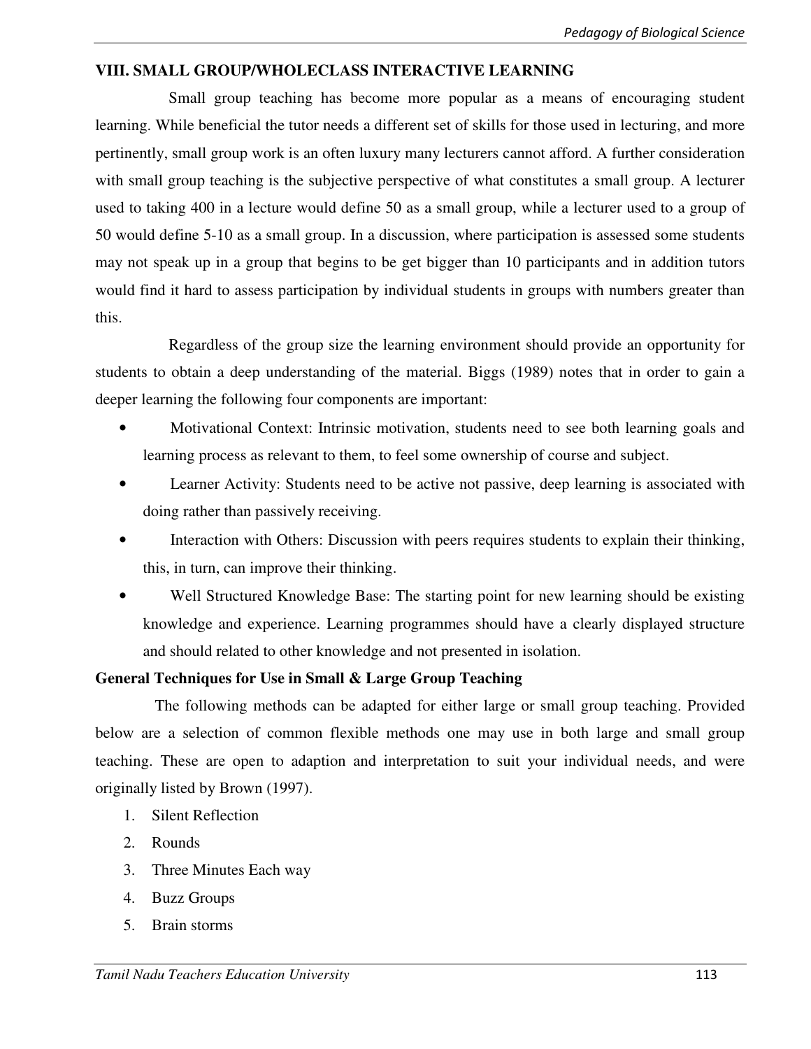## VIII. SMALL GROUP/WHOLECLASS INTERACTIVE LEARNING

Small group teaching has become more popular as a means of encouraging student learning. While beneficial the tutor needs a different set of skills for those used in lecturing, and more pertinently, small group work is an often luxury many lecturers cannot afford. A further consideration with small group teaching is the subjective perspective of what constitutes a small group. A lecturer used to taking 400 in a lecture would define 50 as a small group, while a lecturer used to a group of 50 would define 5-10 as a small group. In a discussion, where participation is assessed some students may not speak up in a group that begins to be get bigger than 10 participants and in addition tutors would find it hard to assess participation by individual students in groups with numbers greater than this.

Regardless of the group size the learning environment should provide an opportunity for students to obtain a deep understanding of the material. Biggs (1989) notes that in order to gain a deeper learning the following four components are important:

- Motivational Context: Intrinsic motivation, students need to see both learning goals and learning process as relevant to them, to feel some ownership of course and subject.
- Learner Activity: Students need to be active not passive, deep learning is associated with doing rather than passively receiving.
- Interaction with Others: Discussion with peers requires students to explain their thinking, this, in turn, can improve their thinking.
- Well Structured Knowledge Base: The starting point for new learning should be existing knowledge and experience. Learning programmes should have a clearly displayed structure and should related to other knowledge and not presented in isolation.

### General Techniques for Use in Small & Large Group Teaching

The following methods can be adapted for either large or small group teaching. Provided below are a selection of common flexible methods one may use in both large and small group teaching. These are open to adaption and interpretation to suit your individual needs, and were originally listed by Brown (1997).

1. Silent Reflection
2. Rounds
3. Three Minutes Each way
4. Buzz Groups
5. Brain storms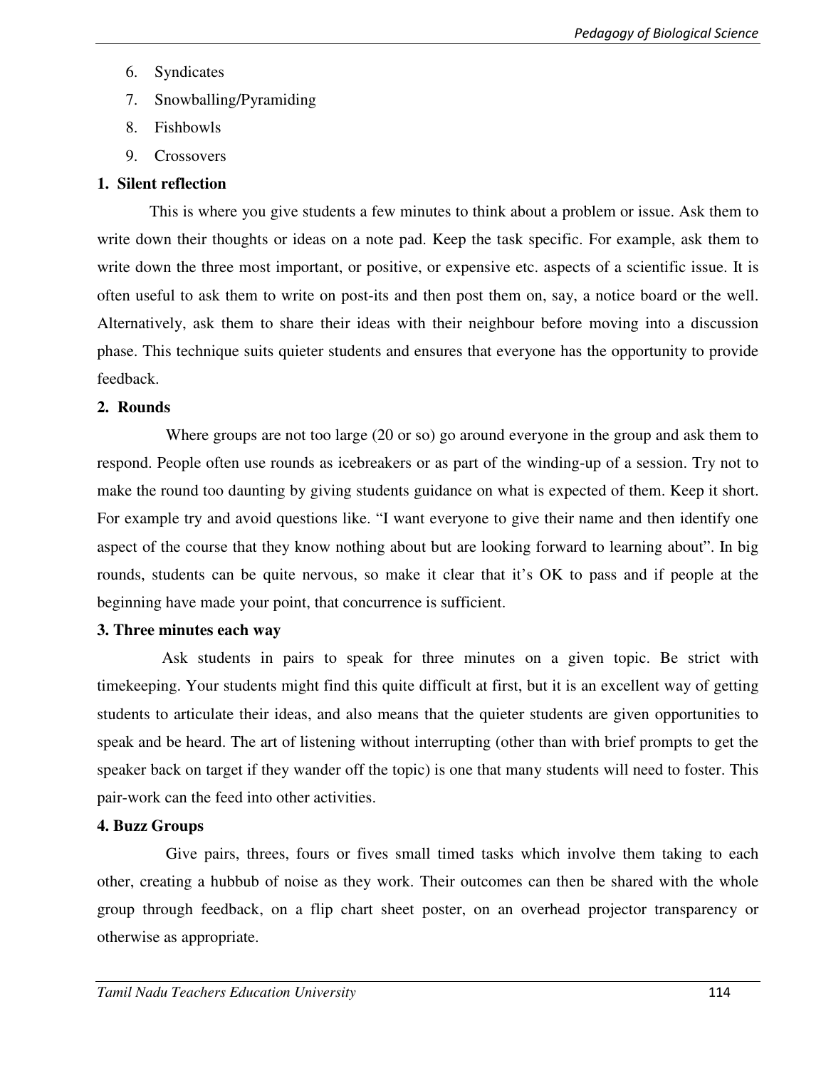6. Syndicates
7. Snowballing/Pyramiding
8. Fishbowls
9. Crossovers

**1. Silent reflection**

This is where you give students a few minutes to think about a problem or issue. Ask them to write down their thoughts or ideas on a note pad. Keep the task specific. For example, ask them to write down the three most important, or positive, or expensive etc. aspects of a scientific issue. It is often useful to ask them to write on post-its and then post them on, say, a notice board or the well. Alternatively, ask them to share their ideas with their neighbour before moving into a discussion phase. This technique suits quieter students and ensures that everyone has the opportunity to provide feedback.

**2. Rounds**

Where groups are not too large (20 or so) go around everyone in the group and ask them to respond. People often use rounds as icebreakers or as part of the winding-up of a session. Try not to make the round too daunting by giving students guidance on what is expected of them. Keep it short. For example try and avoid questions like. "I want everyone to give their name and then identify one aspect of the course that they know nothing about but are looking forward to learning about". In big rounds, students can be quite nervous, so make it clear that it's OK to pass and if people at the beginning have made your point, that concurrence is sufficient.

**3. Three minutes each way**

Ask students in pairs to speak for three minutes on a given topic. Be strict with timekeeping. Your students might find this quite difficult at first, but it is an excellent way of getting students to articulate their ideas, and also means that the quieter students are given opportunities to speak and be heard. The art of listening without interrupting (other than with brief prompts to get the speaker back on target if they wander off the topic) is one that many students will need to foster. This pair-work can the feed into other activities.

**4. Buzz Groups**

Give pairs, threes, fours or fives small timed tasks which involve them taking to each other, creating a hubbub of noise as they work. Their outcomes can then be shared with the whole group through feedback, on a flip chart sheet poster, on an overhead projector transparency or otherwise as appropriate.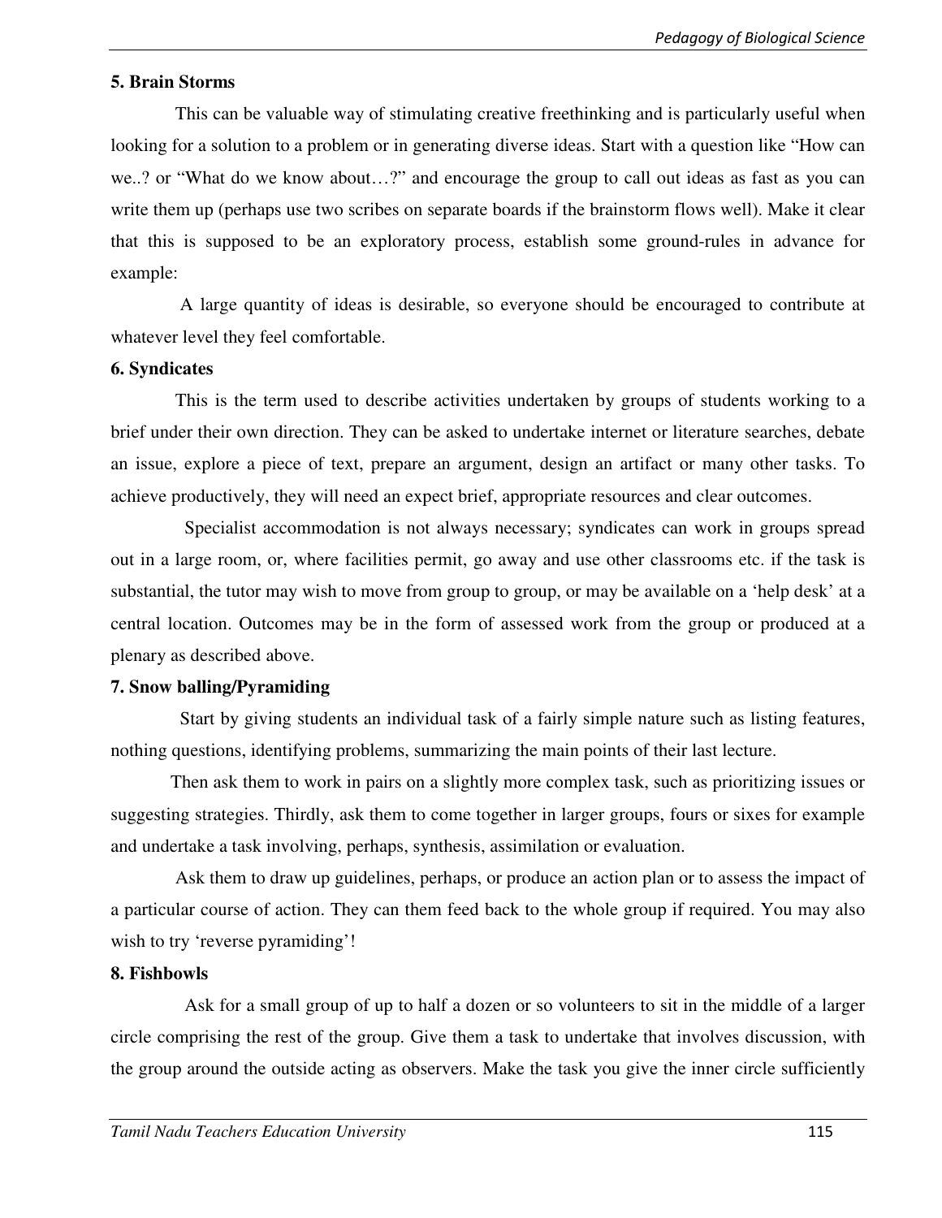**5. Brain Storms**

This can be valuable way of stimulating creative freethinking and is particularly useful when looking for a solution to a problem or in generating diverse ideas. Start with a question like "How can we..? or "What do we know about…?" and encourage the group to call out ideas as fast as you can write them up (perhaps use two scribes on separate boards if the brainstorm flows well). Make it clear that this is supposed to be an exploratory process, establish some ground-rules in advance for example:

A large quantity of ideas is desirable, so everyone should be encouraged to contribute at whatever level they feel comfortable.

**6. Syndicates**

This is the term used to describe activities undertaken by groups of students working to a brief under their own direction. They can be asked to undertake internet or literature searches, debate an issue, explore a piece of text, prepare an argument, design an artifact or many other tasks. To achieve productively, they will need an expect brief, appropriate resources and clear outcomes.

Specialist accommodation is not always necessary; syndicates can work in groups spread out in a large room, or, where facilities permit, go away and use other classrooms etc. if the task is substantial, the tutor may wish to move from group to group, or may be available on a 'help desk' at a central location. Outcomes may be in the form of assessed work from the group or produced at a plenary as described above.

**7. Snow balling/Pyramiding**

Start by giving students an individual task of a fairly simple nature such as listing features, nothing questions, identifying problems, summarizing the main points of their last lecture.

Then ask them to work in pairs on a slightly more complex task, such as prioritizing issues or suggesting strategies. Thirdly, ask them to come together in larger groups, fours or sixes for example and undertake a task involving, perhaps, synthesis, assimilation or evaluation.

Ask them to draw up guidelines, perhaps, or produce an action plan or to assess the impact of a particular course of action. They can them feed back to the whole group if required. You may also wish to try 'reverse pyramiding'!

**8. Fishbowls**

Ask for a small group of up to half a dozen or so volunteers to sit in the middle of a larger circle comprising the rest of the group. Give them a task to undertake that involves discussion, with the group around the outside acting as observers. Make the task you give the inner circle sufficiently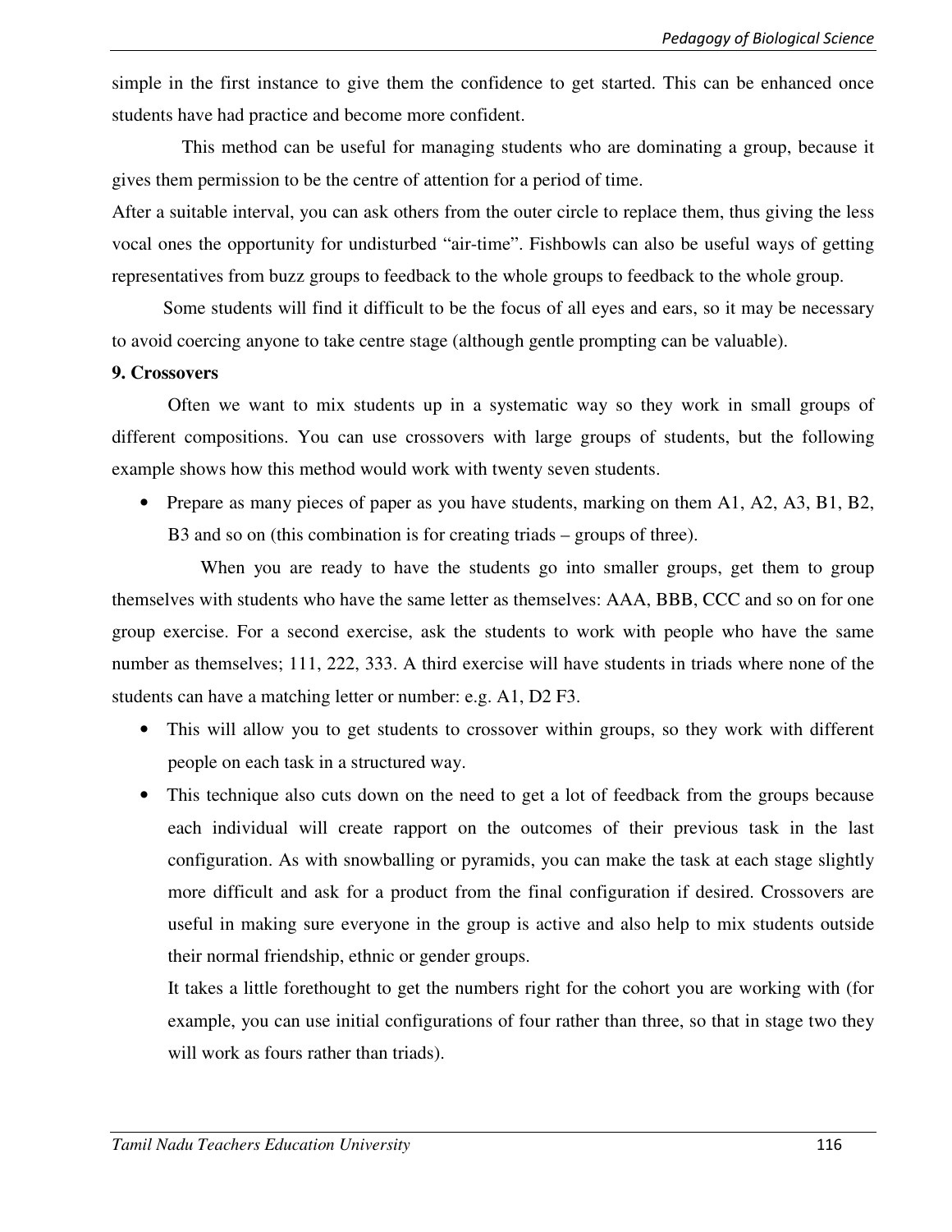simple in the first instance to give them the confidence to get started. This can be enhanced once students have had practice and become more confident.

This method can be useful for managing students who are dominating a group, because it gives them permission to be the centre of attention for a period of time.

After a suitable interval, you can ask others from the outer circle to replace them, thus giving the less vocal ones the opportunity for undisturbed "air-time". Fishbowls can also be useful ways of getting representatives from buzz groups to feedback to the whole groups to feedback to the whole group.

Some students will find it difficult to be the focus of all eyes and ears, so it may be necessary to avoid coercing anyone to take centre stage (although gentle prompting can be valuable).

**9. Crossovers**

Often we want to mix students up in a systematic way so they work in small groups of different compositions. You can use crossovers with large groups of students, but the following example shows how this method would work with twenty seven students.

- Prepare as many pieces of paper as you have students, marking on them A1, A2, A3, B1, B2, B3 and so on (this combination is for creating triads – groups of three).

When you are ready to have the students go into smaller groups, get them to group themselves with students who have the same letter as themselves: AAA, BBB, CCC and so on for one group exercise. For a second exercise, ask the students to work with people who have the same number as themselves; 111, 222, 333. A third exercise will have students in triads where none of the students can have a matching letter or number: e.g. A1, D2 F3.

- This will allow you to get students to crossover within groups, so they work with different people on each task in a structured way.
- This technique also cuts down on the need to get a lot of feedback from the groups because each individual will create rapport on the outcomes of their previous task in the last configuration. As with snowballing or pyramids, you can make the task at each stage slightly more difficult and ask for a product from the final configuration if desired. Crossovers are useful in making sure everyone in the group is active and also help to mix students outside their normal friendship, ethnic or gender groups.

  It takes a little forethought to get the numbers right for the cohort you are working with (for example, you can use initial configurations of four rather than three, so that in stage two they will work as fours rather than triads).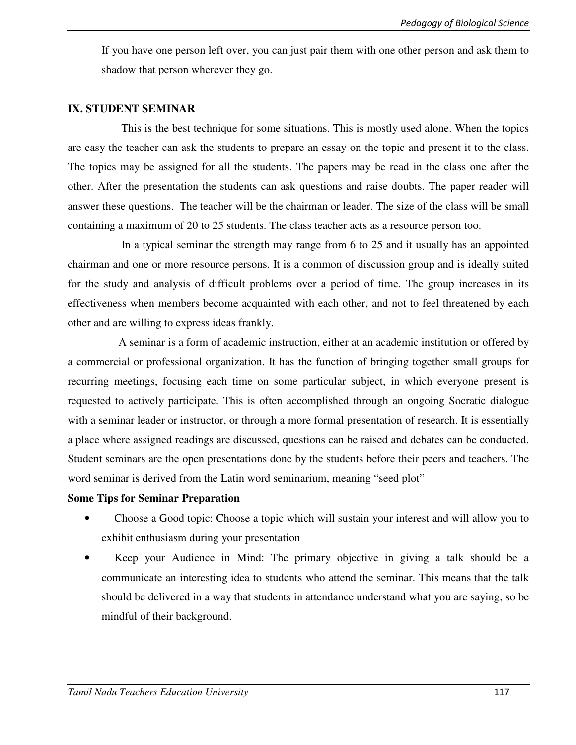If you have one person left over, you can just pair them with one other person and ask them to shadow that person wherever they go.

## IX. STUDENT SEMINAR

This is the best technique for some situations. This is mostly used alone. When the topics are easy the teacher can ask the students to prepare an essay on the topic and present it to the class. The topics may be assigned for all the students. The papers may be read in the class one after the other. After the presentation the students can ask questions and raise doubts. The paper reader will answer these questions. The teacher will be the chairman or leader. The size of the class will be small containing a maximum of 20 to 25 students. The class teacher acts as a resource person too.

In a typical seminar the strength may range from 6 to 25 and it usually has an appointed chairman and one or more resource persons. It is a common of discussion group and is ideally suited for the study and analysis of difficult problems over a period of time. The group increases in its effectiveness when members become acquainted with each other, and not to feel threatened by each other and are willing to express ideas frankly.

A seminar is a form of academic instruction, either at an academic institution or offered by a commercial or professional organization. It has the function of bringing together small groups for recurring meetings, focusing each time on some particular subject, in which everyone present is requested to actively participate. This is often accomplished through an ongoing Socratic dialogue with a seminar leader or instructor, or through a more formal presentation of research. It is essentially a place where assigned readings are discussed, questions can be raised and debates can be conducted. Student seminars are the open presentations done by the students before their peers and teachers. The word seminar is derived from the Latin word seminarium, meaning "seed plot"

**Some Tips for Seminar Preparation**

- Choose a Good topic: Choose a topic which will sustain your interest and will allow you to exhibit enthusiasm during your presentation
- Keep your Audience in Mind: The primary objective in giving a talk should be a communicate an interesting idea to students who attend the seminar. This means that the talk should be delivered in a way that students in attendance understand what you are saying, so be mindful of their background.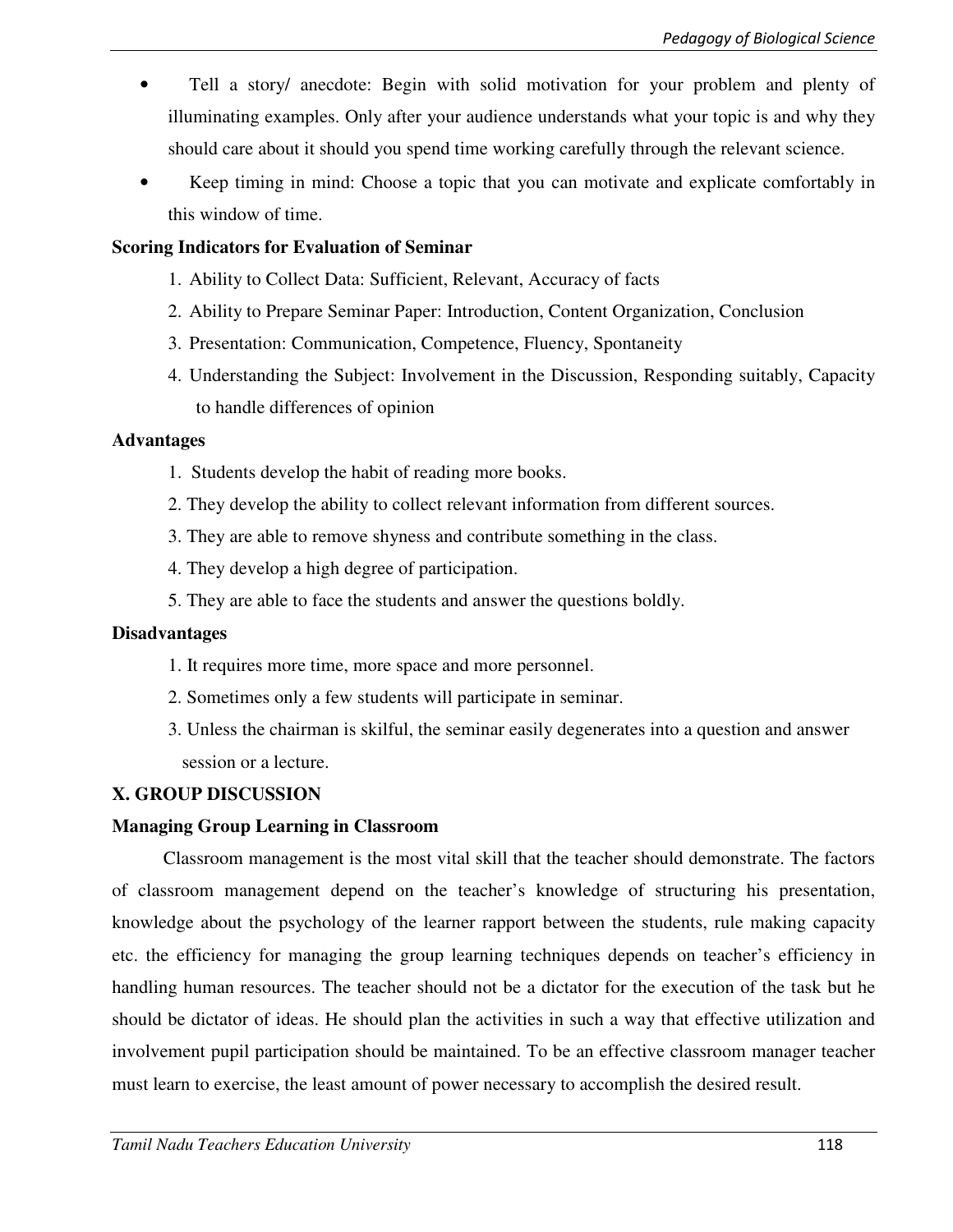- Tell a story/ anecdote: Begin with solid motivation for your problem and plenty of illuminating examples. Only after your audience understands what your topic is and why they should care about it should you spend time working carefully through the relevant science.
- Keep timing in mind: Choose a topic that you can motivate and explicate comfortably in this window of time.

**Scoring Indicators for Evaluation of Seminar**

1. Ability to Collect Data: Sufficient, Relevant, Accuracy of facts
2. Ability to Prepare Seminar Paper: Introduction, Content Organization, Conclusion
3. Presentation: Communication, Competence, Fluency, Spontaneity
4. Understanding the Subject: Involvement in the Discussion, Responding suitably, Capacity to handle differences of opinion

**Advantages**

1. Students develop the habit of reading more books.
2. They develop the ability to collect relevant information from different sources.
3. They are able to remove shyness and contribute something in the class.
4. They develop a high degree of participation.
5. They are able to face the students and answer the questions boldly.

**Disadvantages**

1. It requires more time, more space and more personnel.
2. Sometimes only a few students will participate in seminar.
3. Unless the chairman is skilful, the seminar easily degenerates into a question and answer session or a lecture.

## X. GROUP DISCUSSION

**Managing Group Learning in Classroom**

Classroom management is the most vital skill that the teacher should demonstrate. The factors of classroom management depend on the teacher's knowledge of structuring his presentation, knowledge about the psychology of the learner rapport between the students, rule making capacity etc. the efficiency for managing the group learning techniques depends on teacher's efficiency in handling human resources. The teacher should not be a dictator for the execution of the task but he should be dictator of ideas. He should plan the activities in such a way that effective utilization and involvement pupil participation should be maintained. To be an effective classroom manager teacher must learn to exercise, the least amount of power necessary to accomplish the desired result.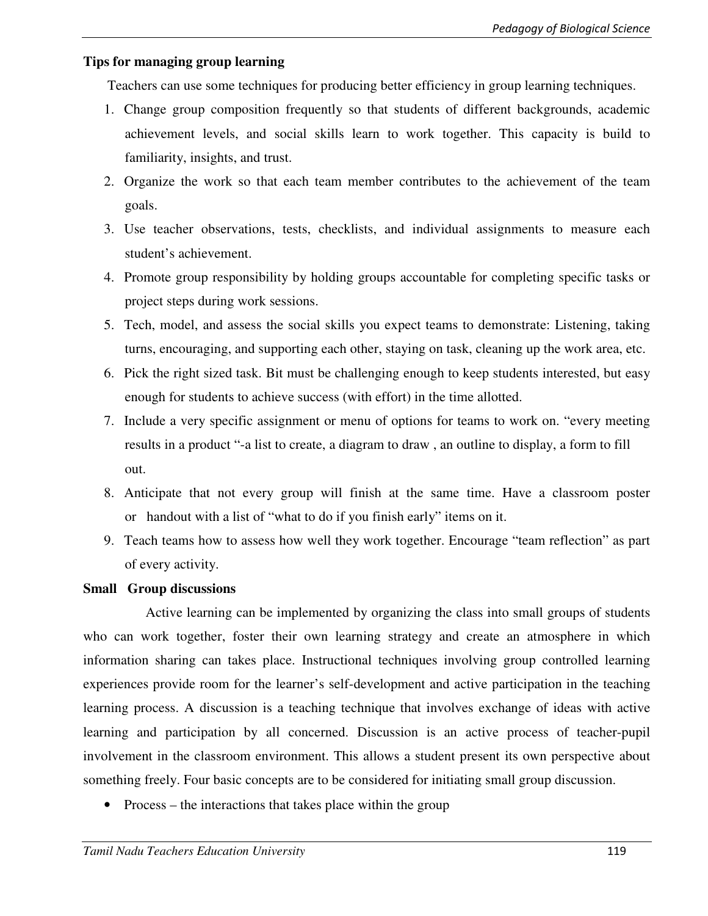**Tips for managing group learning**

Teachers can use some techniques for producing better efficiency in group learning techniques.

1. Change group composition frequently so that students of different backgrounds, academic achievement levels, and social skills learn to work together. This capacity is build to familiarity, insights, and trust.
2. Organize the work so that each team member contributes to the achievement of the team goals.
3. Use teacher observations, tests, checklists, and individual assignments to measure each student's achievement.
4. Promote group responsibility by holding groups accountable for completing specific tasks or project steps during work sessions.
5. Tech, model, and assess the social skills you expect teams to demonstrate: Listening, taking turns, encouraging, and supporting each other, staying on task, cleaning up the work area, etc.
6. Pick the right sized task. Bit must be challenging enough to keep students interested, but easy enough for students to achieve success (with effort) in the time allotted.
7. Include a very specific assignment or menu of options for teams to work on. "every meeting results in a product "-a list to create, a diagram to draw , an outline to display, a form to fill out.
8. Anticipate that not every group will finish at the same time. Have a classroom poster or handout with a list of "what to do if you finish early" items on it.
9. Teach teams how to assess how well they work together. Encourage "team reflection" as part of every activity.

**Small Group discussions**

Active learning can be implemented by organizing the class into small groups of students who can work together, foster their own learning strategy and create an atmosphere in which information sharing can takes place. Instructional techniques involving group controlled learning experiences provide room for the learner's self-development and active participation in the teaching learning process. A discussion is a teaching technique that involves exchange of ideas with active learning and participation by all concerned. Discussion is an active process of teacher-pupil involvement in the classroom environment. This allows a student present its own perspective about something freely. Four basic concepts are to be considered for initiating small group discussion.

- Process – the interactions that takes place within the group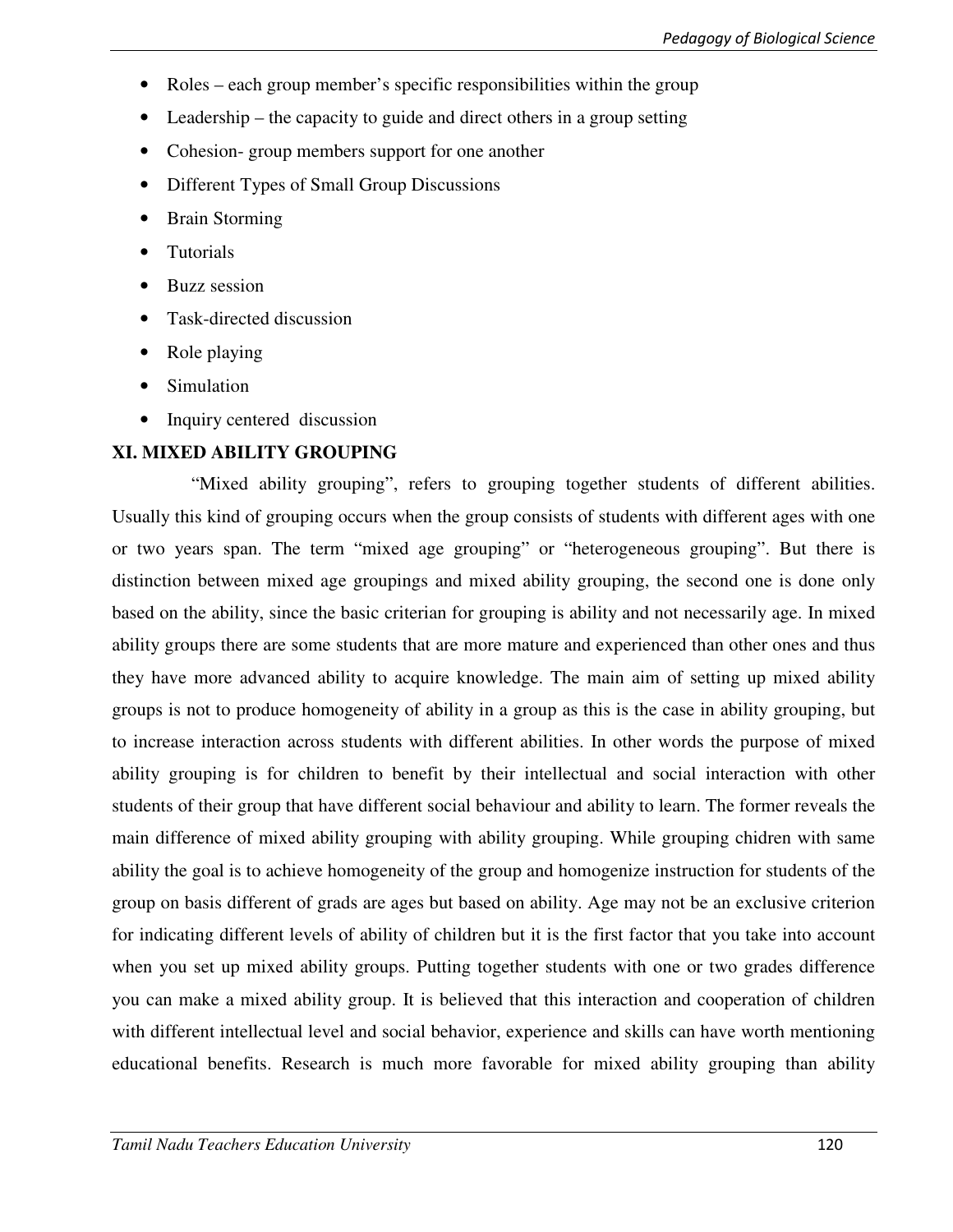- Roles – each group member's specific responsibilities within the group
- Leadership – the capacity to guide and direct others in a group setting
- Cohesion- group members support for one another
- Different Types of Small Group Discussions
- Brain Storming
- Tutorials
- Buzz session
- Task-directed discussion
- Role playing
- Simulation
- Inquiry centered discussion

## XI. MIXED ABILITY GROUPING

"Mixed ability grouping", refers to grouping together students of different abilities. Usually this kind of grouping occurs when the group consists of students with different ages with one or two years span. The term "mixed age grouping" or "heterogeneous grouping". But there is distinction between mixed age groupings and mixed ability grouping, the second one is done only based on the ability, since the basic criterian for grouping is ability and not necessarily age. In mixed ability groups there are some students that are more mature and experienced than other ones and thus they have more advanced ability to acquire knowledge. The main aim of setting up mixed ability groups is not to produce homogeneity of ability in a group as this is the case in ability grouping, but to increase interaction across students with different abilities. In other words the purpose of mixed ability grouping is for children to benefit by their intellectual and social interaction with other students of their group that have different social behaviour and ability to learn. The former reveals the main difference of mixed ability grouping with ability grouping. While grouping chidren with same ability the goal is to achieve homogeneity of the group and homogenize instruction for students of the group on basis different of grads are ages but based on ability. Age may not be an exclusive criterion for indicating different levels of ability of children but it is the first factor that you take into account when you set up mixed ability groups. Putting together students with one or two grades difference you can make a mixed ability group. It is believed that this interaction and cooperation of children with different intellectual level and social behavior, experience and skills can have worth mentioning educational benefits. Research is much more favorable for mixed ability grouping than ability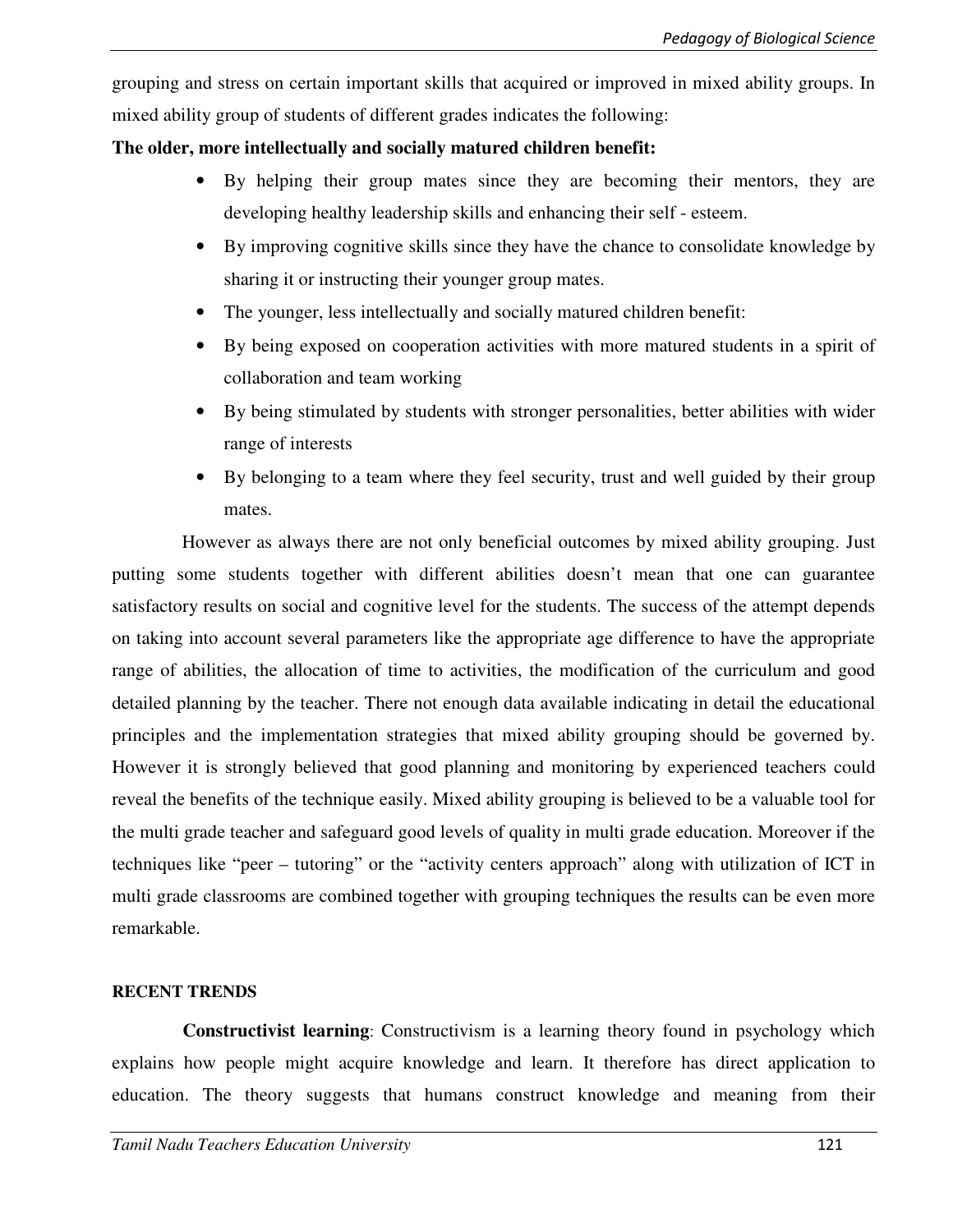grouping and stress on certain important skills that acquired or improved in mixed ability groups. In mixed ability group of students of different grades indicates the following:

**The older, more intellectually and socially matured children benefit:**

- By helping their group mates since they are becoming their mentors, they are developing healthy leadership skills and enhancing their self - esteem.
- By improving cognitive skills since they have the chance to consolidate knowledge by sharing it or instructing their younger group mates.
- The younger, less intellectually and socially matured children benefit:
- By being exposed on cooperation activities with more matured students in a spirit of collaboration and team working
- By being stimulated by students with stronger personalities, better abilities with wider range of interests
- By belonging to a team where they feel security, trust and well guided by their group mates.

However as always there are not only beneficial outcomes by mixed ability grouping. Just putting some students together with different abilities doesn't mean that one can guarantee satisfactory results on social and cognitive level for the students. The success of the attempt depends on taking into account several parameters like the appropriate age difference to have the appropriate range of abilities, the allocation of time to activities, the modification of the curriculum and good detailed planning by the teacher. There not enough data available indicating in detail the educational principles and the implementation strategies that mixed ability grouping should be governed by. However it is strongly believed that good planning and monitoring by experienced teachers could reveal the benefits of the technique easily. Mixed ability grouping is believed to be a valuable tool for the multi grade teacher and safeguard good levels of quality in multi grade education. Moreover if the techniques like "peer – tutoring" or the "activity centers approach" along with utilization of ICT in multi grade classrooms are combined together with grouping techniques the results can be even more remarkable.

## RECENT TRENDS

**Constructivist learning**: Constructivism is a learning theory found in psychology which explains how people might acquire knowledge and learn. It therefore has direct application to education. The theory suggests that humans construct knowledge and meaning from their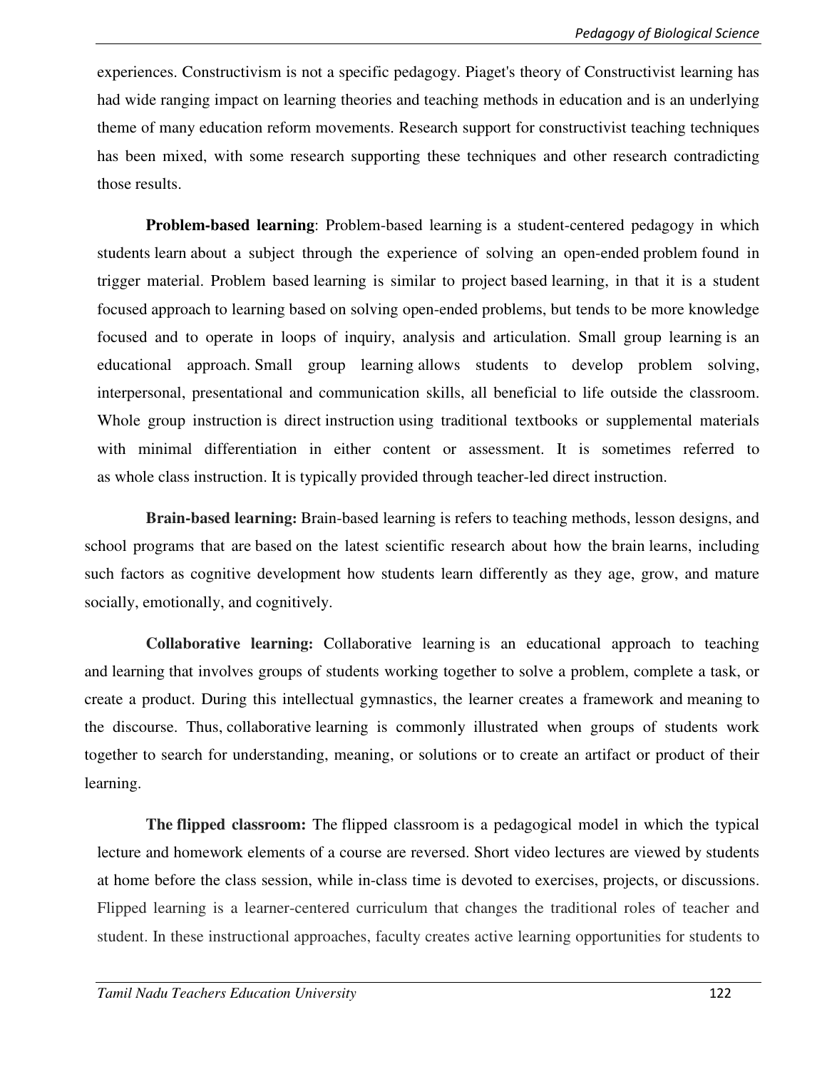experiences. Constructivism is not a specific pedagogy. Piaget's theory of Constructivist learning has had wide ranging impact on learning theories and teaching methods in education and is an underlying theme of many education reform movements. Research support for constructivist teaching techniques has been mixed, with some research supporting these techniques and other research contradicting those results.

**Problem-based learning**: Problem-based learning is a student-centered pedagogy in which students learn about a subject through the experience of solving an open-ended problem found in trigger material. Problem based learning is similar to project based learning, in that it is a student focused approach to learning based on solving open-ended problems, but tends to be more knowledge focused and to operate in loops of inquiry, analysis and articulation. Small group learning is an educational approach. Small group learning allows students to develop problem solving, interpersonal, presentational and communication skills, all beneficial to life outside the classroom. Whole group instruction is direct instruction using traditional textbooks or supplemental materials with minimal differentiation in either content or assessment. It is sometimes referred to as whole class instruction. It is typically provided through teacher-led direct instruction.

**Brain-based learning:** Brain-based learning is refers to teaching methods, lesson designs, and school programs that are based on the latest scientific research about how the brain learns, including such factors as cognitive development how students learn differently as they age, grow, and mature socially, emotionally, and cognitively.

**Collaborative learning:** Collaborative learning is an educational approach to teaching and learning that involves groups of students working together to solve a problem, complete a task, or create a product. During this intellectual gymnastics, the learner creates a framework and meaning to the discourse. Thus, collaborative learning is commonly illustrated when groups of students work together to search for understanding, meaning, or solutions or to create an artifact or product of their learning.

**The flipped classroom:** The flipped classroom is a pedagogical model in which the typical lecture and homework elements of a course are reversed. Short video lectures are viewed by students at home before the class session, while in-class time is devoted to exercises, projects, or discussions. Flipped learning is a learner-centered curriculum that changes the traditional roles of teacher and student. In these instructional approaches, faculty creates active learning opportunities for students to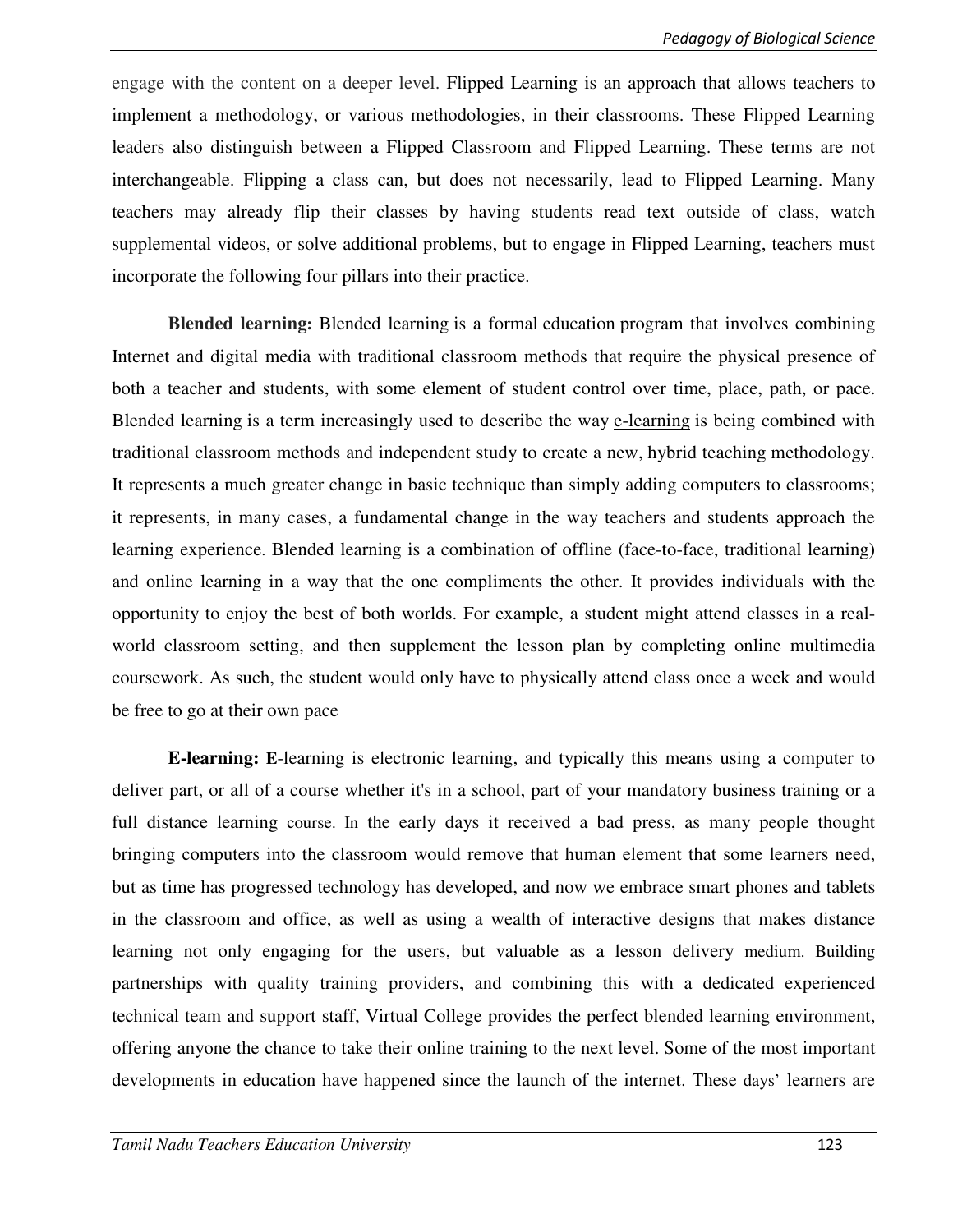engage with the content on a deeper level. Flipped Learning is an approach that allows teachers to implement a methodology, or various methodologies, in their classrooms. These Flipped Learning leaders also distinguish between a Flipped Classroom and Flipped Learning. These terms are not interchangeable. Flipping a class can, but does not necessarily, lead to Flipped Learning. Many teachers may already flip their classes by having students read text outside of class, watch supplemental videos, or solve additional problems, but to engage in Flipped Learning, teachers must incorporate the following four pillars into their practice.

**Blended learning:** Blended learning is a formal education program that involves combining Internet and digital media with traditional classroom methods that require the physical presence of both a teacher and students, with some element of student control over time, place, path, or pace. Blended learning is a term increasingly used to describe the way e-learning is being combined with traditional classroom methods and independent study to create a new, hybrid teaching methodology. It represents a much greater change in basic technique than simply adding computers to classrooms; it represents, in many cases, a fundamental change in the way teachers and students approach the learning experience. Blended learning is a combination of offline (face-to-face, traditional learning) and online learning in a way that the one compliments the other. It provides individuals with the opportunity to enjoy the best of both worlds. For example, a student might attend classes in a real-world classroom setting, and then supplement the lesson plan by completing online multimedia coursework. As such, the student would only have to physically attend class once a week and would be free to go at their own pace

**E-learning:** E-learning is electronic learning, and typically this means using a computer to deliver part, or all of a course whether it's in a school, part of your mandatory business training or a full distance learning course. In the early days it received a bad press, as many people thought bringing computers into the classroom would remove that human element that some learners need, but as time has progressed technology has developed, and now we embrace smart phones and tablets in the classroom and office, as well as using a wealth of interactive designs that makes distance learning not only engaging for the users, but valuable as a lesson delivery medium. Building partnerships with quality training providers, and combining this with a dedicated experienced technical team and support staff, Virtual College provides the perfect blended learning environment, offering anyone the chance to take their online training to the next level. Some of the most important developments in education have happened since the launch of the internet. These days' learners are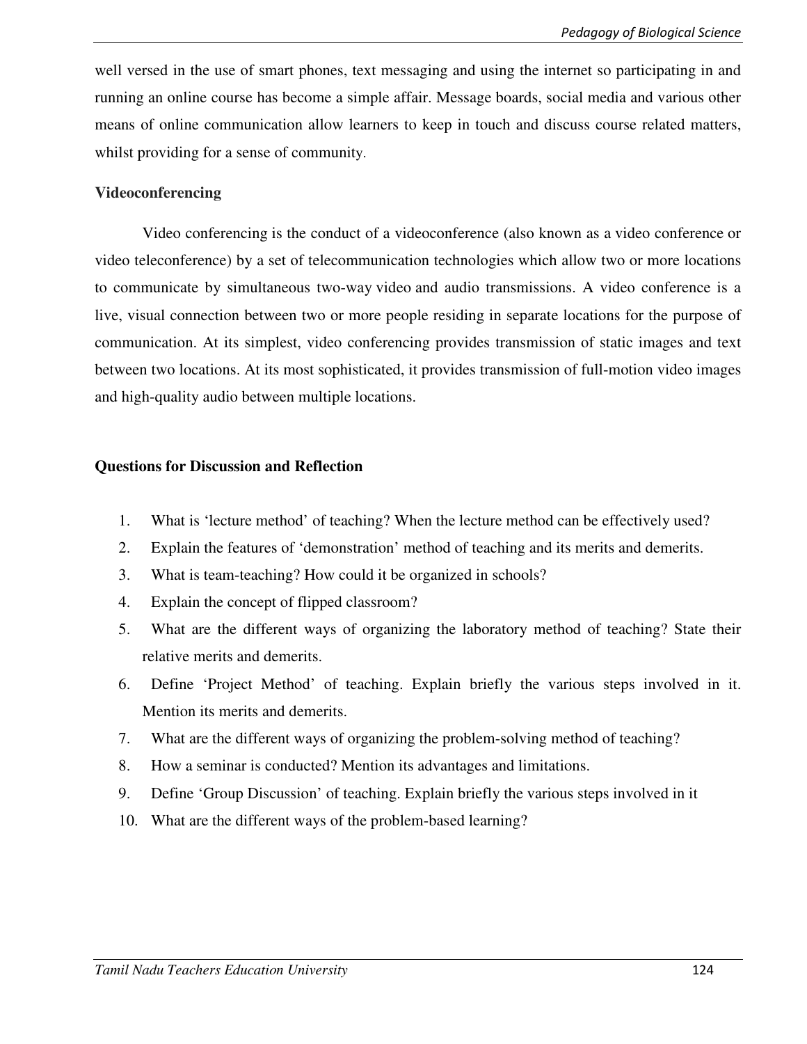well versed in the use of smart phones, text messaging and using the internet so participating in and running an online course has become a simple affair. Message boards, social media and various other means of online communication allow learners to keep in touch and discuss course related matters, whilst providing for a sense of community.

**Videoconferencing**

Video conferencing is the conduct of a videoconference (also known as a video conference or video teleconference) by a set of telecommunication technologies which allow two or more locations to communicate by simultaneous two-way video and audio transmissions. A video conference is a live, visual connection between two or more people residing in separate locations for the purpose of communication. At its simplest, video conferencing provides transmission of static images and text between two locations. At its most sophisticated, it provides transmission of full-motion video images and high-quality audio between multiple locations.

**Questions for Discussion and Reflection**

1. What is 'lecture method' of teaching? When the lecture method can be effectively used?
2. Explain the features of 'demonstration' method of teaching and its merits and demerits.
3. What is team-teaching? How could it be organized in schools?
4. Explain the concept of flipped classroom?
5. What are the different ways of organizing the laboratory method of teaching? State their relative merits and demerits.
6. Define 'Project Method' of teaching. Explain briefly the various steps involved in it. Mention its merits and demerits.
7. What are the different ways of organizing the problem-solving method of teaching?
8. How a seminar is conducted? Mention its advantages and limitations.
9. Define 'Group Discussion' of teaching. Explain briefly the various steps involved in it
10. What are the different ways of the problem-based learning?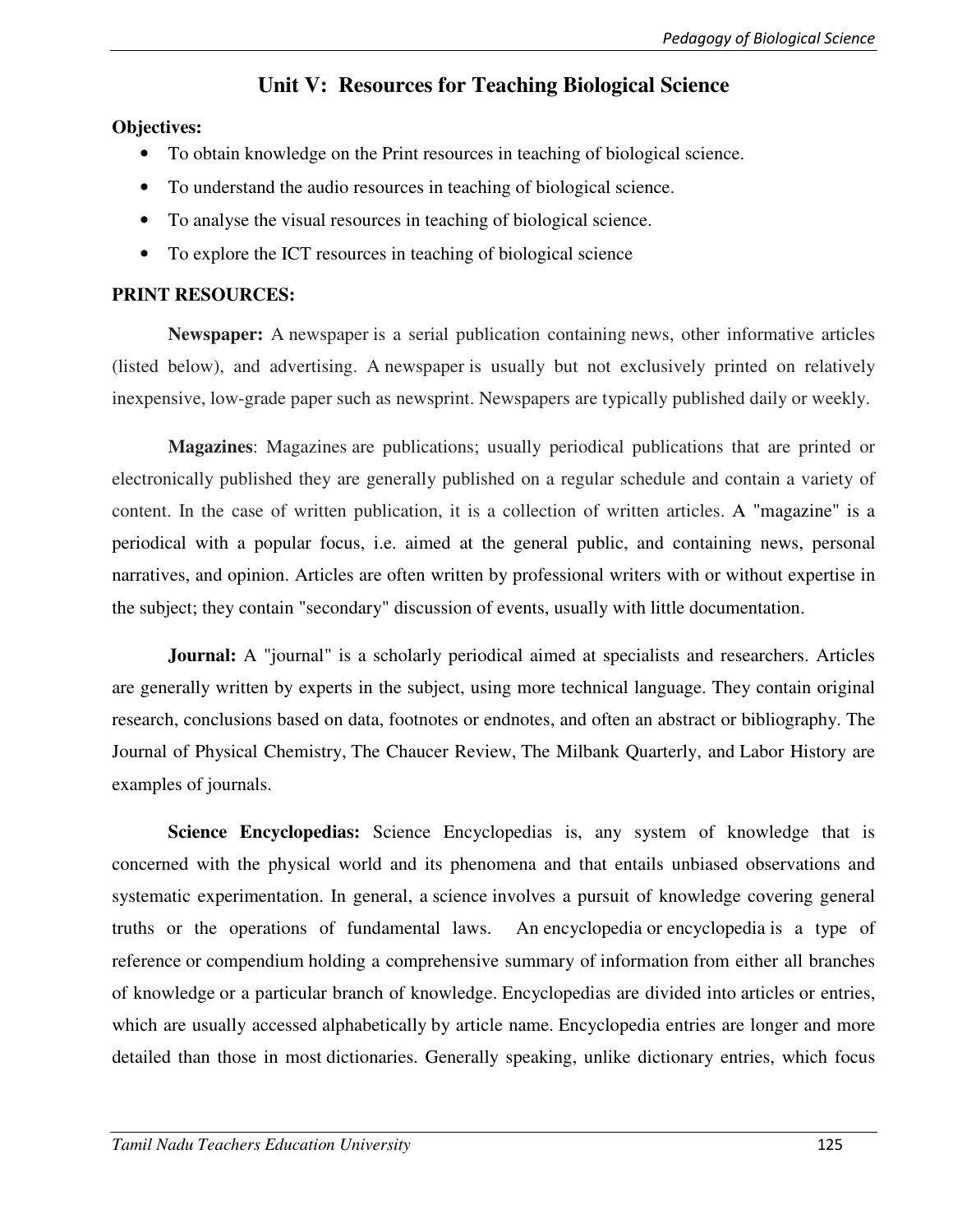# Unit V: Resources for Teaching Biological Science

**Objectives:**

- To obtain knowledge on the Print resources in teaching of biological science.
- To understand the audio resources in teaching of biological science.
- To analyse the visual resources in teaching of biological science.
- To explore the ICT resources in teaching of biological science

**PRINT RESOURCES:**

**Newspaper:** A newspaper is a serial publication containing news, other informative articles (listed below), and advertising. A newspaper is usually but not exclusively printed on relatively inexpensive, low-grade paper such as newsprint. Newspapers are typically published daily or weekly.

**Magazines**: Magazines are publications; usually periodical publications that are printed or electronically published they are generally published on a regular schedule and contain a variety of content. In the case of written publication, it is a collection of written articles. A "magazine" is a periodical with a popular focus, i.e. aimed at the general public, and containing news, personal narratives, and opinion. Articles are often written by professional writers with or without expertise in the subject; they contain "secondary" discussion of events, usually with little documentation.

**Journal:** A "journal" is a scholarly periodical aimed at specialists and researchers. Articles are generally written by experts in the subject, using more technical language. They contain original research, conclusions based on data, footnotes or endnotes, and often an abstract or bibliography. The Journal of Physical Chemistry, The Chaucer Review, The Milbank Quarterly, and Labor History are examples of journals.

**Science Encyclopedias:** Science Encyclopedias is, any system of knowledge that is concerned with the physical world and its phenomena and that entails unbiased observations and systematic experimentation. In general, a science involves a pursuit of knowledge covering general truths or the operations of fundamental laws. An encyclopedia or encyclopedia is a type of reference or compendium holding a comprehensive summary of information from either all branches of knowledge or a particular branch of knowledge. Encyclopedias are divided into articles or entries, which are usually accessed alphabetically by article name. Encyclopedia entries are longer and more detailed than those in most dictionaries. Generally speaking, unlike dictionary entries, which focus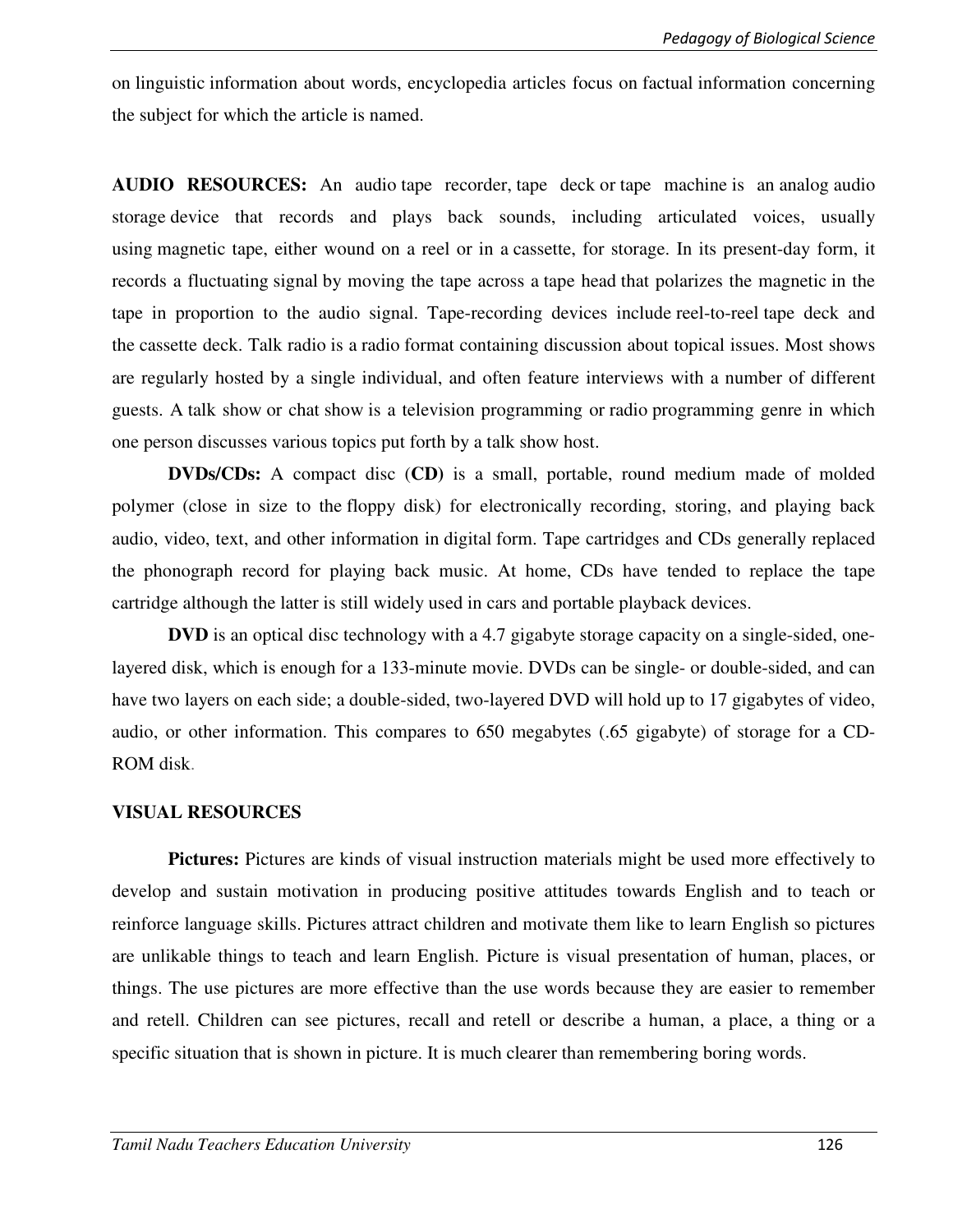on linguistic information about words, encyclopedia articles focus on factual information concerning the subject for which the article is named.

**AUDIO RESOURCES:** An audio tape recorder, tape deck or tape machine is an analog audio storage device that records and plays back sounds, including articulated voices, usually using magnetic tape, either wound on a reel or in a cassette, for storage. In its present-day form, it records a fluctuating signal by moving the tape across a tape head that polarizes the magnetic in the tape in proportion to the audio signal. Tape-recording devices include reel-to-reel tape deck and the cassette deck. Talk radio is a radio format containing discussion about topical issues. Most shows are regularly hosted by a single individual, and often feature interviews with a number of different guests. A talk show or chat show is a television programming or radio programming genre in which one person discusses various topics put forth by a talk show host.

**DVDs/CDs:** A compact disc (**CD**) is a small, portable, round medium made of molded polymer (close in size to the floppy disk) for electronically recording, storing, and playing back audio, video, text, and other information in digital form. Tape cartridges and CDs generally replaced the phonograph record for playing back music. At home, CDs have tended to replace the tape cartridge although the latter is still widely used in cars and portable playback devices.

**DVD** is an optical disc technology with a 4.7 gigabyte storage capacity on a single-sided, one-layered disk, which is enough for a 133-minute movie. DVDs can be single- or double-sided, and can have two layers on each side; a double-sided, two-layered DVD will hold up to 17 gigabytes of video, audio, or other information. This compares to 650 megabytes (.65 gigabyte) of storage for a CD-ROM disk.

**VISUAL RESOURCES**

**Pictures:** Pictures are kinds of visual instruction materials might be used more effectively to develop and sustain motivation in producing positive attitudes towards English and to teach or reinforce language skills. Pictures attract children and motivate them like to learn English so pictures are unlikable things to teach and learn English. Picture is visual presentation of human, places, or things. The use pictures are more effective than the use words because they are easier to remember and retell. Children can see pictures, recall and retell or describe a human, a place, a thing or a specific situation that is shown in picture. It is much clearer than remembering boring words.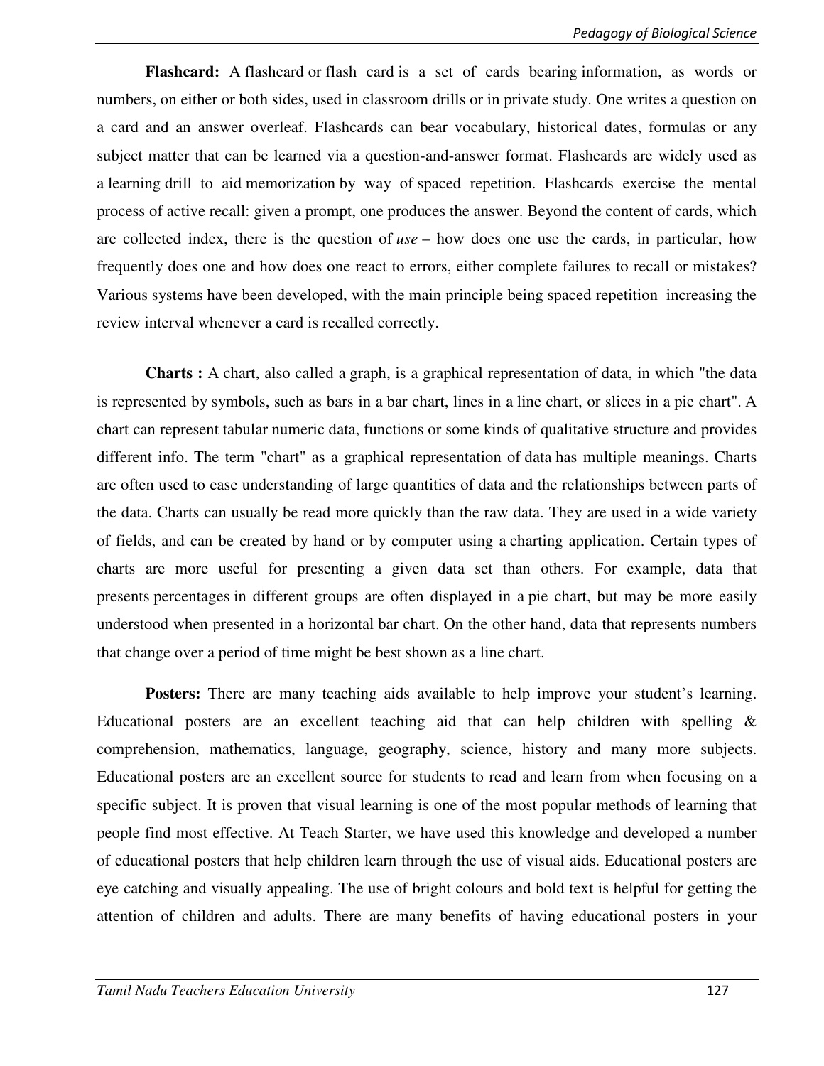**Flashcard:** A flashcard or flash card is a set of cards bearing information, as words or numbers, on either or both sides, used in classroom drills or in private study. One writes a question on a card and an answer overleaf. Flashcards can bear vocabulary, historical dates, formulas or any subject matter that can be learned via a question-and-answer format. Flashcards are widely used as a learning drill to aid memorization by way of spaced repetition. Flashcards exercise the mental process of active recall: given a prompt, one produces the answer. Beyond the content of cards, which are collected index, there is the question of *use* – how does one use the cards, in particular, how frequently does one and how does one react to errors, either complete failures to recall or mistakes? Various systems have been developed, with the main principle being spaced repetition increasing the review interval whenever a card is recalled correctly.

**Charts :** A chart, also called a graph, is a graphical representation of data, in which "the data is represented by symbols, such as bars in a bar chart, lines in a line chart, or slices in a pie chart". A chart can represent tabular numeric data, functions or some kinds of qualitative structure and provides different info. The term "chart" as a graphical representation of data has multiple meanings. Charts are often used to ease understanding of large quantities of data and the relationships between parts of the data. Charts can usually be read more quickly than the raw data. They are used in a wide variety of fields, and can be created by hand or by computer using a charting application. Certain types of charts are more useful for presenting a given data set than others. For example, data that presents percentages in different groups are often displayed in a pie chart, but may be more easily understood when presented in a horizontal bar chart. On the other hand, data that represents numbers that change over a period of time might be best shown as a line chart.

**Posters:** There are many teaching aids available to help improve your student's learning. Educational posters are an excellent teaching aid that can help children with spelling & comprehension, mathematics, language, geography, science, history and many more subjects. Educational posters are an excellent source for students to read and learn from when focusing on a specific subject. It is proven that visual learning is one of the most popular methods of learning that people find most effective. At Teach Starter, we have used this knowledge and developed a number of educational posters that help children learn through the use of visual aids. Educational posters are eye catching and visually appealing. The use of bright colours and bold text is helpful for getting the attention of children and adults. There are many benefits of having educational posters in your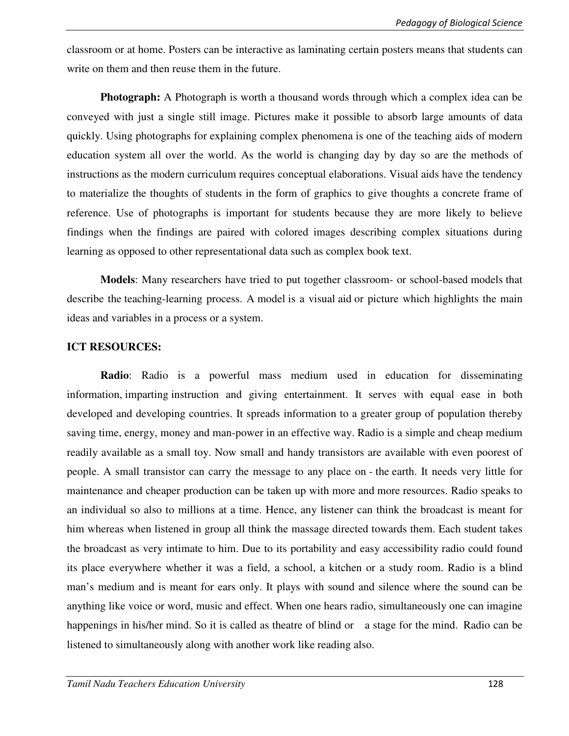classroom or at home. Posters can be interactive as laminating certain posters means that students can write on them and then reuse them in the future.

**Photograph:** A Photograph is worth a thousand words through which a complex idea can be conveyed with just a single still image. Pictures make it possible to absorb large amounts of data quickly. Using photographs for explaining complex phenomena is one of the teaching aids of modern education system all over the world. As the world is changing day by day so are the methods of instructions as the modern curriculum requires conceptual elaborations. Visual aids have the tendency to materialize the thoughts of students in the form of graphics to give thoughts a concrete frame of reference. Use of photographs is important for students because they are more likely to believe findings when the findings are paired with colored images describing complex situations during learning as opposed to other representational data such as complex book text.

**Models**: Many researchers have tried to put together classroom- or school-based models that describe the teaching-learning process. A model is a visual aid or picture which highlights the main ideas and variables in a process or a system.

**ICT RESOURCES:**

**Radio**: Radio is a powerful mass medium used in education for disseminating information, imparting instruction and giving entertainment. It serves with equal ease in both developed and developing countries. It spreads information to a greater group of population thereby saving time, energy, money and man-power in an effective way. Radio is a simple and cheap medium readily available as a small toy. Now small and handy transistors are available with even poorest of people. A small transistor can carry the message to any place on - the earth. It needs very little for maintenance and cheaper production can be taken up with more and more resources. Radio speaks to an individual so also to millions at a time. Hence, any listener can think the broadcast is meant for him whereas when listened in group all think the massage directed towards them. Each student takes the broadcast as very intimate to him. Due to its portability and easy accessibility radio could found its place everywhere whether it was a field, a school, a kitchen or a study room. Radio is a blind man's medium and is meant for ears only. It plays with sound and silence where the sound can be anything like voice or word, music and effect. When one hears radio, simultaneously one can imagine happenings in his/her mind. So it is called as theatre of blind or a stage for the mind. Radio can be listened to simultaneously along with another work like reading also.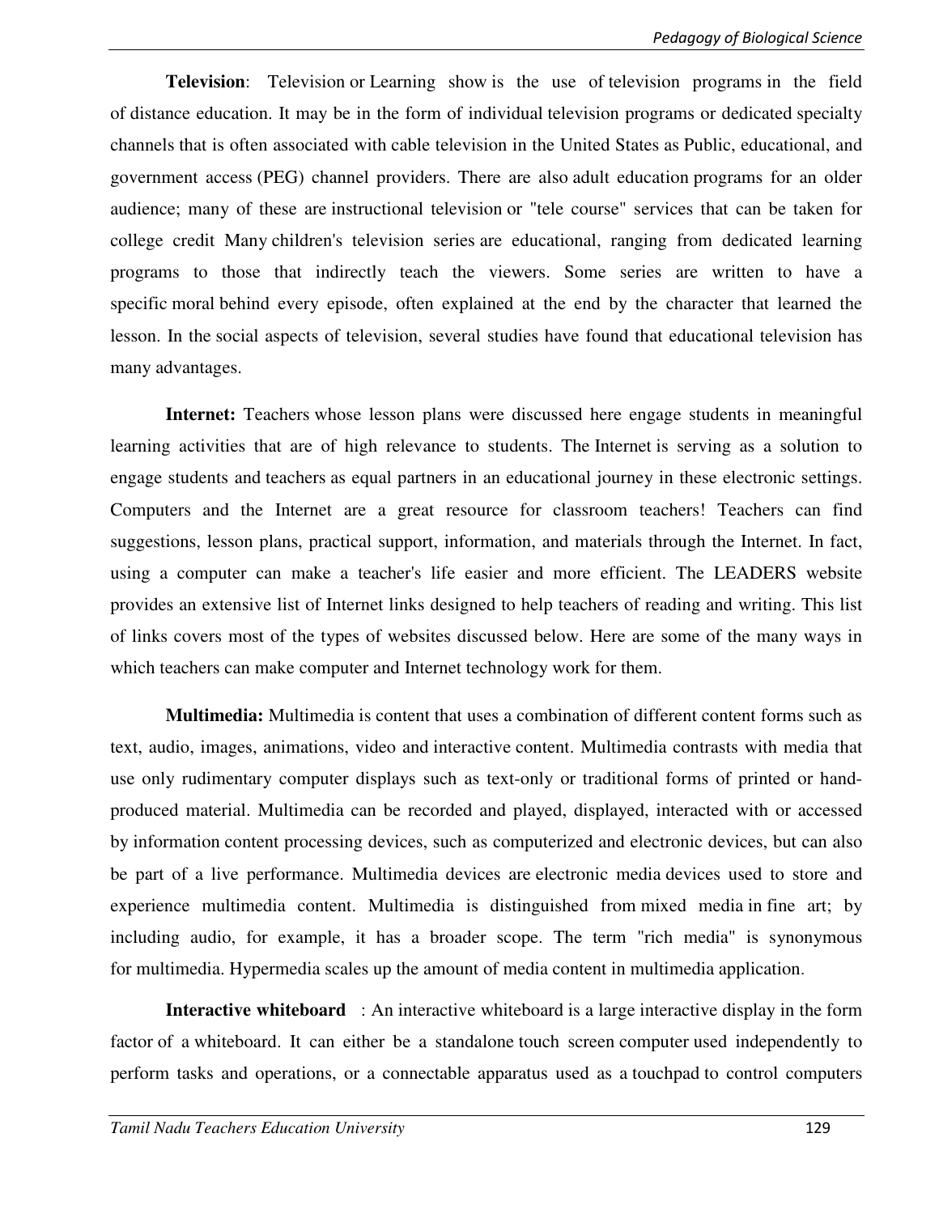**Television**: Television or Learning show is the use of television programs in the field of distance education. It may be in the form of individual television programs or dedicated specialty channels that is often associated with cable television in the United States as Public, educational, and government access (PEG) channel providers. There are also adult education programs for an older audience; many of these are instructional television or "tele course" services that can be taken for college credit Many children's television series are educational, ranging from dedicated learning programs to those that indirectly teach the viewers. Some series are written to have a specific moral behind every episode, often explained at the end by the character that learned the lesson. In the social aspects of television, several studies have found that educational television has many advantages.

**Internet:** Teachers whose lesson plans were discussed here engage students in meaningful learning activities that are of high relevance to students. The Internet is serving as a solution to engage students and teachers as equal partners in an educational journey in these electronic settings. Computers and the Internet are a great resource for classroom teachers! Teachers can find suggestions, lesson plans, practical support, information, and materials through the Internet. In fact, using a computer can make a teacher's life easier and more efficient. The LEADERS website provides an extensive list of Internet links designed to help teachers of reading and writing. This list of links covers most of the types of websites discussed below. Here are some of the many ways in which teachers can make computer and Internet technology work for them.

**Multimedia:** Multimedia is content that uses a combination of different content forms such as text, audio, images, animations, video and interactive content. Multimedia contrasts with media that use only rudimentary computer displays such as text-only or traditional forms of printed or hand-produced material. Multimedia can be recorded and played, displayed, interacted with or accessed by information content processing devices, such as computerized and electronic devices, but can also be part of a live performance. Multimedia devices are electronic media devices used to store and experience multimedia content. Multimedia is distinguished from mixed media in fine art; by including audio, for example, it has a broader scope. The term "rich media" is synonymous for multimedia. Hypermedia scales up the amount of media content in multimedia application.

**Interactive whiteboard** : An interactive whiteboard is a large interactive display in the form factor of a whiteboard. It can either be a standalone touch screen computer used independently to perform tasks and operations, or a connectable apparatus used as a touchpad to control computers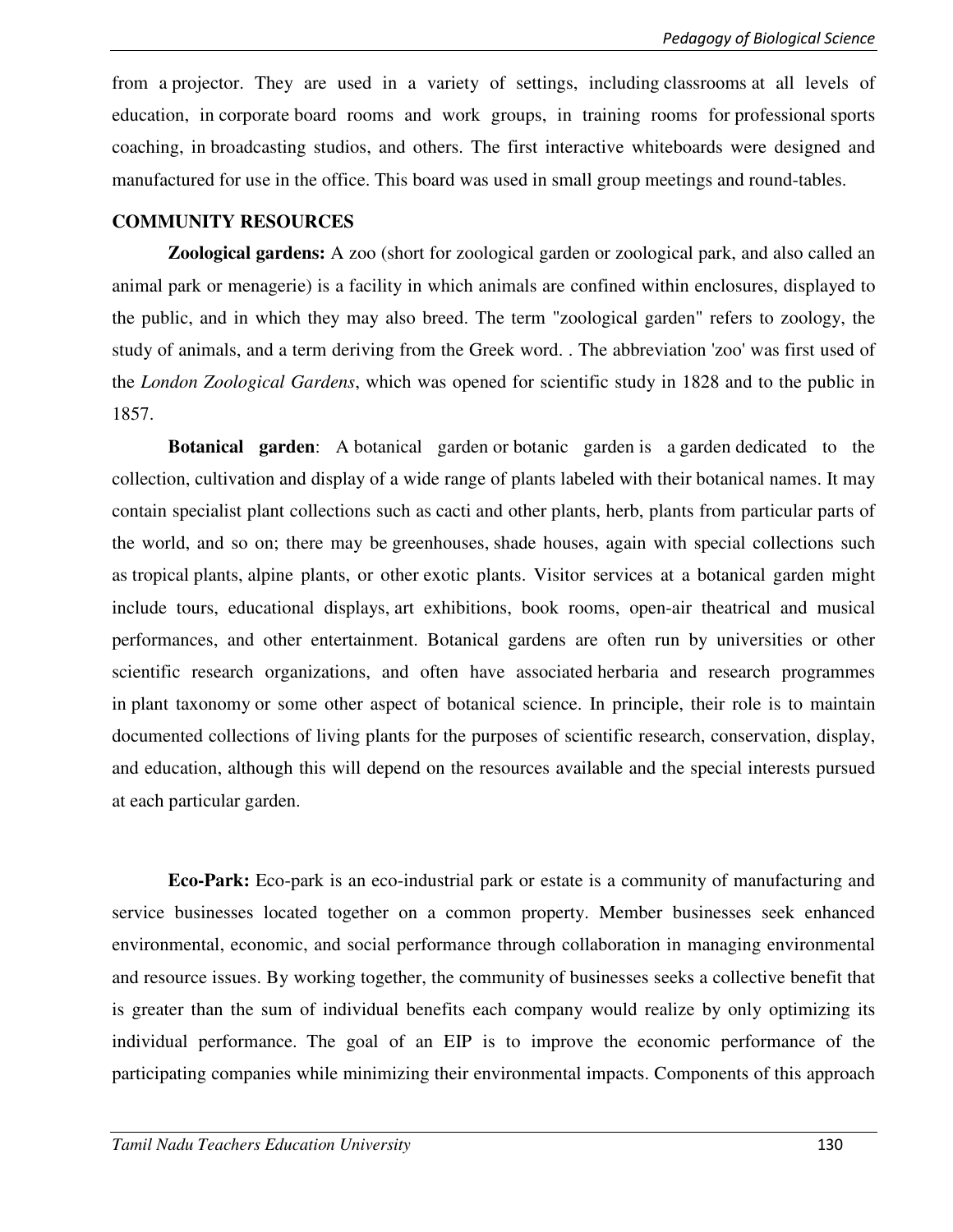from a projector. They are used in a variety of settings, including classrooms at all levels of education, in corporate board rooms and work groups, in training rooms for professional sports coaching, in broadcasting studios, and others. The first interactive whiteboards were designed and manufactured for use in the office. This board was used in small group meetings and round-tables.

## COMMUNITY RESOURCES

**Zoological gardens:** A zoo (short for zoological garden or zoological park, and also called an animal park or menagerie) is a facility in which animals are confined within enclosures, displayed to the public, and in which they may also breed. The term "zoological garden" refers to zoology, the study of animals, and a term deriving from the Greek word. . The abbreviation 'zoo' was first used of the *London Zoological Gardens*, which was opened for scientific study in 1828 and to the public in 1857.

**Botanical garden**: A botanical garden or botanic garden is a garden dedicated to the collection, cultivation and display of a wide range of plants labeled with their botanical names. It may contain specialist plant collections such as cacti and other plants, herb, plants from particular parts of the world, and so on; there may be greenhouses, shade houses, again with special collections such as tropical plants, alpine plants, or other exotic plants. Visitor services at a botanical garden might include tours, educational displays, art exhibitions, book rooms, open-air theatrical and musical performances, and other entertainment. Botanical gardens are often run by universities or other scientific research organizations, and often have associated herbaria and research programmes in plant taxonomy or some other aspect of botanical science. In principle, their role is to maintain documented collections of living plants for the purposes of scientific research, conservation, display, and education, although this will depend on the resources available and the special interests pursued at each particular garden.

**Eco-Park:** Eco-park is an eco-industrial park or estate is a community of manufacturing and service businesses located together on a common property. Member businesses seek enhanced environmental, economic, and social performance through collaboration in managing environmental and resource issues. By working together, the community of businesses seeks a collective benefit that is greater than the sum of individual benefits each company would realize by only optimizing its individual performance. The goal of an EIP is to improve the economic performance of the participating companies while minimizing their environmental impacts. Components of this approach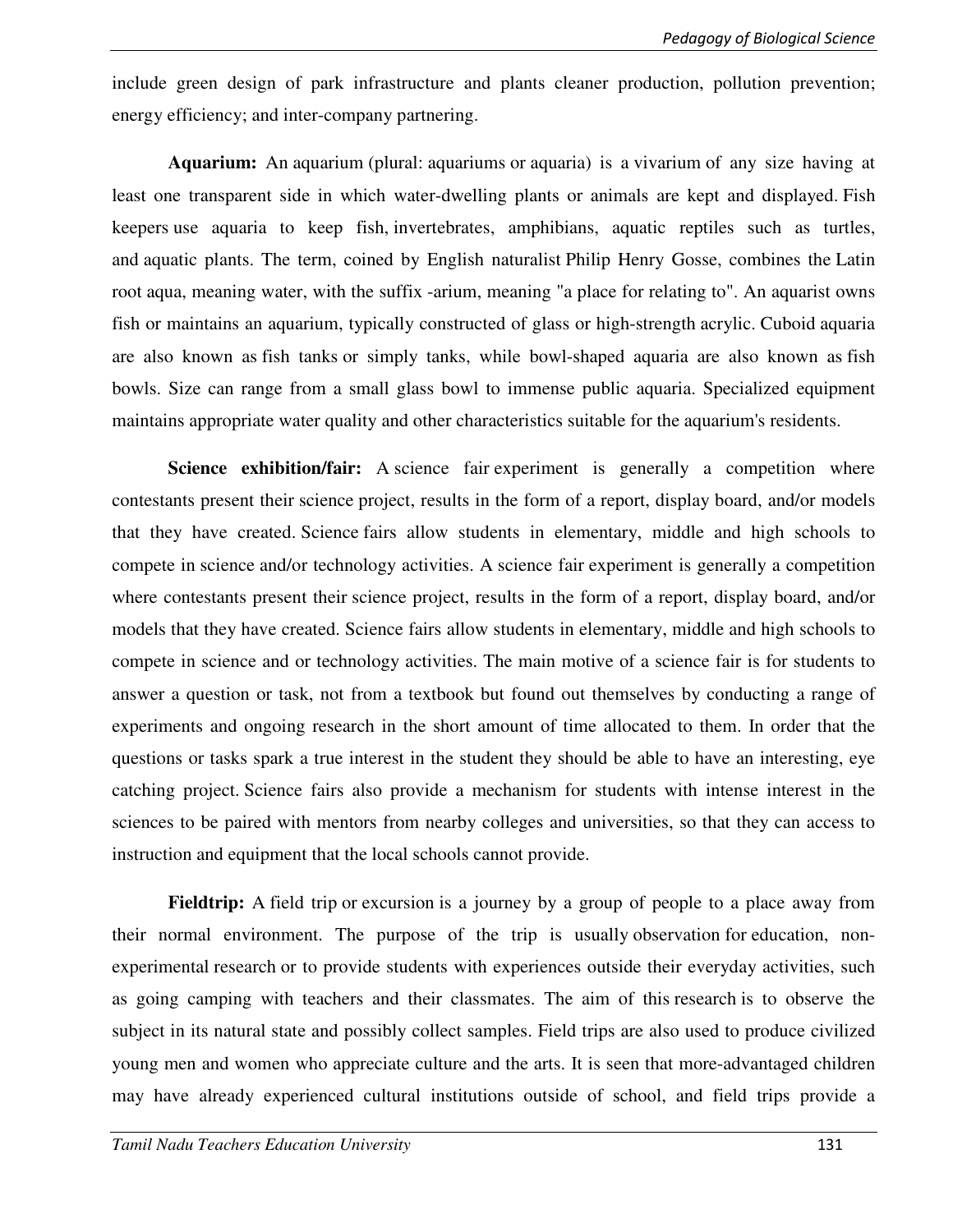include green design of park infrastructure and plants cleaner production, pollution prevention; energy efficiency; and inter-company partnering.

**Aquarium:** An aquarium (plural: aquariums or aquaria) is a vivarium of any size having at least one transparent side in which water-dwelling plants or animals are kept and displayed. Fish keepers use aquaria to keep fish, invertebrates, amphibians, aquatic reptiles such as turtles, and aquatic plants. The term, coined by English naturalist Philip Henry Gosse, combines the Latin root aqua, meaning water, with the suffix -arium, meaning "a place for relating to". An aquarist owns fish or maintains an aquarium, typically constructed of glass or high-strength acrylic. Cuboid aquaria are also known as fish tanks or simply tanks, while bowl-shaped aquaria are also known as fish bowls. Size can range from a small glass bowl to immense public aquaria. Specialized equipment maintains appropriate water quality and other characteristics suitable for the aquarium's residents.

**Science exhibition/fair:** A science fair experiment is generally a competition where contestants present their science project, results in the form of a report, display board, and/or models that they have created. Science fairs allow students in elementary, middle and high schools to compete in science and/or technology activities. A science fair experiment is generally a competition where contestants present their science project, results in the form of a report, display board, and/or models that they have created. Science fairs allow students in elementary, middle and high schools to compete in science and or technology activities. The main motive of a science fair is for students to answer a question or task, not from a textbook but found out themselves by conducting a range of experiments and ongoing research in the short amount of time allocated to them. In order that the questions or tasks spark a true interest in the student they should be able to have an interesting, eye catching project. Science fairs also provide a mechanism for students with intense interest in the sciences to be paired with mentors from nearby colleges and universities, so that they can access to instruction and equipment that the local schools cannot provide.

**Fieldtrip:** A field trip or excursion is a journey by a group of people to a place away from their normal environment. The purpose of the trip is usually observation for education, non-experimental research or to provide students with experiences outside their everyday activities, such as going camping with teachers and their classmates. The aim of this research is to observe the subject in its natural state and possibly collect samples. Field trips are also used to produce civilized young men and women who appreciate culture and the arts. It is seen that more-advantaged children may have already experienced cultural institutions outside of school, and field trips provide a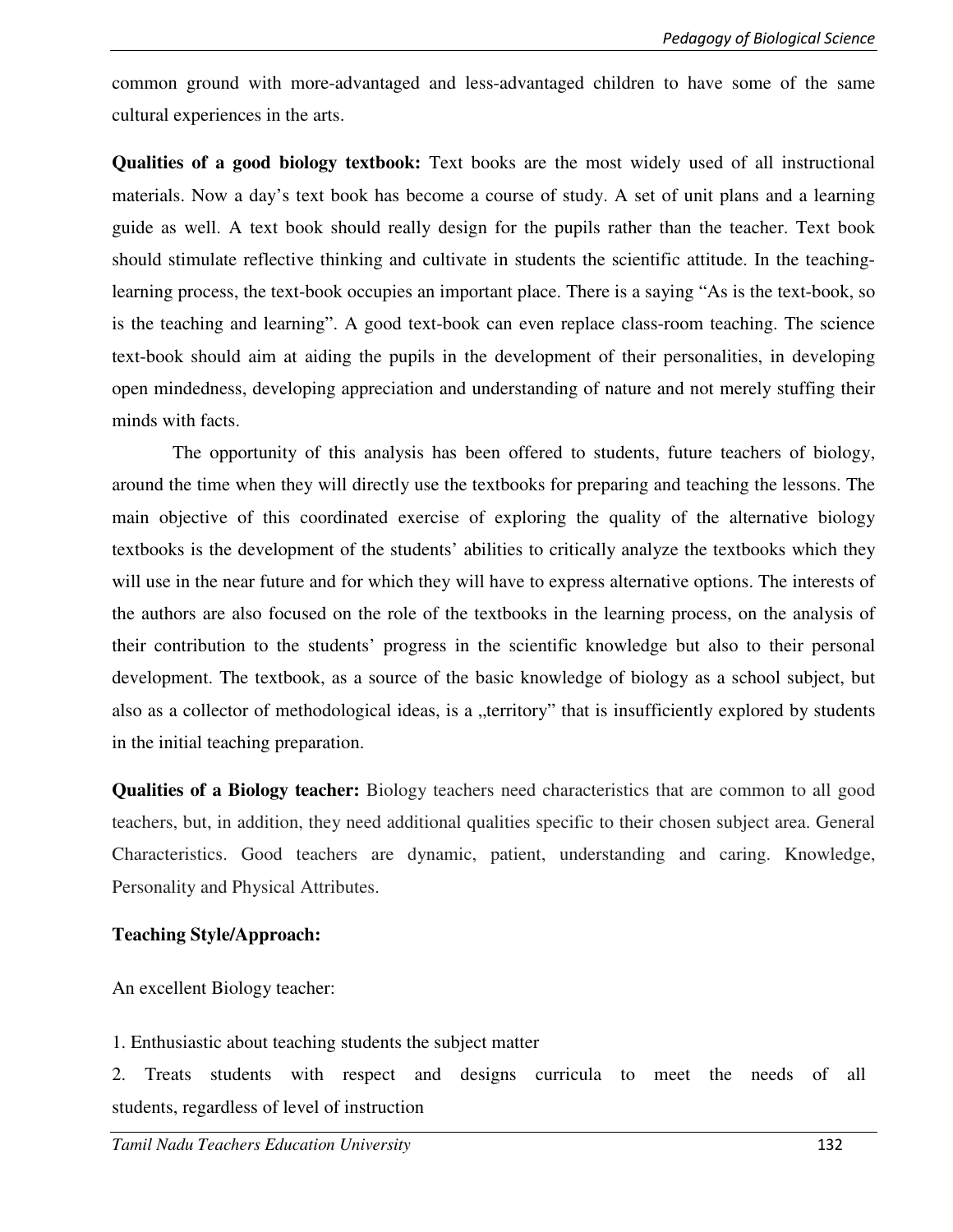common ground with more-advantaged and less-advantaged children to have some of the same cultural experiences in the arts.

**Qualities of a good biology textbook:** Text books are the most widely used of all instructional materials. Now a day's text book has become a course of study. A set of unit plans and a learning guide as well. A text book should really design for the pupils rather than the teacher. Text book should stimulate reflective thinking and cultivate in students the scientific attitude. In the teaching-learning process, the text-book occupies an important place. There is a saying "As is the text-book, so is the teaching and learning". A good text-book can even replace class-room teaching. The science text-book should aim at aiding the pupils in the development of their personalities, in developing open mindedness, developing appreciation and understanding of nature and not merely stuffing their minds with facts.

The opportunity of this analysis has been offered to students, future teachers of biology, around the time when they will directly use the textbooks for preparing and teaching the lessons. The main objective of this coordinated exercise of exploring the quality of the alternative biology textbooks is the development of the students' abilities to critically analyze the textbooks which they will use in the near future and for which they will have to express alternative options. The interests of the authors are also focused on the role of the textbooks in the learning process, on the analysis of their contribution to the students' progress in the scientific knowledge but also to their personal development. The textbook, as a source of the basic knowledge of biology as a school subject, but also as a collector of methodological ideas, is a „territory" that is insufficiently explored by students in the initial teaching preparation.

**Qualities of a Biology teacher:** Biology teachers need characteristics that are common to all good teachers, but, in addition, they need additional qualities specific to their chosen subject area. General Characteristics. Good teachers are dynamic, patient, understanding and caring. Knowledge, Personality and Physical Attributes.

**Teaching Style/Approach:**

An excellent Biology teacher:

1. Enthusiastic about teaching students the subject matter
2. Treats students with respect and designs curricula to meet the needs of all students, regardless of level of instruction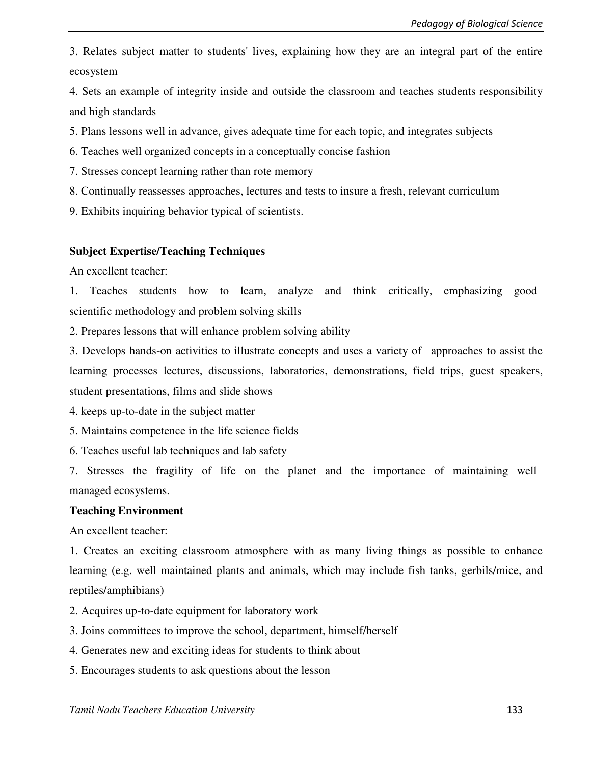3. Relates subject matter to students' lives, explaining how they are an integral part of the entire ecosystem

4. Sets an example of integrity inside and outside the classroom and teaches students responsibility and high standards

5. Plans lessons well in advance, gives adequate time for each topic, and integrates subjects

6. Teaches well organized concepts in a conceptually concise fashion

7. Stresses concept learning rather than rote memory

8. Continually reassesses approaches, lectures and tests to insure a fresh, relevant curriculum

9. Exhibits inquiring behavior typical of scientists.

**Subject Expertise/Teaching Techniques**

An excellent teacher:

1. Teaches students how to learn, analyze and think critically, emphasizing good scientific methodology and problem solving skills

2. Prepares lessons that will enhance problem solving ability

3. Develops hands-on activities to illustrate concepts and uses a variety of approaches to assist the learning processes lectures, discussions, laboratories, demonstrations, field trips, guest speakers, student presentations, films and slide shows

4. keeps up-to-date in the subject matter

5. Maintains competence in the life science fields

6. Teaches useful lab techniques and lab safety

7. Stresses the fragility of life on the planet and the importance of maintaining well managed ecosystems.

**Teaching Environment**

An excellent teacher:

1. Creates an exciting classroom atmosphere with as many living things as possible to enhance learning (e.g. well maintained plants and animals, which may include fish tanks, gerbils/mice, and reptiles/amphibians)

2. Acquires up-to-date equipment for laboratory work

3. Joins committees to improve the school, department, himself/herself

4. Generates new and exciting ideas for students to think about

5. Encourages students to ask questions about the lesson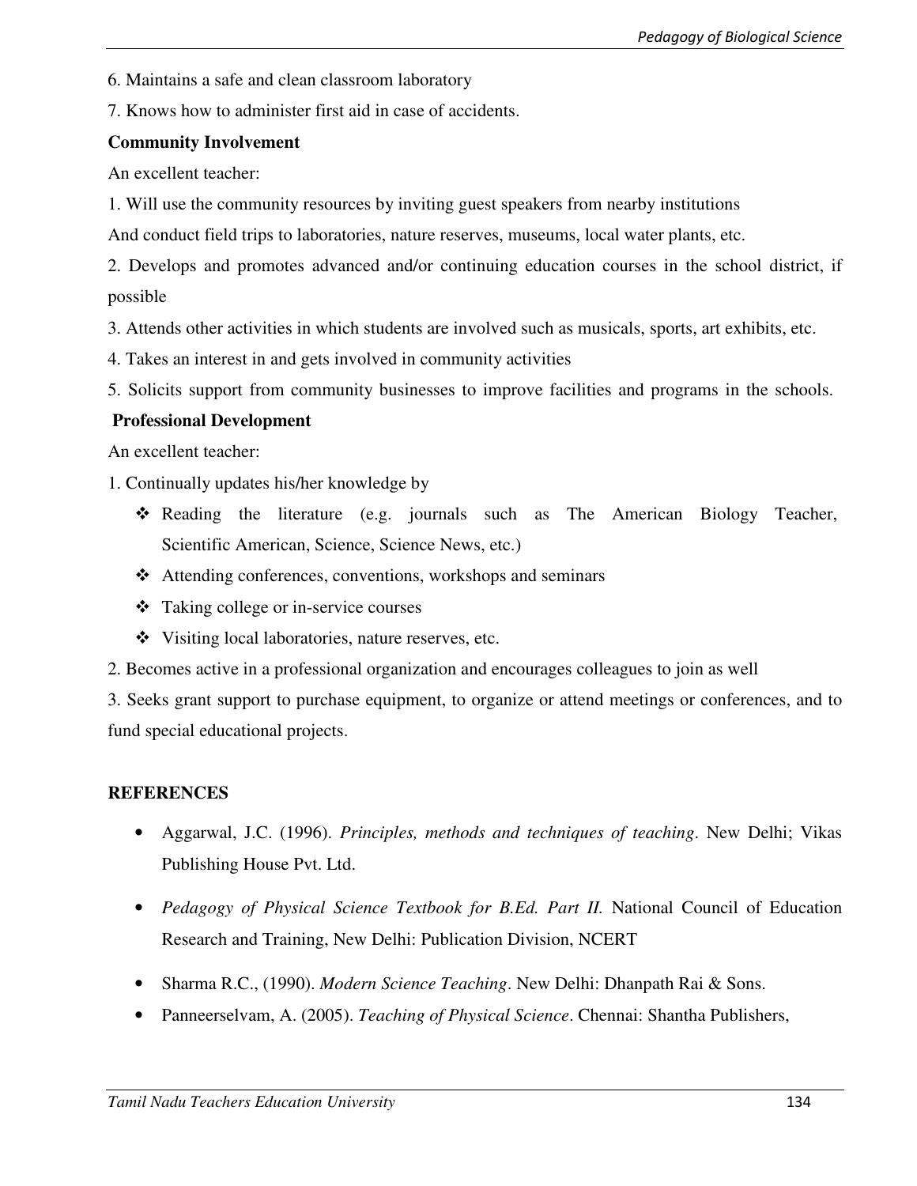6. Maintains a safe and clean classroom laboratory

7. Knows how to administer first aid in case of accidents.

**Community Involvement**

An excellent teacher:

1. Will use the community resources by inviting guest speakers from nearby institutions

And conduct field trips to laboratories, nature reserves, museums, local water plants, etc.

2. Develops and promotes advanced and/or continuing education courses in the school district, if possible

3. Attends other activities in which students are involved such as musicals, sports, art exhibits, etc.

4. Takes an interest in and gets involved in community activities

5. Solicits support from community businesses to improve facilities and programs in the schools.

**Professional Development**

An excellent teacher:

1. Continually updates his/her knowledge by

   - Reading the literature (e.g. journals such as The American Biology Teacher, Scientific American, Science, Science News, etc.)
   - Attending conferences, conventions, workshops and seminars
   - Taking college or in-service courses
   - Visiting local laboratories, nature reserves, etc.

2. Becomes active in a professional organization and encourages colleagues to join as well

3. Seeks grant support to purchase equipment, to organize or attend meetings or conferences, and to fund special educational projects.

## REFERENCES

- Aggarwal, J.C. (1996). *Principles, methods and techniques of teaching*. New Delhi; Vikas Publishing House Pvt. Ltd.
- *Pedagogy of Physical Science Textbook for B.Ed. Part II.* National Council of Education Research and Training, New Delhi: Publication Division, NCERT
- Sharma R.C., (1990). *Modern Science Teaching*. New Delhi: Dhanpath Rai & Sons.
- Panneerselvam, A. (2005). *Teaching of Physical Science*. Chennai: Shantha Publishers,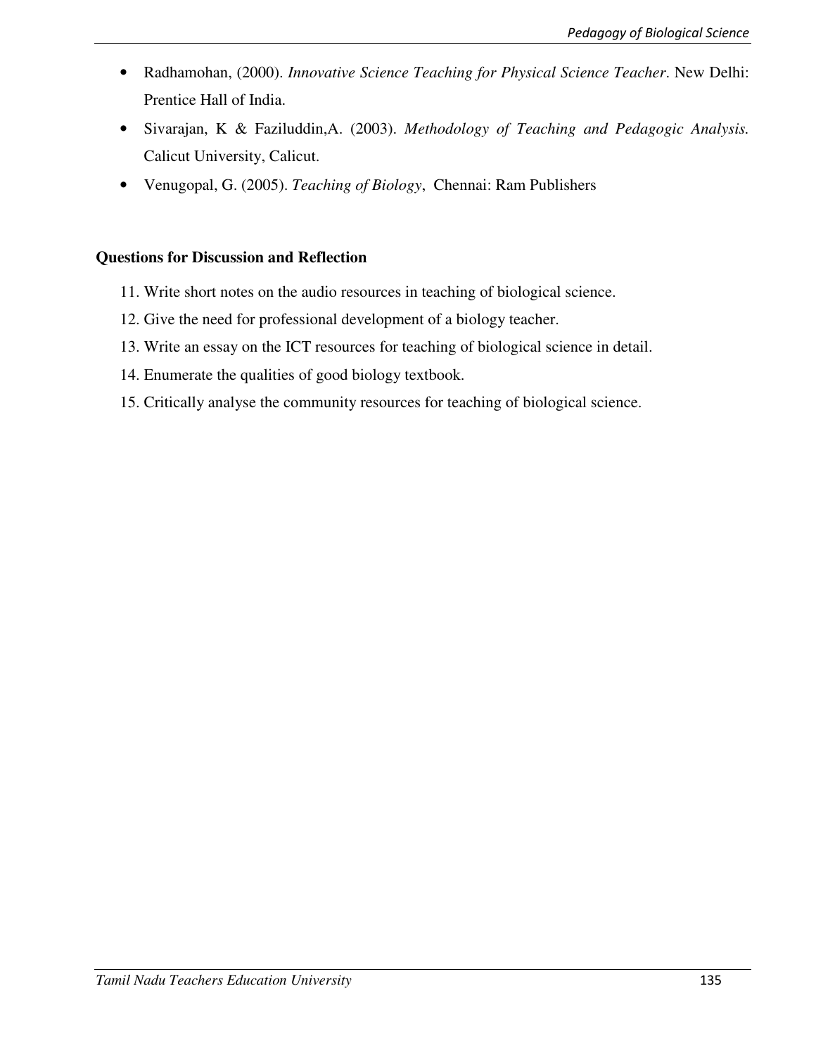- Radhamohan, (2000). *Innovative Science Teaching for Physical Science Teacher*. New Delhi: Prentice Hall of India.
- Sivarajan, K & Faziluddin,A. (2003). *Methodology of Teaching and Pedagogic Analysis.* Calicut University, Calicut.
- Venugopal, G. (2005). *Teaching of Biology*, Chennai: Ram Publishers

**Questions for Discussion and Reflection**

11. Write short notes on the audio resources in teaching of biological science.
12. Give the need for professional development of a biology teacher.
13. Write an essay on the ICT resources for teaching of biological science in detail.
14. Enumerate the qualities of good biology textbook.
15. Critically analyse the community resources for teaching of biological science.